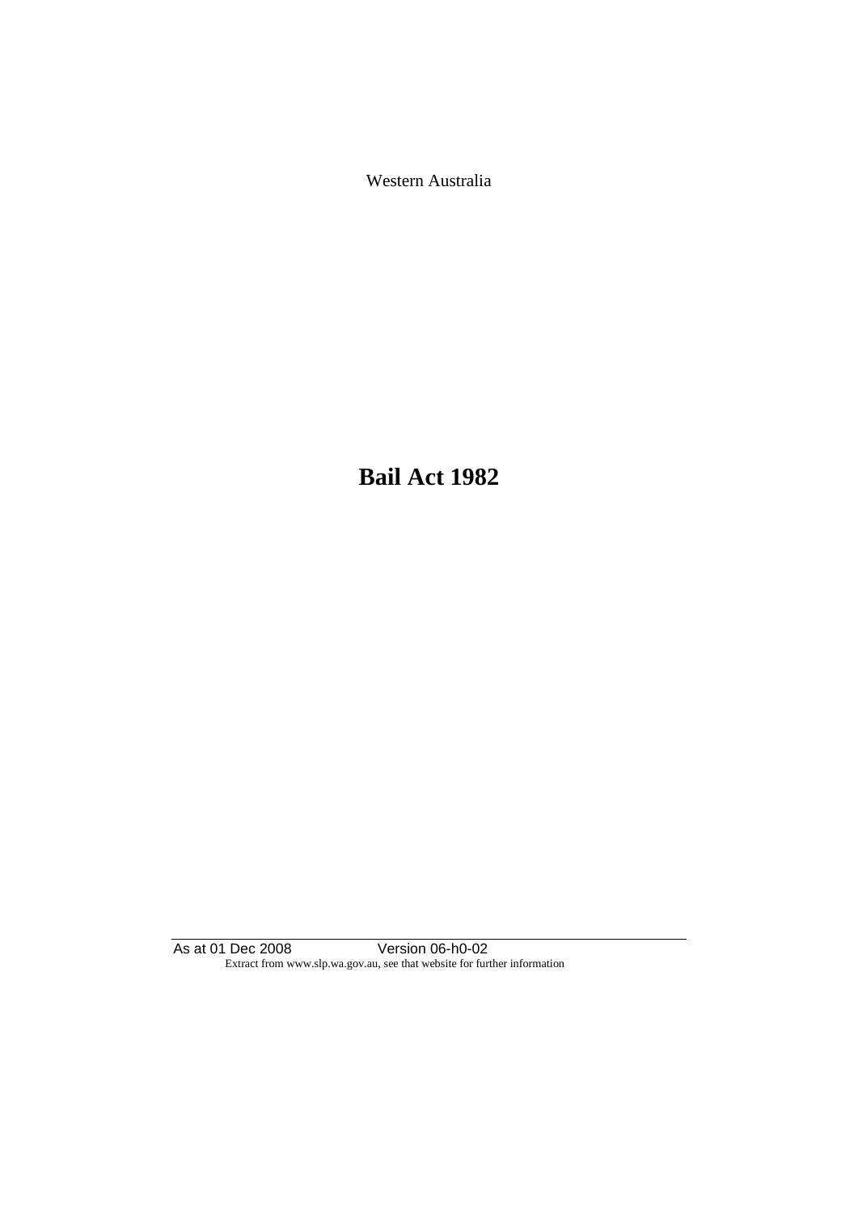Western Australia

# Bail Act 1982

As at 01 Dec 2008 Version 06-h0-02

Extract from www.slp.wa.gov.au, see that website for further information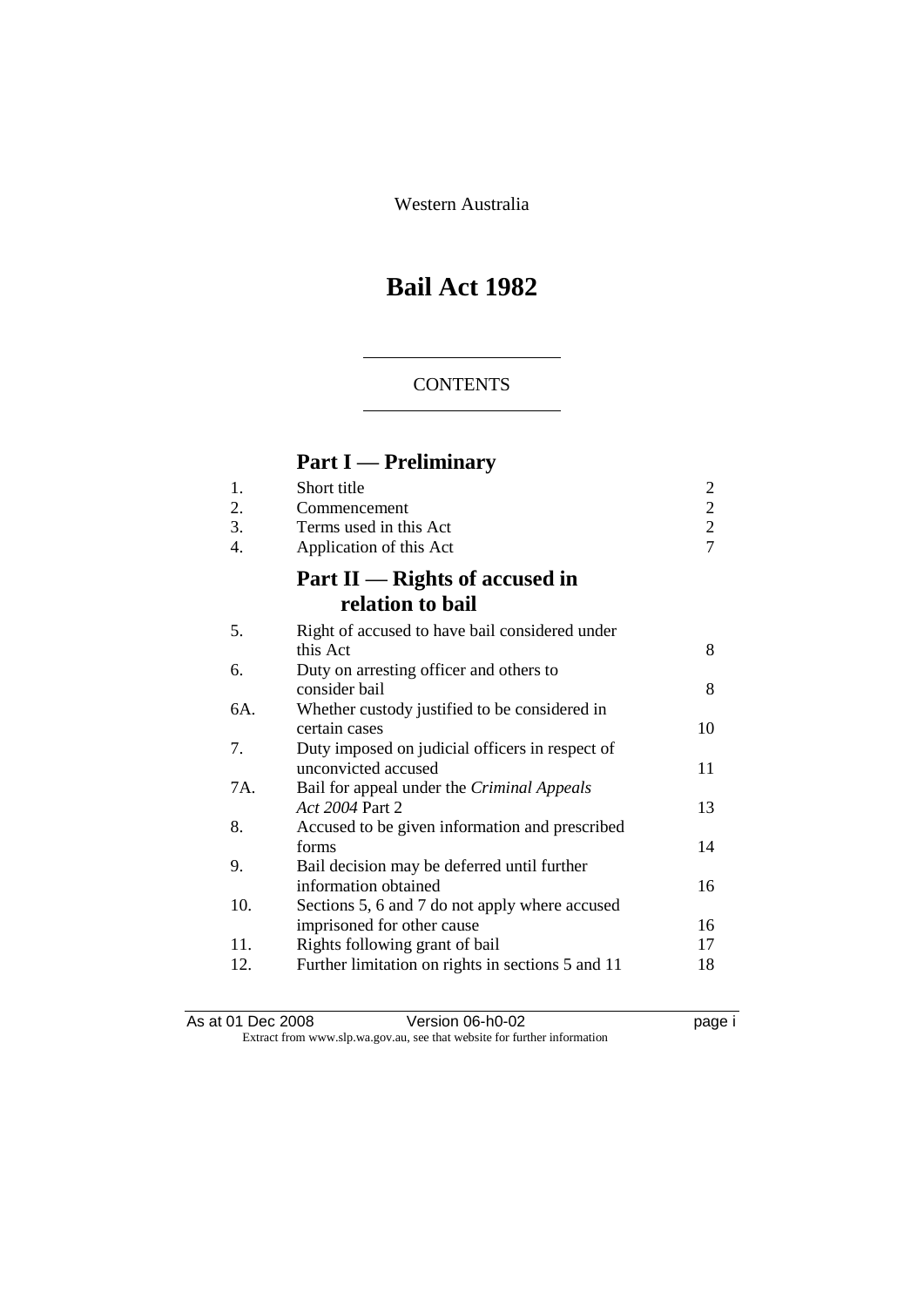Western Australia

# Bail Act 1982

## CONTENTS

## Part I — Preliminary

| | | |
|---|---|---|
| 1. | Short title | 2 |
| 2. | Commencement | 2 |
| 3. | Terms used in this Act | 2 |
| 4. | Application of this Act | 7 |

## Part II — Rights of accused in relation to bail

| | | |
|---|---|---|
| 5. | Right of accused to have bail considered under this Act | 8 |
| 6. | Duty on arresting officer and others to consider bail | 8 |
| 6A. | Whether custody justified to be considered in certain cases | 10 |
| 7. | Duty imposed on judicial officers in respect of unconvicted accused | 11 |
| 7A. | Bail for appeal under the *Criminal Appeals Act 2004* Part 2 | 13 |
| 8. | Accused to be given information and prescribed forms | 14 |
| 9. | Bail decision may be deferred until further information obtained | 16 |
| 10. | Sections 5, 6 and 7 do not apply where accused imprisoned for other cause | 16 |
| 11. | Rights following grant of bail | 17 |
| 12. | Further limitation on rights in sections 5 and 11 | 18 |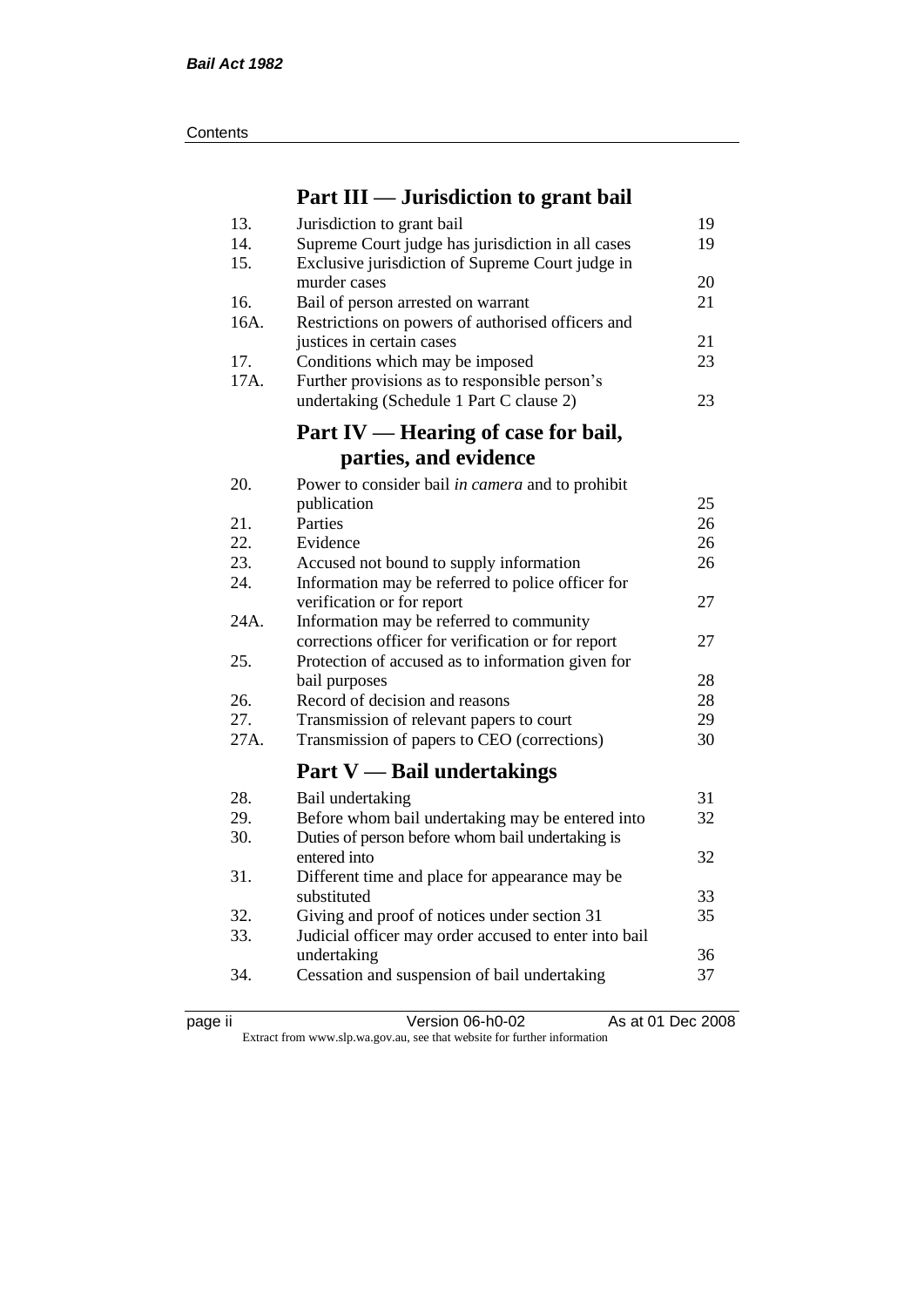## Part III — Jurisdiction to grant bail

| | | |
|---|---|---|
| 13. | Jurisdiction to grant bail | 19 |
| 14. | Supreme Court judge has jurisdiction in all cases | 19 |
| 15. | Exclusive jurisdiction of Supreme Court judge in murder cases | 20 |
| 16. | Bail of person arrested on warrant | 21 |
| 16A. | Restrictions on powers of authorised officers and justices in certain cases | 21 |
| 17. | Conditions which may be imposed | 23 |
| 17A. | Further provisions as to responsible person's undertaking (Schedule 1 Part C clause 2) | 23 |

## Part IV — Hearing of case for bail, parties, and evidence

| | | |
|---|---|---|
| 20. | Power to consider bail *in camera* and to prohibit publication | 25 |
| 21. | Parties | 26 |
| 22. | Evidence | 26 |
| 23. | Accused not bound to supply information | 26 |
| 24. | Information may be referred to police officer for verification or for report | 27 |
| 24A. | Information may be referred to community corrections officer for verification or for report | 27 |
| 25. | Protection of accused as to information given for bail purposes | 28 |
| 26. | Record of decision and reasons | 28 |
| 27. | Transmission of relevant papers to court | 29 |
| 27A. | Transmission of papers to CEO (corrections) | 30 |

## Part V — Bail undertakings

| | | |
|---|---|---|
| 28. | Bail undertaking | 31 |
| 29. | Before whom bail undertaking may be entered into | 32 |
| 30. | Duties of person before whom bail undertaking is entered into | 32 |
| 31. | Different time and place for appearance may be substituted | 33 |
| 32. | Giving and proof of notices under section 31 | 35 |
| 33. | Judicial officer may order accused to enter into bail undertaking | 36 |
| 34. | Cessation and suspension of bail undertaking | 37 |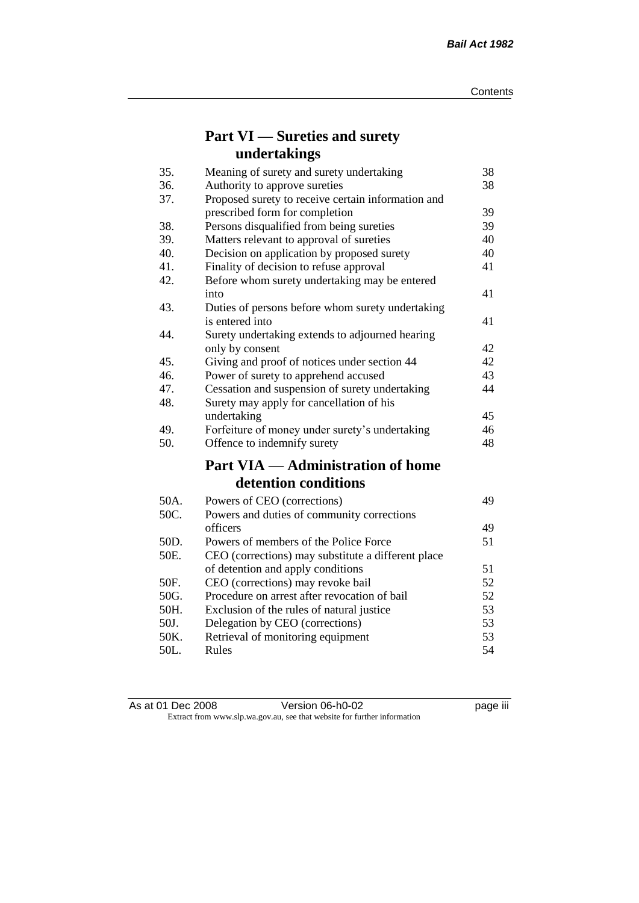## Part VI — Sureties and surety undertakings

| | | |
|---|---|---|
| 35. | Meaning of surety and surety undertaking | 38 |
| 36. | Authority to approve sureties | 38 |
| 37. | Proposed surety to receive certain information and prescribed form for completion | 39 |
| 38. | Persons disqualified from being sureties | 39 |
| 39. | Matters relevant to approval of sureties | 40 |
| 40. | Decision on application by proposed surety | 40 |
| 41. | Finality of decision to refuse approval | 41 |
| 42. | Before whom surety undertaking may be entered into | 41 |
| 43. | Duties of persons before whom surety undertaking is entered into | 41 |
| 44. | Surety undertaking extends to adjourned hearing only by consent | 42 |
| 45. | Giving and proof of notices under section 44 | 42 |
| 46. | Power of surety to apprehend accused | 43 |
| 47. | Cessation and suspension of surety undertaking | 44 |
| 48. | Surety may apply for cancellation of his undertaking | 45 |
| 49. | Forfeiture of money under surety's undertaking | 46 |
| 50. | Offence to indemnify surety | 48 |

## Part VIA — Administration of home detention conditions

| | | |
|---|---|---|
| 50A. | Powers of CEO (corrections) | 49 |
| 50C. | Powers and duties of community corrections officers | 49 |
| 50D. | Powers of members of the Police Force | 51 |
| 50E. | CEO (corrections) may substitute a different place of detention and apply conditions | 51 |
| 50F. | CEO (corrections) may revoke bail | 52 |
| 50G. | Procedure on arrest after revocation of bail | 52 |
| 50H. | Exclusion of the rules of natural justice | 53 |
| 50J. | Delegation by CEO (corrections) | 53 |
| 50K. | Retrieval of monitoring equipment | 53 |
| 50L. | Rules | 54 |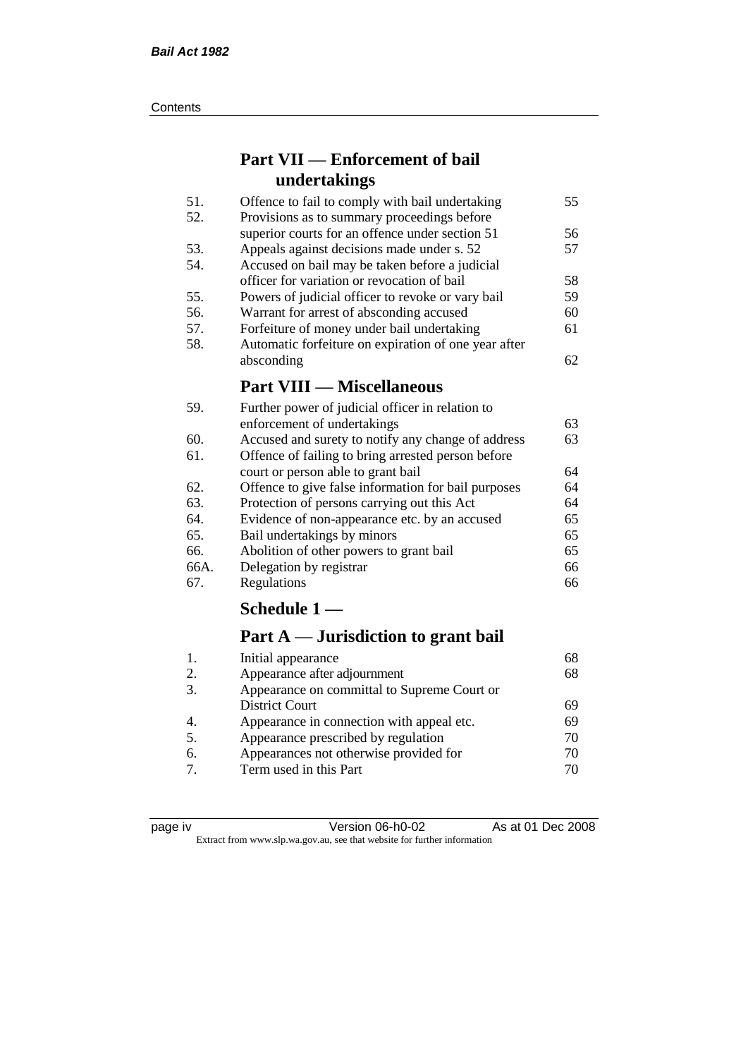## Part VII — Enforcement of bail undertakings

| | | |
|---|---|---|
| 51. | Offence to fail to comply with bail undertaking | 55 |
| 52. | Provisions as to summary proceedings before superior courts for an offence under section 51 | 56 |
| 53. | Appeals against decisions made under s. 52 | 57 |
| 54. | Accused on bail may be taken before a judicial officer for variation or revocation of bail | 58 |
| 55. | Powers of judicial officer to revoke or vary bail | 59 |
| 56. | Warrant for arrest of absconding accused | 60 |
| 57. | Forfeiture of money under bail undertaking | 61 |
| 58. | Automatic forfeiture on expiration of one year after absconding | 62 |

## Part VIII — Miscellaneous

| | | |
|---|---|---|
| 59. | Further power of judicial officer in relation to enforcement of undertakings | 63 |
| 60. | Accused and surety to notify any change of address | 63 |
| 61. | Offence of failing to bring arrested person before court or person able to grant bail | 64 |
| 62. | Offence to give false information for bail purposes | 64 |
| 63. | Protection of persons carrying out this Act | 64 |
| 64. | Evidence of non-appearance etc. by an accused | 65 |
| 65. | Bail undertakings by minors | 65 |
| 66. | Abolition of other powers to grant bail | 65 |
| 66A. | Delegation by registrar | 66 |
| 67. | Regulations | 66 |

## Schedule 1 —

## Part A — Jurisdiction to grant bail

| | | |
|---|---|---|
| 1. | Initial appearance | 68 |
| 2. | Appearance after adjournment | 68 |
| 3. | Appearance on committal to Supreme Court or District Court | 69 |
| 4. | Appearance in connection with appeal etc. | 69 |
| 5. | Appearance prescribed by regulation | 70 |
| 6. | Appearances not otherwise provided for | 70 |
| 7. | Term used in this Part | 70 |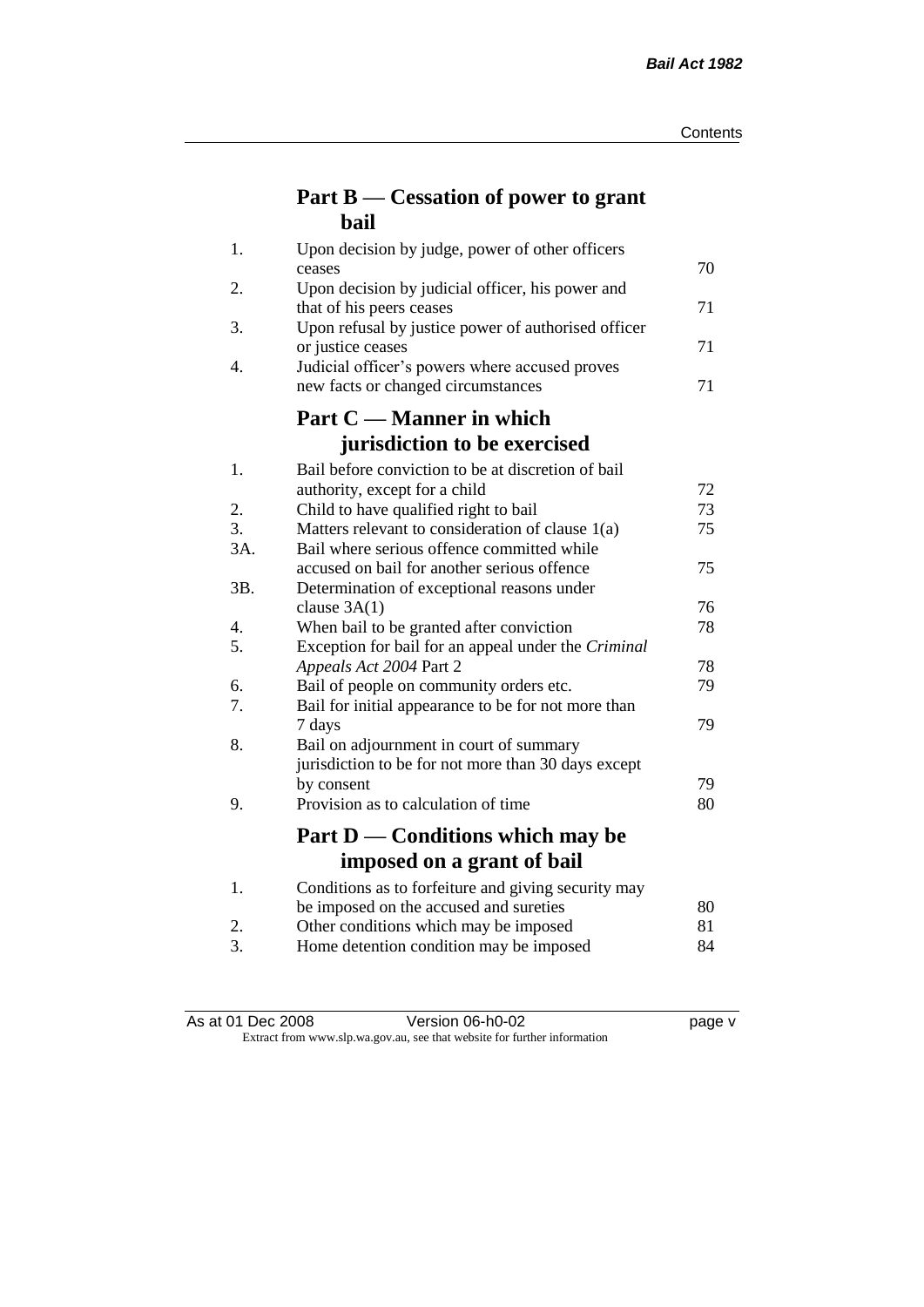## Part B — Cessation of power to grant bail

| | | |
|---|---|---|
| 1. | Upon decision by judge, power of other officers ceases | 70 |
| 2. | Upon decision by judicial officer, his power and that of his peers ceases | 71 |
| 3. | Upon refusal by justice power of authorised officer or justice ceases | 71 |
| 4. | Judicial officer's powers where accused proves new facts or changed circumstances | 71 |

## Part C — Manner in which jurisdiction to be exercised

| | | |
|---|---|---|
| 1. | Bail before conviction to be at discretion of bail authority, except for a child | 72 |
| 2. | Child to have qualified right to bail | 73 |
| 3. | Matters relevant to consideration of clause 1(a) | 75 |
| 3A. | Bail where serious offence committed while accused on bail for another serious offence | 75 |
| 3B. | Determination of exceptional reasons under clause 3A(1) | 76 |
| 4. | When bail to be granted after conviction | 78 |
| 5. | Exception for bail for an appeal under the *Criminal Appeals Act 2004* Part 2 | 78 |
| 6. | Bail of people on community orders etc. | 79 |
| 7. | Bail for initial appearance to be for not more than 7 days | 79 |
| 8. | Bail on adjournment in court of summary jurisdiction to be for not more than 30 days except by consent | 79 |
| 9. | Provision as to calculation of time | 80 |

## Part D — Conditions which may be imposed on a grant of bail

| | | |
|---|---|---|
| 1. | Conditions as to forfeiture and giving security may be imposed on the accused and sureties | 80 |
| 2. | Other conditions which may be imposed | 81 |
| 3. | Home detention condition may be imposed | 84 |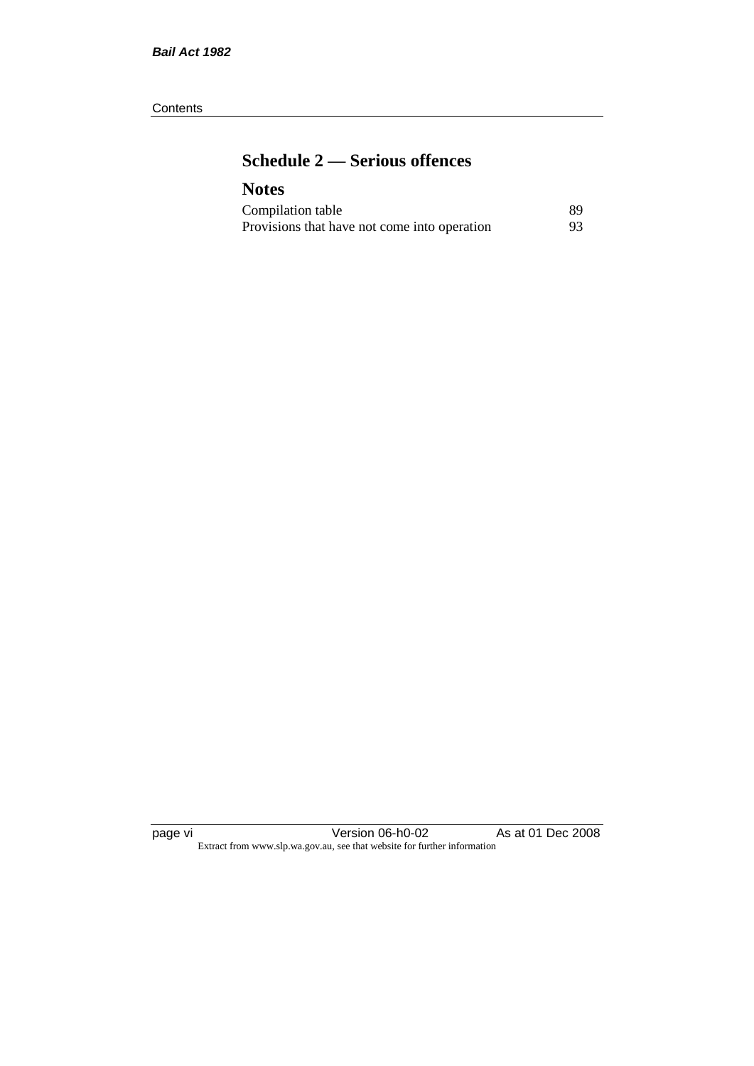# Schedule 2 — Serious offences

## Notes

| | |
|---|---|
| Compilation table | 89 |
| Provisions that have not come into operation | 93 |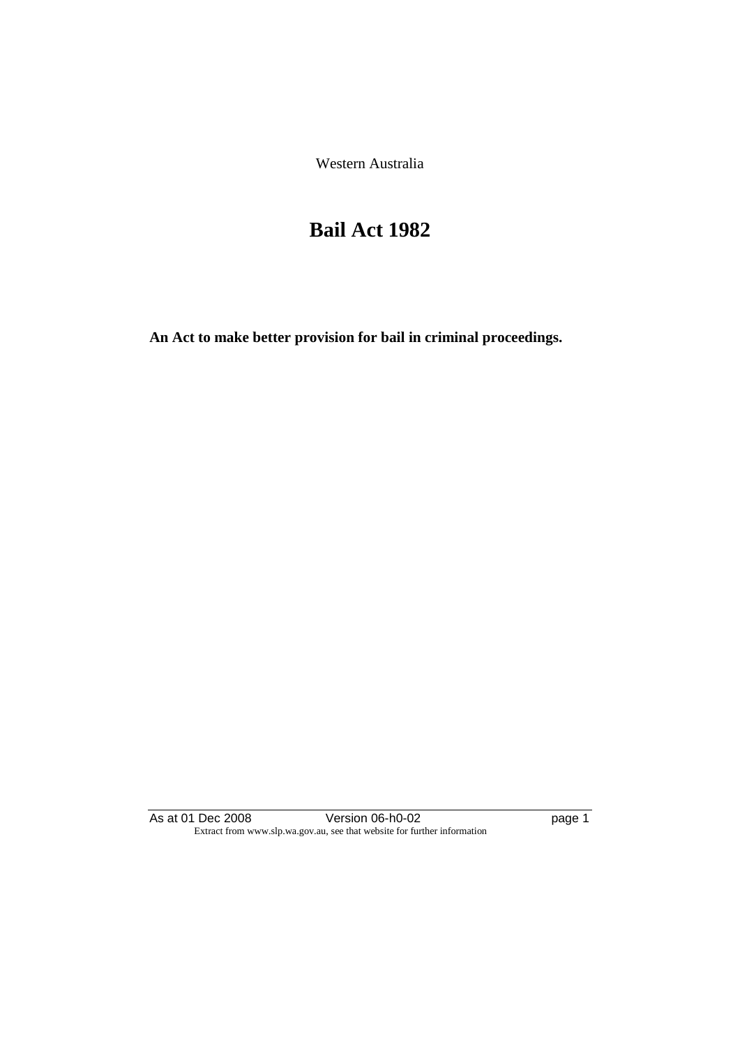Western Australia

# Bail Act 1982

**An Act to make better provision for bail in criminal proceedings.**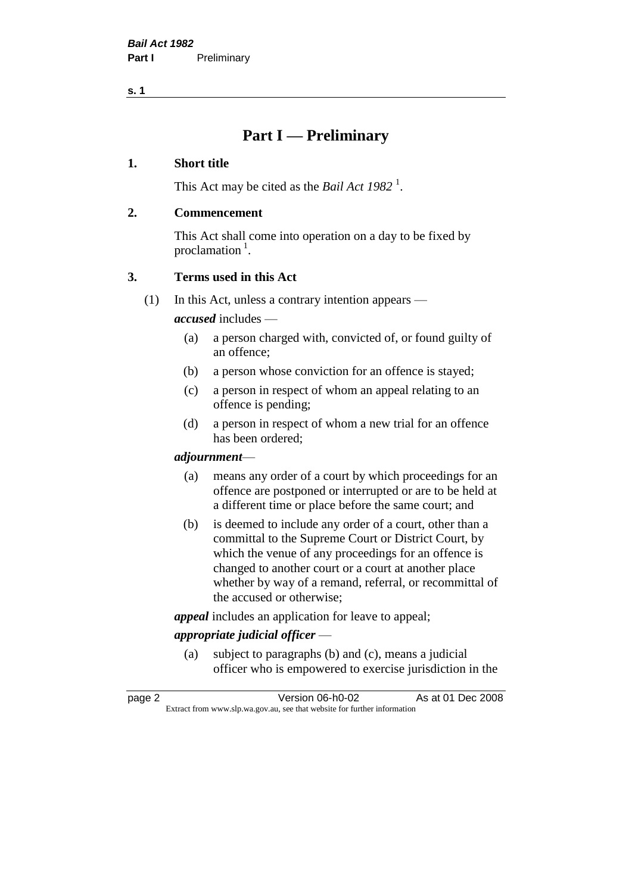# Part I — Preliminary

## 1. Short title

This Act may be cited as the *Bail Act 1982* [1].

## 2. Commencement

This Act shall come into operation on a day to be fixed by proclamation [1].

## 3. Terms used in this Act

(1) In this Act, unless a contrary intention appears —

***accused*** includes —

- (a) a person charged with, convicted of, or found guilty of an offence;
- (b) a person whose conviction for an offence is stayed;
- (c) a person in respect of whom an appeal relating to an offence is pending;
- (d) a person in respect of whom a new trial for an offence has been ordered;

***adjournment*** —

- (a) means any order of a court by which proceedings for an offence are postponed or interrupted or are to be held at a different time or place before the same court; and
- (b) is deemed to include any order of a court, other than a committal to the Supreme Court or District Court, by which the venue of any proceedings for an offence is changed to another court or a court at another place whether by way of a remand, referral, or recommittal of the accused or otherwise;

***appeal*** includes an application for leave to appeal;

***appropriate judicial officer*** —

- (a) subject to paragraphs (b) and (c), means a judicial officer who is empowered to exercise jurisdiction in the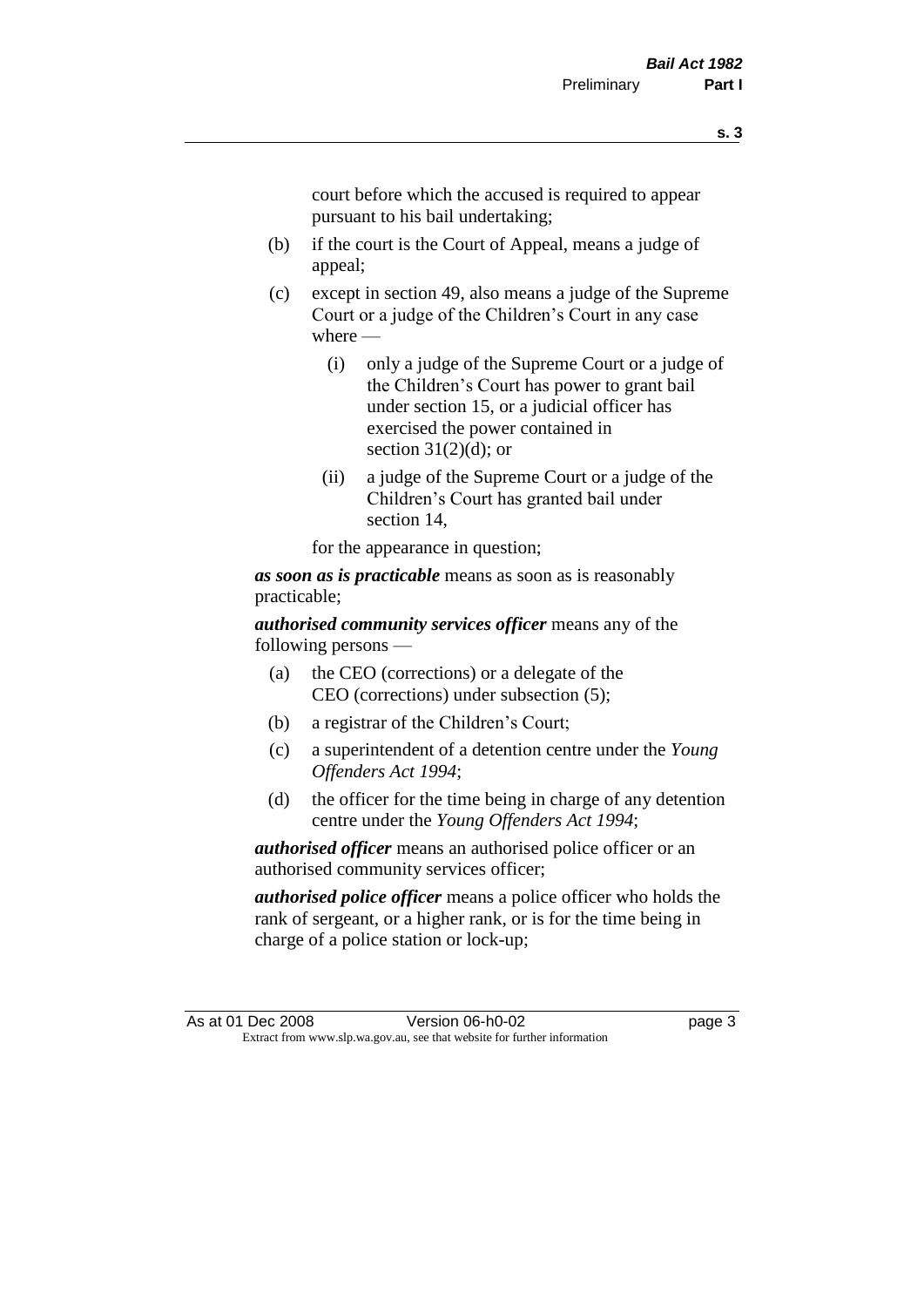court before which the accused is required to appear pursuant to his bail undertaking;

(b) if the court is the Court of Appeal, means a judge of appeal;

(c) except in section 49, also means a judge of the Supreme Court or a judge of the Children's Court in any case where —

(i) only a judge of the Supreme Court or a judge of the Children's Court has power to grant bail under section 15, or a judicial officer has exercised the power contained in section 31(2)(d); or

(ii) a judge of the Supreme Court or a judge of the Children's Court has granted bail under section 14,

for the appearance in question;

***as soon as is practicable*** means as soon as is reasonably practicable;

***authorised community services officer*** means any of the following persons —

(a) the CEO (corrections) or a delegate of the CEO (corrections) under subsection (5);

(b) a registrar of the Children's Court;

(c) a superintendent of a detention centre under the *Young Offenders Act 1994*;

(d) the officer for the time being in charge of any detention centre under the *Young Offenders Act 1994*;

***authorised officer*** means an authorised police officer or an authorised community services officer;

***authorised police officer*** means a police officer who holds the rank of sergeant, or a higher rank, or is for the time being in charge of a police station or lock-up;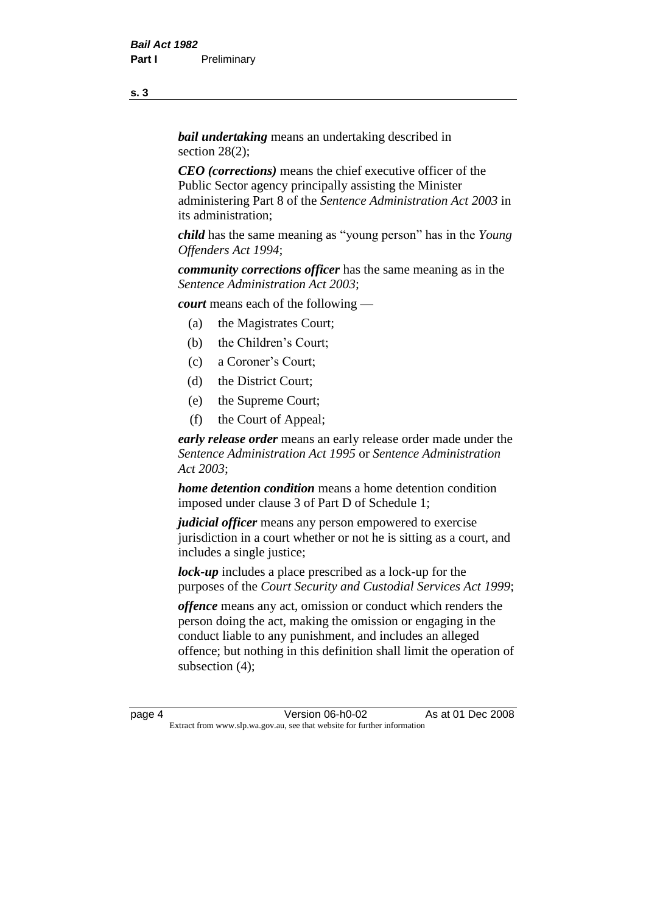***bail undertaking*** means an undertaking described in section 28(2);

***CEO (corrections)*** means the chief executive officer of the Public Sector agency principally assisting the Minister administering Part 8 of the *Sentence Administration Act 2003* in its administration;

***child*** has the same meaning as "young person" has in the *Young Offenders Act 1994*;

***community corrections officer*** has the same meaning as in the *Sentence Administration Act 2003*;

***court*** means each of the following —

- (a) the Magistrates Court;
- (b) the Children's Court;
- (c) a Coroner's Court;
- (d) the District Court;
- (e) the Supreme Court;
- (f) the Court of Appeal;

***early release order*** means an early release order made under the *Sentence Administration Act 1995* or *Sentence Administration Act 2003*;

***home detention condition*** means a home detention condition imposed under clause 3 of Part D of Schedule 1;

***judicial officer*** means any person empowered to exercise jurisdiction in a court whether or not he is sitting as a court, and includes a single justice;

***lock-up*** includes a place prescribed as a lock-up for the purposes of the *Court Security and Custodial Services Act 1999*;

***offence*** means any act, omission or conduct which renders the person doing the act, making the omission or engaging in the conduct liable to any punishment, and includes an alleged offence; but nothing in this definition shall limit the operation of subsection (4);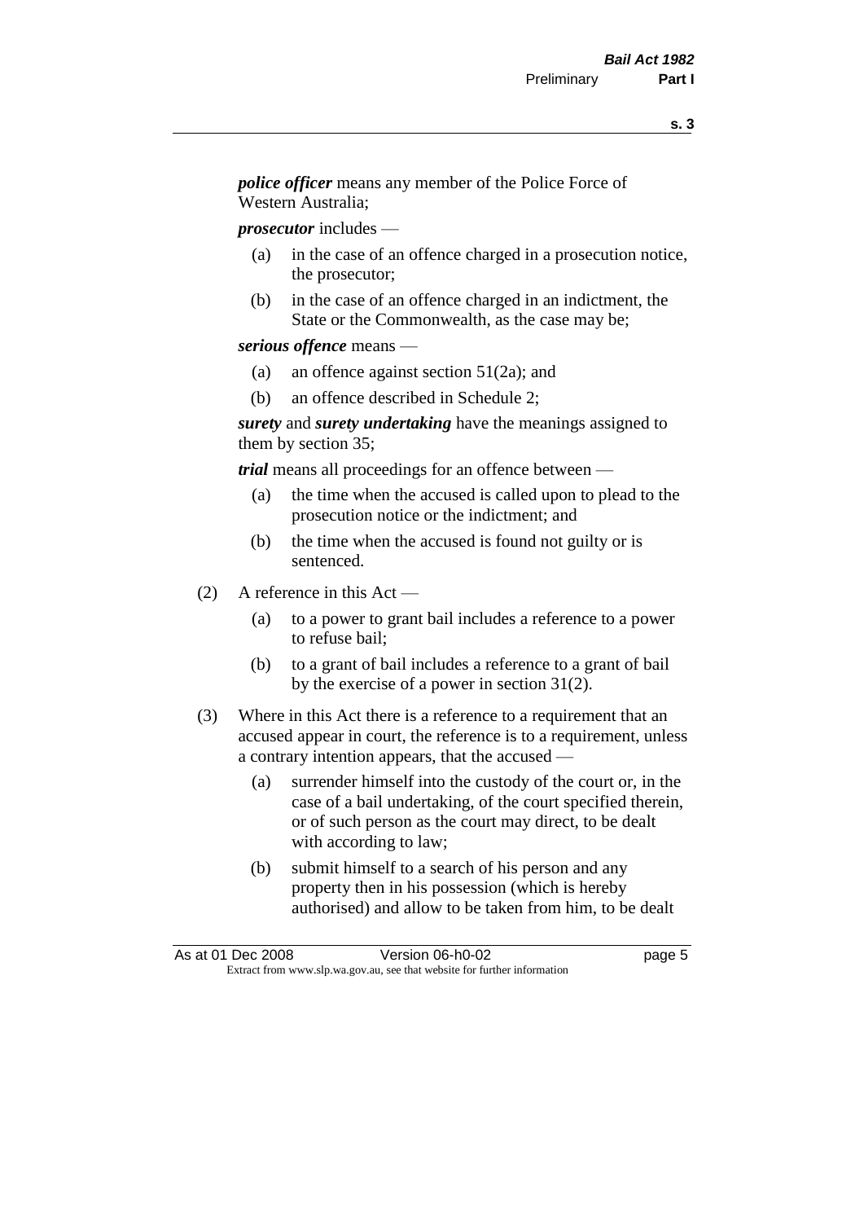***police officer*** means any member of the Police Force of Western Australia;

***prosecutor*** includes —

- (a) in the case of an offence charged in a prosecution notice, the prosecutor;
- (b) in the case of an offence charged in an indictment, the State or the Commonwealth, as the case may be;

***serious offence*** means —

- (a) an offence against section 51(2a); and
- (b) an offence described in Schedule 2;

***surety*** and ***surety undertaking*** have the meanings assigned to them by section 35;

***trial*** means all proceedings for an offence between —

- (a) the time when the accused is called upon to plead to the prosecution notice or the indictment; and
- (b) the time when the accused is found not guilty or is sentenced.

(2) A reference in this Act —

- (a) to a power to grant bail includes a reference to a power to refuse bail;
- (b) to a grant of bail includes a reference to a grant of bail by the exercise of a power in section 31(2).

(3) Where in this Act there is a reference to a requirement that an accused appear in court, the reference is to a requirement, unless a contrary intention appears, that the accused —

- (a) surrender himself into the custody of the court or, in the case of a bail undertaking, of the court specified therein, or of such person as the court may direct, to be dealt with according to law;
- (b) submit himself to a search of his person and any property then in his possession (which is hereby authorised) and allow to be taken from him, to be dealt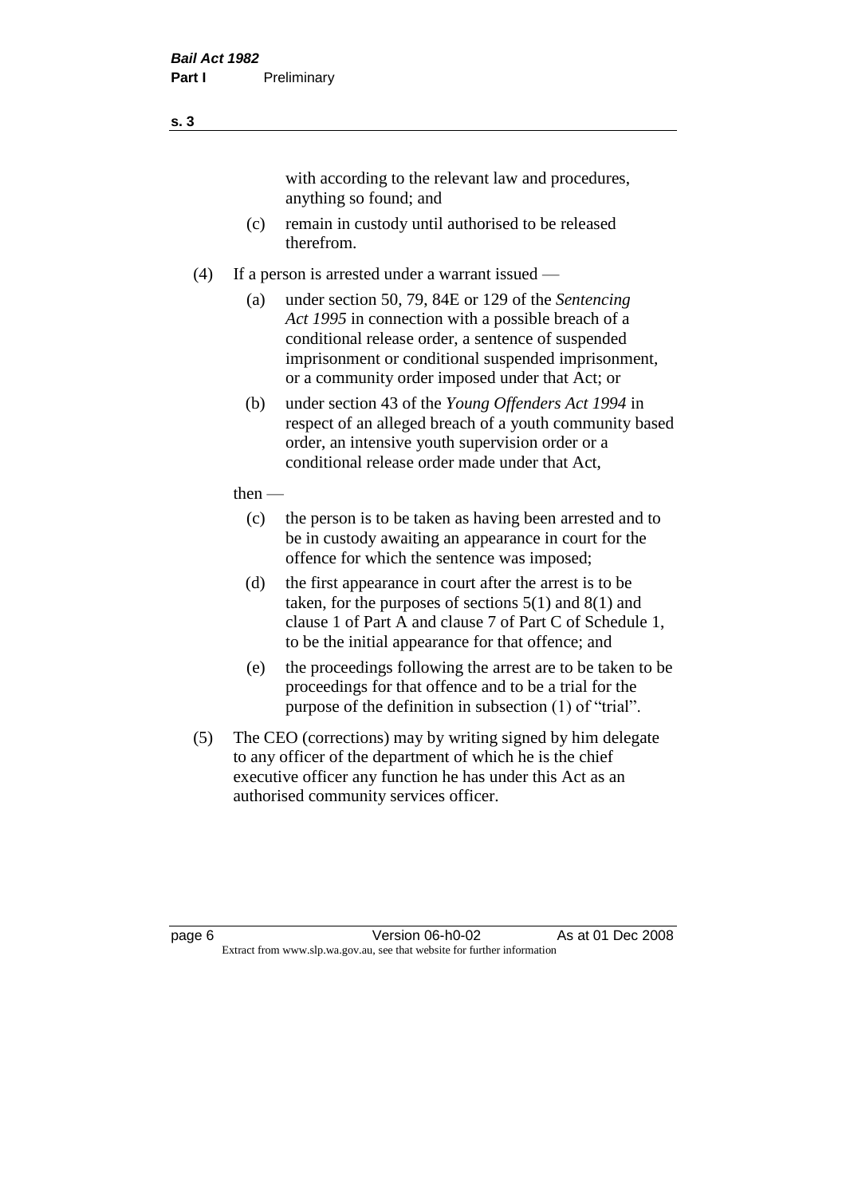with according to the relevant law and procedures, anything so found; and

(c) remain in custody until authorised to be released therefrom.

(4) If a person is arrested under a warrant issued —

(a) under section 50, 79, 84E or 129 of the *Sentencing Act 1995* in connection with a possible breach of a conditional release order, a sentence of suspended imprisonment or conditional suspended imprisonment, or a community order imposed under that Act; or

(b) under section 43 of the *Young Offenders Act 1994* in respect of an alleged breach of a youth community based order, an intensive youth supervision order or a conditional release order made under that Act,

then —

(c) the person is to be taken as having been arrested and to be in custody awaiting an appearance in court for the offence for which the sentence was imposed;

(d) the first appearance in court after the arrest is to be taken, for the purposes of sections 5(1) and 8(1) and clause 1 of Part A and clause 7 of Part C of Schedule 1, to be the initial appearance for that offence; and

(e) the proceedings following the arrest are to be taken to be proceedings for that offence and to be a trial for the purpose of the definition in subsection (1) of "trial".

(5) The CEO (corrections) may by writing signed by him delegate to any officer of the department of which he is the chief executive officer any function he has under this Act as an authorised community services officer.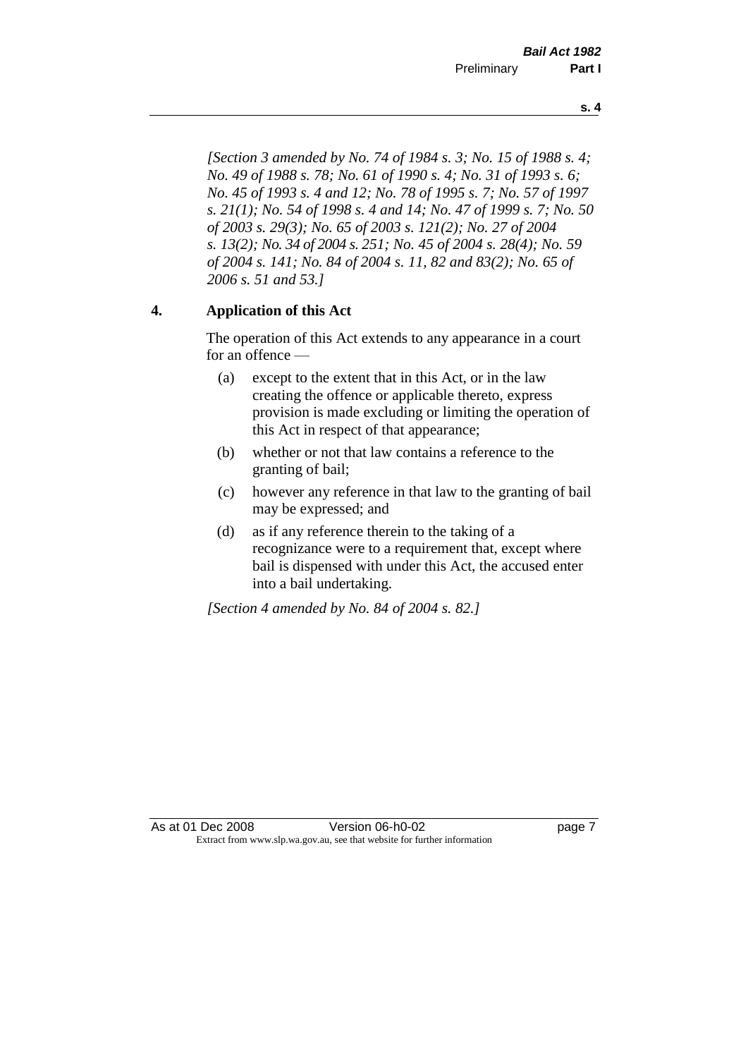*[Section 3 amended by No. 74 of 1984 s. 3; No. 15 of 1988 s. 4; No. 49 of 1988 s. 78; No. 61 of 1990 s. 4; No. 31 of 1993 s. 6; No. 45 of 1993 s. 4 and 12; No. 78 of 1995 s. 7; No. 57 of 1997 s. 21(1); No. 54 of 1998 s. 4 and 14; No. 47 of 1999 s. 7; No. 50 of 2003 s. 29(3); No. 65 of 2003 s. 121(2); No. 27 of 2004 s. 13(2); No. 34 of 2004 s. 251; No. 45 of 2004 s. 28(4); No. 59 of 2004 s. 141; No. 84 of 2004 s. 11, 82 and 83(2); No. 65 of 2006 s. 51 and 53.]*

## 4. Application of this Act

The operation of this Act extends to any appearance in a court for an offence —

(a) except to the extent that in this Act, or in the law creating the offence or applicable thereto, express provision is made excluding or limiting the operation of this Act in respect of that appearance;

(b) whether or not that law contains a reference to the granting of bail;

(c) however any reference in that law to the granting of bail may be expressed; and

(d) as if any reference therein to the taking of a recognizance were to a requirement that, except where bail is dispensed with under this Act, the accused enter into a bail undertaking.

*[Section 4 amended by No. 84 of 2004 s. 82.]*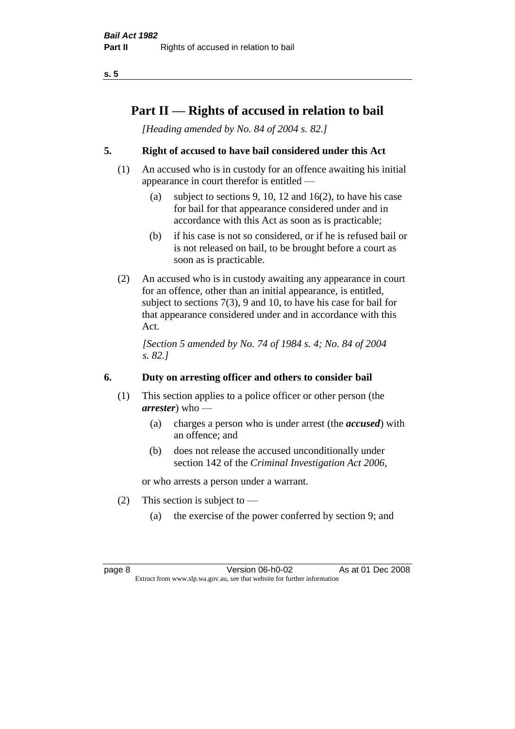# Part II — Rights of accused in relation to bail

*[Heading amended by No. 84 of 2004 s. 82.]*

## 5. Right of accused to have bail considered under this Act

(1) An accused who is in custody for an offence awaiting his initial appearance in court therefor is entitled —

(a) subject to sections 9, 10, 12 and 16(2), to have his case for bail for that appearance considered under and in accordance with this Act as soon as is practicable;

(b) if his case is not so considered, or if he is refused bail or is not released on bail, to be brought before a court as soon as is practicable.

(2) An accused who is in custody awaiting any appearance in court for an offence, other than an initial appearance, is entitled, subject to sections 7(3), 9 and 10, to have his case for bail for that appearance considered under and in accordance with this Act.

*[Section 5 amended by No. 74 of 1984 s. 4; No. 84 of 2004 s. 82.]*

## 6. Duty on arresting officer and others to consider bail

(1) This section applies to a police officer or other person (the ***arrester***) who —

(a) charges a person who is under arrest (the ***accused***) with an offence; and

(b) does not release the accused unconditionally under section 142 of the *Criminal Investigation Act 2006*,

or who arrests a person under a warrant.

(2) This section is subject to —

(a) the exercise of the power conferred by section 9; and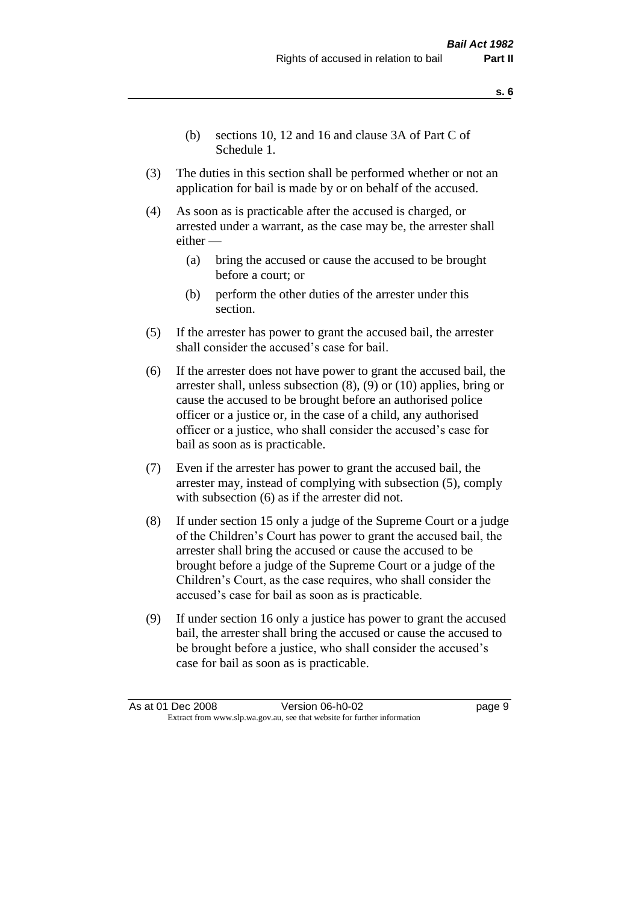(b) sections 10, 12 and 16 and clause 3A of Part C of Schedule 1.

(3) The duties in this section shall be performed whether or not an application for bail is made by or on behalf of the accused.

(4) As soon as is practicable after the accused is charged, or arrested under a warrant, as the case may be, the arrester shall either —

(a) bring the accused or cause the accused to be brought before a court; or

(b) perform the other duties of the arrester under this section.

(5) If the arrester has power to grant the accused bail, the arrester shall consider the accused's case for bail.

(6) If the arrester does not have power to grant the accused bail, the arrester shall, unless subsection (8), (9) or (10) applies, bring or cause the accused to be brought before an authorised police officer or a justice or, in the case of a child, any authorised officer or a justice, who shall consider the accused's case for bail as soon as is practicable.

(7) Even if the arrester has power to grant the accused bail, the arrester may, instead of complying with subsection (5), comply with subsection (6) as if the arrester did not.

(8) If under section 15 only a judge of the Supreme Court or a judge of the Children's Court has power to grant the accused bail, the arrester shall bring the accused or cause the accused to be brought before a judge of the Supreme Court or a judge of the Children's Court, as the case requires, who shall consider the accused's case for bail as soon as is practicable.

(9) If under section 16 only a justice has power to grant the accused bail, the arrester shall bring the accused or cause the accused to be brought before a justice, who shall consider the accused's case for bail as soon as is practicable.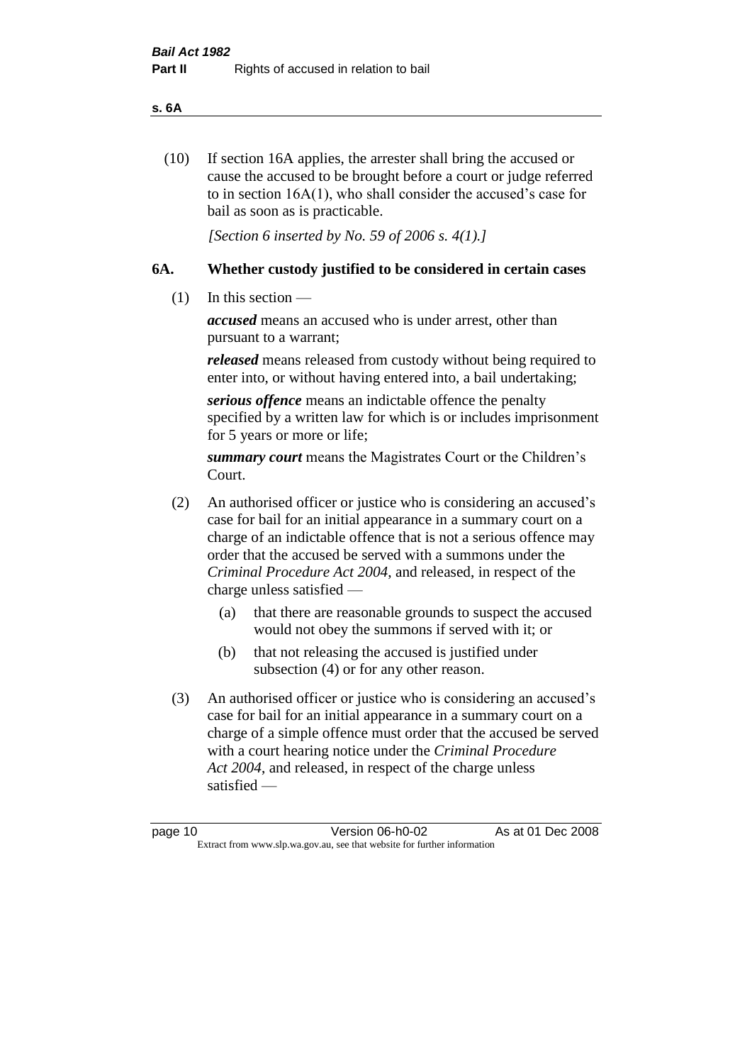(10) If section 16A applies, the arrester shall bring the accused or cause the accused to be brought before a court or judge referred to in section 16A(1), who shall consider the accused's case for bail as soon as is practicable.

*[Section 6 inserted by No. 59 of 2006 s. 4(1).]*

## 6A. Whether custody justified to be considered in certain cases

(1) In this section —

***accused*** means an accused who is under arrest, other than pursuant to a warrant;

***released*** means released from custody without being required to enter into, or without having entered into, a bail undertaking;

***serious offence*** means an indictable offence the penalty specified by a written law for which is or includes imprisonment for 5 years or more or life;

***summary court*** means the Magistrates Court or the Children's Court.

(2) An authorised officer or justice who is considering an accused's case for bail for an initial appearance in a summary court on a charge of an indictable offence that is not a serious offence may order that the accused be served with a summons under the *Criminal Procedure Act 2004*, and released, in respect of the charge unless satisfied —

- (a) that there are reasonable grounds to suspect the accused would not obey the summons if served with it; or
- (b) that not releasing the accused is justified under subsection (4) or for any other reason.

(3) An authorised officer or justice who is considering an accused's case for bail for an initial appearance in a summary court on a charge of a simple offence must order that the accused be served with a court hearing notice under the *Criminal Procedure Act 2004*, and released, in respect of the charge unless satisfied —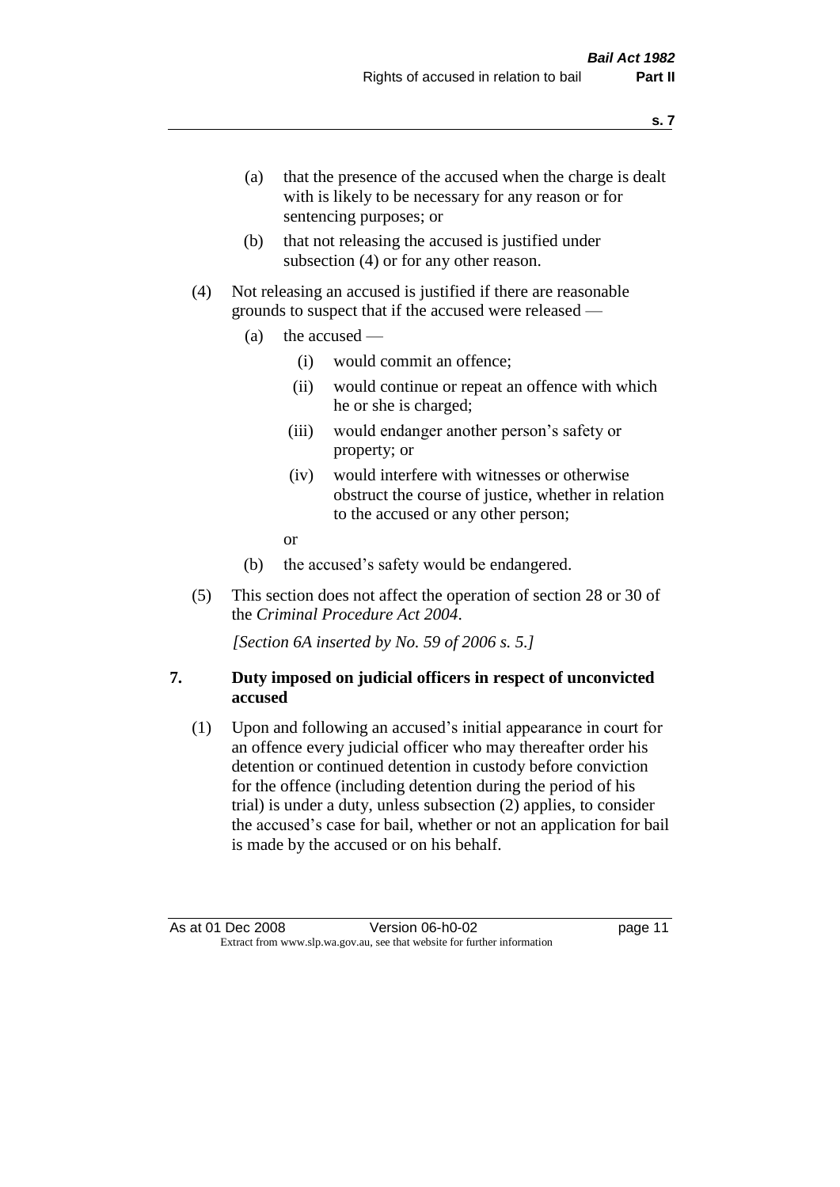(a) that the presence of the accused when the charge is dealt with is likely to be necessary for any reason or for sentencing purposes; or

(b) that not releasing the accused is justified under subsection (4) or for any other reason.

(4) Not releasing an accused is justified if there are reasonable grounds to suspect that if the accused were released —

(a) the accused —

(i) would commit an offence;

(ii) would continue or repeat an offence with which he or she is charged;

(iii) would endanger another person's safety or property; or

(iv) would interfere with witnesses or otherwise obstruct the course of justice, whether in relation to the accused or any other person;

or

(b) the accused's safety would be endangered.

(5) This section does not affect the operation of section 28 or 30 of the *Criminal Procedure Act 2004*.

*[Section 6A inserted by No. 59 of 2006 s. 5.]*

## 7. Duty imposed on judicial officers in respect of unconvicted accused

(1) Upon and following an accused's initial appearance in court for an offence every judicial officer who may thereafter order his detention or continued detention in custody before conviction for the offence (including detention during the period of his trial) is under a duty, unless subsection (2) applies, to consider the accused's case for bail, whether or not an application for bail is made by the accused or on his behalf.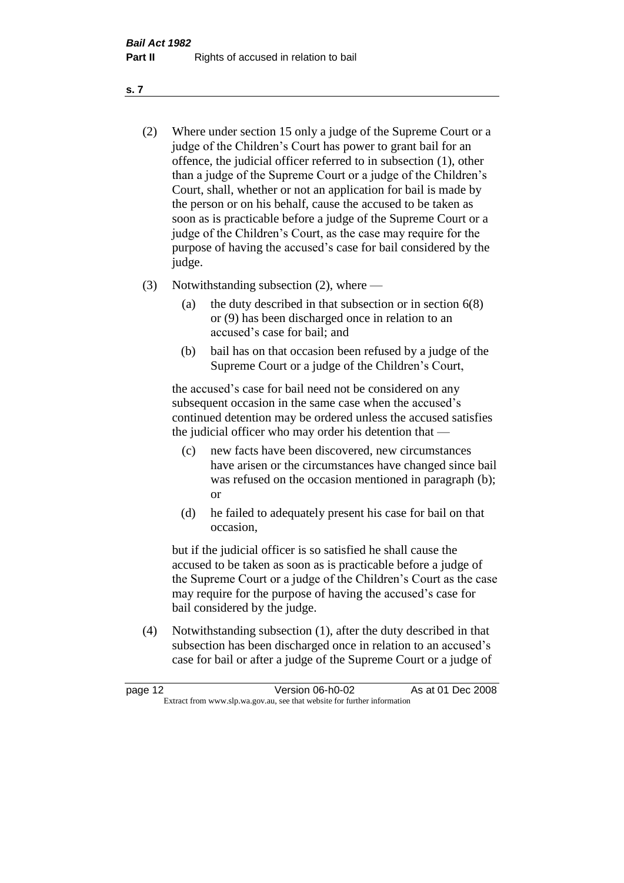(2) Where under section 15 only a judge of the Supreme Court or a judge of the Children's Court has power to grant bail for an offence, the judicial officer referred to in subsection (1), other than a judge of the Supreme Court or a judge of the Children's Court, shall, whether or not an application for bail is made by the person or on his behalf, cause the accused to be taken as soon as is practicable before a judge of the Supreme Court or a judge of the Children's Court, as the case may require for the purpose of having the accused's case for bail considered by the judge.

(3) Notwithstanding subsection (2), where —

(a) the duty described in that subsection or in section 6(8) or (9) has been discharged once in relation to an accused's case for bail; and

(b) bail has on that occasion been refused by a judge of the Supreme Court or a judge of the Children's Court,

the accused's case for bail need not be considered on any subsequent occasion in the same case when the accused's continued detention may be ordered unless the accused satisfies the judicial officer who may order his detention that —

(c) new facts have been discovered, new circumstances have arisen or the circumstances have changed since bail was refused on the occasion mentioned in paragraph (b); or

(d) he failed to adequately present his case for bail on that occasion,

but if the judicial officer is so satisfied he shall cause the accused to be taken as soon as is practicable before a judge of the Supreme Court or a judge of the Children's Court as the case may require for the purpose of having the accused's case for bail considered by the judge.

(4) Notwithstanding subsection (1), after the duty described in that subsection has been discharged once in relation to an accused's case for bail or after a judge of the Supreme Court or a judge of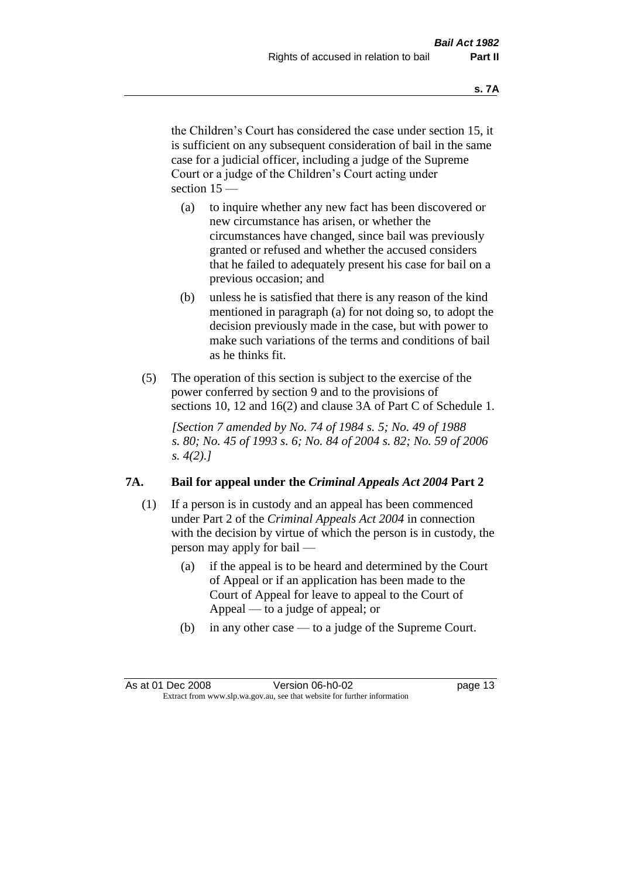the Children's Court has considered the case under section 15, it is sufficient on any subsequent consideration of bail in the same case for a judicial officer, including a judge of the Supreme Court or a judge of the Children's Court acting under section 15 —

(a) to inquire whether any new fact has been discovered or new circumstance has arisen, or whether the circumstances have changed, since bail was previously granted or refused and whether the accused considers that he failed to adequately present his case for bail on a previous occasion; and

(b) unless he is satisfied that there is any reason of the kind mentioned in paragraph (a) for not doing so, to adopt the decision previously made in the case, but with power to make such variations of the terms and conditions of bail as he thinks fit.

(5) The operation of this section is subject to the exercise of the power conferred by section 9 and to the provisions of sections 10, 12 and 16(2) and clause 3A of Part C of Schedule 1.

*[Section 7 amended by No. 74 of 1984 s. 5; No. 49 of 1988 s. 80; No. 45 of 1993 s. 6; No. 84 of 2004 s. 82; No. 59 of 2006 s. 4(2).]*

## 7A. Bail for appeal under the *Criminal Appeals Act 2004* Part 2

(1) If a person is in custody and an appeal has been commenced under Part 2 of the *Criminal Appeals Act 2004* in connection with the decision by virtue of which the person is in custody, the person may apply for bail —

(a) if the appeal is to be heard and determined by the Court of Appeal or if an application has been made to the Court of Appeal for leave to appeal to the Court of Appeal — to a judge of appeal; or

(b) in any other case — to a judge of the Supreme Court.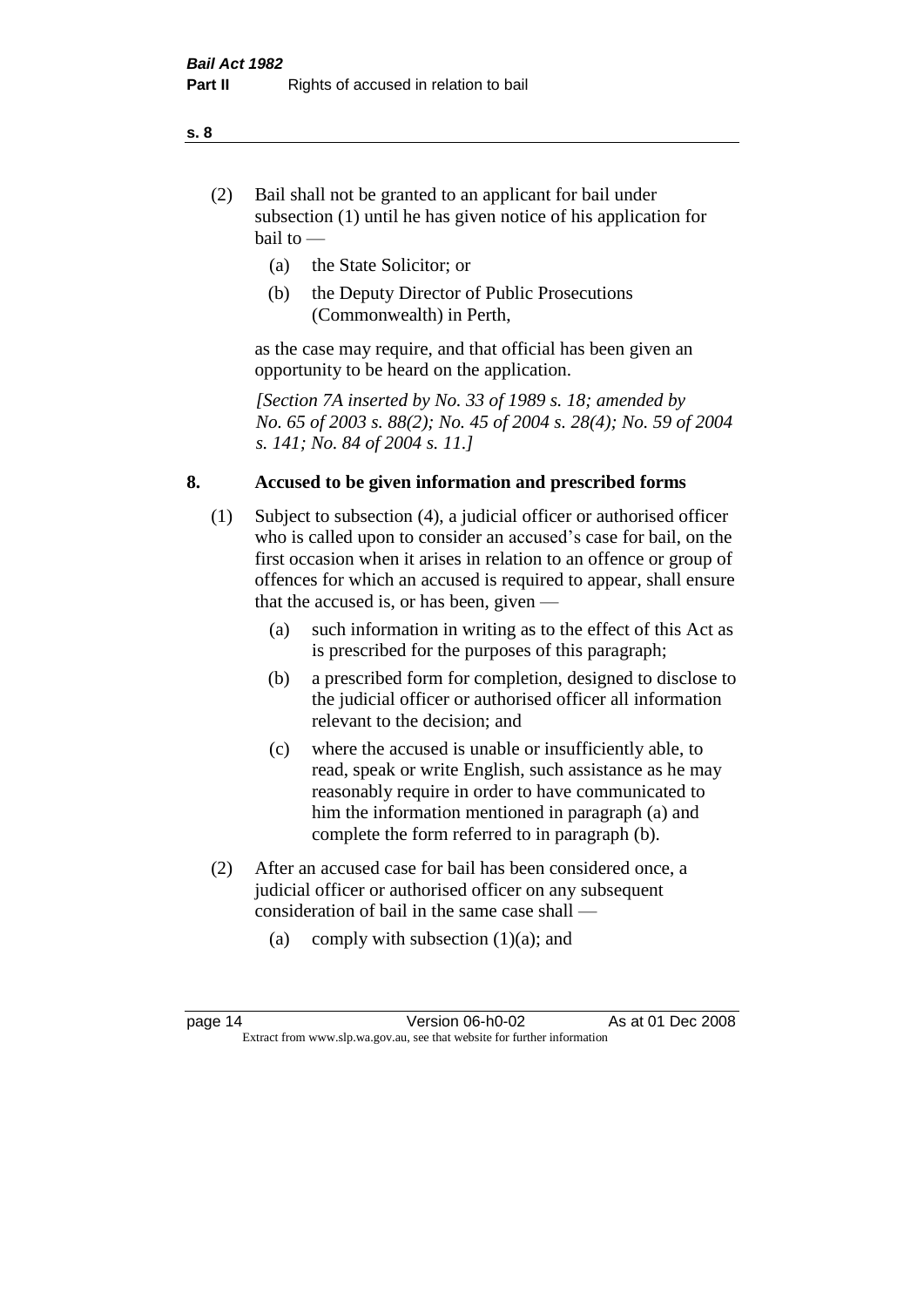(2) Bail shall not be granted to an applicant for bail under subsection (1) until he has given notice of his application for bail to —

   (a) the State Solicitor; or

   (b) the Deputy Director of Public Prosecutions (Commonwealth) in Perth,

as the case may require, and that official has been given an opportunity to be heard on the application.

*[Section 7A inserted by No. 33 of 1989 s. 18; amended by No. 65 of 2003 s. 88(2); No. 45 of 2004 s. 28(4); No. 59 of 2004 s. 141; No. 84 of 2004 s. 11.]*

## 8. Accused to be given information and prescribed forms

(1) Subject to subsection (4), a judicial officer or authorised officer who is called upon to consider an accused's case for bail, on the first occasion when it arises in relation to an offence or group of offences for which an accused is required to appear, shall ensure that the accused is, or has been, given —

   (a) such information in writing as to the effect of this Act as is prescribed for the purposes of this paragraph;

   (b) a prescribed form for completion, designed to disclose to the judicial officer or authorised officer all information relevant to the decision; and

   (c) where the accused is unable or insufficiently able, to read, speak or write English, such assistance as he may reasonably require in order to have communicated to him the information mentioned in paragraph (a) and complete the form referred to in paragraph (b).

(2) After an accused case for bail has been considered once, a judicial officer or authorised officer on any subsequent consideration of bail in the same case shall —

   (a) comply with subsection (1)(a); and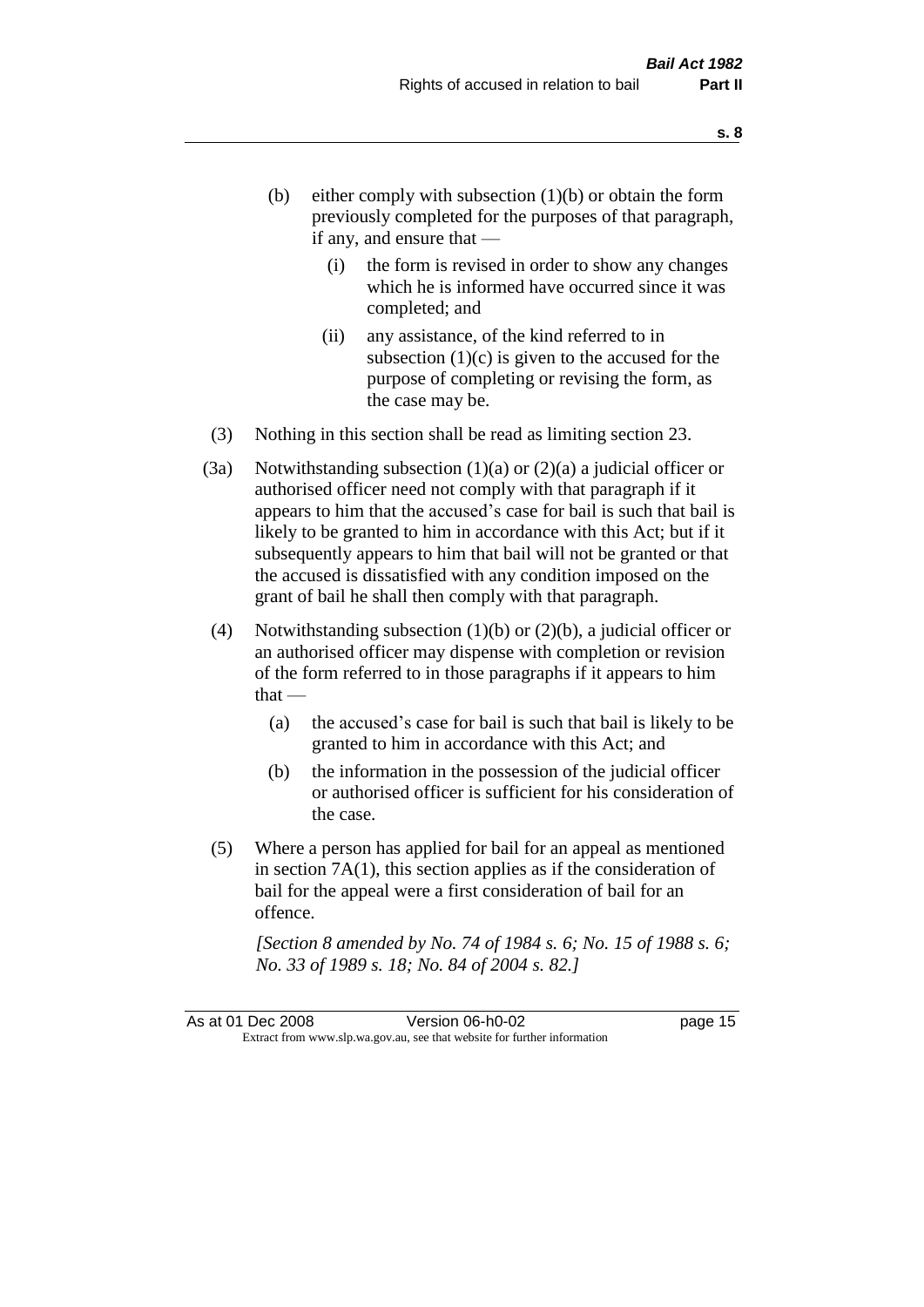(b) either comply with subsection (1)(b) or obtain the form previously completed for the purposes of that paragraph, if any, and ensure that —

  (i) the form is revised in order to show any changes which he is informed have occurred since it was completed; and

  (ii) any assistance, of the kind referred to in subsection (1)(c) is given to the accused for the purpose of completing or revising the form, as the case may be.

(3) Nothing in this section shall be read as limiting section 23.

(3a) Notwithstanding subsection (1)(a) or (2)(a) a judicial officer or authorised officer need not comply with that paragraph if it appears to him that the accused's case for bail is such that bail is likely to be granted to him in accordance with this Act; but if it subsequently appears to him that bail will not be granted or that the accused is dissatisfied with any condition imposed on the grant of bail he shall then comply with that paragraph.

(4) Notwithstanding subsection (1)(b) or (2)(b), a judicial officer or an authorised officer may dispense with completion or revision of the form referred to in those paragraphs if it appears to him that —

  (a) the accused's case for bail is such that bail is likely to be granted to him in accordance with this Act; and

  (b) the information in the possession of the judicial officer or authorised officer is sufficient for his consideration of the case.

(5) Where a person has applied for bail for an appeal as mentioned in section 7A(1), this section applies as if the consideration of bail for the appeal were a first consideration of bail for an offence.

*[Section 8 amended by No. 74 of 1984 s. 6; No. 15 of 1988 s. 6; No. 33 of 1989 s. 18; No. 84 of 2004 s. 82.]*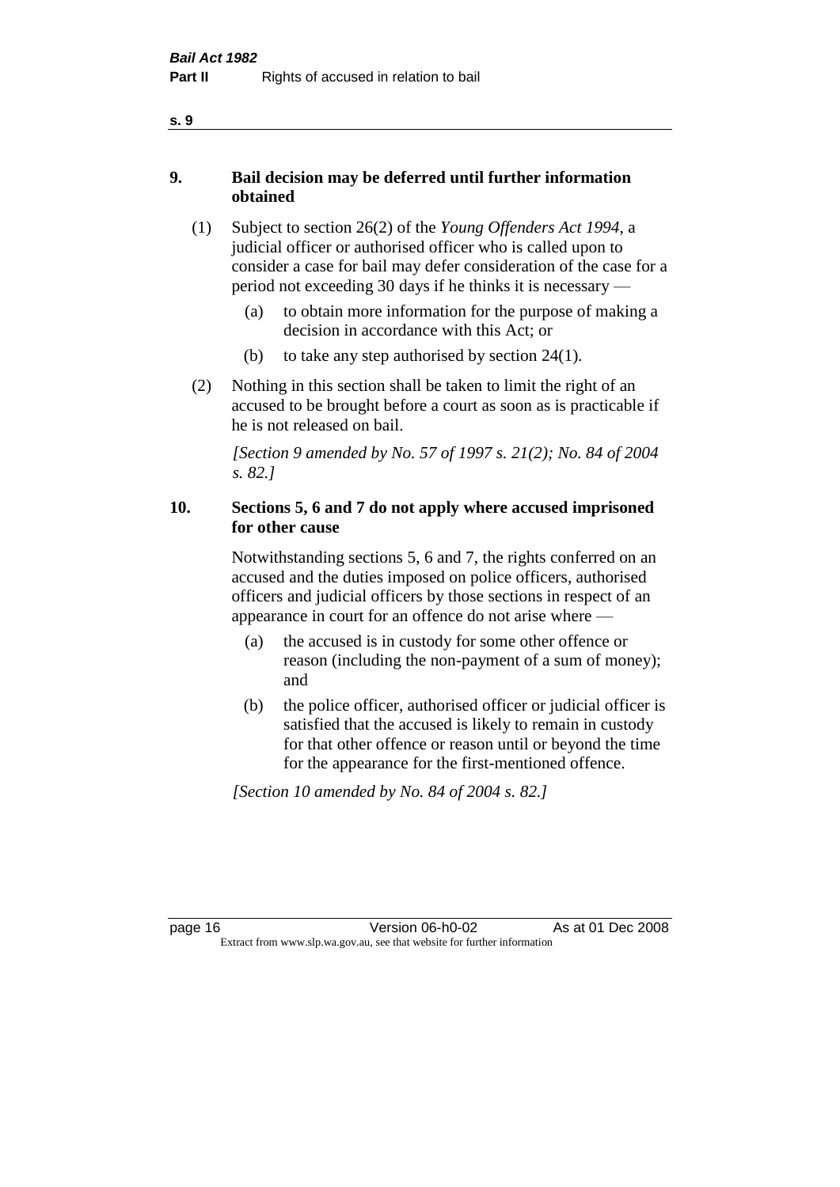## 9. Bail decision may be deferred until further information obtained

(1) Subject to section 26(2) of the *Young Offenders Act 1994*, a judicial officer or authorised officer who is called upon to consider a case for bail may defer consideration of the case for a period not exceeding 30 days if he thinks it is necessary —

(a) to obtain more information for the purpose of making a decision in accordance with this Act; or

(b) to take any step authorised by section 24(1).

(2) Nothing in this section shall be taken to limit the right of an accused to be brought before a court as soon as is practicable if he is not released on bail.

*[Section 9 amended by No. 57 of 1997 s. 21(2); No. 84 of 2004 s. 82.]*

## 10. Sections 5, 6 and 7 do not apply where accused imprisoned for other cause

Notwithstanding sections 5, 6 and 7, the rights conferred on an accused and the duties imposed on police officers, authorised officers and judicial officers by those sections in respect of an appearance in court for an offence do not arise where —

(a) the accused is in custody for some other offence or reason (including the non-payment of a sum of money); and

(b) the police officer, authorised officer or judicial officer is satisfied that the accused is likely to remain in custody for that other offence or reason until or beyond the time for the appearance for the first-mentioned offence.

*[Section 10 amended by No. 84 of 2004 s. 82.]*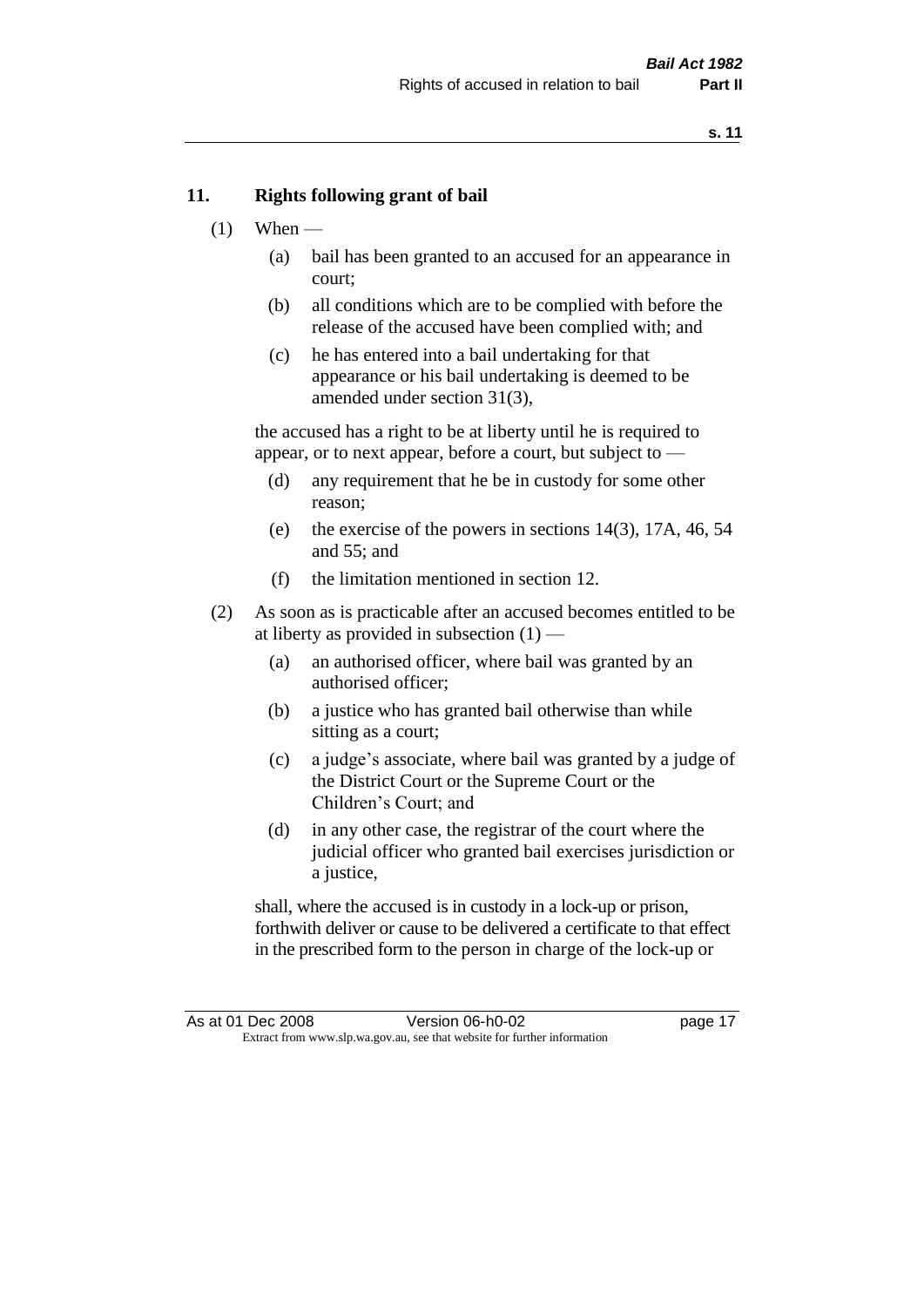## 11. Rights following grant of bail

(1) When —

  (a) bail has been granted to an accused for an appearance in court;

  (b) all conditions which are to be complied with before the release of the accused have been complied with; and

  (c) he has entered into a bail undertaking for that appearance or his bail undertaking is deemed to be amended under section 31(3),

the accused has a right to be at liberty until he is required to appear, or to next appear, before a court, but subject to —

  (d) any requirement that he be in custody for some other reason;

  (e) the exercise of the powers in sections 14(3), 17A, 46, 54 and 55; and

  (f) the limitation mentioned in section 12.

(2) As soon as is practicable after an accused becomes entitled to be at liberty as provided in subsection (1) —

  (a) an authorised officer, where bail was granted by an authorised officer;

  (b) a justice who has granted bail otherwise than while sitting as a court;

  (c) a judge's associate, where bail was granted by a judge of the District Court or the Supreme Court or the Children's Court; and

  (d) in any other case, the registrar of the court where the judicial officer who granted bail exercises jurisdiction or a justice,

shall, where the accused is in custody in a lock-up or prison, forthwith deliver or cause to be delivered a certificate to that effect in the prescribed form to the person in charge of the lock-up or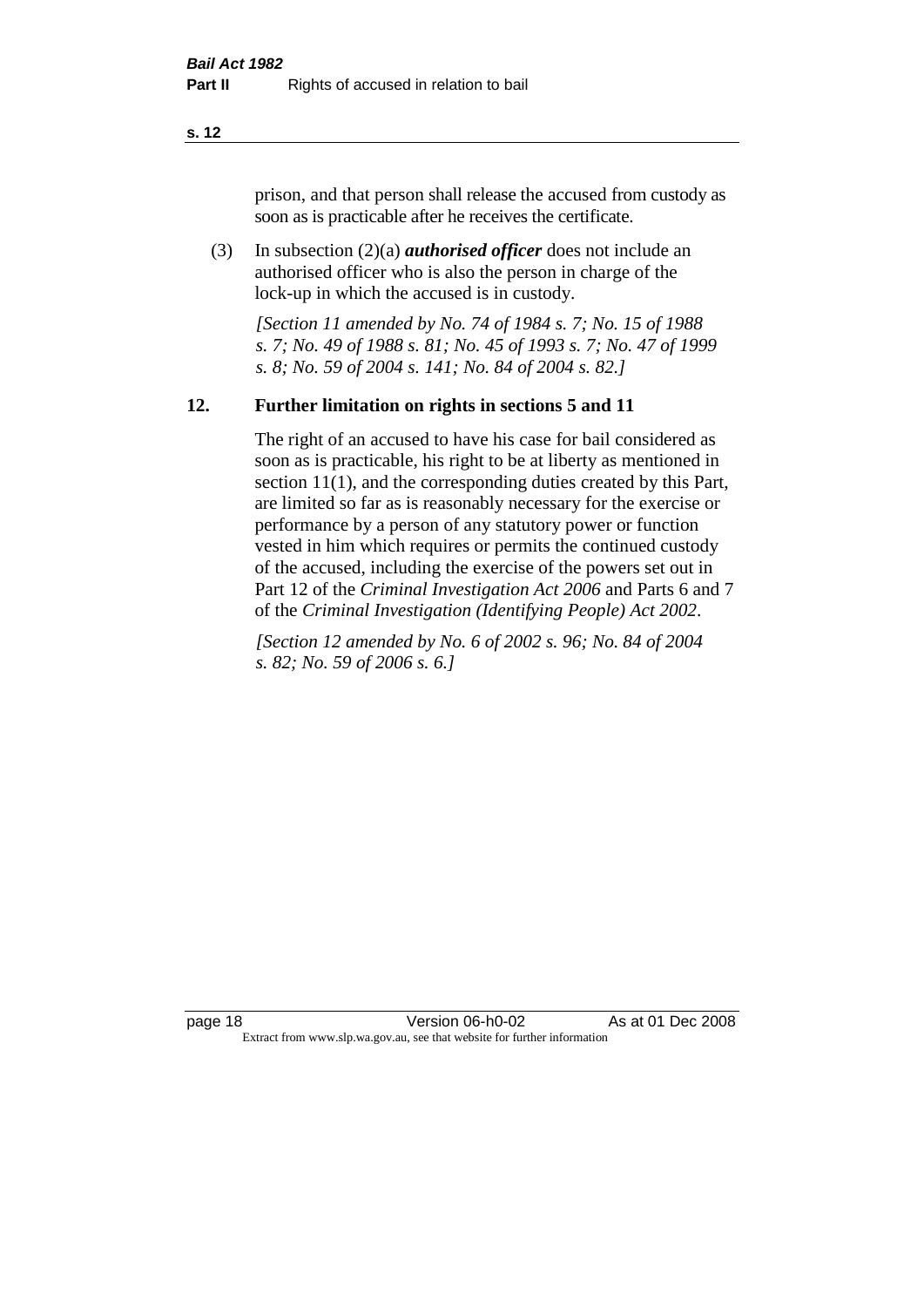prison, and that person shall release the accused from custody as soon as is practicable after he receives the certificate.

(3) In subsection (2)(a) ***authorised officer*** does not include an authorised officer who is also the person in charge of the lock-up in which the accused is in custody.

*[Section 11 amended by No. 74 of 1984 s. 7; No. 15 of 1988 s. 7; No. 49 of 1988 s. 81; No. 45 of 1993 s. 7; No. 47 of 1999 s. 8; No. 59 of 2004 s. 141; No. 84 of 2004 s. 82.]*

## 12. Further limitation on rights in sections 5 and 11

The right of an accused to have his case for bail considered as soon as is practicable, his right to be at liberty as mentioned in section 11(1), and the corresponding duties created by this Part, are limited so far as is reasonably necessary for the exercise or performance by a person of any statutory power or function vested in him which requires or permits the continued custody of the accused, including the exercise of the powers set out in Part 12 of the *Criminal Investigation Act 2006* and Parts 6 and 7 of the *Criminal Investigation (Identifying People) Act 2002*.

*[Section 12 amended by No. 6 of 2002 s. 96; No. 84 of 2004 s. 82; No. 59 of 2006 s. 6.]*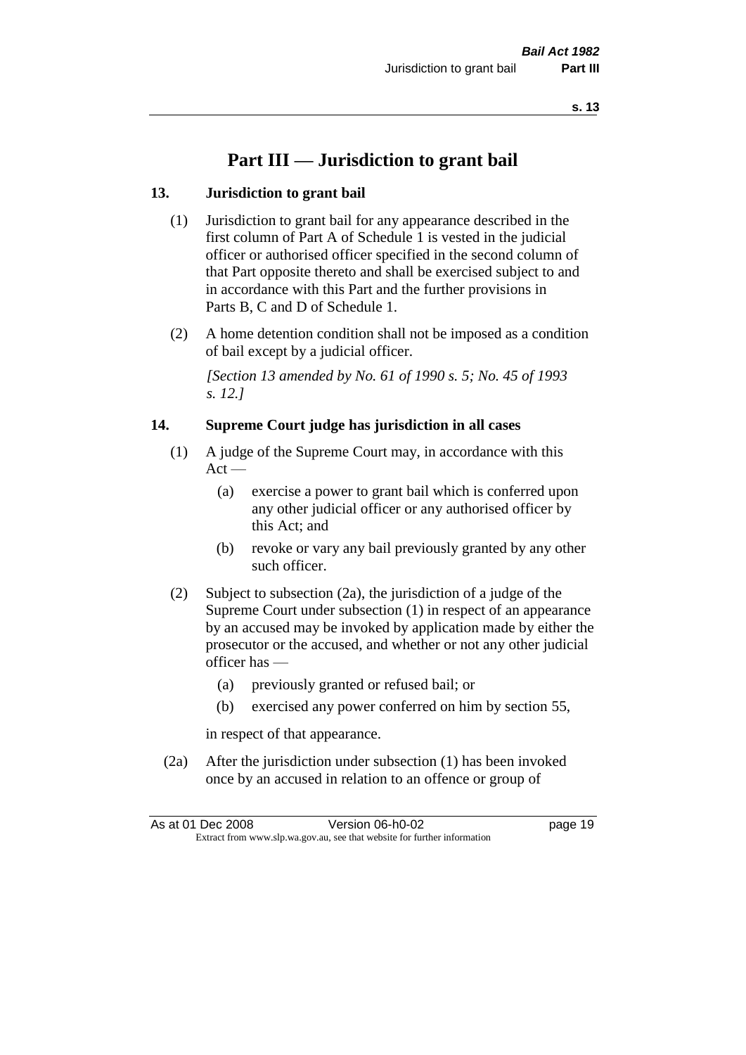# Part III — Jurisdiction to grant bail

### 13. Jurisdiction to grant bail

(1) Jurisdiction to grant bail for any appearance described in the first column of Part A of Schedule 1 is vested in the judicial officer or authorised officer specified in the second column of that Part opposite thereto and shall be exercised subject to and in accordance with this Part and the further provisions in Parts B, C and D of Schedule 1.

(2) A home detention condition shall not be imposed as a condition of bail except by a judicial officer.

*[Section 13 amended by No. 61 of 1990 s. 5; No. 45 of 1993 s. 12.]*

### 14. Supreme Court judge has jurisdiction in all cases

(1) A judge of the Supreme Court may, in accordance with this Act —

- (a) exercise a power to grant bail which is conferred upon any other judicial officer or any authorised officer by this Act; and
- (b) revoke or vary any bail previously granted by any other such officer.

(2) Subject to subsection (2a), the jurisdiction of a judge of the Supreme Court under subsection (1) in respect of an appearance by an accused may be invoked by application made by either the prosecutor or the accused, and whether or not any other judicial officer has —

- (a) previously granted or refused bail; or
- (b) exercised any power conferred on him by section 55,

in respect of that appearance.

(2a) After the jurisdiction under subsection (1) has been invoked once by an accused in relation to an offence or group of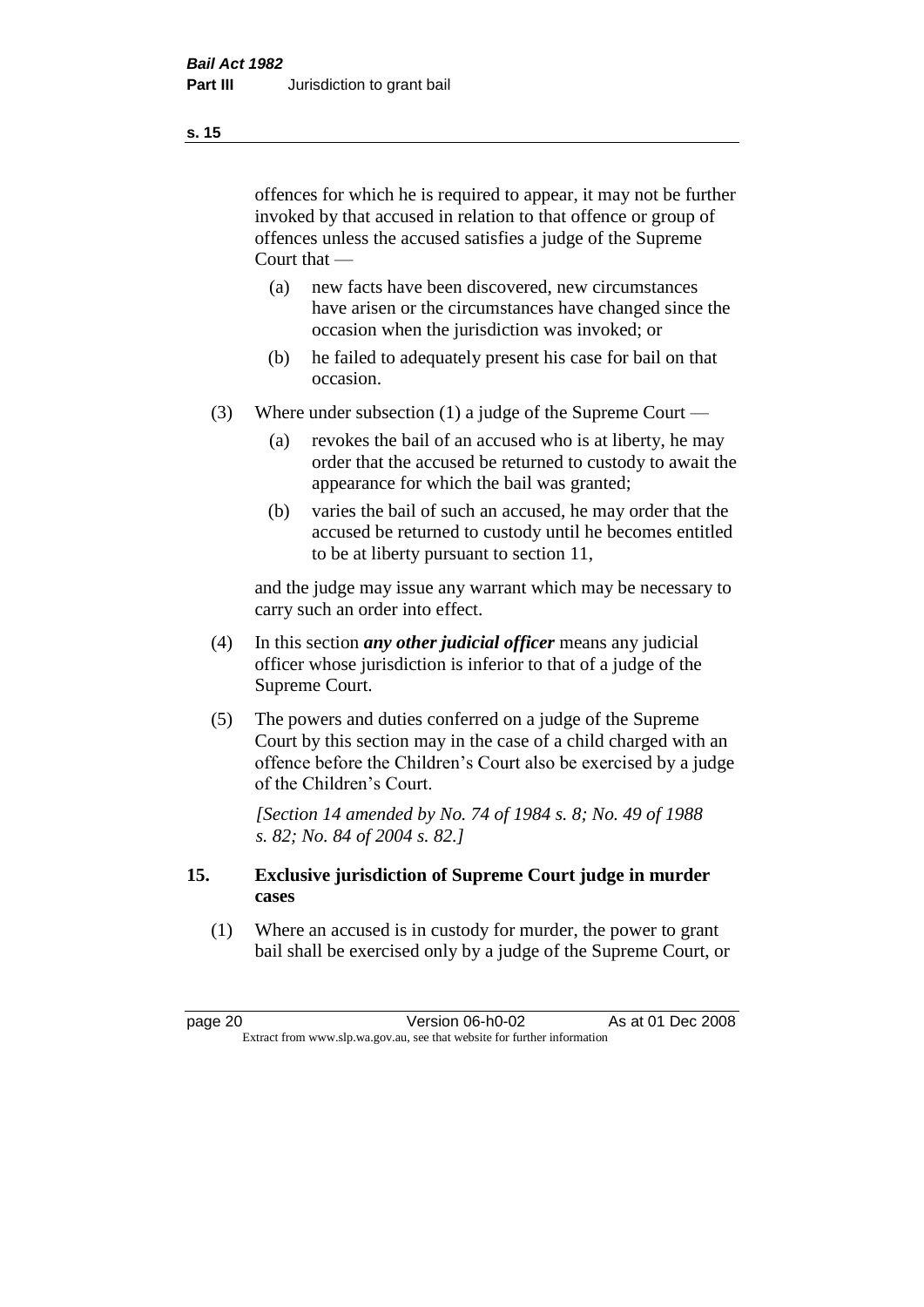offences for which he is required to appear, it may not be further invoked by that accused in relation to that offence or group of offences unless the accused satisfies a judge of the Supreme Court that —

(a) new facts have been discovered, new circumstances have arisen or the circumstances have changed since the occasion when the jurisdiction was invoked; or

(b) he failed to adequately present his case for bail on that occasion.

(3) Where under subsection (1) a judge of the Supreme Court —

(a) revokes the bail of an accused who is at liberty, he may order that the accused be returned to custody to await the appearance for which the bail was granted;

(b) varies the bail of such an accused, he may order that the accused be returned to custody until he becomes entitled to be at liberty pursuant to section 11,

and the judge may issue any warrant which may be necessary to carry such an order into effect.

(4) In this section ***any other judicial officer*** means any judicial officer whose jurisdiction is inferior to that of a judge of the Supreme Court.

(5) The powers and duties conferred on a judge of the Supreme Court by this section may in the case of a child charged with an offence before the Children's Court also be exercised by a judge of the Children's Court.

*[Section 14 amended by No. 74 of 1984 s. 8; No. 49 of 1988 s. 82; No. 84 of 2004 s. 82.]*

## 15. Exclusive jurisdiction of Supreme Court judge in murder cases

(1) Where an accused is in custody for murder, the power to grant bail shall be exercised only by a judge of the Supreme Court, or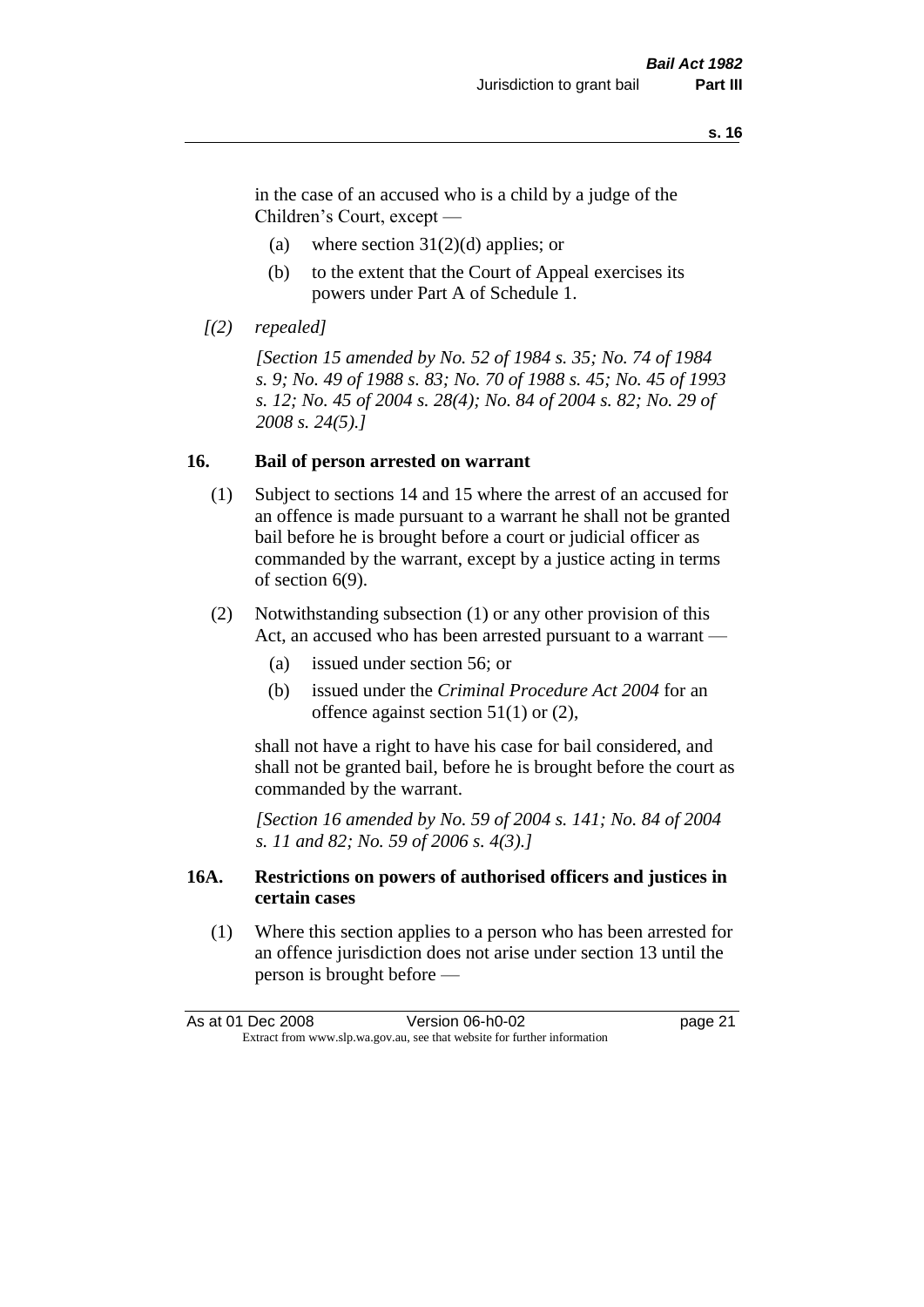in the case of an accused who is a child by a judge of the Children's Court, except —

(a) where section 31(2)(d) applies; or

(b) to the extent that the Court of Appeal exercises its powers under Part A of Schedule 1.

*[(2) repealed]*

*[Section 15 amended by No. 52 of 1984 s. 35; No. 74 of 1984 s. 9; No. 49 of 1988 s. 83; No. 70 of 1988 s. 45; No. 45 of 1993 s. 12; No. 45 of 2004 s. 28(4); No. 84 of 2004 s. 82; No. 29 of 2008 s. 24(5).]*

## 16. Bail of person arrested on warrant

(1) Subject to sections 14 and 15 where the arrest of an accused for an offence is made pursuant to a warrant he shall not be granted bail before he is brought before a court or judicial officer as commanded by the warrant, except by a justice acting in terms of section 6(9).

(2) Notwithstanding subsection (1) or any other provision of this Act, an accused who has been arrested pursuant to a warrant —

(a) issued under section 56; or

(b) issued under the *Criminal Procedure Act 2004* for an offence against section 51(1) or (2),

shall not have a right to have his case for bail considered, and shall not be granted bail, before he is brought before the court as commanded by the warrant.

*[Section 16 amended by No. 59 of 2004 s. 141; No. 84 of 2004 s. 11 and 82; No. 59 of 2006 s. 4(3).]*

## 16A. Restrictions on powers of authorised officers and justices in certain cases

(1) Where this section applies to a person who has been arrested for an offence jurisdiction does not arise under section 13 until the person is brought before —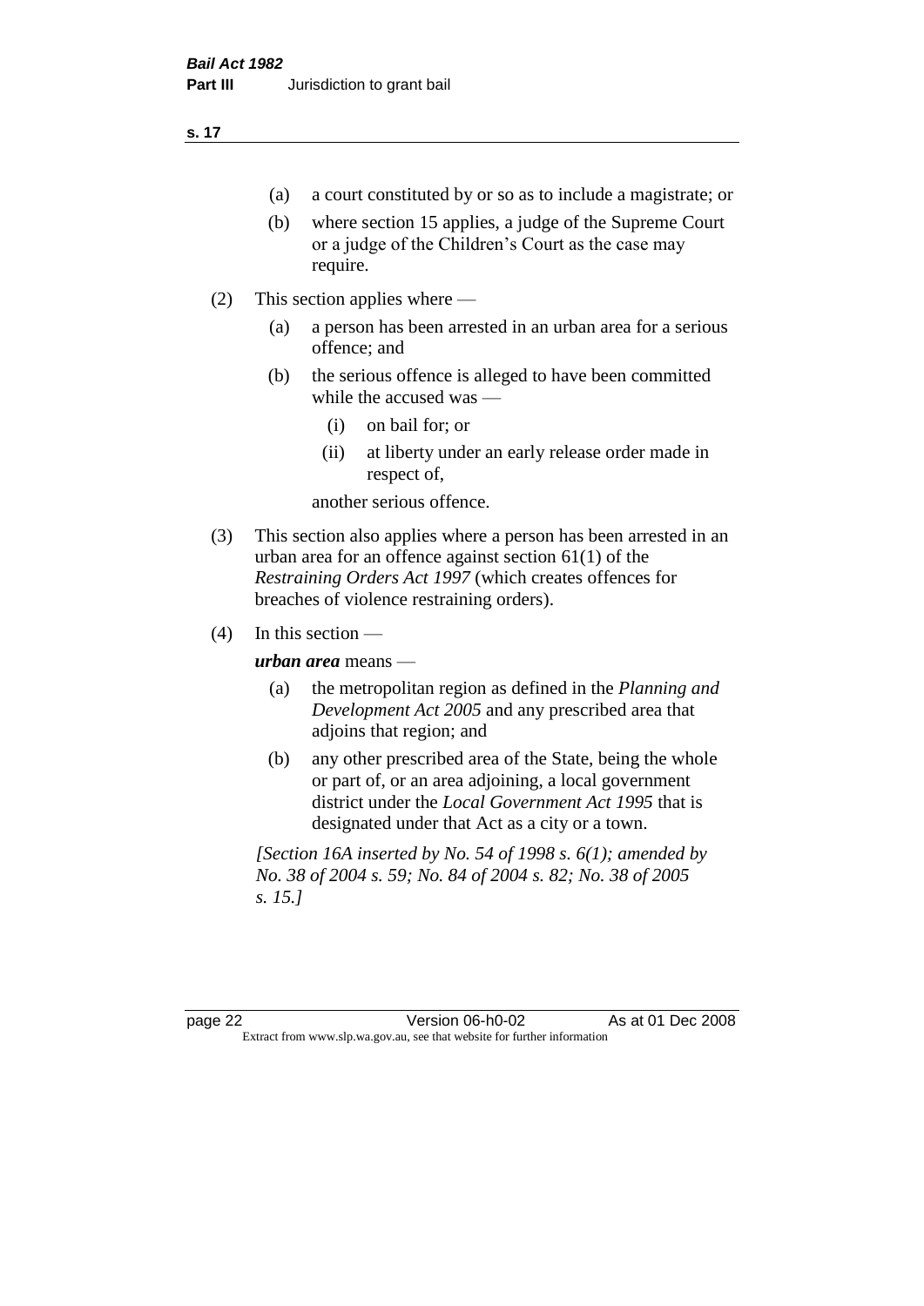- (a) a court constituted by or so as to include a magistrate; or
- (b) where section 15 applies, a judge of the Supreme Court or a judge of the Children's Court as the case may require.

(2) This section applies where —

- (a) a person has been arrested in an urban area for a serious offence; and
- (b) the serious offence is alleged to have been committed while the accused was —
  - (i) on bail for; or
  - (ii) at liberty under an early release order made in respect of,

  another serious offence.

(3) This section also applies where a person has been arrested in an urban area for an offence against section 61(1) of the *Restraining Orders Act 1997* (which creates offences for breaches of violence restraining orders).

(4) In this section —

***urban area*** means —

- (a) the metropolitan region as defined in the *Planning and Development Act 2005* and any prescribed area that adjoins that region; and
- (b) any other prescribed area of the State, being the whole or part of, or an area adjoining, a local government district under the *Local Government Act 1995* that is designated under that Act as a city or a town.

*[Section 16A inserted by No. 54 of 1998 s. 6(1); amended by No. 38 of 2004 s. 59; No. 84 of 2004 s. 82; No. 38 of 2005 s. 15.]*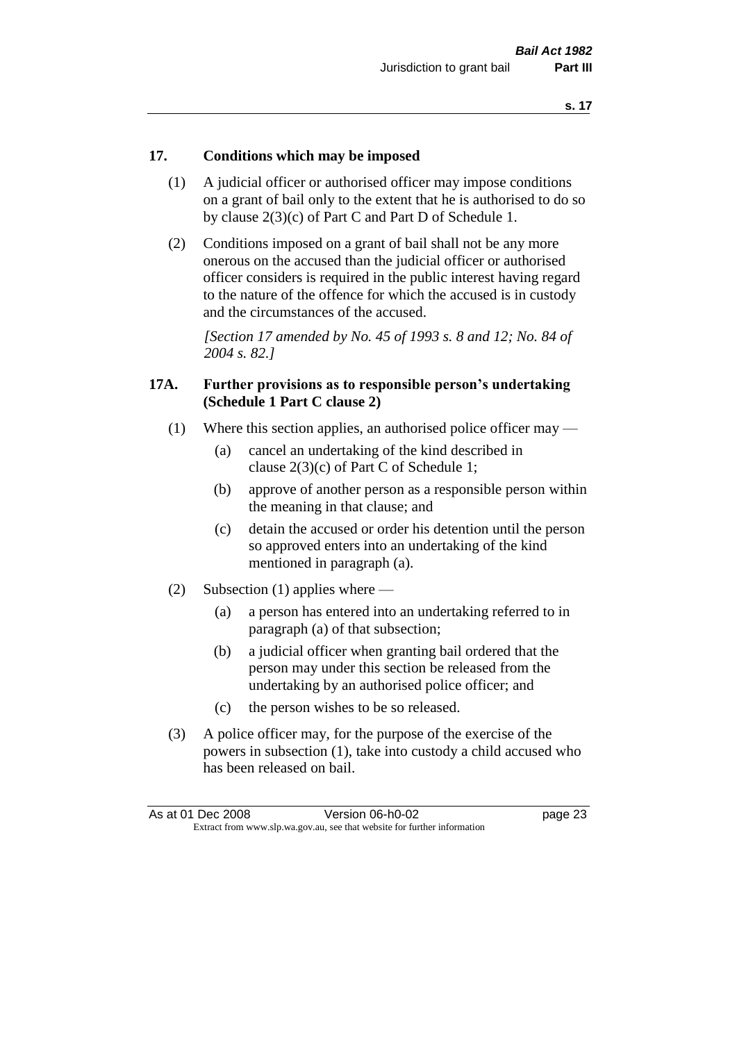## 17. Conditions which may be imposed

(1) A judicial officer or authorised officer may impose conditions on a grant of bail only to the extent that he is authorised to do so by clause 2(3)(c) of Part C and Part D of Schedule 1.

(2) Conditions imposed on a grant of bail shall not be any more onerous on the accused than the judicial officer or authorised officer considers is required in the public interest having regard to the nature of the offence for which the accused is in custody and the circumstances of the accused.

*[Section 17 amended by No. 45 of 1993 s. 8 and 12; No. 84 of 2004 s. 82.]*

## 17A. Further provisions as to responsible person's undertaking (Schedule 1 Part C clause 2)

(1) Where this section applies, an authorised police officer may —

- (a) cancel an undertaking of the kind described in clause 2(3)(c) of Part C of Schedule 1;
- (b) approve of another person as a responsible person within the meaning in that clause; and
- (c) detain the accused or order his detention until the person so approved enters into an undertaking of the kind mentioned in paragraph (a).

(2) Subsection (1) applies where —

- (a) a person has entered into an undertaking referred to in paragraph (a) of that subsection;
- (b) a judicial officer when granting bail ordered that the person may under this section be released from the undertaking by an authorised police officer; and
- (c) the person wishes to be so released.

(3) A police officer may, for the purpose of the exercise of the powers in subsection (1), take into custody a child accused who has been released on bail.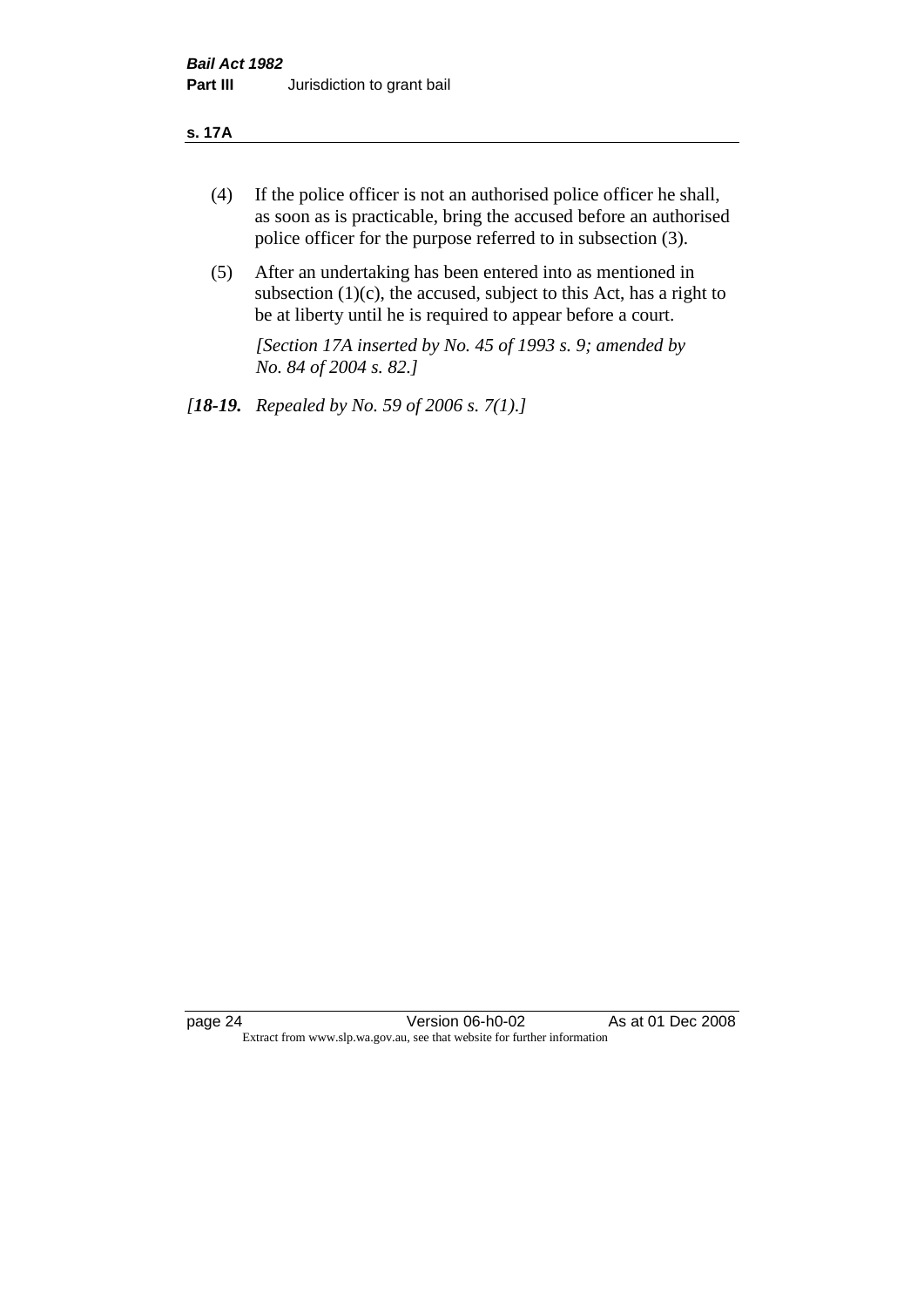(4) If the police officer is not an authorised police officer he shall, as soon as is practicable, bring the accused before an authorised police officer for the purpose referred to in subsection (3).

(5) After an undertaking has been entered into as mentioned in subsection (1)(c), the accused, subject to this Act, has a right to be at liberty until he is required to appear before a court.

*[Section 17A inserted by No. 45 of 1993 s. 9; amended by No. 84 of 2004 s. 82.]*

*[**18-19.** Repealed by No. 59 of 2006 s. 7(1).]*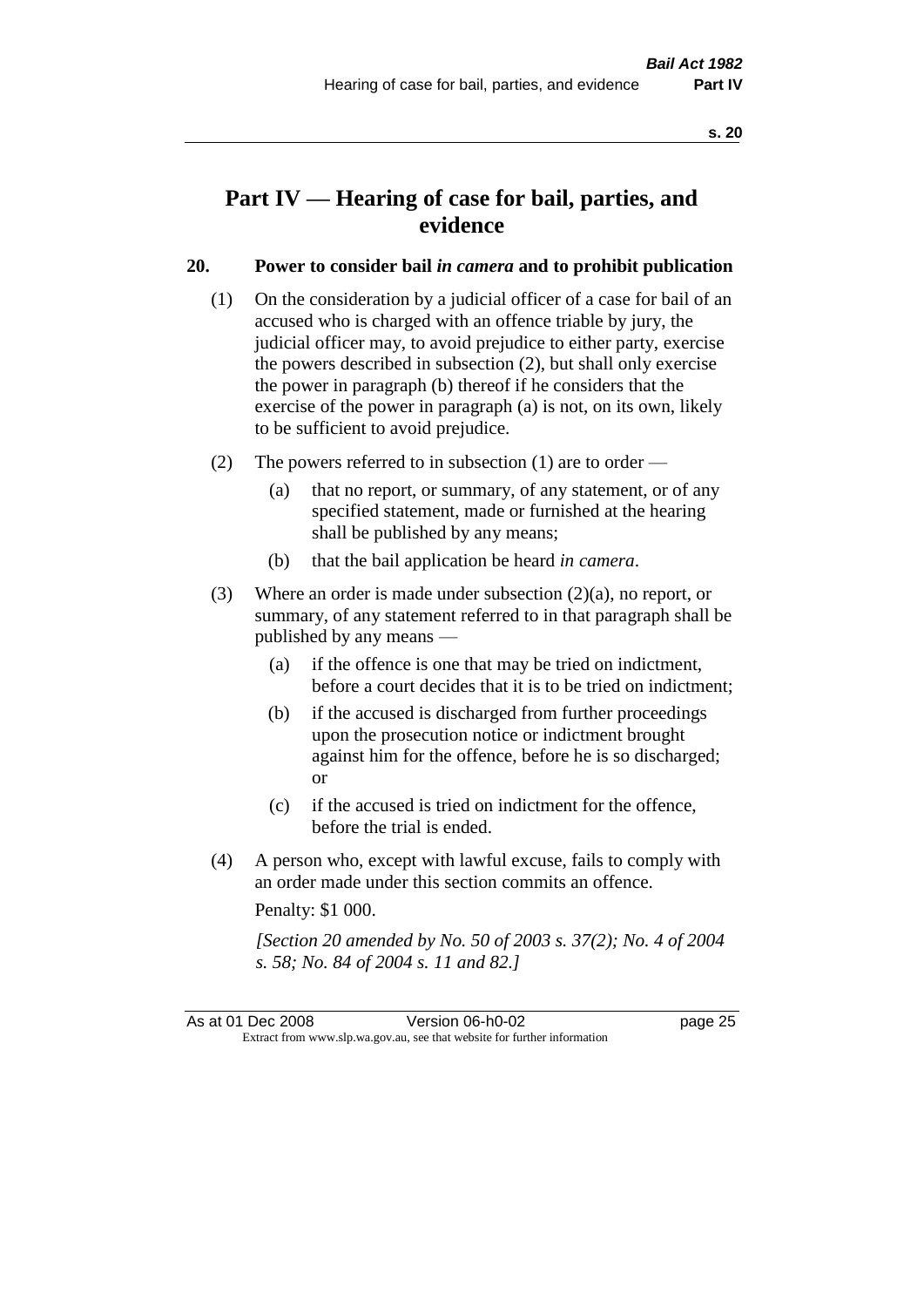# Part IV — Hearing of case for bail, parties, and evidence

## 20. Power to consider bail *in camera* and to prohibit publication

(1) On the consideration by a judicial officer of a case for bail of an accused who is charged with an offence triable by jury, the judicial officer may, to avoid prejudice to either party, exercise the powers described in subsection (2), but shall only exercise the power in paragraph (b) thereof if he considers that the exercise of the power in paragraph (a) is not, on its own, likely to be sufficient to avoid prejudice.

(2) The powers referred to in subsection (1) are to order —

- (a) that no report, or summary, of any statement, or of any specified statement, made or furnished at the hearing shall be published by any means;
- (b) that the bail application be heard *in camera*.

(3) Where an order is made under subsection (2)(a), no report, or summary, of any statement referred to in that paragraph shall be published by any means —

- (a) if the offence is one that may be tried on indictment, before a court decides that it is to be tried on indictment;
- (b) if the accused is discharged from further proceedings upon the prosecution notice or indictment brought against him for the offence, before he is so discharged; or
- (c) if the accused is tried on indictment for the offence, before the trial is ended.

(4) A person who, except with lawful excuse, fails to comply with an order made under this section commits an offence.

Penalty: $1 000.

*[Section 20 amended by No. 50 of 2003 s. 37(2); No. 4 of 2004 s. 58; No. 84 of 2004 s. 11 and 82.]*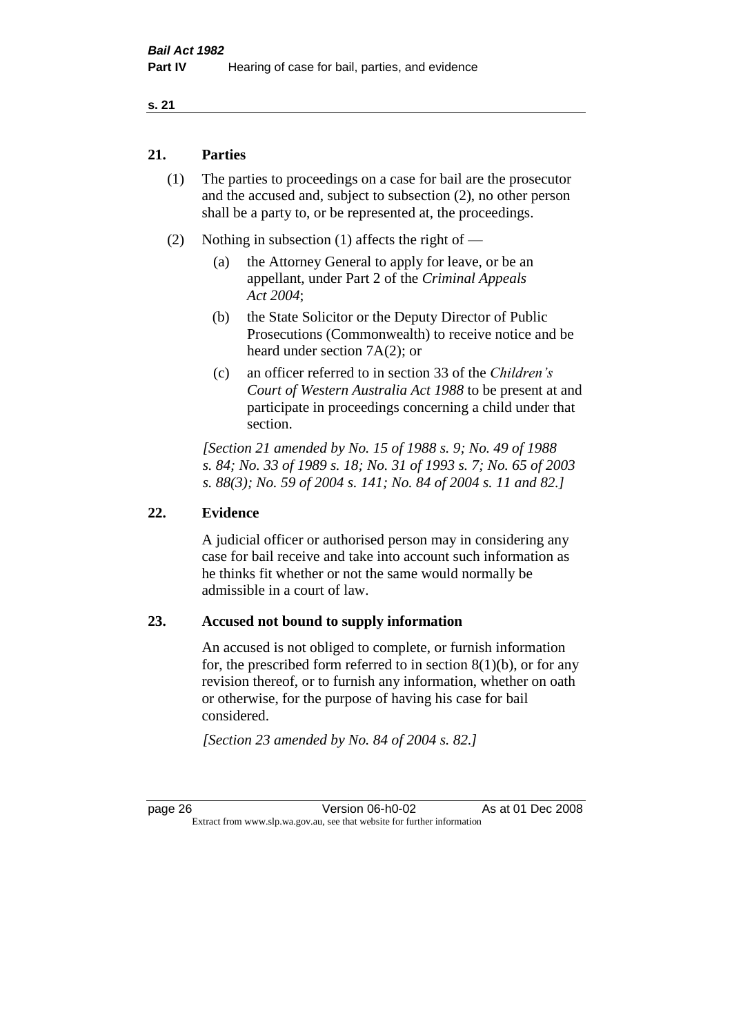## 21. Parties

(1) The parties to proceedings on a case for bail are the prosecutor and the accused and, subject to subsection (2), no other person shall be a party to, or be represented at, the proceedings.

(2) Nothing in subsection (1) affects the right of —

(a) the Attorney General to apply for leave, or be an appellant, under Part 2 of the *Criminal Appeals Act 2004*;

(b) the State Solicitor or the Deputy Director of Public Prosecutions (Commonwealth) to receive notice and be heard under section 7A(2); or

(c) an officer referred to in section 33 of the *Children's Court of Western Australia Act 1988* to be present at and participate in proceedings concerning a child under that section.

*[Section 21 amended by No. 15 of 1988 s. 9; No. 49 of 1988 s. 84; No. 33 of 1989 s. 18; No. 31 of 1993 s. 7; No. 65 of 2003 s. 88(3); No. 59 of 2004 s. 141; No. 84 of 2004 s. 11 and 82.]*

## 22. Evidence

A judicial officer or authorised person may in considering any case for bail receive and take into account such information as he thinks fit whether or not the same would normally be admissible in a court of law.

## 23. Accused not bound to supply information

An accused is not obliged to complete, or furnish information for, the prescribed form referred to in section 8(1)(b), or for any revision thereof, or to furnish any information, whether on oath or otherwise, for the purpose of having his case for bail considered.

*[Section 23 amended by No. 84 of 2004 s. 82.]*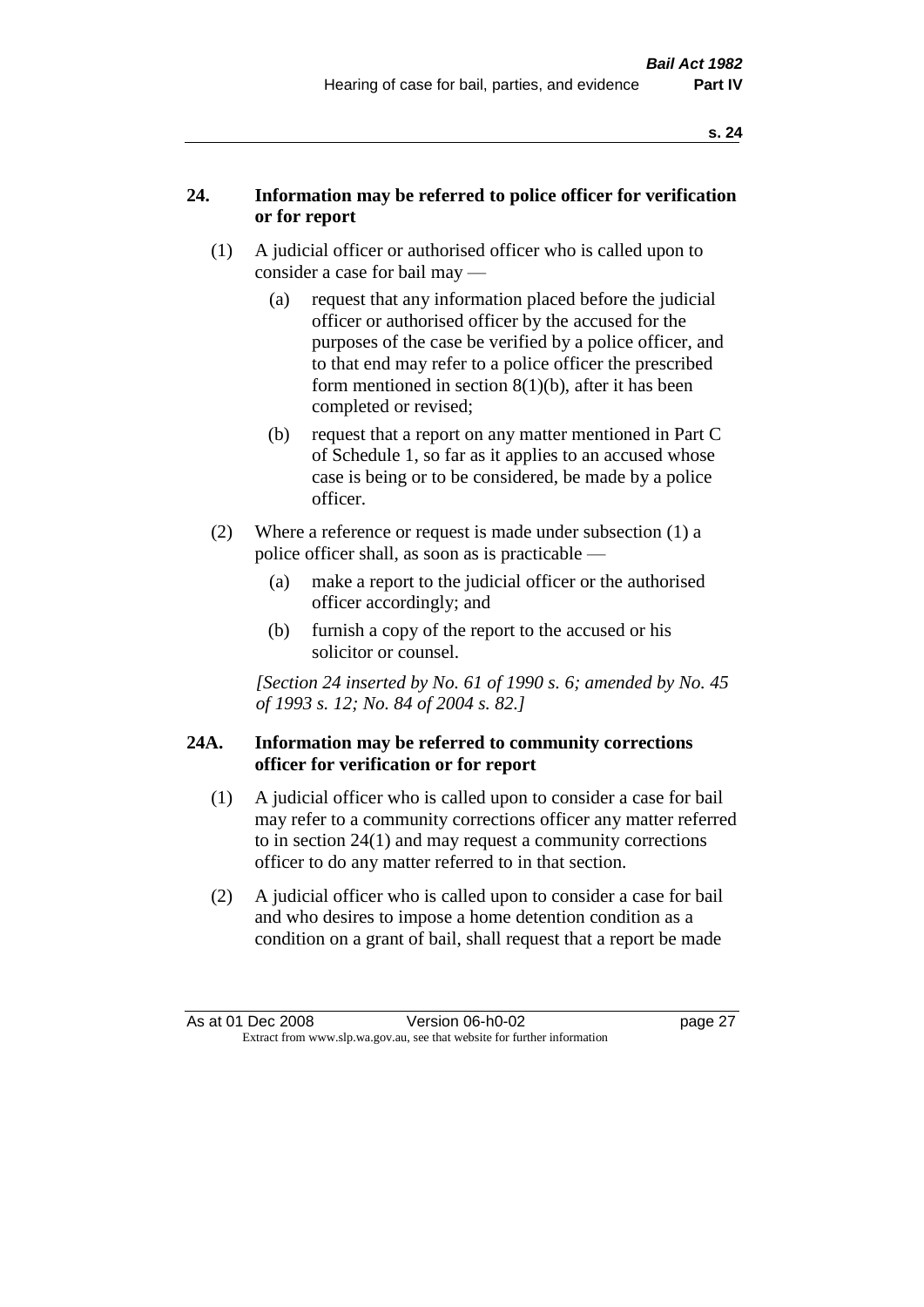## 24. Information may be referred to police officer for verification or for report

(1) A judicial officer or authorised officer who is called upon to consider a case for bail may —

(a) request that any information placed before the judicial officer or authorised officer by the accused for the purposes of the case be verified by a police officer, and to that end may refer to a police officer the prescribed form mentioned in section 8(1)(b), after it has been completed or revised;

(b) request that a report on any matter mentioned in Part C of Schedule 1, so far as it applies to an accused whose case is being or to be considered, be made by a police officer.

(2) Where a reference or request is made under subsection (1) a police officer shall, as soon as is practicable —

(a) make a report to the judicial officer or the authorised officer accordingly; and

(b) furnish a copy of the report to the accused or his solicitor or counsel.

*[Section 24 inserted by No. 61 of 1990 s. 6; amended by No. 45 of 1993 s. 12; No. 84 of 2004 s. 82.]*

## 24A. Information may be referred to community corrections officer for verification or for report

(1) A judicial officer who is called upon to consider a case for bail may refer to a community corrections officer any matter referred to in section 24(1) and may request a community corrections officer to do any matter referred to in that section.

(2) A judicial officer who is called upon to consider a case for bail and who desires to impose a home detention condition as a condition on a grant of bail, shall request that a report be made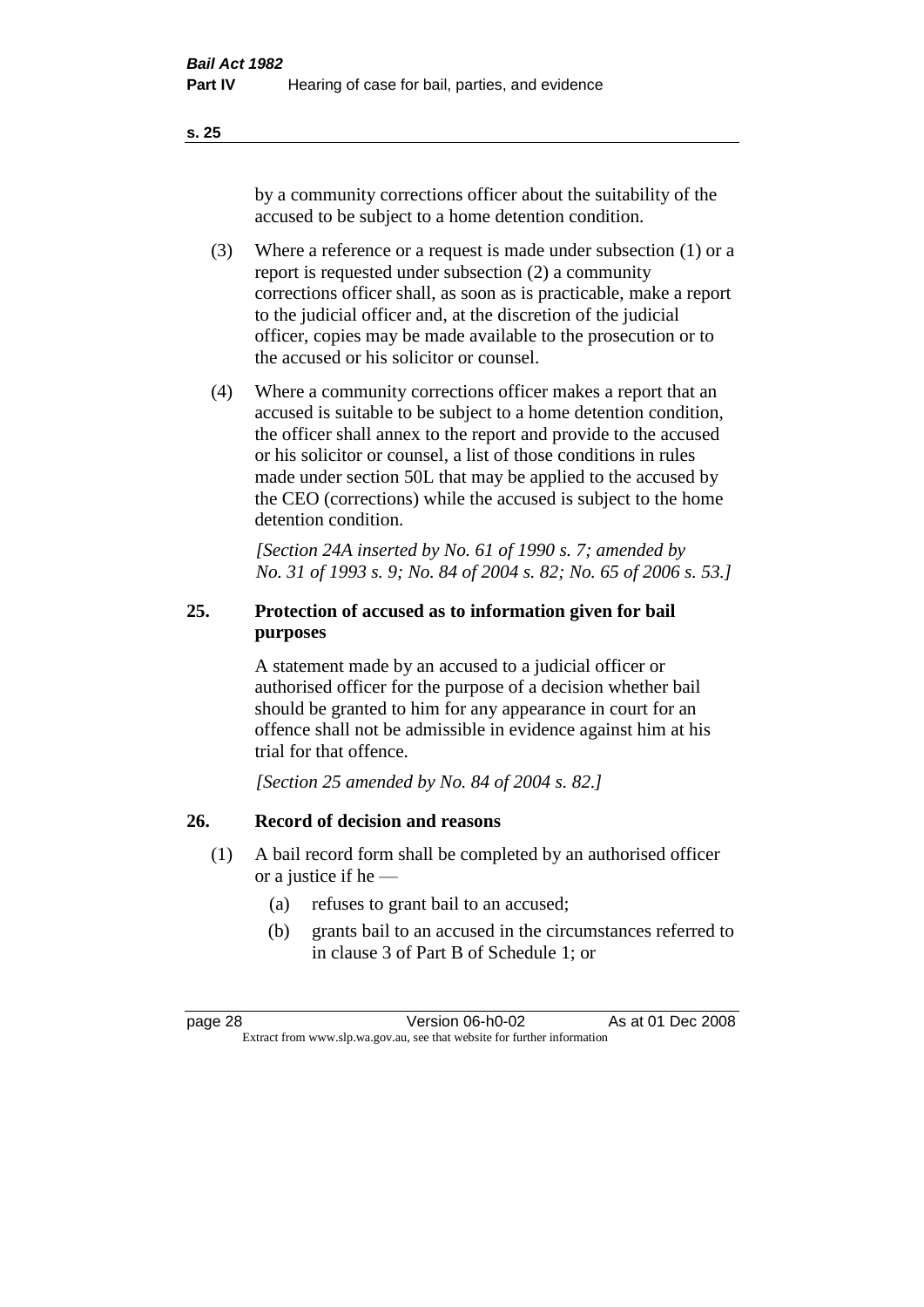by a community corrections officer about the suitability of the accused to be subject to a home detention condition.

(3) Where a reference or a request is made under subsection (1) or a report is requested under subsection (2) a community corrections officer shall, as soon as is practicable, make a report to the judicial officer and, at the discretion of the judicial officer, copies may be made available to the prosecution or to the accused or his solicitor or counsel.

(4) Where a community corrections officer makes a report that an accused is suitable to be subject to a home detention condition, the officer shall annex to the report and provide to the accused or his solicitor or counsel, a list of those conditions in rules made under section 50L that may be applied to the accused by the CEO (corrections) while the accused is subject to the home detention condition.

*[Section 24A inserted by No. 61 of 1990 s. 7; amended by No. 31 of 1993 s. 9; No. 84 of 2004 s. 82; No. 65 of 2006 s. 53.]*

## 25. Protection of accused as to information given for bail purposes

A statement made by an accused to a judicial officer or authorised officer for the purpose of a decision whether bail should be granted to him for any appearance in court for an offence shall not be admissible in evidence against him at his trial for that offence.

*[Section 25 amended by No. 84 of 2004 s. 82.]*

## 26. Record of decision and reasons

(1) A bail record form shall be completed by an authorised officer or a justice if he —

(a) refuses to grant bail to an accused;

(b) grants bail to an accused in the circumstances referred to in clause 3 of Part B of Schedule 1; or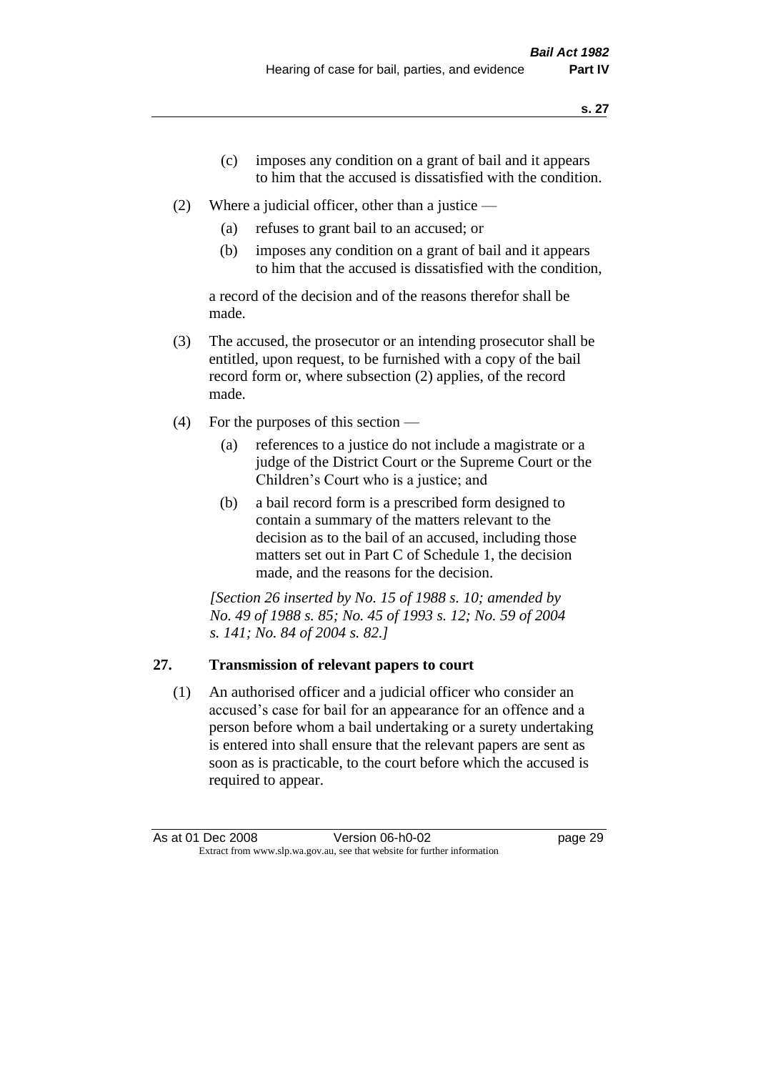(c) imposes any condition on a grant of bail and it appears to him that the accused is dissatisfied with the condition.

(2) Where a judicial officer, other than a justice —

(a) refuses to grant bail to an accused; or

(b) imposes any condition on a grant of bail and it appears to him that the accused is dissatisfied with the condition,

a record of the decision and of the reasons therefor shall be made.

(3) The accused, the prosecutor or an intending prosecutor shall be entitled, upon request, to be furnished with a copy of the bail record form or, where subsection (2) applies, of the record made.

(4) For the purposes of this section —

(a) references to a justice do not include a magistrate or a judge of the District Court or the Supreme Court or the Children's Court who is a justice; and

(b) a bail record form is a prescribed form designed to contain a summary of the matters relevant to the decision as to the bail of an accused, including those matters set out in Part C of Schedule 1, the decision made, and the reasons for the decision.

*[Section 26 inserted by No. 15 of 1988 s. 10; amended by No. 49 of 1988 s. 85; No. 45 of 1993 s. 12; No. 59 of 2004 s. 141; No. 84 of 2004 s. 82.]*

## 27. Transmission of relevant papers to court

(1) An authorised officer and a judicial officer who consider an accused's case for bail for an appearance for an offence and a person before whom a bail undertaking or a surety undertaking is entered into shall ensure that the relevant papers are sent as soon as is practicable, to the court before which the accused is required to appear.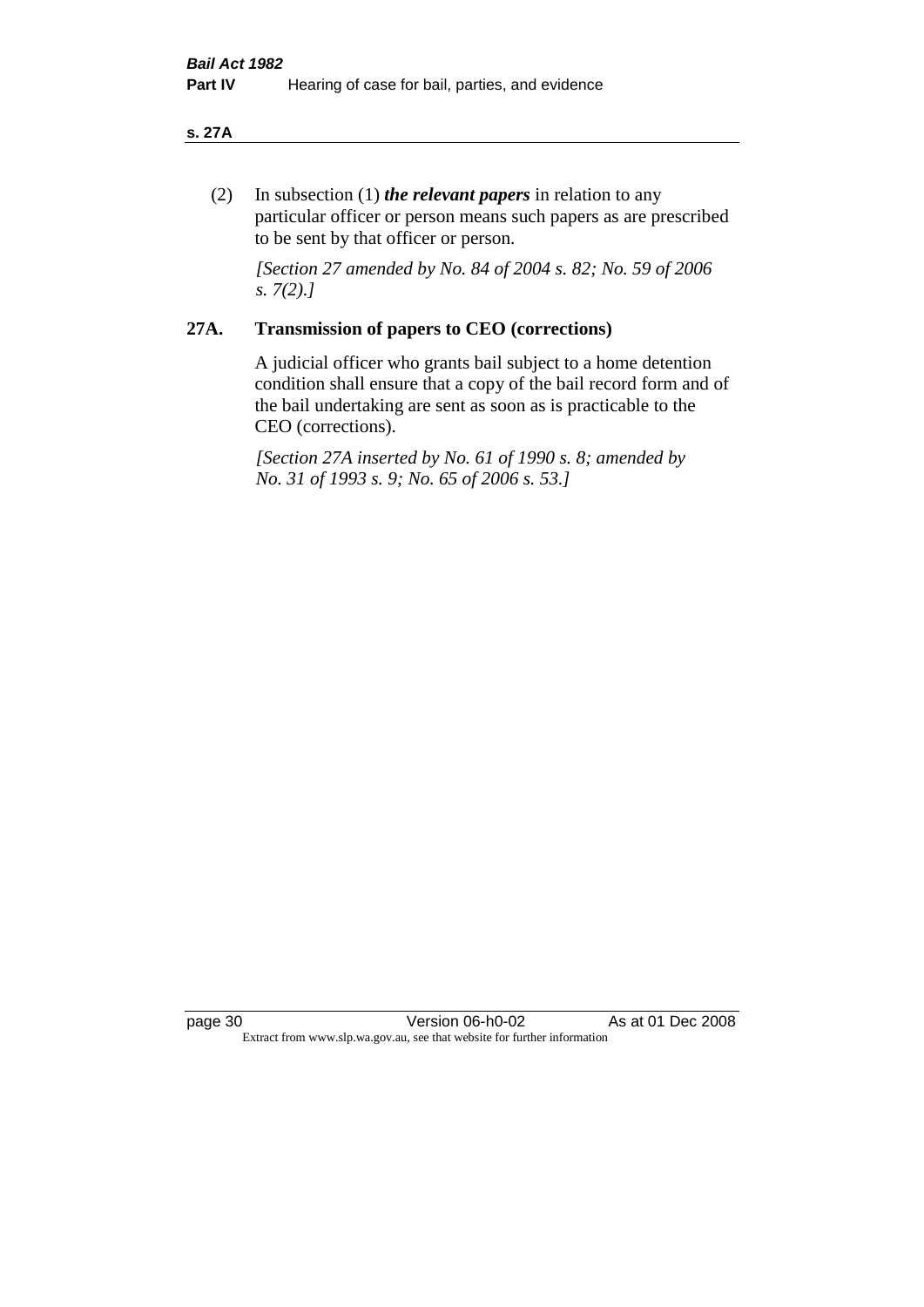(2) In subsection (1) ***the relevant papers*** in relation to any particular officer or person means such papers as are prescribed to be sent by that officer or person.

*[Section 27 amended by No. 84 of 2004 s. 82; No. 59 of 2006 s. 7(2).]*

## 27A. Transmission of papers to CEO (corrections)

A judicial officer who grants bail subject to a home detention condition shall ensure that a copy of the bail record form and of the bail undertaking are sent as soon as is practicable to the CEO (corrections).

*[Section 27A inserted by No. 61 of 1990 s. 8; amended by No. 31 of 1993 s. 9; No. 65 of 2006 s. 53.]*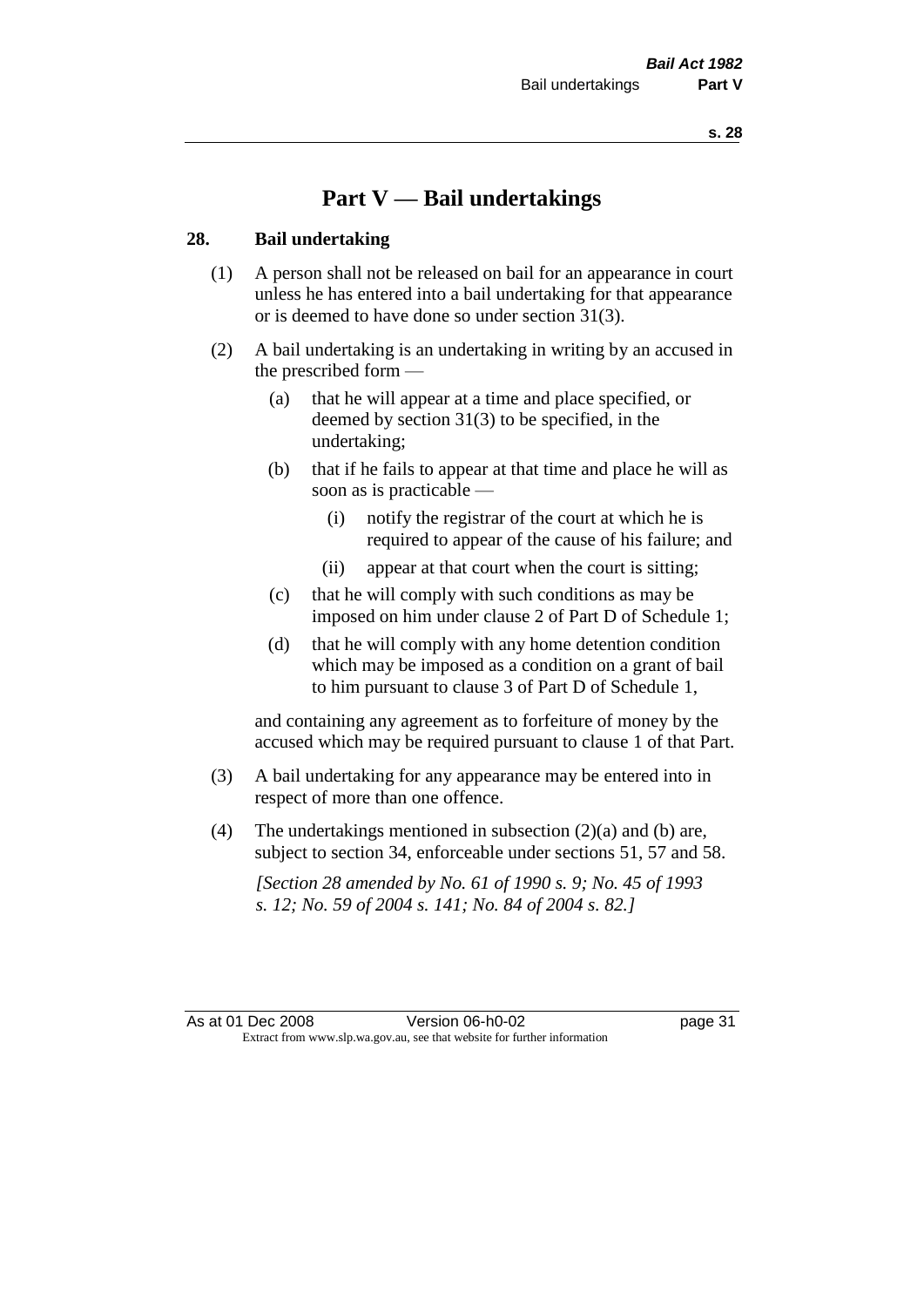# Part V — Bail undertakings

## 28. Bail undertaking

(1) A person shall not be released on bail for an appearance in court unless he has entered into a bail undertaking for that appearance or is deemed to have done so under section 31(3).

(2) A bail undertaking is an undertaking in writing by an accused in the prescribed form —

- (a) that he will appear at a time and place specified, or deemed by section 31(3) to be specified, in the undertaking;
- (b) that if he fails to appear at that time and place he will as soon as is practicable —
  - (i) notify the registrar of the court at which he is required to appear of the cause of his failure; and
  - (ii) appear at that court when the court is sitting;
- (c) that he will comply with such conditions as may be imposed on him under clause 2 of Part D of Schedule 1;
- (d) that he will comply with any home detention condition which may be imposed as a condition on a grant of bail to him pursuant to clause 3 of Part D of Schedule 1,

and containing any agreement as to forfeiture of money by the accused which may be required pursuant to clause 1 of that Part.

(3) A bail undertaking for any appearance may be entered into in respect of more than one offence.

(4) The undertakings mentioned in subsection (2)(a) and (b) are, subject to section 34, enforceable under sections 51, 57 and 58.

*[Section 28 amended by No. 61 of 1990 s. 9; No. 45 of 1993 s. 12; No. 59 of 2004 s. 141; No. 84 of 2004 s. 82.]*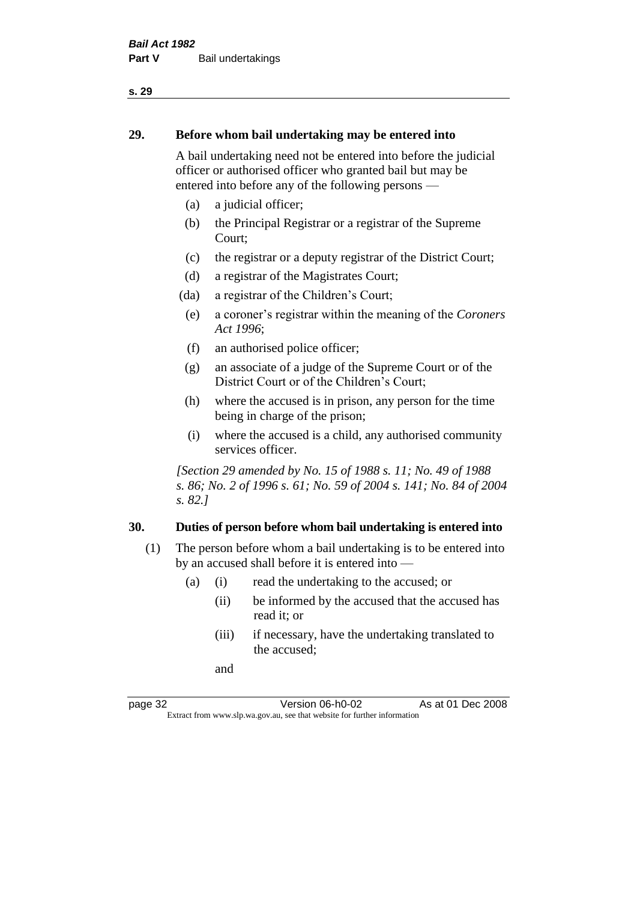## 29. Before whom bail undertaking may be entered into

A bail undertaking need not be entered into before the judicial officer or authorised officer who granted bail but may be entered into before any of the following persons —

- (a) a judicial officer;
- (b) the Principal Registrar or a registrar of the Supreme Court;
- (c) the registrar or a deputy registrar of the District Court;
- (d) a registrar of the Magistrates Court;
- (da) a registrar of the Children's Court;
- (e) a coroner's registrar within the meaning of the *Coroners Act 1996*;
- (f) an authorised police officer;
- (g) an associate of a judge of the Supreme Court or of the District Court or of the Children's Court;
- (h) where the accused is in prison, any person for the time being in charge of the prison;
- (i) where the accused is a child, any authorised community services officer.

*[Section 29 amended by No. 15 of 1988 s. 11; No. 49 of 1988 s. 86; No. 2 of 1996 s. 61; No. 59 of 2004 s. 141; No. 84 of 2004 s. 82.]*

## 30. Duties of person before whom bail undertaking is entered into

(1) The person before whom a bail undertaking is to be entered into by an accused shall before it is entered into —

- (a) (i) read the undertaking to the accused; or
  - (ii) be informed by the accused that the accused has read it; or
  - (iii) if necessary, have the undertaking translated to the accused;

  and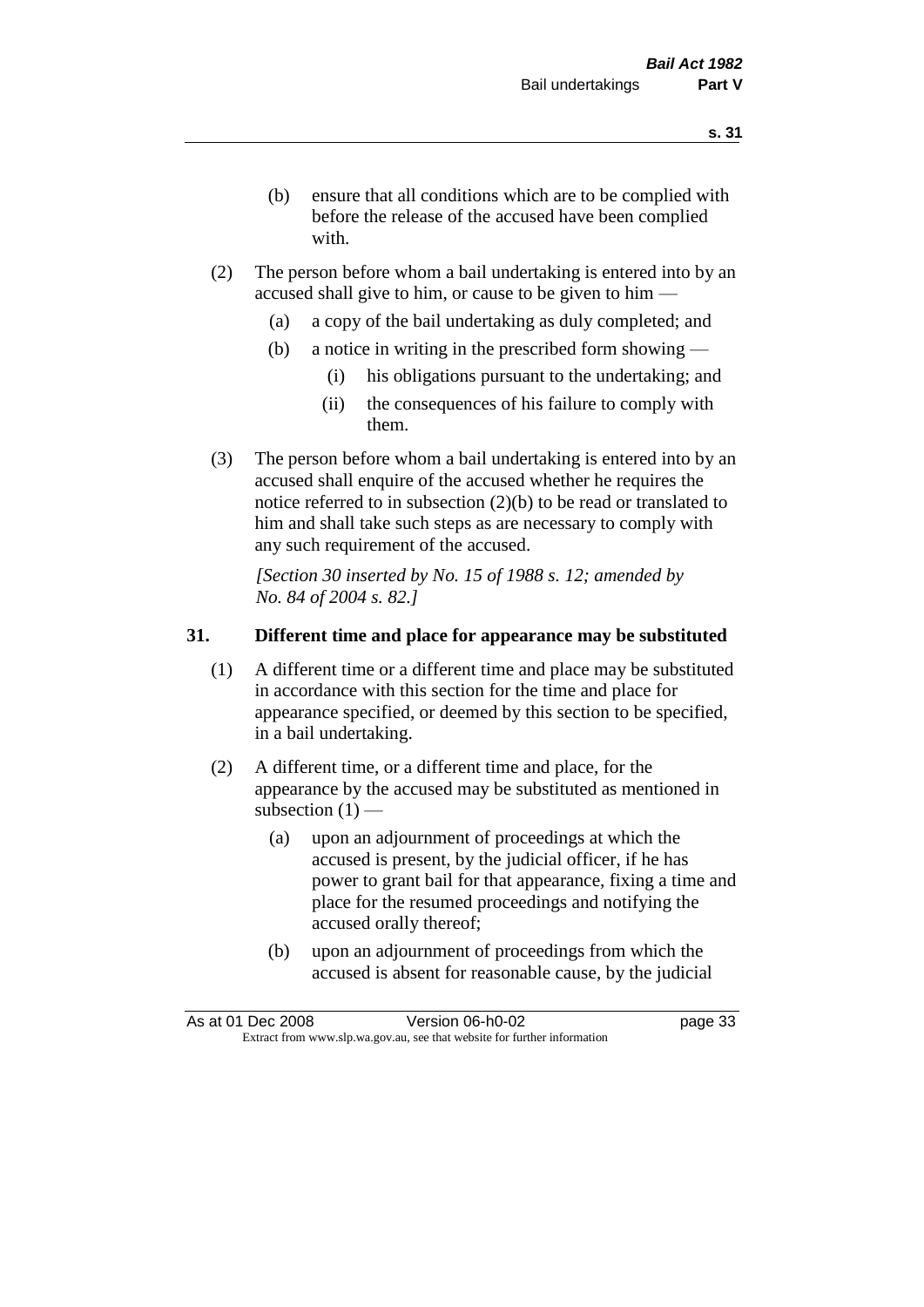(b) ensure that all conditions which are to be complied with before the release of the accused have been complied with.

(2) The person before whom a bail undertaking is entered into by an accused shall give to him, or cause to be given to him —

(a) a copy of the bail undertaking as duly completed; and

(b) a notice in writing in the prescribed form showing —

(i) his obligations pursuant to the undertaking; and

(ii) the consequences of his failure to comply with them.

(3) The person before whom a bail undertaking is entered into by an accused shall enquire of the accused whether he requires the notice referred to in subsection (2)(b) to be read or translated to him and shall take such steps as are necessary to comply with any such requirement of the accused.

*[Section 30 inserted by No. 15 of 1988 s. 12; amended by No. 84 of 2004 s. 82.]*

## 31. Different time and place for appearance may be substituted

(1) A different time or a different time and place may be substituted in accordance with this section for the time and place for appearance specified, or deemed by this section to be specified, in a bail undertaking.

(2) A different time, or a different time and place, for the appearance by the accused may be substituted as mentioned in subsection (1) —

(a) upon an adjournment of proceedings at which the accused is present, by the judicial officer, if he has power to grant bail for that appearance, fixing a time and place for the resumed proceedings and notifying the accused orally thereof;

(b) upon an adjournment of proceedings from which the accused is absent for reasonable cause, by the judicial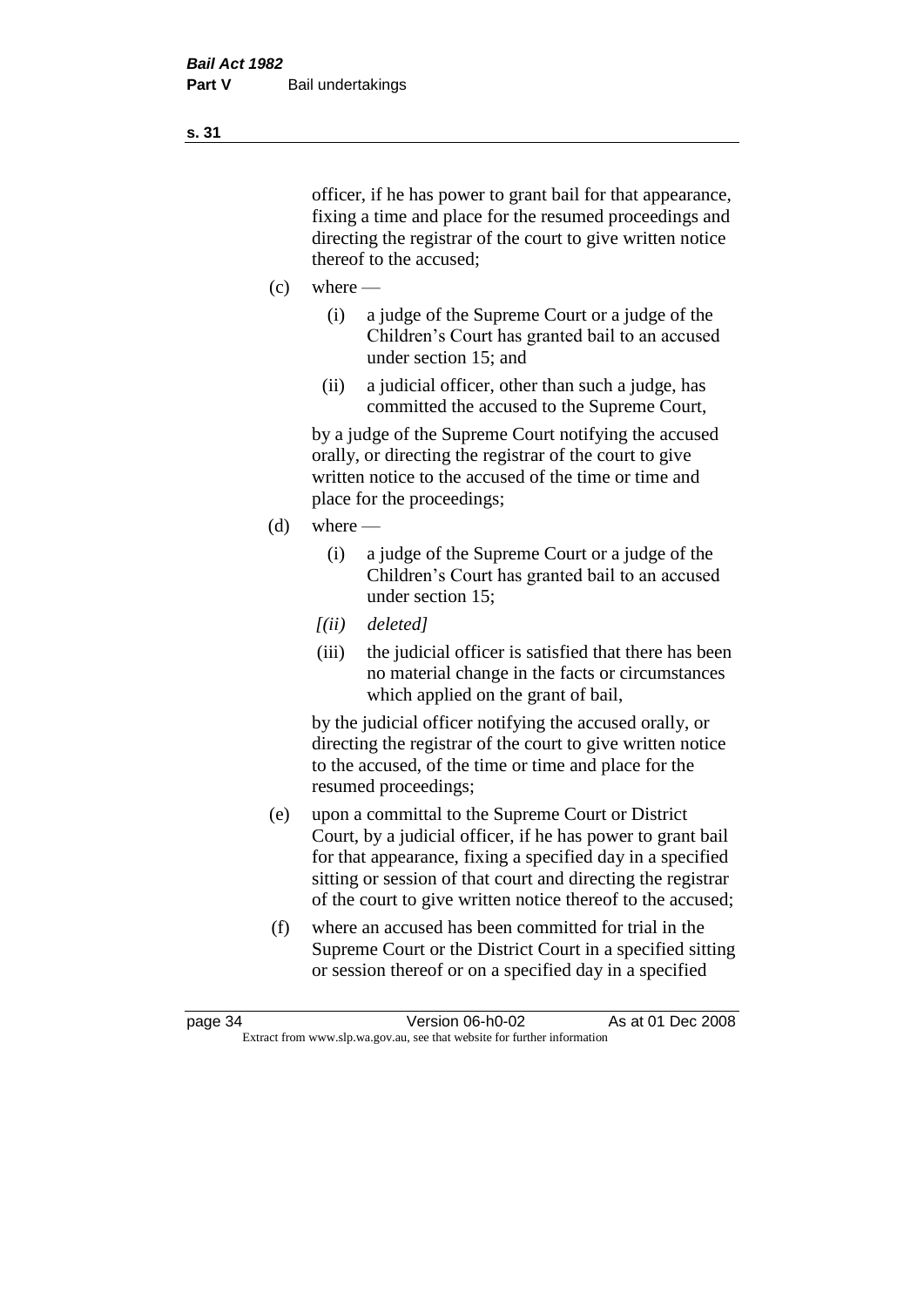officer, if he has power to grant bail for that appearance, fixing a time and place for the resumed proceedings and directing the registrar of the court to give written notice thereof to the accused;

(c) where —

  (i) a judge of the Supreme Court or a judge of the Children's Court has granted bail to an accused under section 15; and

  (ii) a judicial officer, other than such a judge, has committed the accused to the Supreme Court,

  by a judge of the Supreme Court notifying the accused orally, or directing the registrar of the court to give written notice to the accused of the time or time and place for the proceedings;

(d) where —

  (i) a judge of the Supreme Court or a judge of the Children's Court has granted bail to an accused under section 15;

  *[(ii) deleted]*

  (iii) the judicial officer is satisfied that there has been no material change in the facts or circumstances which applied on the grant of bail,

  by the judicial officer notifying the accused orally, or directing the registrar of the court to give written notice to the accused, of the time or time and place for the resumed proceedings;

(e) upon a committal to the Supreme Court or District Court, by a judicial officer, if he has power to grant bail for that appearance, fixing a specified day in a specified sitting or session of that court and directing the registrar of the court to give written notice thereof to the accused;

(f) where an accused has been committed for trial in the Supreme Court or the District Court in a specified sitting or session thereof or on a specified day in a specified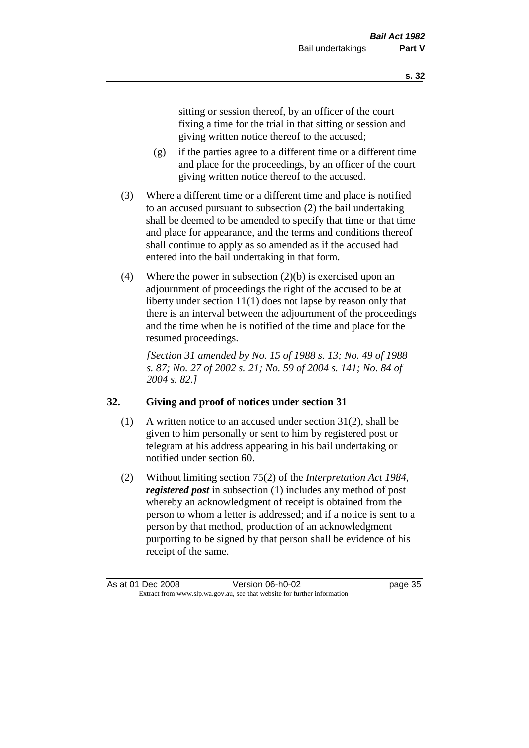sitting or session thereof, by an officer of the court fixing a time for the trial in that sitting or session and giving written notice thereof to the accused;

(g) if the parties agree to a different time or a different time and place for the proceedings, by an officer of the court giving written notice thereof to the accused.

(3) Where a different time or a different time and place is notified to an accused pursuant to subsection (2) the bail undertaking shall be deemed to be amended to specify that time or that time and place for appearance, and the terms and conditions thereof shall continue to apply as so amended as if the accused had entered into the bail undertaking in that form.

(4) Where the power in subsection (2)(b) is exercised upon an adjournment of proceedings the right of the accused to be at liberty under section 11(1) does not lapse by reason only that there is an interval between the adjournment of the proceedings and the time when he is notified of the time and place for the resumed proceedings.

*[Section 31 amended by No. 15 of 1988 s. 13; No. 49 of 1988 s. 87; No. 27 of 2002 s. 21; No. 59 of 2004 s. 141; No. 84 of 2004 s. 82.]*

### 32. Giving and proof of notices under section 31

(1) A written notice to an accused under section 31(2), shall be given to him personally or sent to him by registered post or telegram at his address appearing in his bail undertaking or notified under section 60.

(2) Without limiting section 75(2) of the *Interpretation Act 1984*, ***registered post*** in subsection (1) includes any method of post whereby an acknowledgment of receipt is obtained from the person to whom a letter is addressed; and if a notice is sent to a person by that method, production of an acknowledgment purporting to be signed by that person shall be evidence of his receipt of the same.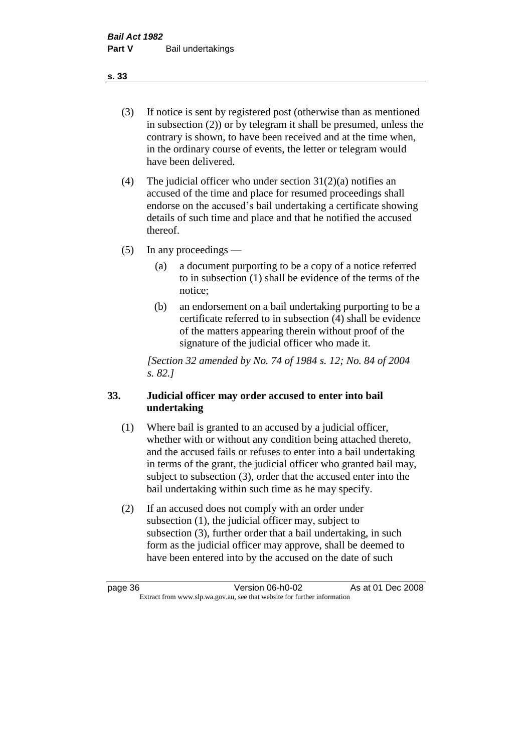(3) If notice is sent by registered post (otherwise than as mentioned in subsection (2)) or by telegram it shall be presumed, unless the contrary is shown, to have been received and at the time when, in the ordinary course of events, the letter or telegram would have been delivered.

(4) The judicial officer who under section 31(2)(a) notifies an accused of the time and place for resumed proceedings shall endorse on the accused's bail undertaking a certificate showing details of such time and place and that he notified the accused thereof.

(5) In any proceedings —

(a) a document purporting to be a copy of a notice referred to in subsection (1) shall be evidence of the terms of the notice;

(b) an endorsement on a bail undertaking purporting to be a certificate referred to in subsection (4) shall be evidence of the matters appearing therein without proof of the signature of the judicial officer who made it.

*[Section 32 amended by No. 74 of 1984 s. 12; No. 84 of 2004 s. 82.]*

## 33. Judicial officer may order accused to enter into bail undertaking

(1) Where bail is granted to an accused by a judicial officer, whether with or without any condition being attached thereto, and the accused fails or refuses to enter into a bail undertaking in terms of the grant, the judicial officer who granted bail may, subject to subsection (3), order that the accused enter into the bail undertaking within such time as he may specify.

(2) If an accused does not comply with an order under subsection (1), the judicial officer may, subject to subsection (3), further order that a bail undertaking, in such form as the judicial officer may approve, shall be deemed to have been entered into by the accused on the date of such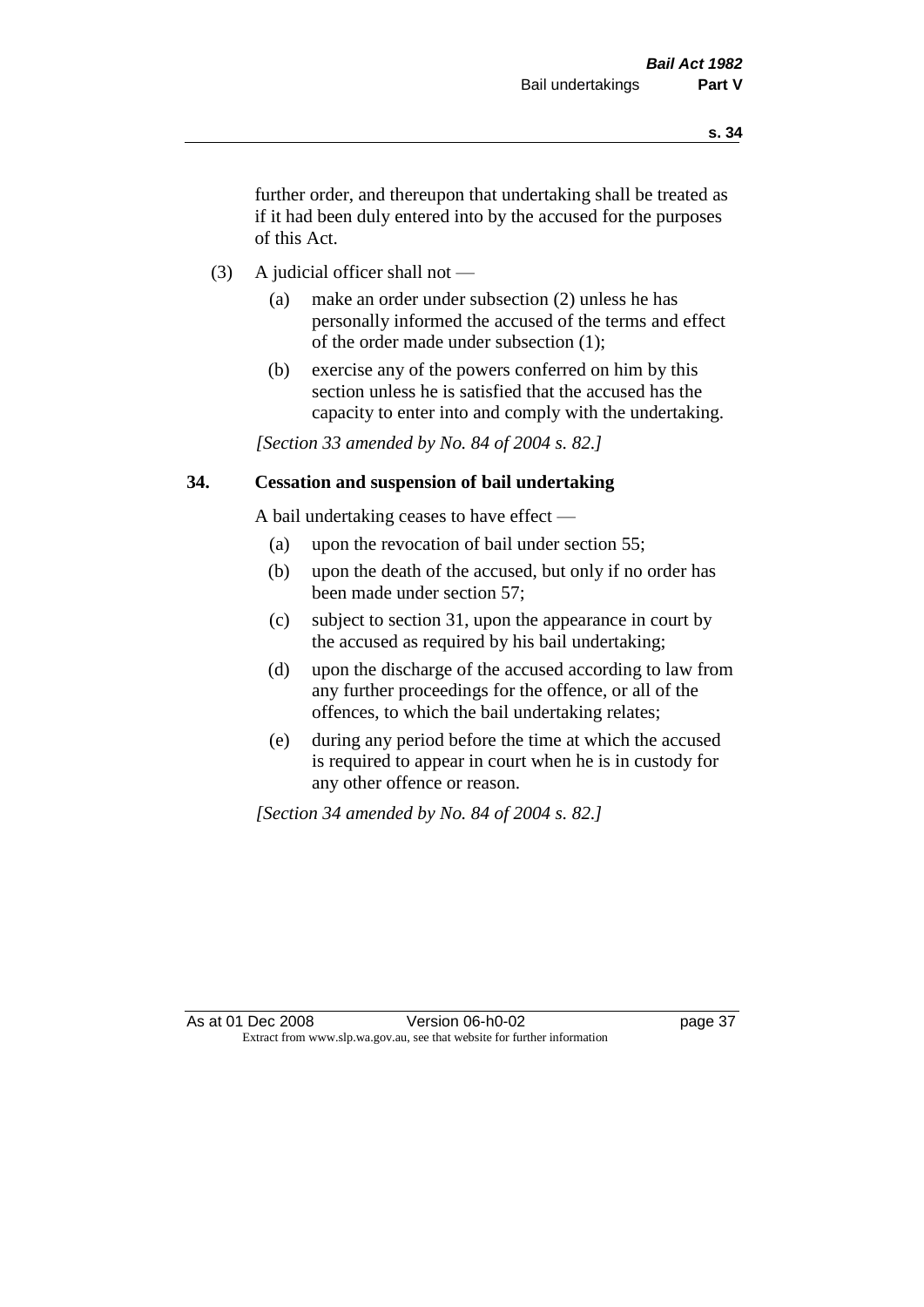further order, and thereupon that undertaking shall be treated as if it had been duly entered into by the accused for the purposes of this Act.

(3) A judicial officer shall not —

(a) make an order under subsection (2) unless he has personally informed the accused of the terms and effect of the order made under subsection (1);

(b) exercise any of the powers conferred on him by this section unless he is satisfied that the accused has the capacity to enter into and comply with the undertaking.

*[Section 33 amended by No. 84 of 2004 s. 82.]*

### 34. Cessation and suspension of bail undertaking

A bail undertaking ceases to have effect —

(a) upon the revocation of bail under section 55;

(b) upon the death of the accused, but only if no order has been made under section 57;

(c) subject to section 31, upon the appearance in court by the accused as required by his bail undertaking;

(d) upon the discharge of the accused according to law from any further proceedings for the offence, or all of the offences, to which the bail undertaking relates;

(e) during any period before the time at which the accused is required to appear in court when he is in custody for any other offence or reason.

*[Section 34 amended by No. 84 of 2004 s. 82.]*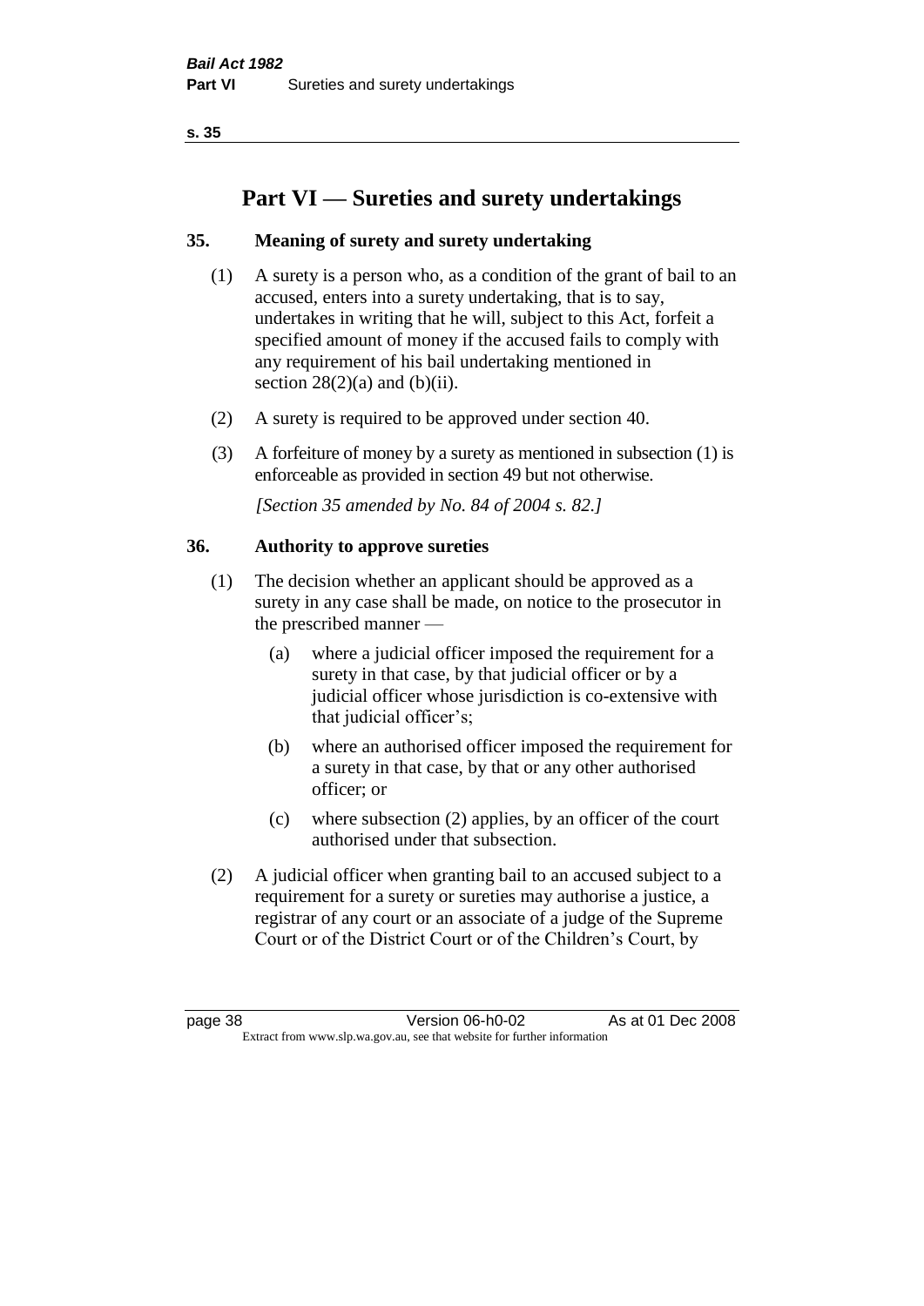# Part VI — Sureties and surety undertakings

## 35. Meaning of surety and surety undertaking

(1) A surety is a person who, as a condition of the grant of bail to an accused, enters into a surety undertaking, that is to say, undertakes in writing that he will, subject to this Act, forfeit a specified amount of money if the accused fails to comply with any requirement of his bail undertaking mentioned in section 28(2)(a) and (b)(ii).

(2) A surety is required to be approved under section 40.

(3) A forfeiture of money by a surety as mentioned in subsection (1) is enforceable as provided in section 49 but not otherwise.

*[Section 35 amended by No. 84 of 2004 s. 82.]*

## 36. Authority to approve sureties

(1) The decision whether an applicant should be approved as a surety in any case shall be made, on notice to the prosecutor in the prescribed manner —

- (a) where a judicial officer imposed the requirement for a surety in that case, by that judicial officer or by a judicial officer whose jurisdiction is co-extensive with that judicial officer's;
- (b) where an authorised officer imposed the requirement for a surety in that case, by that or any other authorised officer; or
- (c) where subsection (2) applies, by an officer of the court authorised under that subsection.

(2) A judicial officer when granting bail to an accused subject to a requirement for a surety or sureties may authorise a justice, a registrar of any court or an associate of a judge of the Supreme Court or of the District Court or of the Children's Court, by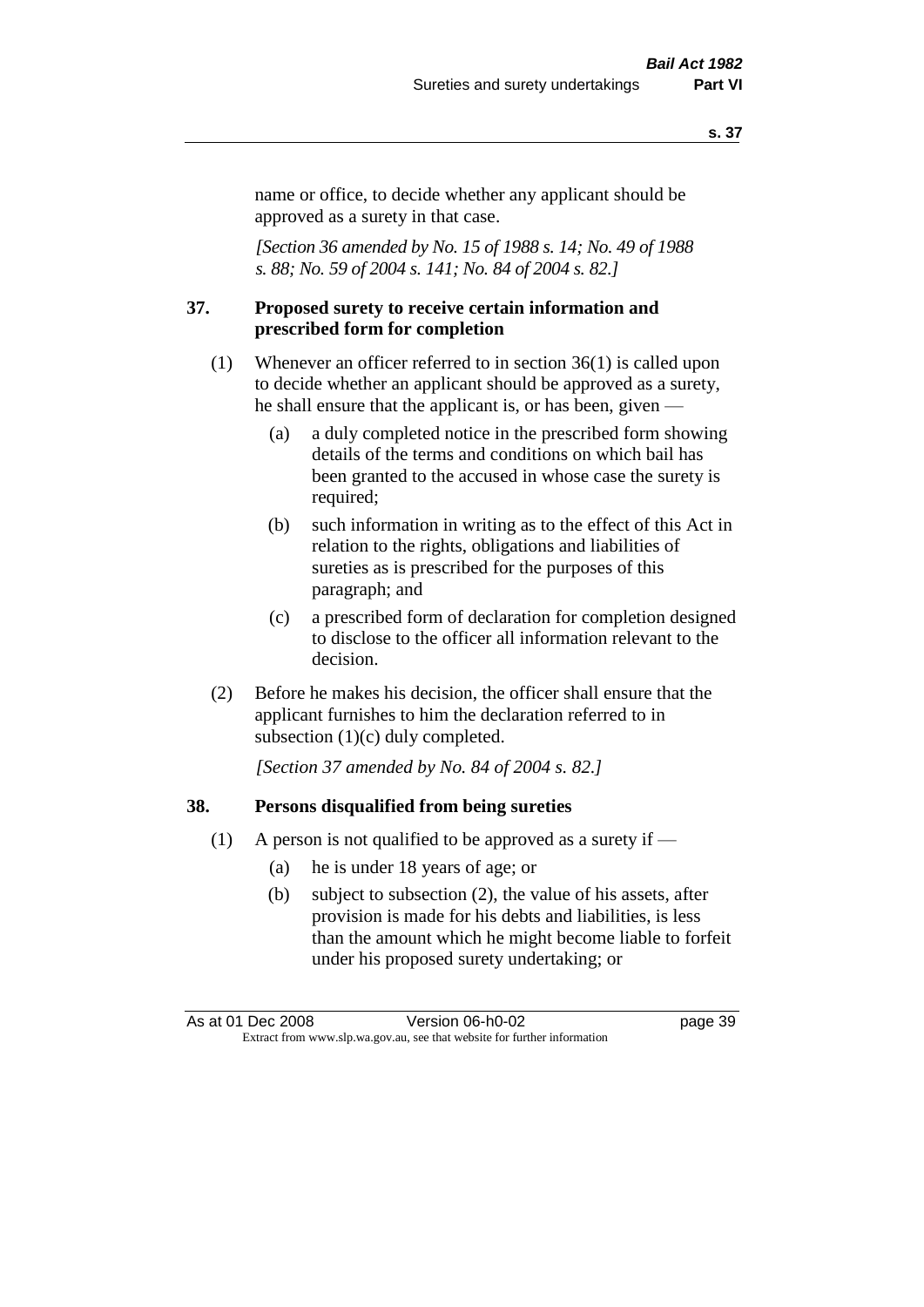name or office, to decide whether any applicant should be approved as a surety in that case.

*[Section 36 amended by No. 15 of 1988 s. 14; No. 49 of 1988 s. 88; No. 59 of 2004 s. 141; No. 84 of 2004 s. 82.]*

## 37. Proposed surety to receive certain information and prescribed form for completion

(1) Whenever an officer referred to in section 36(1) is called upon to decide whether an applicant should be approved as a surety, he shall ensure that the applicant is, or has been, given —

- (a) a duly completed notice in the prescribed form showing details of the terms and conditions on which bail has been granted to the accused in whose case the surety is required;
- (b) such information in writing as to the effect of this Act in relation to the rights, obligations and liabilities of sureties as is prescribed for the purposes of this paragraph; and
- (c) a prescribed form of declaration for completion designed to disclose to the officer all information relevant to the decision.

(2) Before he makes his decision, the officer shall ensure that the applicant furnishes to him the declaration referred to in subsection (1)(c) duly completed.

*[Section 37 amended by No. 84 of 2004 s. 82.]*

## 38. Persons disqualified from being sureties

(1) A person is not qualified to be approved as a surety if —

- (a) he is under 18 years of age; or
- (b) subject to subsection (2), the value of his assets, after provision is made for his debts and liabilities, is less than the amount which he might become liable to forfeit under his proposed surety undertaking; or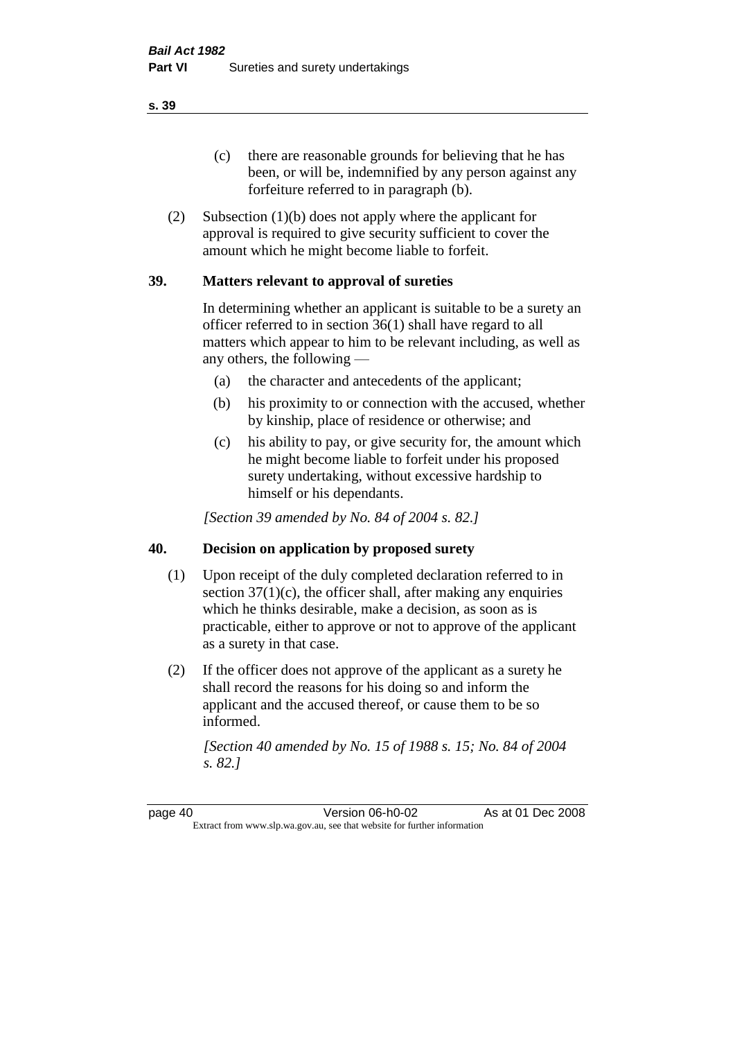(c) there are reasonable grounds for believing that he has been, or will be, indemnified by any person against any forfeiture referred to in paragraph (b).

(2) Subsection (1)(b) does not apply where the applicant for approval is required to give security sufficient to cover the amount which he might become liable to forfeit.

## 39. Matters relevant to approval of sureties

In determining whether an applicant is suitable to be a surety an officer referred to in section 36(1) shall have regard to all matters which appear to him to be relevant including, as well as any others, the following —

(a) the character and antecedents of the applicant;

(b) his proximity to or connection with the accused, whether by kinship, place of residence or otherwise; and

(c) his ability to pay, or give security for, the amount which he might become liable to forfeit under his proposed surety undertaking, without excessive hardship to himself or his dependants.

*[Section 39 amended by No. 84 of 2004 s. 82.]*

## 40. Decision on application by proposed surety

(1) Upon receipt of the duly completed declaration referred to in section 37(1)(c), the officer shall, after making any enquiries which he thinks desirable, make a decision, as soon as is practicable, either to approve or not to approve of the applicant as a surety in that case.

(2) If the officer does not approve of the applicant as a surety he shall record the reasons for his doing so and inform the applicant and the accused thereof, or cause them to be so informed.

*[Section 40 amended by No. 15 of 1988 s. 15; No. 84 of 2004 s. 82.]*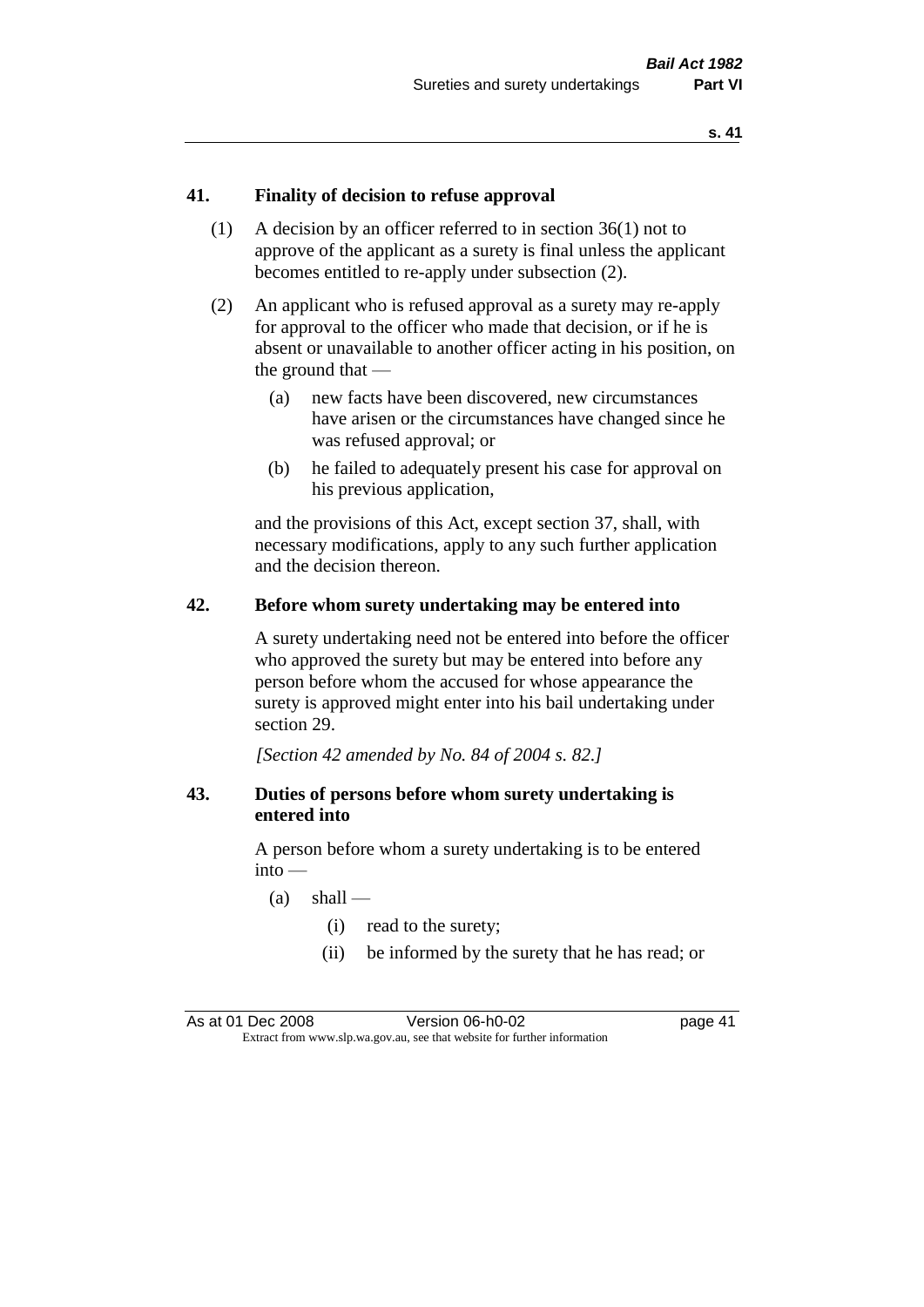## 41. Finality of decision to refuse approval

(1) A decision by an officer referred to in section 36(1) not to approve of the applicant as a surety is final unless the applicant becomes entitled to re-apply under subsection (2).

(2) An applicant who is refused approval as a surety may re-apply for approval to the officer who made that decision, or if he is absent or unavailable to another officer acting in his position, on the ground that —

- (a) new facts have been discovered, new circumstances have arisen or the circumstances have changed since he was refused approval; or
- (b) he failed to adequately present his case for approval on his previous application,

and the provisions of this Act, except section 37, shall, with necessary modifications, apply to any such further application and the decision thereon.

## 42. Before whom surety undertaking may be entered into

A surety undertaking need not be entered into before the officer who approved the surety but may be entered into before any person before whom the accused for whose appearance the surety is approved might enter into his bail undertaking under section 29.

*[Section 42 amended by No. 84 of 2004 s. 82.]*

## 43. Duties of persons before whom surety undertaking is entered into

A person before whom a surety undertaking is to be entered into —

- (a) shall —
  - (i) read to the surety;
  - (ii) be informed by the surety that he has read; or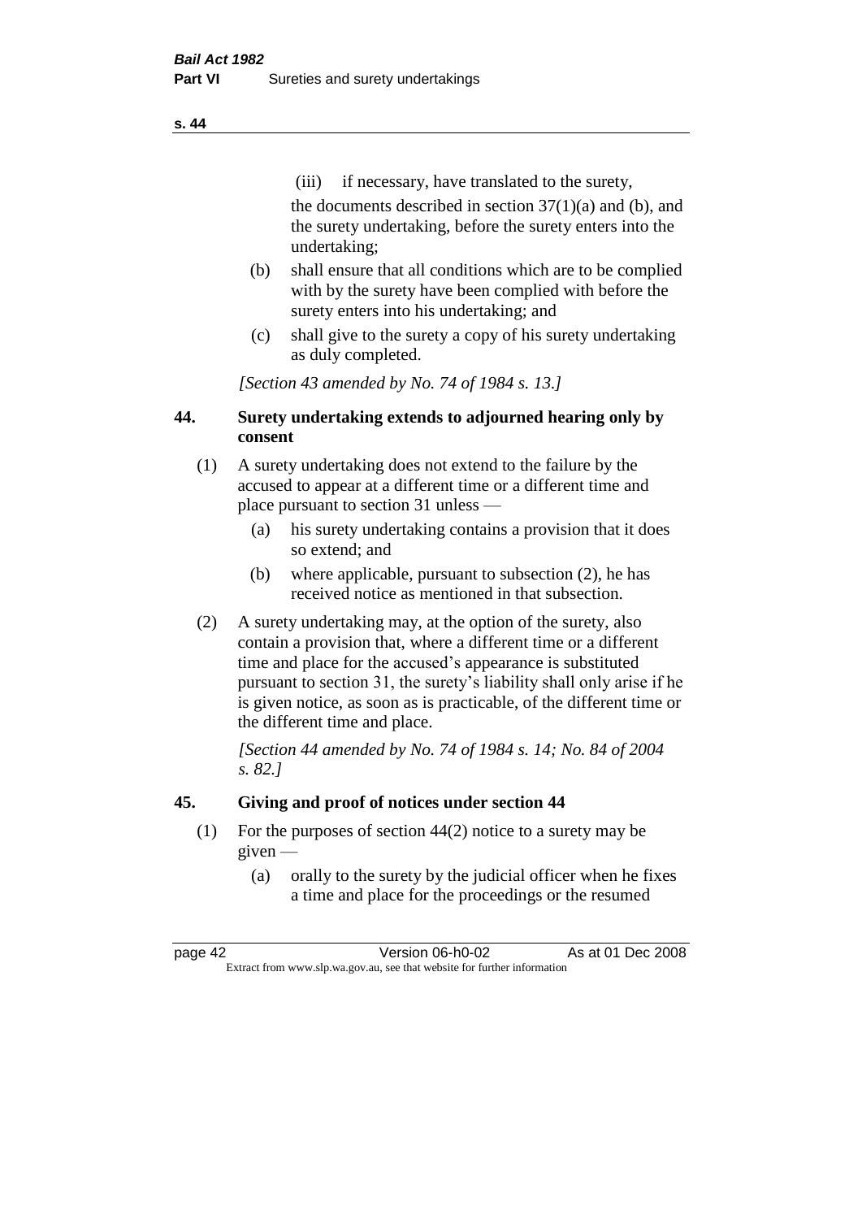(iii) if necessary, have translated to the surety,

the documents described in section 37(1)(a) and (b), and the surety undertaking, before the surety enters into the undertaking;

(b) shall ensure that all conditions which are to be complied with by the surety have been complied with before the surety enters into his undertaking; and

(c) shall give to the surety a copy of his surety undertaking as duly completed.

*[Section 43 amended by No. 74 of 1984 s. 13.]*

## 44. Surety undertaking extends to adjourned hearing only by consent

(1) A surety undertaking does not extend to the failure by the accused to appear at a different time or a different time and place pursuant to section 31 unless —

(a) his surety undertaking contains a provision that it does so extend; and

(b) where applicable, pursuant to subsection (2), he has received notice as mentioned in that subsection.

(2) A surety undertaking may, at the option of the surety, also contain a provision that, where a different time or a different time and place for the accused's appearance is substituted pursuant to section 31, the surety's liability shall only arise if he is given notice, as soon as is practicable, of the different time or the different time and place.

*[Section 44 amended by No. 74 of 1984 s. 14; No. 84 of 2004 s. 82.]*

## 45. Giving and proof of notices under section 44

(1) For the purposes of section 44(2) notice to a surety may be given —

(a) orally to the surety by the judicial officer when he fixes a time and place for the proceedings or the resumed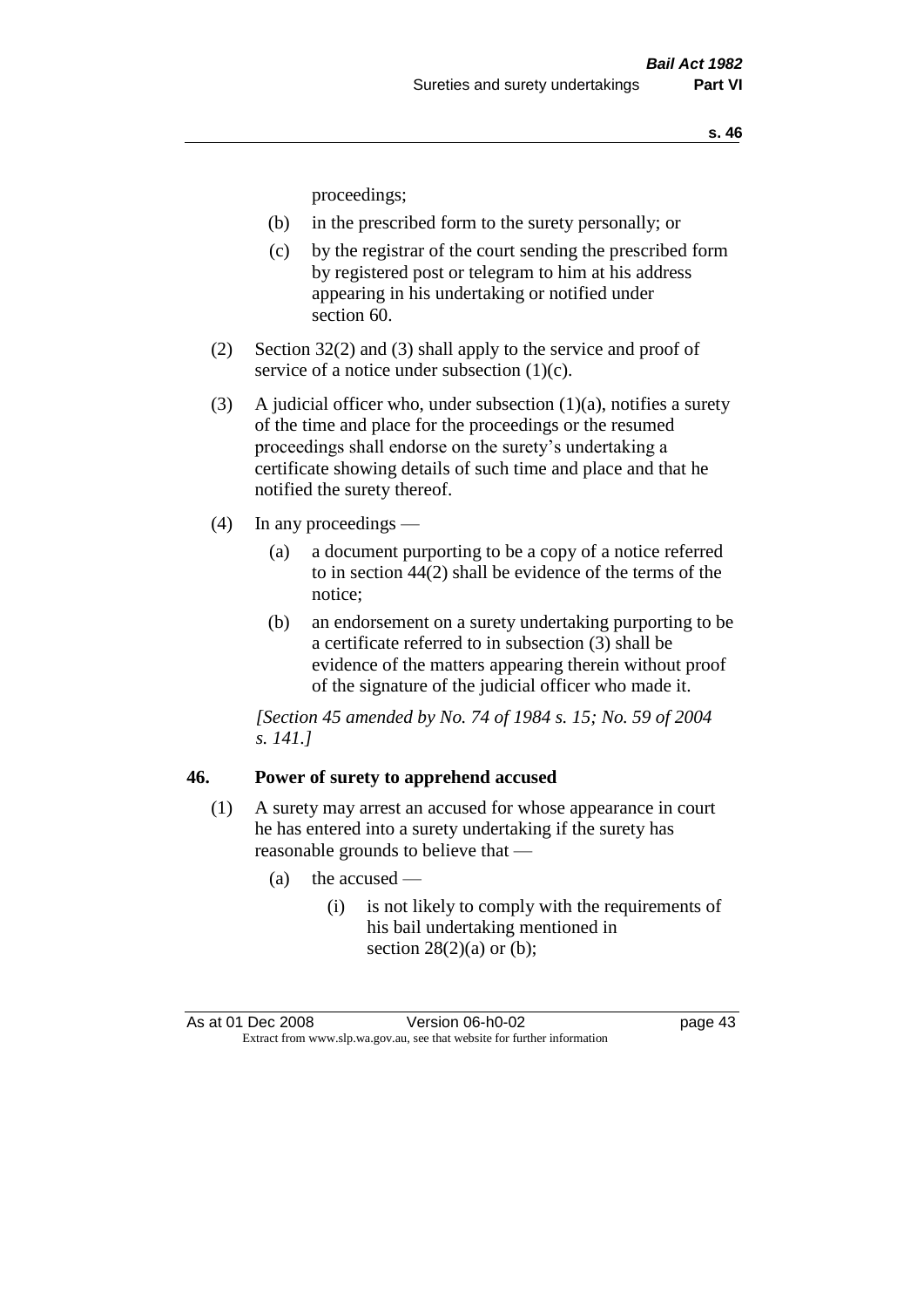proceedings;

- (b) in the prescribed form to the surety personally; or
- (c) by the registrar of the court sending the prescribed form by registered post or telegram to him at his address appearing in his undertaking or notified under section 60.

(2) Section 32(2) and (3) shall apply to the service and proof of service of a notice under subsection (1)(c).

(3) A judicial officer who, under subsection (1)(a), notifies a surety of the time and place for the proceedings or the resumed proceedings shall endorse on the surety's undertaking a certificate showing details of such time and place and that he notified the surety thereof.

(4) In any proceedings —

- (a) a document purporting to be a copy of a notice referred to in section 44(2) shall be evidence of the terms of the notice;
- (b) an endorsement on a surety undertaking purporting to be a certificate referred to in subsection (3) shall be evidence of the matters appearing therein without proof of the signature of the judicial officer who made it.

*[Section 45 amended by No. 74 of 1984 s. 15; No. 59 of 2004 s. 141.]*

## 46. Power of surety to apprehend accused

(1) A surety may arrest an accused for whose appearance in court he has entered into a surety undertaking if the surety has reasonable grounds to believe that —

- (a) the accused —
  - (i) is not likely to comply with the requirements of his bail undertaking mentioned in section 28(2)(a) or (b);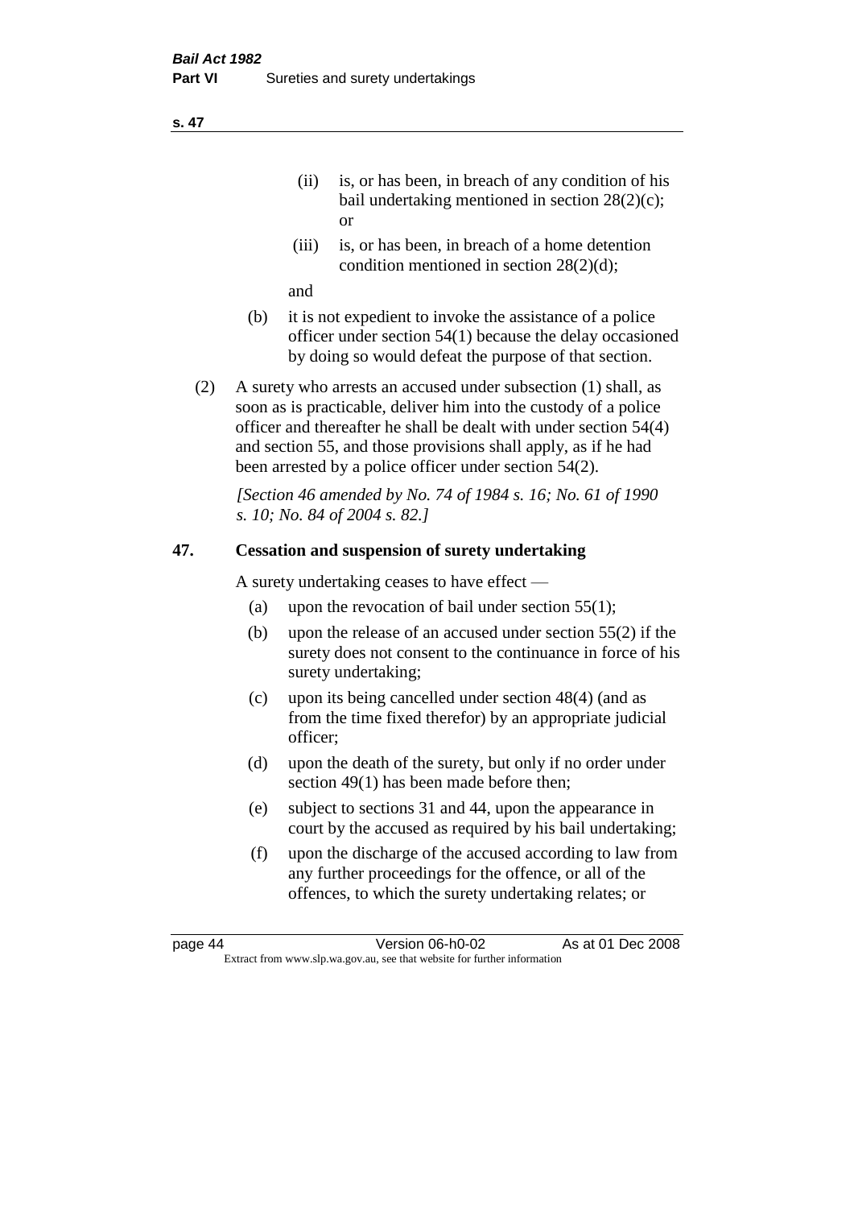(ii) is, or has been, in breach of any condition of his bail undertaking mentioned in section 28(2)(c); or

(iii) is, or has been, in breach of a home detention condition mentioned in section 28(2)(d);

and

(b) it is not expedient to invoke the assistance of a police officer under section 54(1) because the delay occasioned by doing so would defeat the purpose of that section.

(2) A surety who arrests an accused under subsection (1) shall, as soon as is practicable, deliver him into the custody of a police officer and thereafter he shall be dealt with under section 54(4) and section 55, and those provisions shall apply, as if he had been arrested by a police officer under section 54(2).

*[Section 46 amended by No. 74 of 1984 s. 16; No. 61 of 1990 s. 10; No. 84 of 2004 s. 82.]*

## 47. Cessation and suspension of surety undertaking

A surety undertaking ceases to have effect —

(a) upon the revocation of bail under section 55(1);

(b) upon the release of an accused under section 55(2) if the surety does not consent to the continuance in force of his surety undertaking;

(c) upon its being cancelled under section 48(4) (and as from the time fixed therefor) by an appropriate judicial officer;

(d) upon the death of the surety, but only if no order under section 49(1) has been made before then;

(e) subject to sections 31 and 44, upon the appearance in court by the accused as required by his bail undertaking;

(f) upon the discharge of the accused according to law from any further proceedings for the offence, or all of the offences, to which the surety undertaking relates; or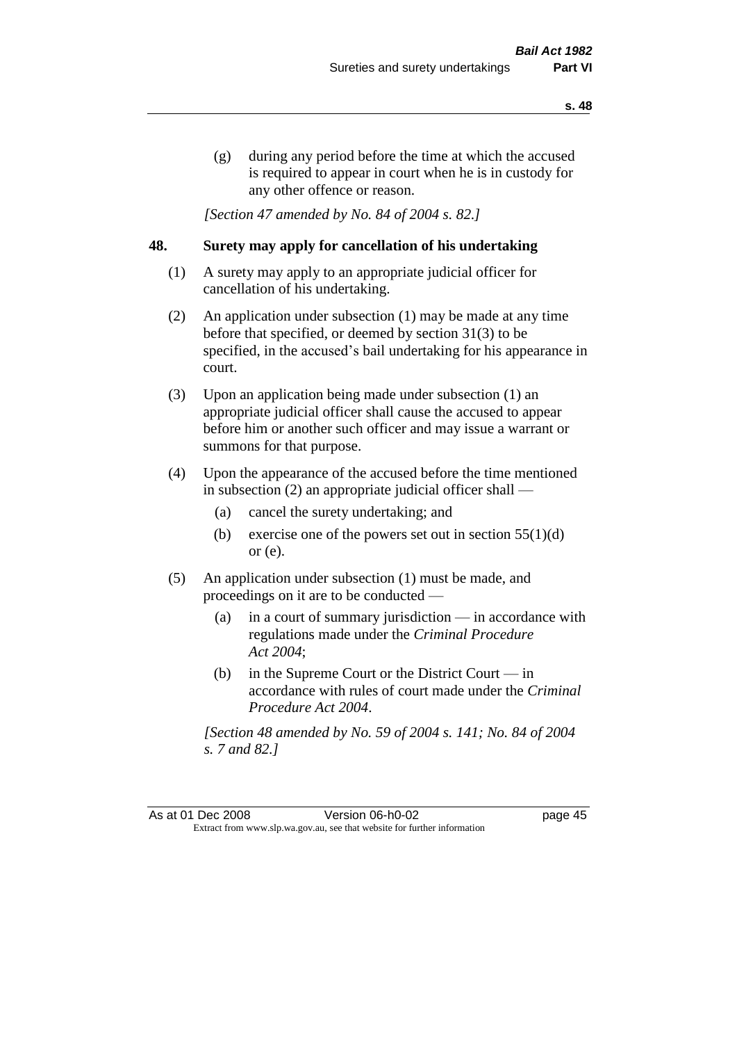(g) during any period before the time at which the accused is required to appear in court when he is in custody for any other offence or reason.

*[Section 47 amended by No. 84 of 2004 s. 82.]*

## 48. Surety may apply for cancellation of his undertaking

(1) A surety may apply to an appropriate judicial officer for cancellation of his undertaking.

(2) An application under subsection (1) may be made at any time before that specified, or deemed by section 31(3) to be specified, in the accused's bail undertaking for his appearance in court.

(3) Upon an application being made under subsection (1) an appropriate judicial officer shall cause the accused to appear before him or another such officer and may issue a warrant or summons for that purpose.

(4) Upon the appearance of the accused before the time mentioned in subsection (2) an appropriate judicial officer shall —

- (a) cancel the surety undertaking; and
- (b) exercise one of the powers set out in section 55(1)(d) or (e).

(5) An application under subsection (1) must be made, and proceedings on it are to be conducted —

- (a) in a court of summary jurisdiction — in accordance with regulations made under the *Criminal Procedure Act 2004*;
- (b) in the Supreme Court or the District Court — in accordance with rules of court made under the *Criminal Procedure Act 2004*.

*[Section 48 amended by No. 59 of 2004 s. 141; No. 84 of 2004 s. 7 and 82.]*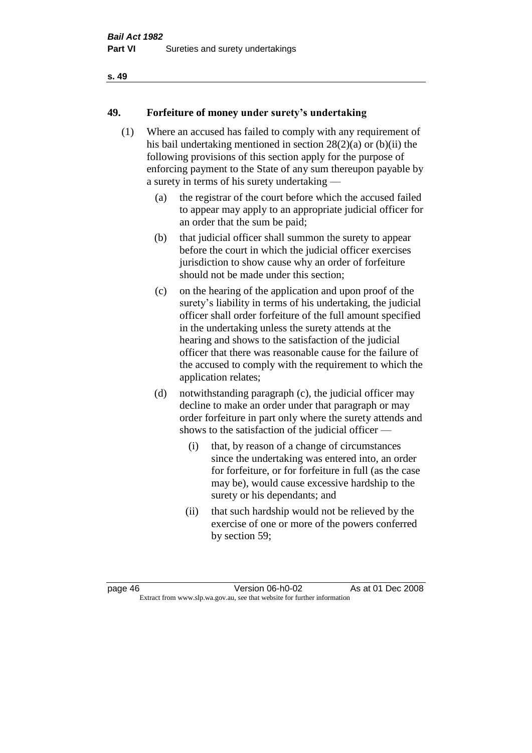## 49. Forfeiture of money under surety's undertaking

(1) Where an accused has failed to comply with any requirement of his bail undertaking mentioned in section 28(2)(a) or (b)(ii) the following provisions of this section apply for the purpose of enforcing payment to the State of any sum thereupon payable by a surety in terms of his surety undertaking —

(a) the registrar of the court before which the accused failed to appear may apply to an appropriate judicial officer for an order that the sum be paid;

(b) that judicial officer shall summon the surety to appear before the court in which the judicial officer exercises jurisdiction to show cause why an order of forfeiture should not be made under this section;

(c) on the hearing of the application and upon proof of the surety's liability in terms of his undertaking, the judicial officer shall order forfeiture of the full amount specified in the undertaking unless the surety attends at the hearing and shows to the satisfaction of the judicial officer that there was reasonable cause for the failure of the accused to comply with the requirement to which the application relates;

(d) notwithstanding paragraph (c), the judicial officer may decline to make an order under that paragraph or may order forfeiture in part only where the surety attends and shows to the satisfaction of the judicial officer —

(i) that, by reason of a change of circumstances since the undertaking was entered into, an order for forfeiture, or for forfeiture in full (as the case may be), would cause excessive hardship to the surety or his dependants; and

(ii) that such hardship would not be relieved by the exercise of one or more of the powers conferred by section 59;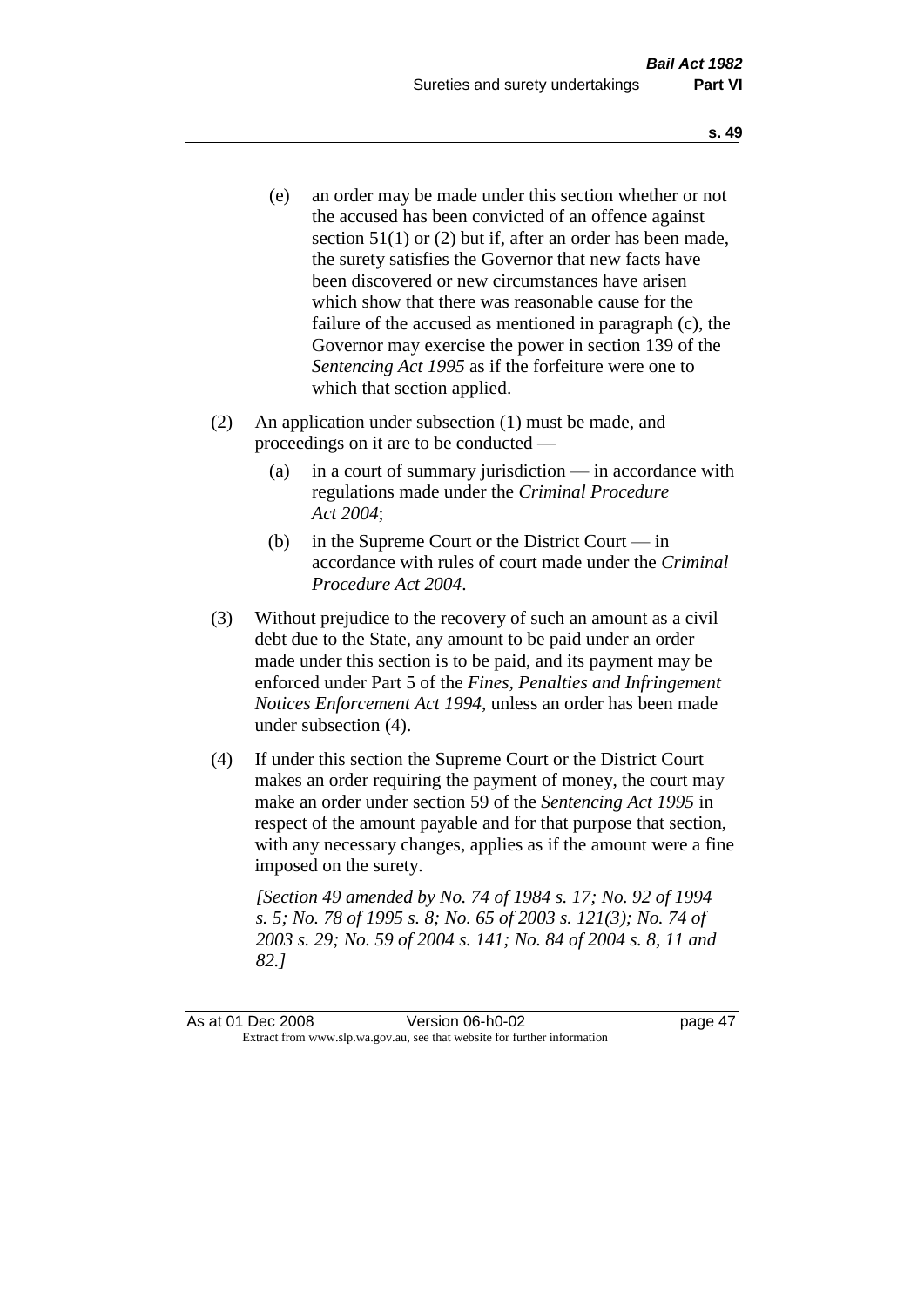(e) an order may be made under this section whether or not the accused has been convicted of an offence against section 51(1) or (2) but if, after an order has been made, the surety satisfies the Governor that new facts have been discovered or new circumstances have arisen which show that there was reasonable cause for the failure of the accused as mentioned in paragraph (c), the Governor may exercise the power in section 139 of the *Sentencing Act 1995* as if the forfeiture were one to which that section applied.

(2) An application under subsection (1) must be made, and proceedings on it are to be conducted —

(a) in a court of summary jurisdiction — in accordance with regulations made under the *Criminal Procedure Act 2004*;

(b) in the Supreme Court or the District Court — in accordance with rules of court made under the *Criminal Procedure Act 2004*.

(3) Without prejudice to the recovery of such an amount as a civil debt due to the State, any amount to be paid under an order made under this section is to be paid, and its payment may be enforced under Part 5 of the *Fines, Penalties and Infringement Notices Enforcement Act 1994*, unless an order has been made under subsection (4).

(4) If under this section the Supreme Court or the District Court makes an order requiring the payment of money, the court may make an order under section 59 of the *Sentencing Act 1995* in respect of the amount payable and for that purpose that section, with any necessary changes, applies as if the amount were a fine imposed on the surety.

*[Section 49 amended by No. 74 of 1984 s. 17; No. 92 of 1994 s. 5; No. 78 of 1995 s. 8; No. 65 of 2003 s. 121(3); No. 74 of 2003 s. 29; No. 59 of 2004 s. 141; No. 84 of 2004 s. 8, 11 and 82.]*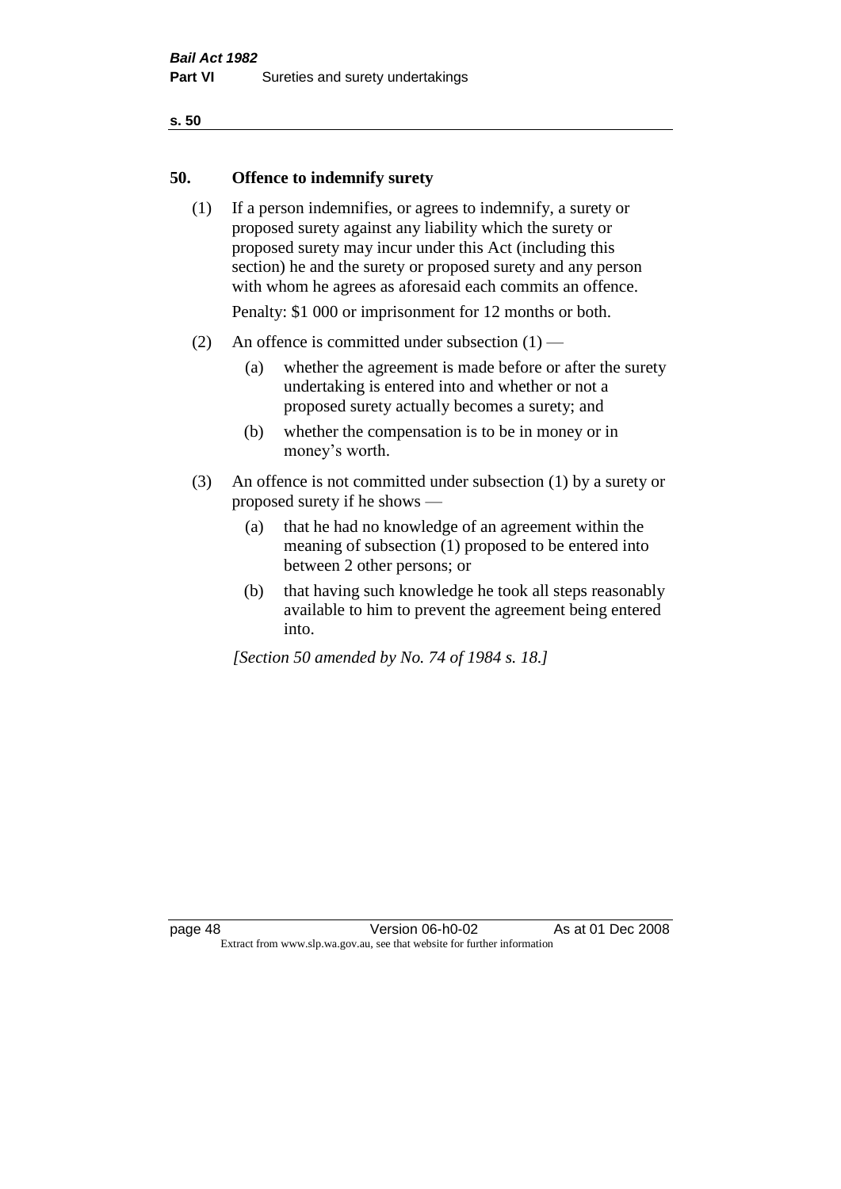## 50. Offence to indemnify surety

(1) If a person indemnifies, or agrees to indemnify, a surety or proposed surety against any liability which the surety or proposed surety may incur under this Act (including this section) he and the surety or proposed surety and any person with whom he agrees as aforesaid each commits an offence.

Penalty: $1 000 or imprisonment for 12 months or both.

(2) An offence is committed under subsection (1) —

- (a) whether the agreement is made before or after the surety undertaking is entered into and whether or not a proposed surety actually becomes a surety; and
- (b) whether the compensation is to be in money or in money's worth.

(3) An offence is not committed under subsection (1) by a surety or proposed surety if he shows —

- (a) that he had no knowledge of an agreement within the meaning of subsection (1) proposed to be entered into between 2 other persons; or
- (b) that having such knowledge he took all steps reasonably available to him to prevent the agreement being entered into.

*[Section 50 amended by No. 74 of 1984 s. 18.]*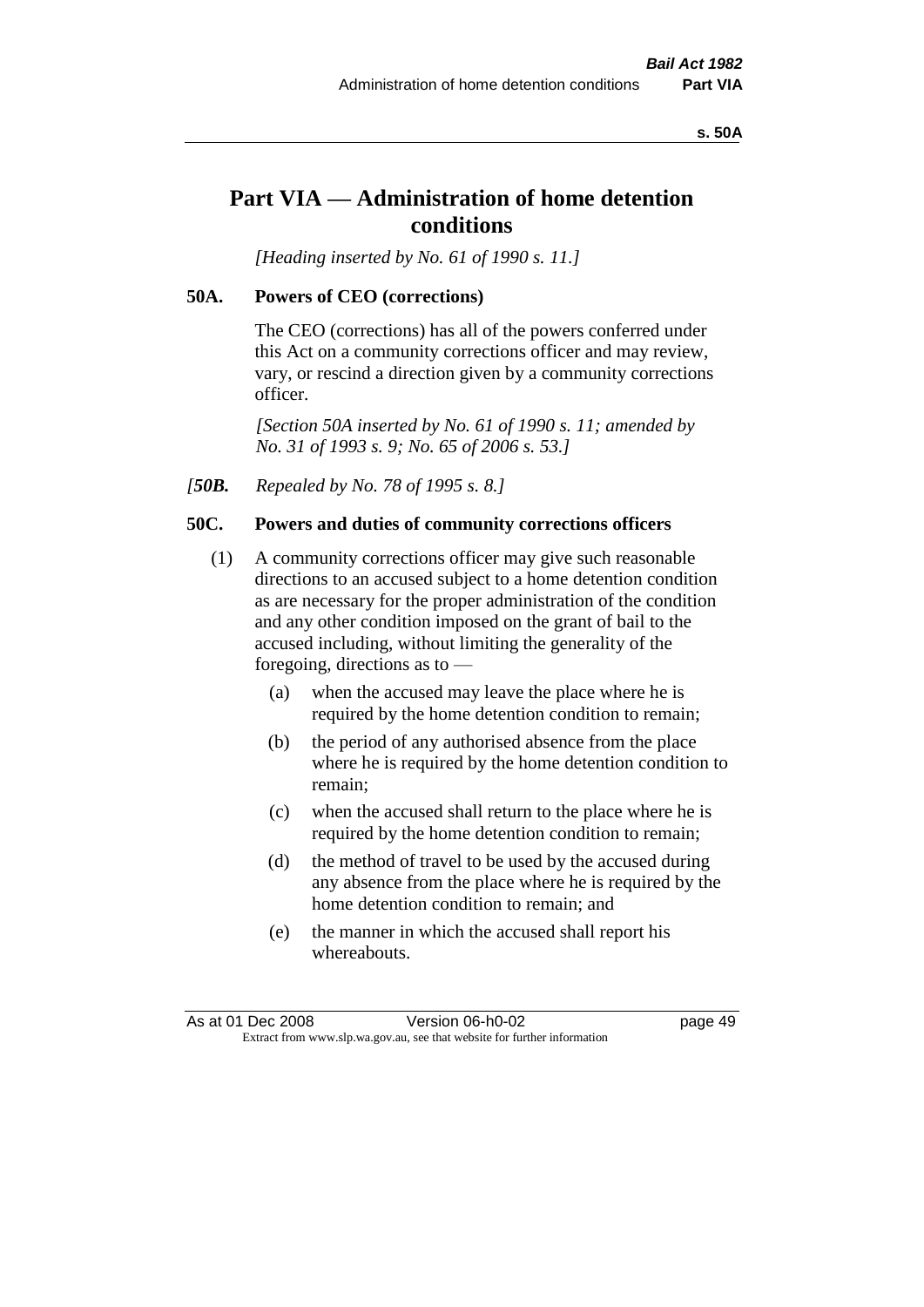# Part VIA — Administration of home detention conditions

*[Heading inserted by No. 61 of 1990 s. 11.]*

### 50A. Powers of CEO (corrections)

The CEO (corrections) has all of the powers conferred under this Act on a community corrections officer and may review, vary, or rescind a direction given by a community corrections officer.

*[Section 50A inserted by No. 61 of 1990 s. 11; amended by No. 31 of 1993 s. 9; No. 65 of 2006 s. 53.]*

*[**50B.** Repealed by No. 78 of 1995 s. 8.]*

### 50C. Powers and duties of community corrections officers

(1) A community corrections officer may give such reasonable directions to an accused subject to a home detention condition as are necessary for the proper administration of the condition and any other condition imposed on the grant of bail to the accused including, without limiting the generality of the foregoing, directions as to —

- (a) when the accused may leave the place where he is required by the home detention condition to remain;
- (b) the period of any authorised absence from the place where he is required by the home detention condition to remain;
- (c) when the accused shall return to the place where he is required by the home detention condition to remain;
- (d) the method of travel to be used by the accused during any absence from the place where he is required by the home detention condition to remain; and
- (e) the manner in which the accused shall report his whereabouts.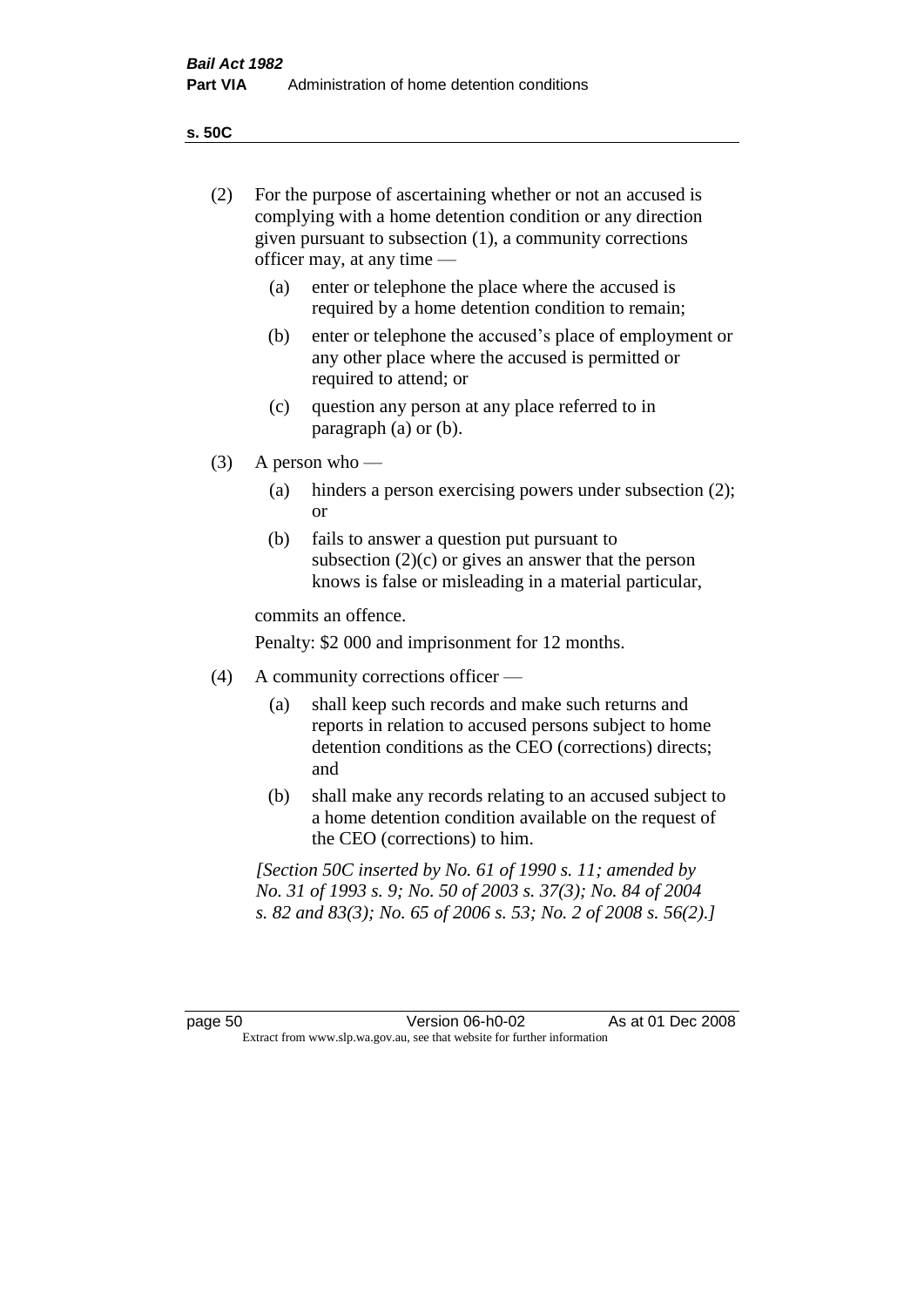**s. 50C**

(2) For the purpose of ascertaining whether or not an accused is complying with a home detention condition or any direction given pursuant to subsection (1), a community corrections officer may, at any time —

(a) enter or telephone the place where the accused is required by a home detention condition to remain;

(b) enter or telephone the accused's place of employment or any other place where the accused is permitted or required to attend; or

(c) question any person at any place referred to in paragraph (a) or (b).

(3) A person who —

(a) hinders a person exercising powers under subsection (2); or

(b) fails to answer a question put pursuant to subsection (2)(c) or gives an answer that the person knows is false or misleading in a material particular,

commits an offence.

Penalty: $2 000 and imprisonment for 12 months.

(4) A community corrections officer —

(a) shall keep such records and make such returns and reports in relation to accused persons subject to home detention conditions as the CEO (corrections) directs; and

(b) shall make any records relating to an accused subject to a home detention condition available on the request of the CEO (corrections) to him.

*[Section 50C inserted by No. 61 of 1990 s. 11; amended by No. 31 of 1993 s. 9; No. 50 of 2003 s. 37(3); No. 84 of 2004 s. 82 and 83(3); No. 65 of 2006 s. 53; No. 2 of 2008 s. 56(2).]*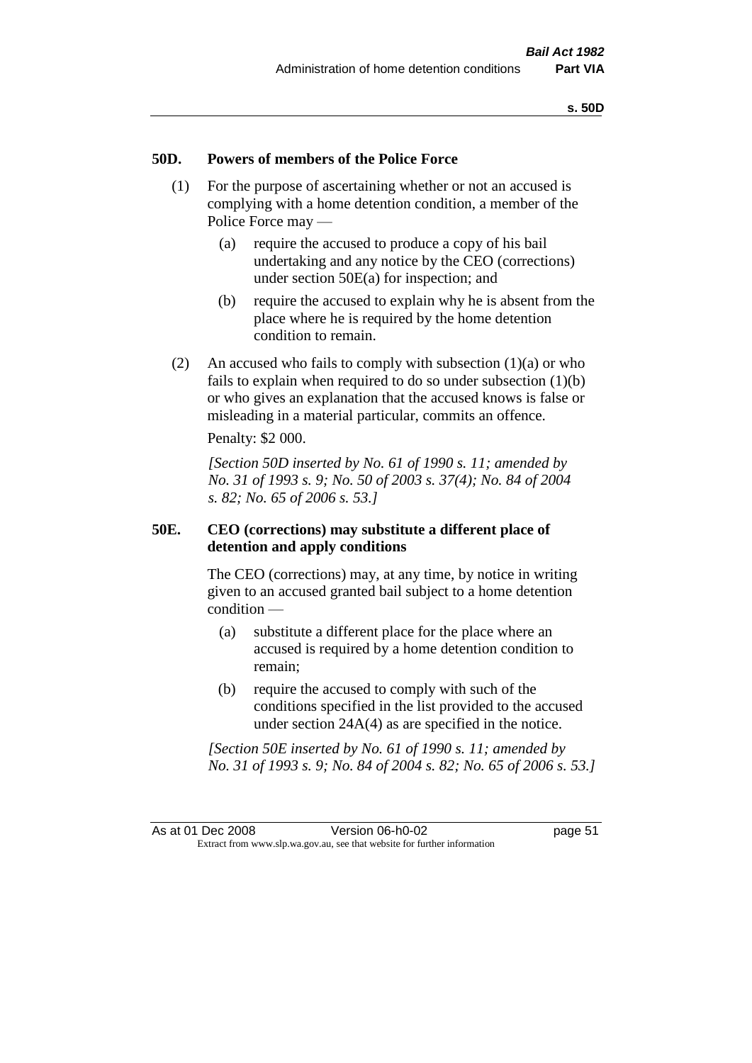### 50D. Powers of members of the Police Force

(1) For the purpose of ascertaining whether or not an accused is complying with a home detention condition, a member of the Police Force may —

(a) require the accused to produce a copy of his bail undertaking and any notice by the CEO (corrections) under section 50E(a) for inspection; and

(b) require the accused to explain why he is absent from the place where he is required by the home detention condition to remain.

(2) An accused who fails to comply with subsection (1)(a) or who fails to explain when required to do so under subsection (1)(b) or who gives an explanation that the accused knows is false or misleading in a material particular, commits an offence.

Penalty: $2 000.

*[Section 50D inserted by No. 61 of 1990 s. 11; amended by No. 31 of 1993 s. 9; No. 50 of 2003 s. 37(4); No. 84 of 2004 s. 82; No. 65 of 2006 s. 53.]*

### 50E. CEO (corrections) may substitute a different place of detention and apply conditions

The CEO (corrections) may, at any time, by notice in writing given to an accused granted bail subject to a home detention condition —

(a) substitute a different place for the place where an accused is required by a home detention condition to remain;

(b) require the accused to comply with such of the conditions specified in the list provided to the accused under section 24A(4) as are specified in the notice.

*[Section 50E inserted by No. 61 of 1990 s. 11; amended by No. 31 of 1993 s. 9; No. 84 of 2004 s. 82; No. 65 of 2006 s. 53.]*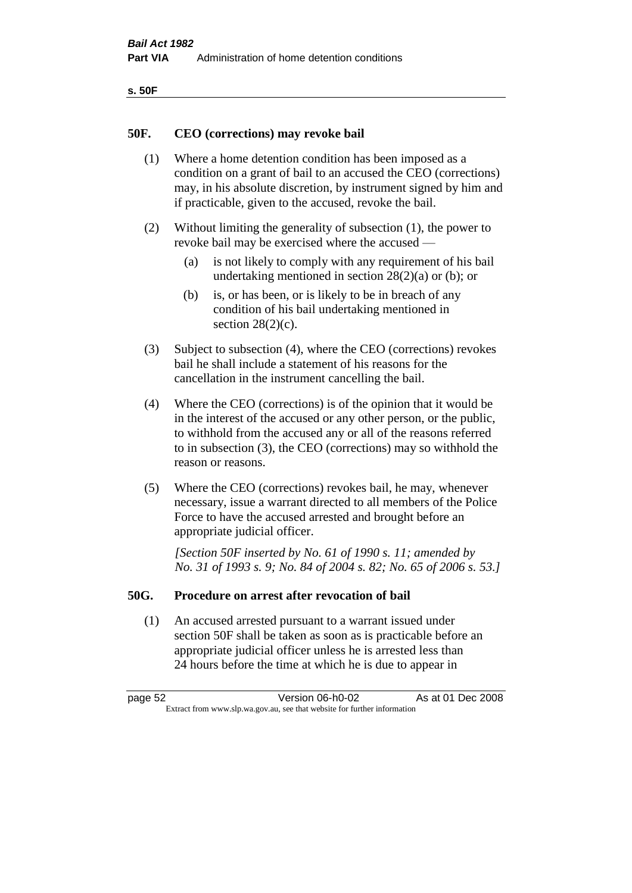## 50F. CEO (corrections) may revoke bail

(1) Where a home detention condition has been imposed as a condition on a grant of bail to an accused the CEO (corrections) may, in his absolute discretion, by instrument signed by him and if practicable, given to the accused, revoke the bail.

(2) Without limiting the generality of subsection (1), the power to revoke bail may be exercised where the accused —

(a) is not likely to comply with any requirement of his bail undertaking mentioned in section 28(2)(a) or (b); or

(b) is, or has been, or is likely to be in breach of any condition of his bail undertaking mentioned in section 28(2)(c).

(3) Subject to subsection (4), where the CEO (corrections) revokes bail he shall include a statement of his reasons for the cancellation in the instrument cancelling the bail.

(4) Where the CEO (corrections) is of the opinion that it would be in the interest of the accused or any other person, or the public, to withhold from the accused any or all of the reasons referred to in subsection (3), the CEO (corrections) may so withhold the reason or reasons.

(5) Where the CEO (corrections) revokes bail, he may, whenever necessary, issue a warrant directed to all members of the Police Force to have the accused arrested and brought before an appropriate judicial officer.

*[Section 50F inserted by No. 61 of 1990 s. 11; amended by No. 31 of 1993 s. 9; No. 84 of 2004 s. 82; No. 65 of 2006 s. 53.]*

## 50G. Procedure on arrest after revocation of bail

(1) An accused arrested pursuant to a warrant issued under section 50F shall be taken as soon as is practicable before an appropriate judicial officer unless he is arrested less than 24 hours before the time at which he is due to appear in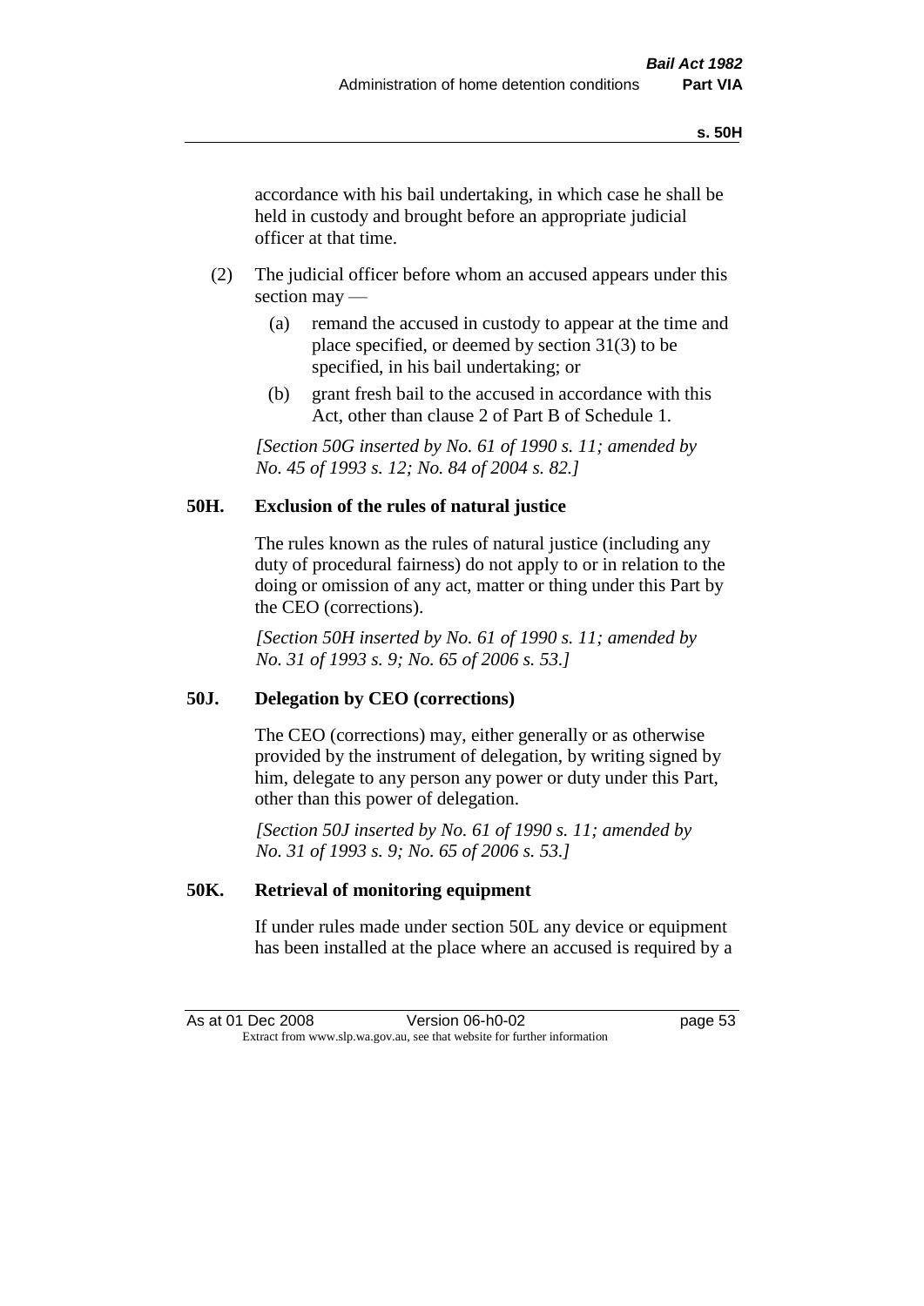accordance with his bail undertaking, in which case he shall be held in custody and brought before an appropriate judicial officer at that time.

(2) The judicial officer before whom an accused appears under this section may —

(a) remand the accused in custody to appear at the time and place specified, or deemed by section 31(3) to be specified, in his bail undertaking; or

(b) grant fresh bail to the accused in accordance with this Act, other than clause 2 of Part B of Schedule 1.

*[Section 50G inserted by No. 61 of 1990 s. 11; amended by No. 45 of 1993 s. 12; No. 84 of 2004 s. 82.]*

## 50H. Exclusion of the rules of natural justice

The rules known as the rules of natural justice (including any duty of procedural fairness) do not apply to or in relation to the doing or omission of any act, matter or thing under this Part by the CEO (corrections).

*[Section 50H inserted by No. 61 of 1990 s. 11; amended by No. 31 of 1993 s. 9; No. 65 of 2006 s. 53.]*

## 50J. Delegation by CEO (corrections)

The CEO (corrections) may, either generally or as otherwise provided by the instrument of delegation, by writing signed by him, delegate to any person any power or duty under this Part, other than this power of delegation.

*[Section 50J inserted by No. 61 of 1990 s. 11; amended by No. 31 of 1993 s. 9; No. 65 of 2006 s. 53.]*

## 50K. Retrieval of monitoring equipment

If under rules made under section 50L any device or equipment has been installed at the place where an accused is required by a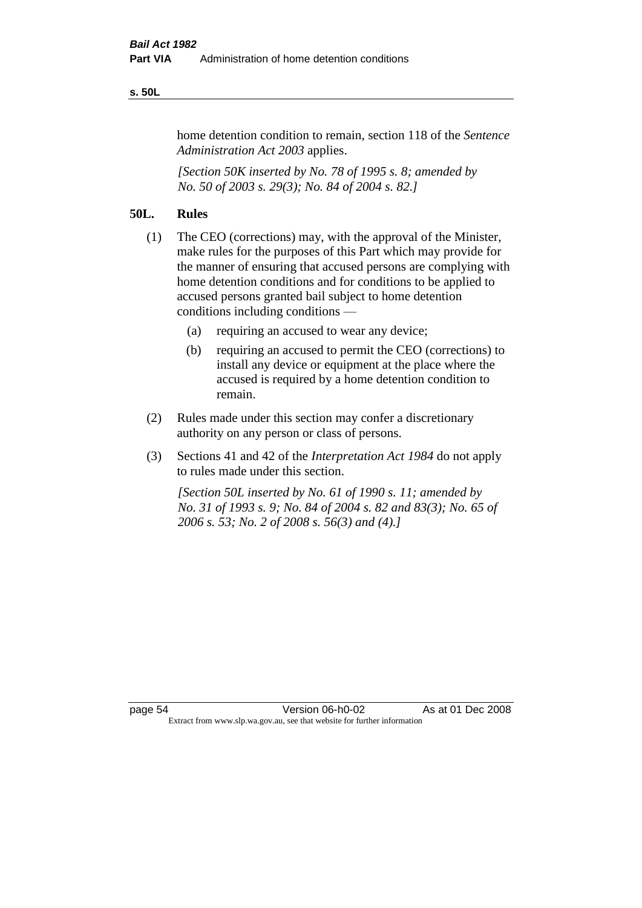home detention condition to remain, section 118 of the *Sentence Administration Act 2003* applies.

*[Section 50K inserted by No. 78 of 1995 s. 8; amended by No. 50 of 2003 s. 29(3); No. 84 of 2004 s. 82.]*

## 50L. Rules

(1) The CEO (corrections) may, with the approval of the Minister, make rules for the purposes of this Part which may provide for the manner of ensuring that accused persons are complying with home detention conditions and for conditions to be applied to accused persons granted bail subject to home detention conditions including conditions —

(a) requiring an accused to wear any device;

(b) requiring an accused to permit the CEO (corrections) to install any device or equipment at the place where the accused is required by a home detention condition to remain.

(2) Rules made under this section may confer a discretionary authority on any person or class of persons.

(3) Sections 41 and 42 of the *Interpretation Act 1984* do not apply to rules made under this section.

*[Section 50L inserted by No. 61 of 1990 s. 11; amended by No. 31 of 1993 s. 9; No. 84 of 2004 s. 82 and 83(3); No. 65 of 2006 s. 53; No. 2 of 2008 s. 56(3) and (4).]*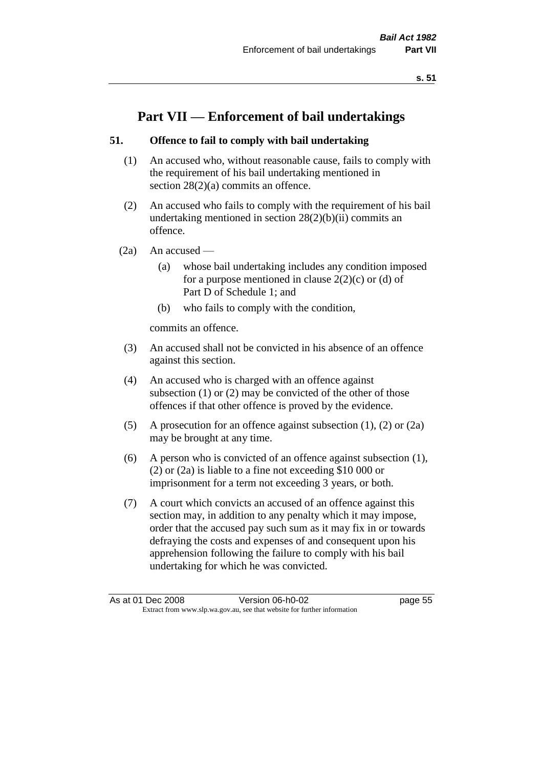# Part VII — Enforcement of bail undertakings

### 51. Offence to fail to comply with bail undertaking

(1) An accused who, without reasonable cause, fails to comply with the requirement of his bail undertaking mentioned in section 28(2)(a) commits an offence.

(2) An accused who fails to comply with the requirement of his bail undertaking mentioned in section 28(2)(b)(ii) commits an offence.

(2a) An accused —

- (a) whose bail undertaking includes any condition imposed for a purpose mentioned in clause 2(2)(c) or (d) of Part D of Schedule 1; and
- (b) who fails to comply with the condition,

commits an offence.

(3) An accused shall not be convicted in his absence of an offence against this section.

(4) An accused who is charged with an offence against subsection (1) or (2) may be convicted of the other of those offences if that other offence is proved by the evidence.

(5) A prosecution for an offence against subsection (1), (2) or (2a) may be brought at any time.

(6) A person who is convicted of an offence against subsection (1), (2) or (2a) is liable to a fine not exceeding $10 000 or imprisonment for a term not exceeding 3 years, or both.

(7) A court which convicts an accused of an offence against this section may, in addition to any penalty which it may impose, order that the accused pay such sum as it may fix in or towards defraying the costs and expenses of and consequent upon his apprehension following the failure to comply with his bail undertaking for which he was convicted.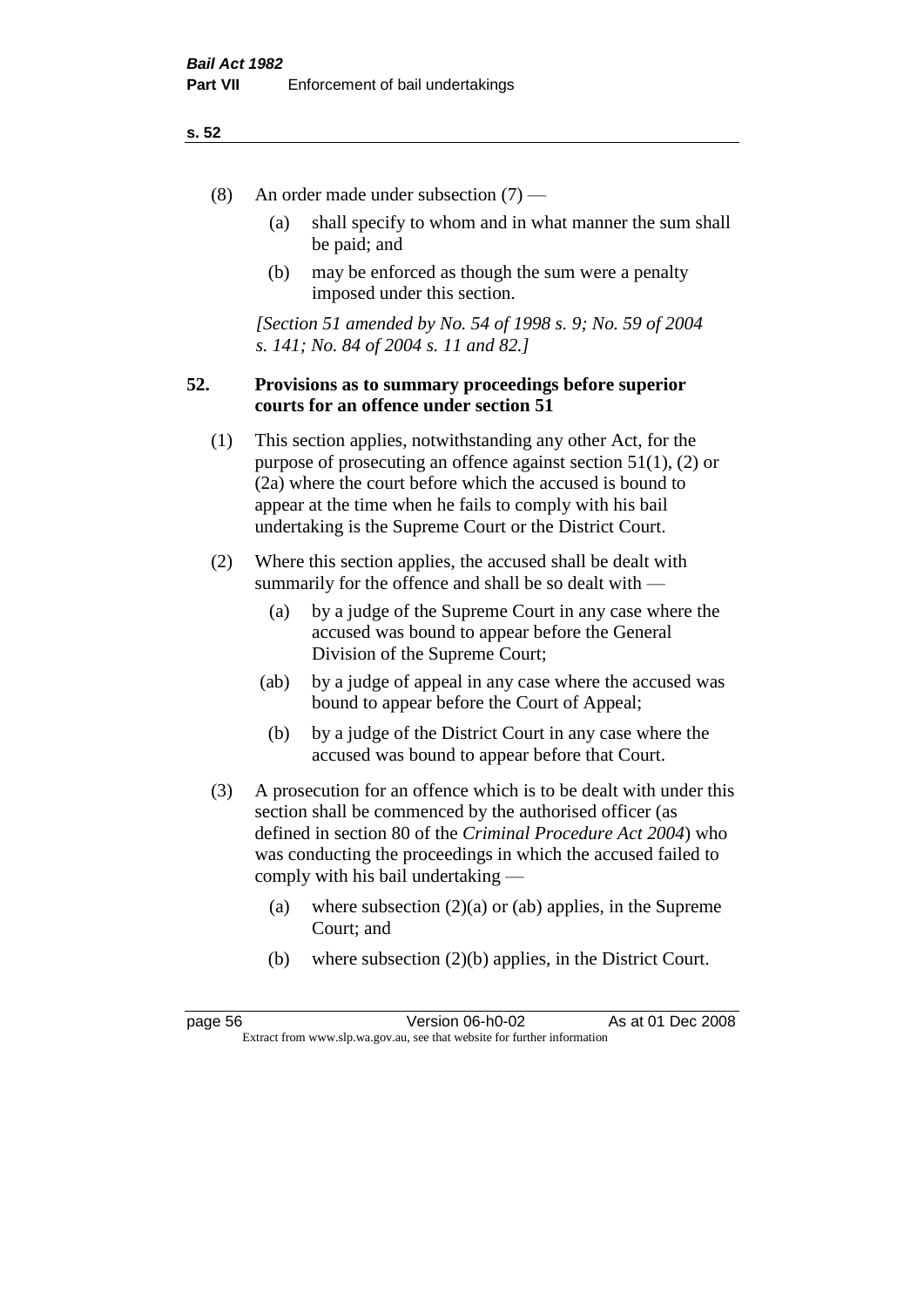(8) An order made under subsection (7) —

(a) shall specify to whom and in what manner the sum shall be paid; and

(b) may be enforced as though the sum were a penalty imposed under this section.

*[Section 51 amended by No. 54 of 1998 s. 9; No. 59 of 2004 s. 141; No. 84 of 2004 s. 11 and 82.]*

## 52. Provisions as to summary proceedings before superior courts for an offence under section 51

(1) This section applies, notwithstanding any other Act, for the purpose of prosecuting an offence against section 51(1), (2) or (2a) where the court before which the accused is bound to appear at the time when he fails to comply with his bail undertaking is the Supreme Court or the District Court.

(2) Where this section applies, the accused shall be dealt with summarily for the offence and shall be so dealt with —

(a) by a judge of the Supreme Court in any case where the accused was bound to appear before the General Division of the Supreme Court;

(ab) by a judge of appeal in any case where the accused was bound to appear before the Court of Appeal;

(b) by a judge of the District Court in any case where the accused was bound to appear before that Court.

(3) A prosecution for an offence which is to be dealt with under this section shall be commenced by the authorised officer (as defined in section 80 of the *Criminal Procedure Act 2004*) who was conducting the proceedings in which the accused failed to comply with his bail undertaking —

(a) where subsection (2)(a) or (ab) applies, in the Supreme Court; and

(b) where subsection (2)(b) applies, in the District Court.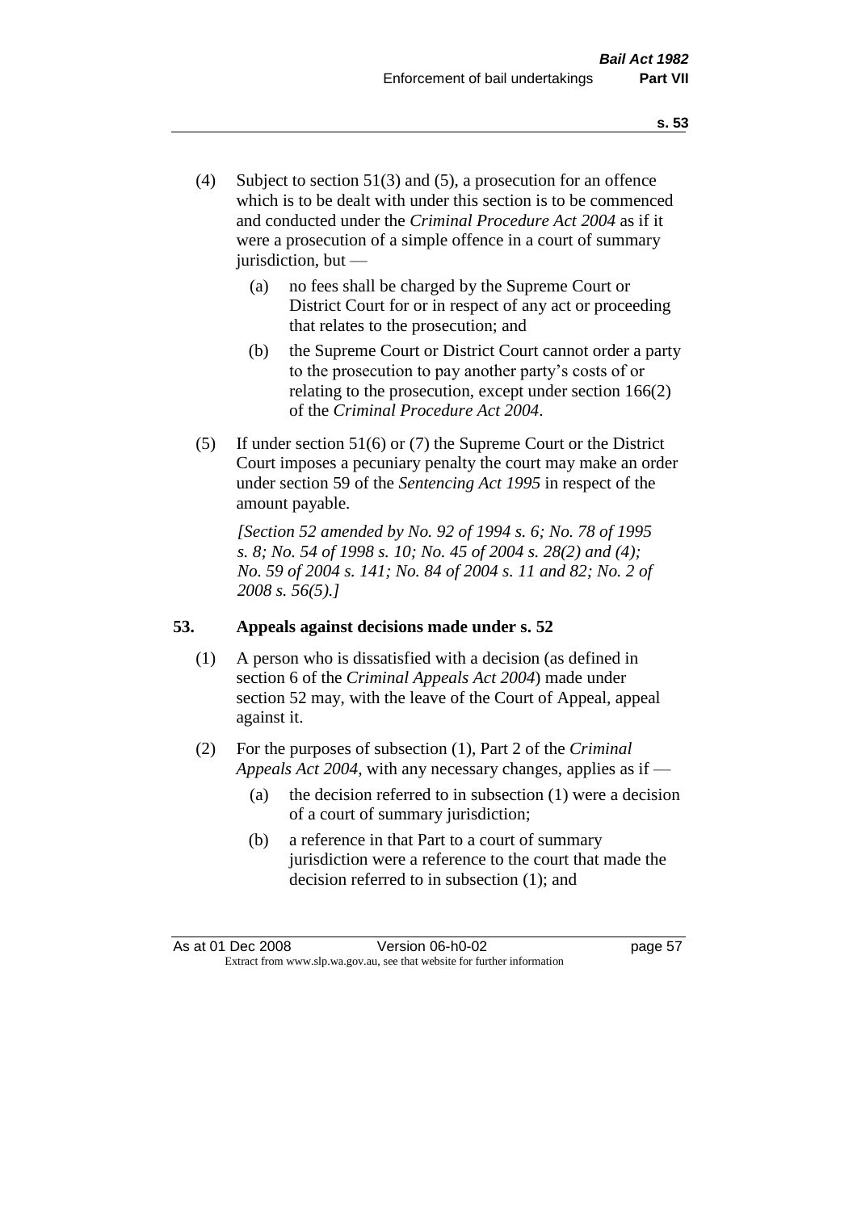(4) Subject to section 51(3) and (5), a prosecution for an offence which is to be dealt with under this section is to be commenced and conducted under the *Criminal Procedure Act 2004* as if it were a prosecution of a simple offence in a court of summary jurisdiction, but —

   (a) no fees shall be charged by the Supreme Court or District Court for or in respect of any act or proceeding that relates to the prosecution; and

   (b) the Supreme Court or District Court cannot order a party to the prosecution to pay another party's costs of or relating to the prosecution, except under section 166(2) of the *Criminal Procedure Act 2004*.

(5) If under section 51(6) or (7) the Supreme Court or the District Court imposes a pecuniary penalty the court may make an order under section 59 of the *Sentencing Act 1995* in respect of the amount payable.

*[Section 52 amended by No. 92 of 1994 s. 6; No. 78 of 1995 s. 8; No. 54 of 1998 s. 10; No. 45 of 2004 s. 28(2) and (4); No. 59 of 2004 s. 141; No. 84 of 2004 s. 11 and 82; No. 2 of 2008 s. 56(5).]*

### 53. Appeals against decisions made under s. 52

(1) A person who is dissatisfied with a decision (as defined in section 6 of the *Criminal Appeals Act 2004*) made under section 52 may, with the leave of the Court of Appeal, appeal against it.

(2) For the purposes of subsection (1), Part 2 of the *Criminal Appeals Act 2004*, with any necessary changes, applies as if —

   (a) the decision referred to in subsection (1) were a decision of a court of summary jurisdiction;

   (b) a reference in that Part to a court of summary jurisdiction were a reference to the court that made the decision referred to in subsection (1); and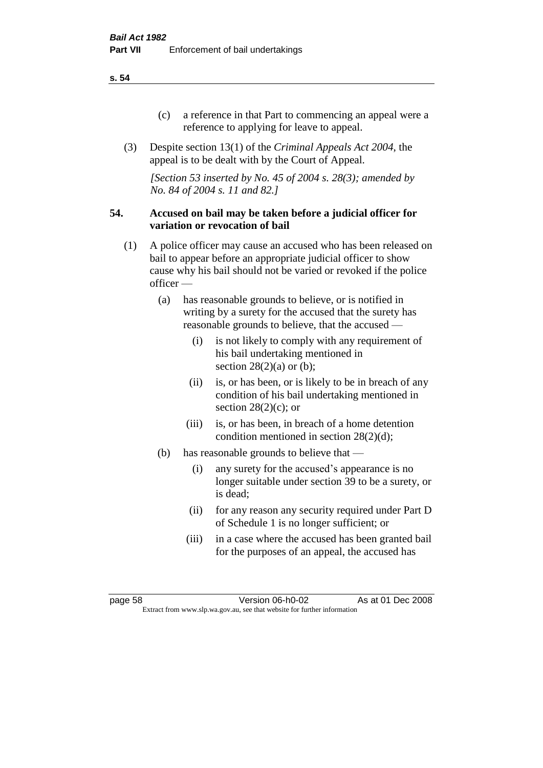(c) a reference in that Part to commencing an appeal were a reference to applying for leave to appeal.

(3) Despite section 13(1) of the *Criminal Appeals Act 2004*, the appeal is to be dealt with by the Court of Appeal.

*[Section 53 inserted by No. 45 of 2004 s. 28(3); amended by No. 84 of 2004 s. 11 and 82.]*

**54. Accused on bail may be taken before a judicial officer for variation or revocation of bail**

(1) A police officer may cause an accused who has been released on bail to appear before an appropriate judicial officer to show cause why his bail should not be varied or revoked if the police officer —

(a) has reasonable grounds to believe, or is notified in writing by a surety for the accused that the surety has reasonable grounds to believe, that the accused —

(i) is not likely to comply with any requirement of his bail undertaking mentioned in section 28(2)(a) or (b);

(ii) is, or has been, or is likely to be in breach of any condition of his bail undertaking mentioned in section 28(2)(c); or

(iii) is, or has been, in breach of a home detention condition mentioned in section 28(2)(d);

(b) has reasonable grounds to believe that —

(i) any surety for the accused's appearance is no longer suitable under section 39 to be a surety, or is dead;

(ii) for any reason any security required under Part D of Schedule 1 is no longer sufficient; or

(iii) in a case where the accused has been granted bail for the purposes of an appeal, the accused has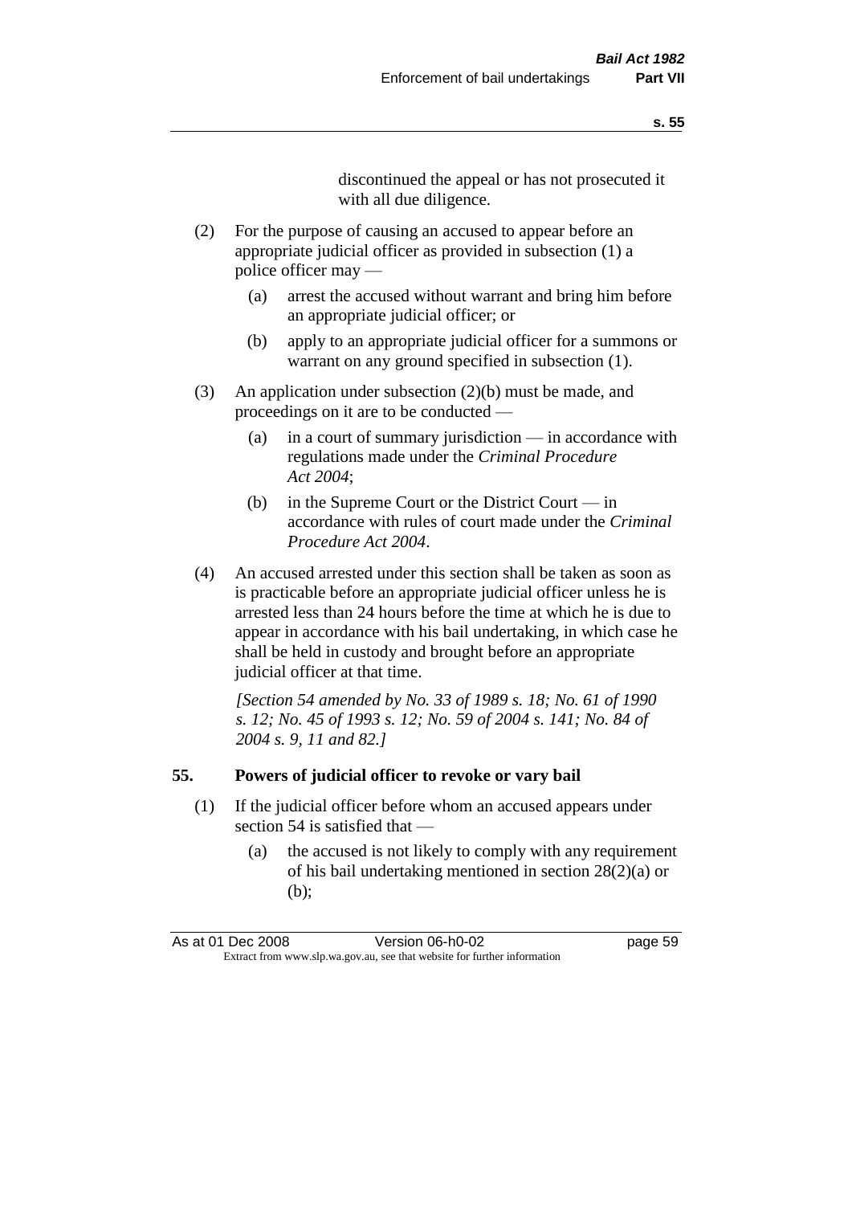discontinued the appeal or has not prosecuted it with all due diligence.

(2) For the purpose of causing an accused to appear before an appropriate judicial officer as provided in subsection (1) a police officer may —

(a) arrest the accused without warrant and bring him before an appropriate judicial officer; or

(b) apply to an appropriate judicial officer for a summons or warrant on any ground specified in subsection (1).

(3) An application under subsection (2)(b) must be made, and proceedings on it are to be conducted —

(a) in a court of summary jurisdiction — in accordance with regulations made under the *Criminal Procedure Act 2004*;

(b) in the Supreme Court or the District Court — in accordance with rules of court made under the *Criminal Procedure Act 2004*.

(4) An accused arrested under this section shall be taken as soon as is practicable before an appropriate judicial officer unless he is arrested less than 24 hours before the time at which he is due to appear in accordance with his bail undertaking, in which case he shall be held in custody and brought before an appropriate judicial officer at that time.

*[Section 54 amended by No. 33 of 1989 s. 18; No. 61 of 1990 s. 12; No. 45 of 1993 s. 12; No. 59 of 2004 s. 141; No. 84 of 2004 s. 9, 11 and 82.]*

## 55. Powers of judicial officer to revoke or vary bail

(1) If the judicial officer before whom an accused appears under section 54 is satisfied that —

(a) the accused is not likely to comply with any requirement of his bail undertaking mentioned in section 28(2)(a) or (b);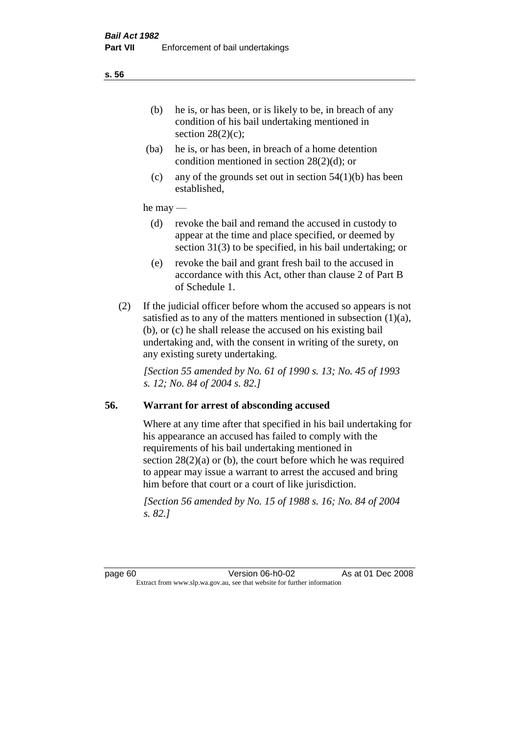(b) he is, or has been, or is likely to be, in breach of any condition of his bail undertaking mentioned in section 28(2)(c);

(ba) he is, or has been, in breach of a home detention condition mentioned in section 28(2)(d); or

(c) any of the grounds set out in section 54(1)(b) has been established,

he may —

(d) revoke the bail and remand the accused in custody to appear at the time and place specified, or deemed by section 31(3) to be specified, in his bail undertaking; or

(e) revoke the bail and grant fresh bail to the accused in accordance with this Act, other than clause 2 of Part B of Schedule 1.

(2) If the judicial officer before whom the accused so appears is not satisfied as to any of the matters mentioned in subsection (1)(a), (b), or (c) he shall release the accused on his existing bail undertaking and, with the consent in writing of the surety, on any existing surety undertaking.

*[Section 55 amended by No. 61 of 1990 s. 13; No. 45 of 1993 s. 12; No. 84 of 2004 s. 82.]*

## 56. Warrant for arrest of absconding accused

Where at any time after that specified in his bail undertaking for his appearance an accused has failed to comply with the requirements of his bail undertaking mentioned in section 28(2)(a) or (b), the court before which he was required to appear may issue a warrant to arrest the accused and bring him before that court or a court of like jurisdiction.

*[Section 56 amended by No. 15 of 1988 s. 16; No. 84 of 2004 s. 82.]*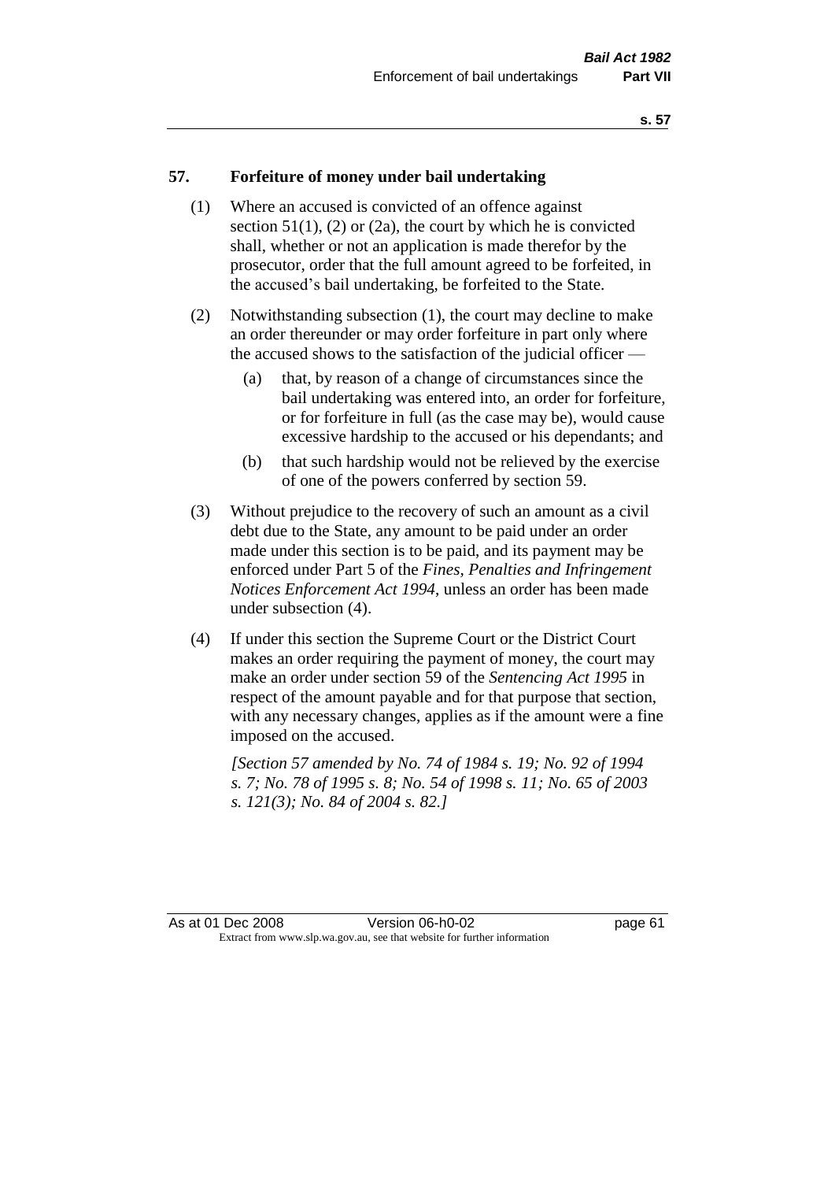## 57. Forfeiture of money under bail undertaking

(1) Where an accused is convicted of an offence against section 51(1), (2) or (2a), the court by which he is convicted shall, whether or not an application is made therefor by the prosecutor, order that the full amount agreed to be forfeited, in the accused's bail undertaking, be forfeited to the State.

(2) Notwithstanding subsection (1), the court may decline to make an order thereunder or may order forfeiture in part only where the accused shows to the satisfaction of the judicial officer —

- (a) that, by reason of a change of circumstances since the bail undertaking was entered into, an order for forfeiture, or for forfeiture in full (as the case may be), would cause excessive hardship to the accused or his dependants; and
- (b) that such hardship would not be relieved by the exercise of one of the powers conferred by section 59.

(3) Without prejudice to the recovery of such an amount as a civil debt due to the State, any amount to be paid under an order made under this section is to be paid, and its payment may be enforced under Part 5 of the *Fines, Penalties and Infringement Notices Enforcement Act 1994*, unless an order has been made under subsection (4).

(4) If under this section the Supreme Court or the District Court makes an order requiring the payment of money, the court may make an order under section 59 of the *Sentencing Act 1995* in respect of the amount payable and for that purpose that section, with any necessary changes, applies as if the amount were a fine imposed on the accused.

*[Section 57 amended by No. 74 of 1984 s. 19; No. 92 of 1994 s. 7; No. 78 of 1995 s. 8; No. 54 of 1998 s. 11; No. 65 of 2003 s. 121(3); No. 84 of 2004 s. 82.]*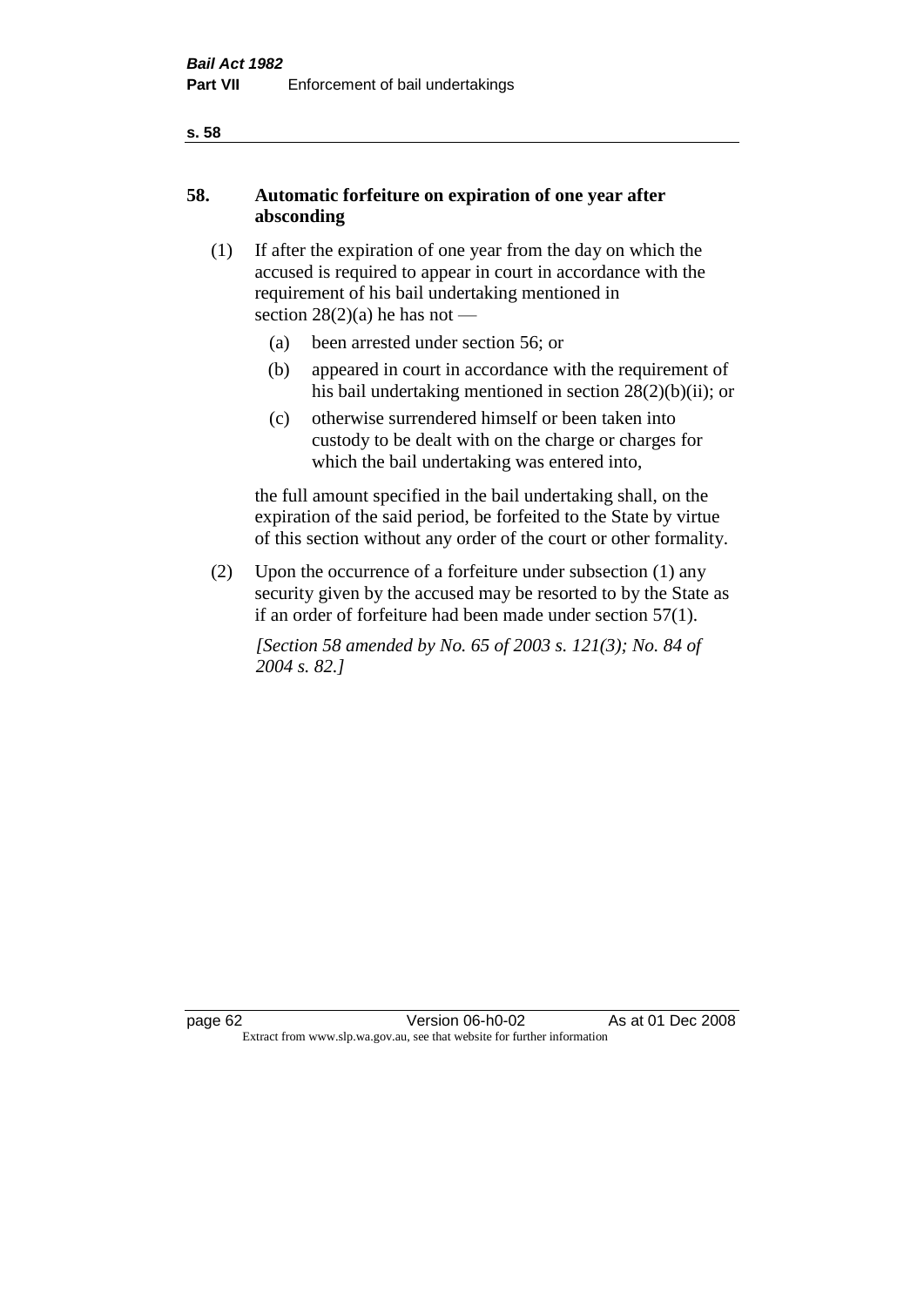## 58. Automatic forfeiture on expiration of one year after absconding

(1) If after the expiration of one year from the day on which the accused is required to appear in court in accordance with the requirement of his bail undertaking mentioned in section 28(2)(a) he has not —

- (a) been arrested under section 56; or
- (b) appeared in court in accordance with the requirement of his bail undertaking mentioned in section 28(2)(b)(ii); or
- (c) otherwise surrendered himself or been taken into custody to be dealt with on the charge or charges for which the bail undertaking was entered into,

the full amount specified in the bail undertaking shall, on the expiration of the said period, be forfeited to the State by virtue of this section without any order of the court or other formality.

(2) Upon the occurrence of a forfeiture under subsection (1) any security given by the accused may be resorted to by the State as if an order of forfeiture had been made under section 57(1).

*[Section 58 amended by No. 65 of 2003 s. 121(3); No. 84 of 2004 s. 82.]*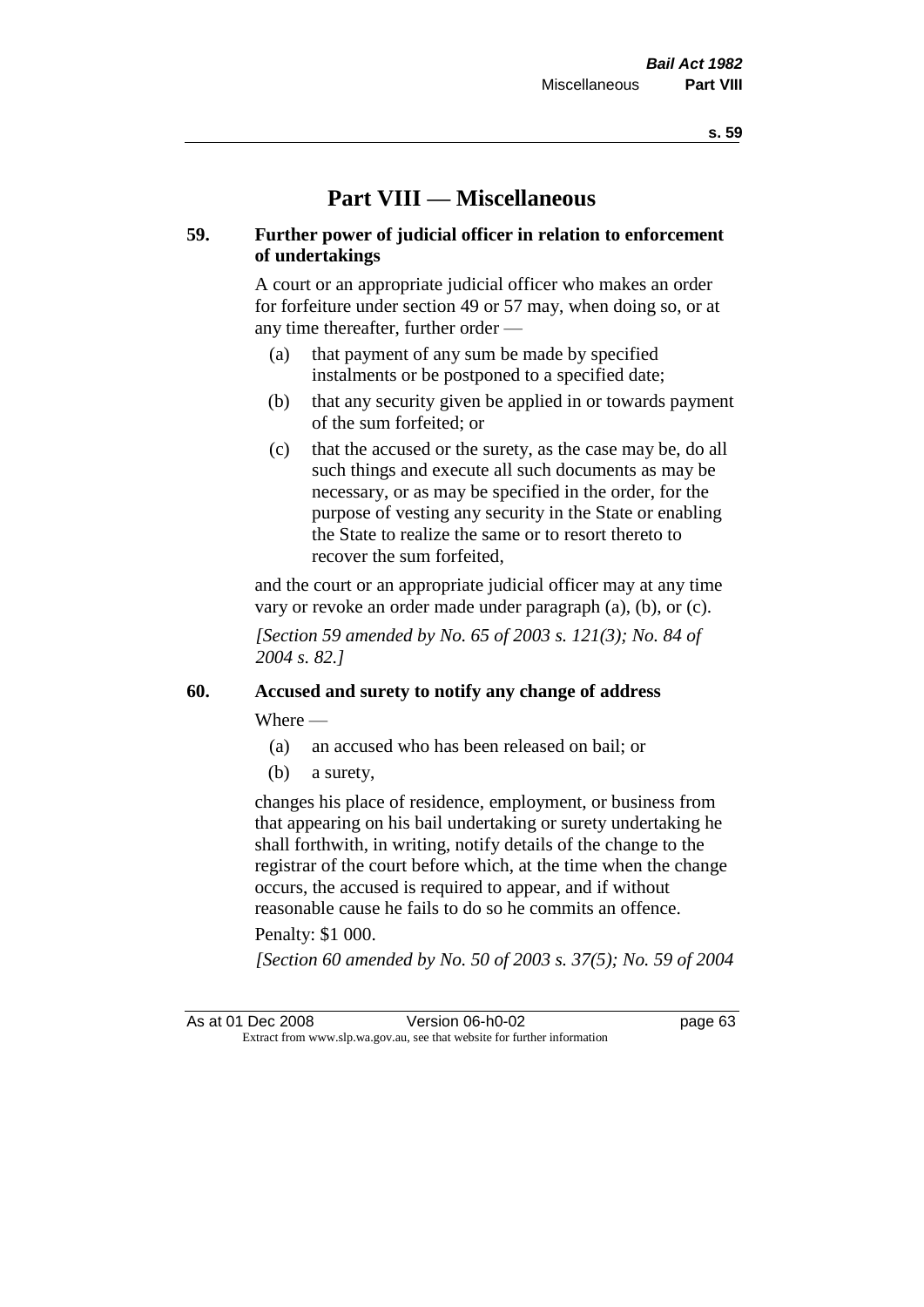# Part VIII — Miscellaneous

## 59. Further power of judicial officer in relation to enforcement of undertakings

A court or an appropriate judicial officer who makes an order for forfeiture under section 49 or 57 may, when doing so, or at any time thereafter, further order —

- (a) that payment of any sum be made by specified instalments or be postponed to a specified date;
- (b) that any security given be applied in or towards payment of the sum forfeited; or
- (c) that the accused or the surety, as the case may be, do all such things and execute all such documents as may be necessary, or as may be specified in the order, for the purpose of vesting any security in the State or enabling the State to realize the same or to resort thereto to recover the sum forfeited,

and the court or an appropriate judicial officer may at any time vary or revoke an order made under paragraph (a), (b), or (c).

*[Section 59 amended by No. 65 of 2003 s. 121(3); No. 84 of 2004 s. 82.]*

## 60. Accused and surety to notify any change of address

Where —

- (a) an accused who has been released on bail; or
- (b) a surety,

changes his place of residence, employment, or business from that appearing on his bail undertaking or surety undertaking he shall forthwith, in writing, notify details of the change to the registrar of the court before which, at the time when the change occurs, the accused is required to appear, and if without reasonable cause he fails to do so he commits an offence.

Penalty: $1 000.

*[Section 60 amended by No. 50 of 2003 s. 37(5); No. 59 of 2004*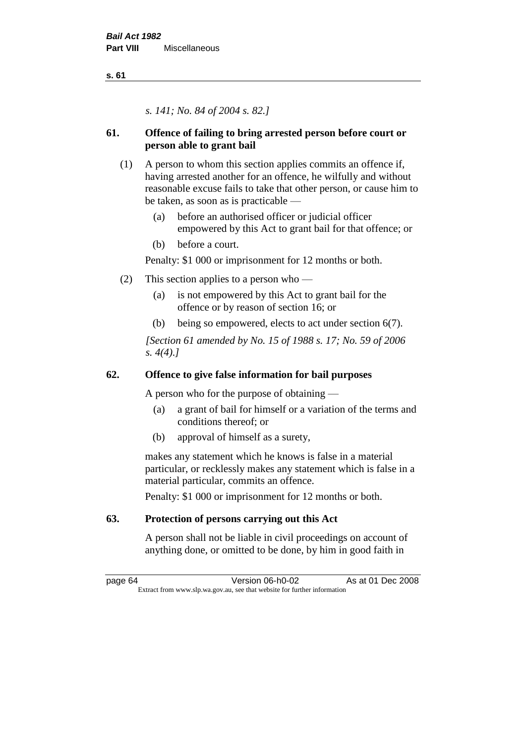*s. 141; No. 84 of 2004 s. 82.]*

## 61. Offence of failing to bring arrested person before court or person able to grant bail

(1) A person to whom this section applies commits an offence if, having arrested another for an offence, he wilfully and without reasonable excuse fails to take that other person, or cause him to be taken, as soon as is practicable —

- (a) before an authorised officer or judicial officer empowered by this Act to grant bail for that offence; or
- (b) before a court.

Penalty: $1 000 or imprisonment for 12 months or both.

(2) This section applies to a person who —

- (a) is not empowered by this Act to grant bail for the offence or by reason of section 16; or
- (b) being so empowered, elects to act under section 6(7).

*[Section 61 amended by No. 15 of 1988 s. 17; No. 59 of 2006 s. 4(4).]*

## 62. Offence to give false information for bail purposes

A person who for the purpose of obtaining —

- (a) a grant of bail for himself or a variation of the terms and conditions thereof; or
- (b) approval of himself as a surety,

makes any statement which he knows is false in a material particular, or recklessly makes any statement which is false in a material particular, commits an offence.

Penalty: $1 000 or imprisonment for 12 months or both.

## 63. Protection of persons carrying out this Act

A person shall not be liable in civil proceedings on account of anything done, or omitted to be done, by him in good faith in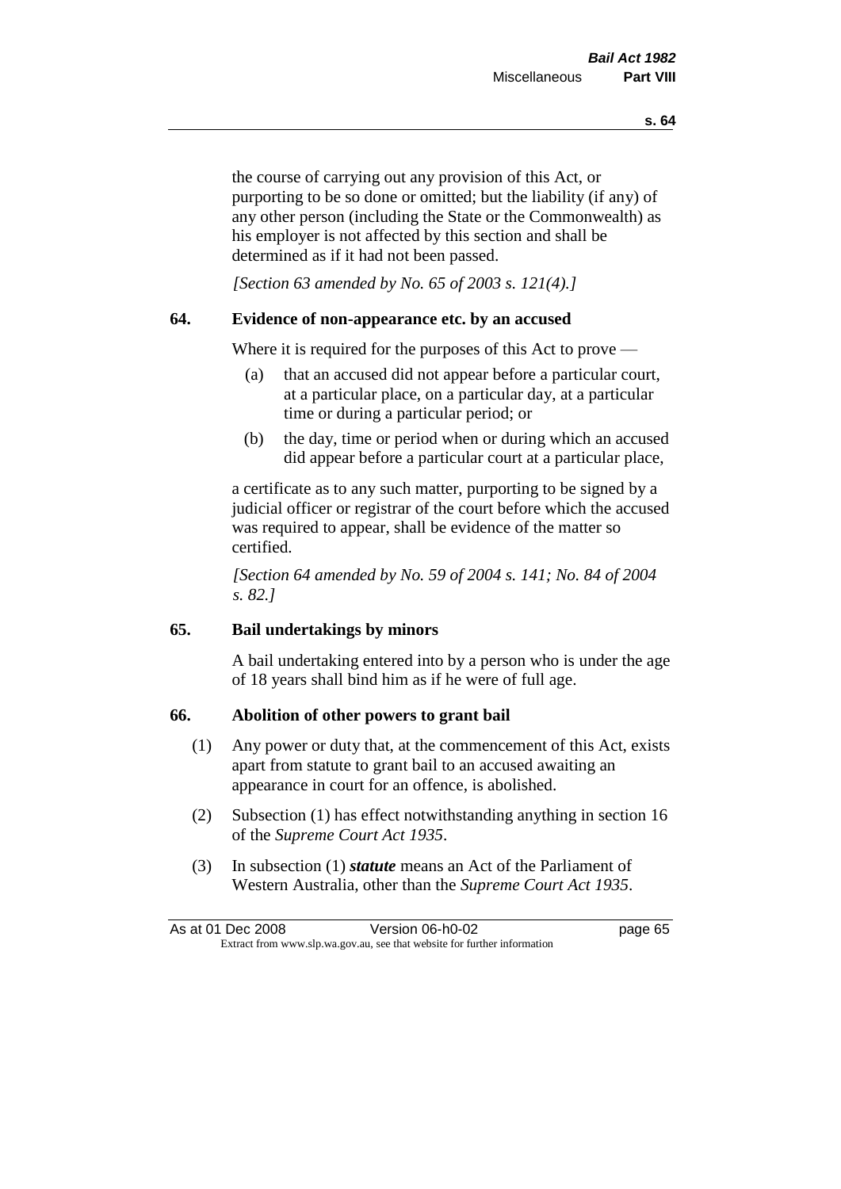the course of carrying out any provision of this Act, or purporting to be so done or omitted; but the liability (if any) of any other person (including the State or the Commonwealth) as his employer is not affected by this section and shall be determined as if it had not been passed.

*[Section 63 amended by No. 65 of 2003 s. 121(4).]*

## 64. Evidence of non-appearance etc. by an accused

Where it is required for the purposes of this Act to prove —

(a) that an accused did not appear before a particular court, at a particular place, on a particular day, at a particular time or during a particular period; or

(b) the day, time or period when or during which an accused did appear before a particular court at a particular place,

a certificate as to any such matter, purporting to be signed by a judicial officer or registrar of the court before which the accused was required to appear, shall be evidence of the matter so certified.

*[Section 64 amended by No. 59 of 2004 s. 141; No. 84 of 2004 s. 82.]*

## 65. Bail undertakings by minors

A bail undertaking entered into by a person who is under the age of 18 years shall bind him as if he were of full age.

## 66. Abolition of other powers to grant bail

(1) Any power or duty that, at the commencement of this Act, exists apart from statute to grant bail to an accused awaiting an appearance in court for an offence, is abolished.

(2) Subsection (1) has effect notwithstanding anything in section 16 of the *Supreme Court Act 1935*.

(3) In subsection (1) ***statute*** means an Act of the Parliament of Western Australia, other than the *Supreme Court Act 1935*.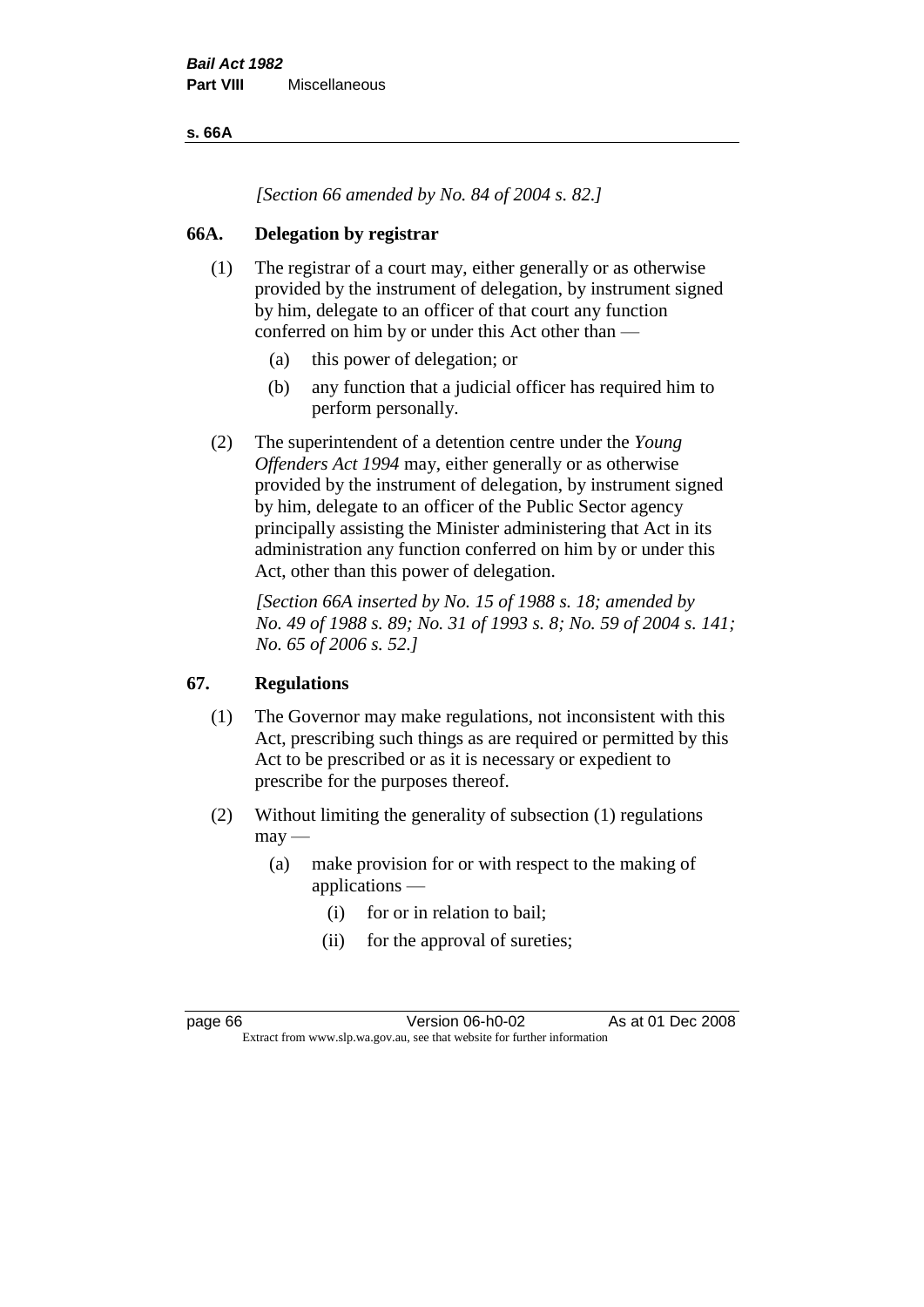*[Section 66 amended by No. 84 of 2004 s. 82.]*

## 66A. Delegation by registrar

(1) The registrar of a court may, either generally or as otherwise provided by the instrument of delegation, by instrument signed by him, delegate to an officer of that court any function conferred on him by or under this Act other than —

- (a) this power of delegation; or
- (b) any function that a judicial officer has required him to perform personally.

(2) The superintendent of a detention centre under the *Young Offenders Act 1994* may, either generally or as otherwise provided by the instrument of delegation, by instrument signed by him, delegate to an officer of the Public Sector agency principally assisting the Minister administering that Act in its administration any function conferred on him by or under this Act, other than this power of delegation.

*[Section 66A inserted by No. 15 of 1988 s. 18; amended by No. 49 of 1988 s. 89; No. 31 of 1993 s. 8; No. 59 of 2004 s. 141; No. 65 of 2006 s. 52.]*

## 67. Regulations

(1) The Governor may make regulations, not inconsistent with this Act, prescribing such things as are required or permitted by this Act to be prescribed or as it is necessary or expedient to prescribe for the purposes thereof.

(2) Without limiting the generality of subsection (1) regulations may —

- (a) make provision for or with respect to the making of applications —
  - (i) for or in relation to bail;
  - (ii) for the approval of sureties;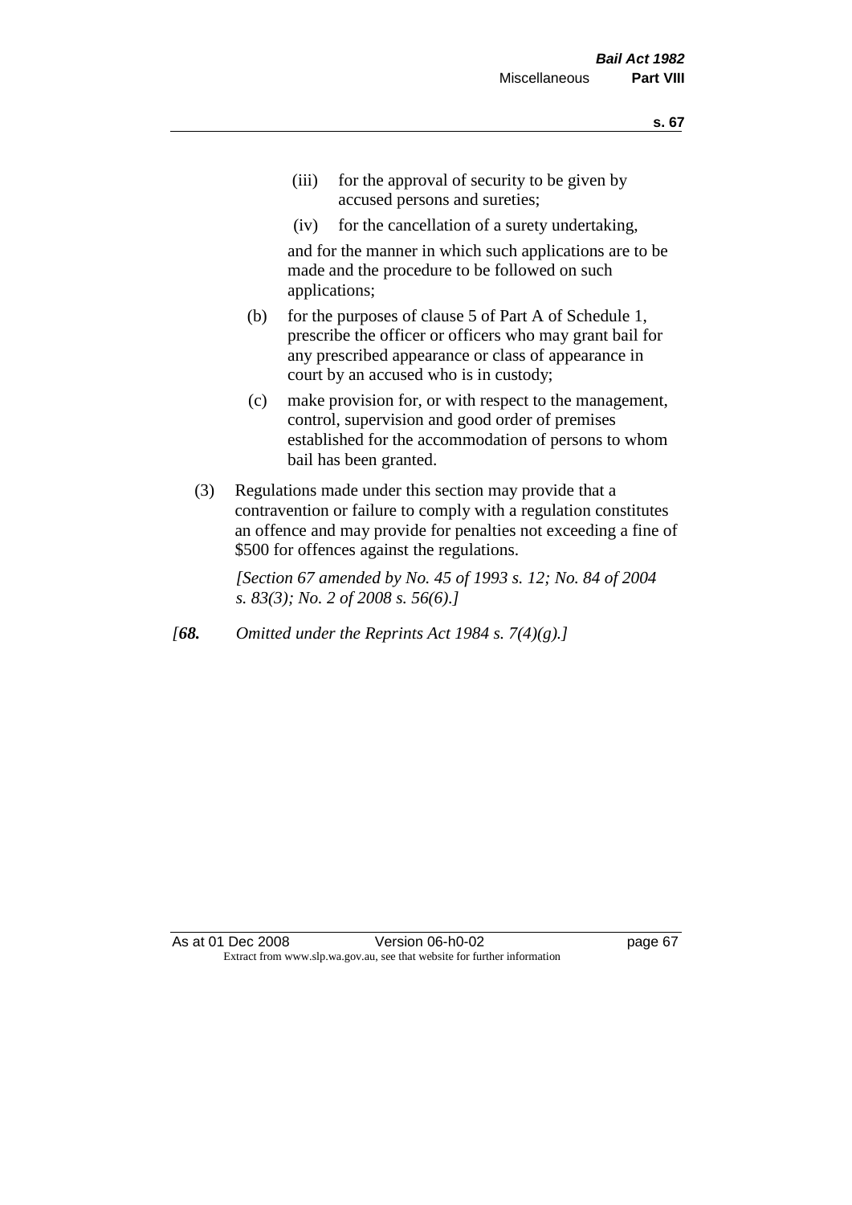(iii) for the approval of security to be given by accused persons and sureties;

(iv) for the cancellation of a surety undertaking,

and for the manner in which such applications are to be made and the procedure to be followed on such applications;

(b) for the purposes of clause 5 of Part A of Schedule 1, prescribe the officer or officers who may grant bail for any prescribed appearance or class of appearance in court by an accused who is in custody;

(c) make provision for, or with respect to the management, control, supervision and good order of premises established for the accommodation of persons to whom bail has been granted.

(3) Regulations made under this section may provide that a contravention or failure to comply with a regulation constitutes an offence and may provide for penalties not exceeding a fine of $500 for offences against the regulations.

*[Section 67 amended by No. 45 of 1993 s. 12; No. 84 of 2004 s. 83(3); No. 2 of 2008 s. 56(6).]*

*[**68.** Omitted under the Reprints Act 1984 s. 7(4)(g).]*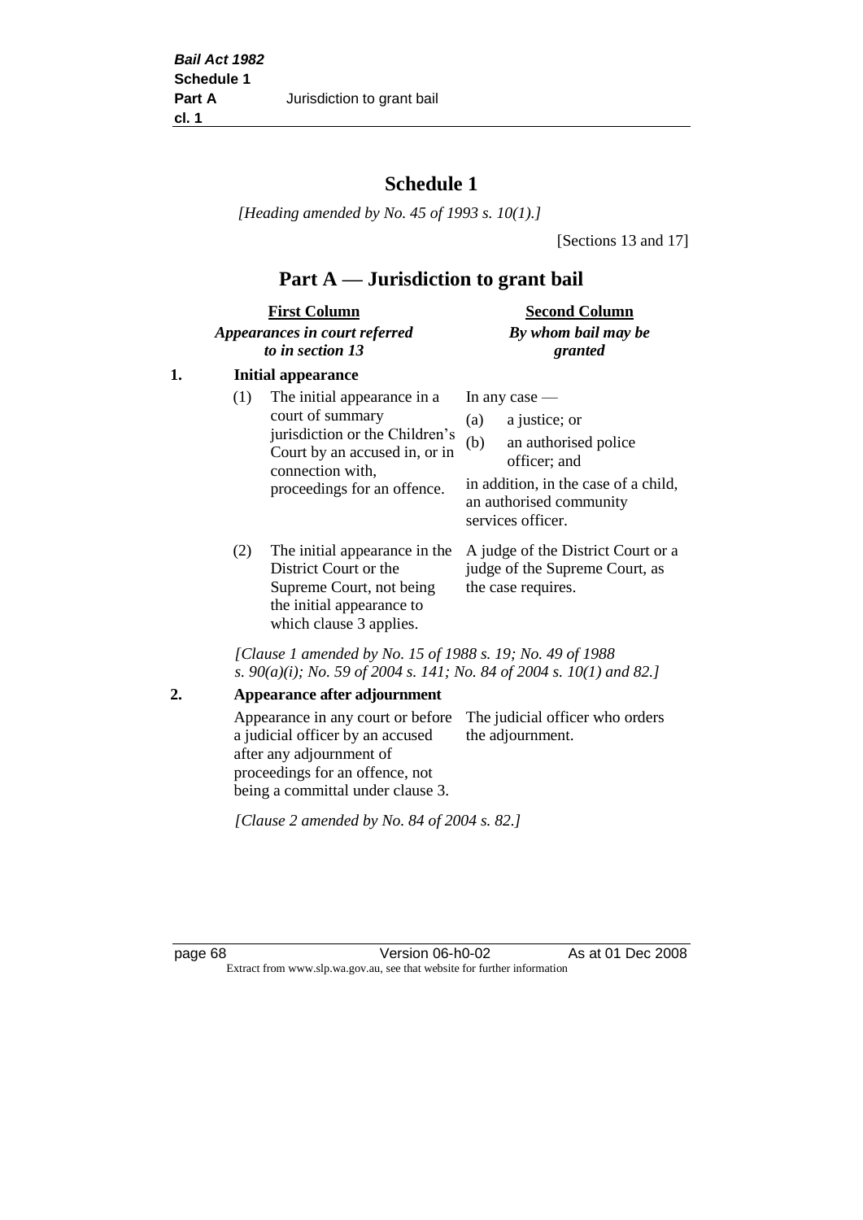# Schedule 1

*[Heading amended by No. 45 of 1993 s. 10(1).]*

[Sections 13 and 17]

## Part A — Jurisdiction to grant bail

| | First Column<br>*Appearances in court referred to in section 13* | Second Column<br>*By whom bail may be granted* |
|---|---|---|
| **1.** | **Initial appearance** | |
| | (1) The initial appearance in a court of summary jurisdiction or the Children's Court by an accused in, or in connection with, proceedings for an offence. | In any case —<br>(a) a justice; or<br>(b) an authorised police officer; and<br>in addition, in the case of a child, an authorised community services officer. |
| | (2) The initial appearance in the District Court or the Supreme Court, not being the initial appearance to which clause 3 applies. | A judge of the District Court or a judge of the Supreme Court, as the case requires. |

*[Clause 1 amended by No. 15 of 1988 s. 19; No. 49 of 1988 s. 90(a)(i); No. 59 of 2004 s. 141; No. 84 of 2004 s. 10(1) and 82.]*

| | | |
|---|---|---|
| **2.** | **Appearance after adjournment** | |
| | Appearance in any court or before a judicial officer by an accused after any adjournment of proceedings for an offence, not being a committal under clause 3. | The judicial officer who orders the adjournment. |

*[Clause 2 amended by No. 84 of 2004 s. 82.]*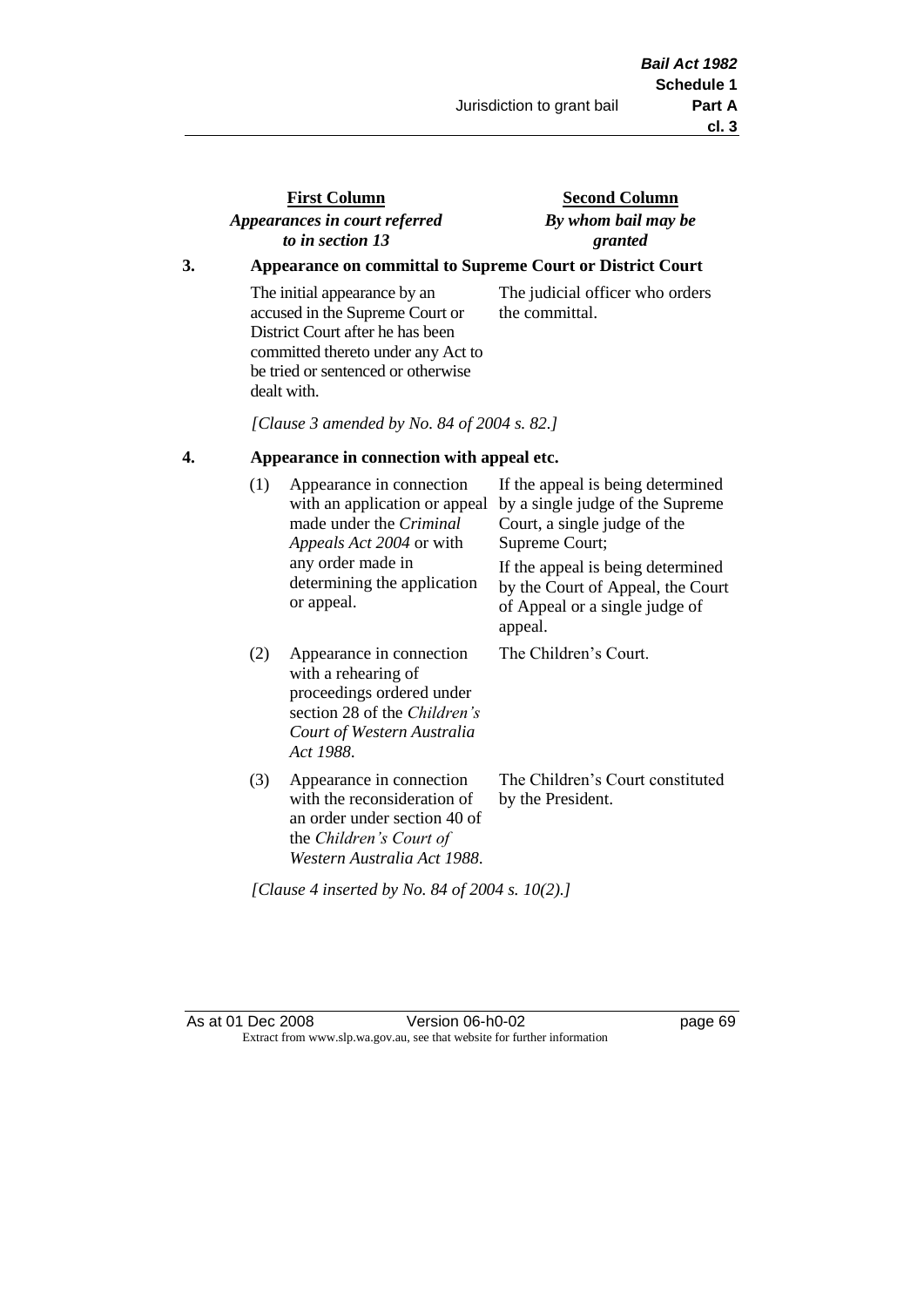| First Column<br>*Appearances in court referred to in section 13* | Second Column<br>*By whom bail may be granted* |
|---|---|

**3. Appearance on committal to Supreme Court or District Court**

| | |
|---|---|
| The initial appearance by an accused in the Supreme Court or District Court after he has been committed thereto under any Act to be tried or sentenced or otherwise dealt with. | The judicial officer who orders the committal. |

*[Clause 3 amended by No. 84 of 2004 s. 82.]*

**4. Appearance in connection with appeal etc.**

| | | |
|---|---|---|
| (1) | Appearance in connection with an application or appeal made under the *Criminal Appeals Act 2004* or with any order made in determining the application or appeal. | If the appeal is being determined by a single judge of the Supreme Court, a single judge of the Supreme Court;<br>If the appeal is being determined by the Court of Appeal, the Court of Appeal or a single judge of appeal. |
| (2) | Appearance in connection with a rehearing of proceedings ordered under section 28 of the *Children's Court of Western Australia Act 1988*. | The Children's Court. |
| (3) | Appearance in connection with the reconsideration of an order under section 40 of the *Children's Court of Western Australia Act 1988*. | The Children's Court constituted by the President. |

*[Clause 4 inserted by No. 84 of 2004 s. 10(2).]*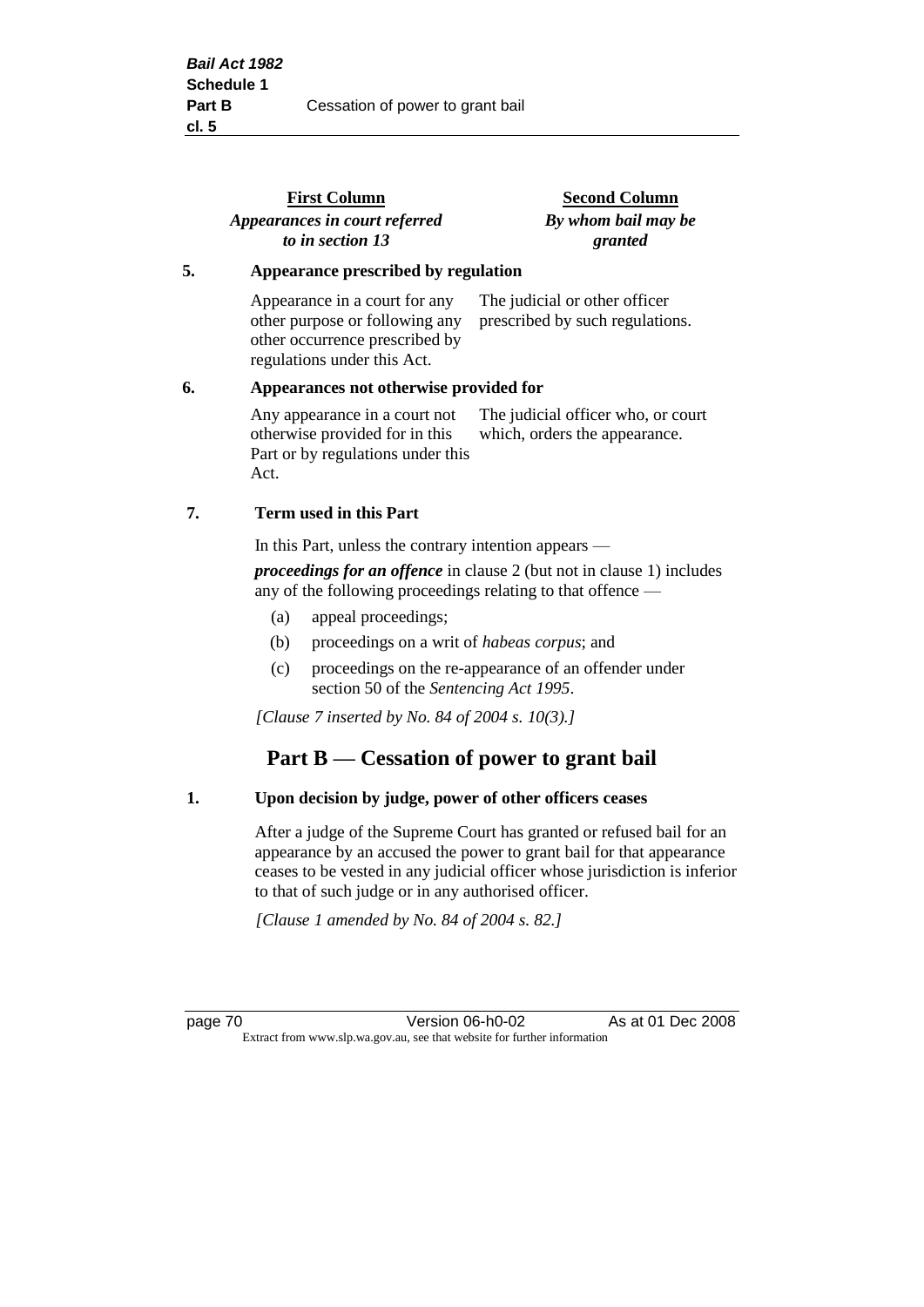| First Column *Appearances in court referred to in section 13* | Second Column *By whom bail may be granted* |
|---|---|
| **5. Appearance prescribed by regulation** | |
| Appearance in a court for any other purpose or following any other occurrence prescribed by regulations under this Act. | The judicial or other officer prescribed by such regulations. |
| **6. Appearances not otherwise provided for** | |
| Any appearance in a court not otherwise provided for in this Part or by regulations under this Act. | The judicial officer who, or court which, orders the appearance. |

**7. Term used in this Part**

In this Part, unless the contrary intention appears —

***proceedings for an offence*** in clause 2 (but not in clause 1) includes any of the following proceedings relating to that offence —

(a) appeal proceedings;

(b) proceedings on a writ of *habeas corpus*; and

(c) proceedings on the re-appearance of an offender under section 50 of the *Sentencing Act 1995*.

*[Clause 7 inserted by No. 84 of 2004 s. 10(3).]*

## Part B — Cessation of power to grant bail

**1. Upon decision by judge, power of other officers ceases**

After a judge of the Supreme Court has granted or refused bail for an appearance by an accused the power to grant bail for that appearance ceases to be vested in any judicial officer whose jurisdiction is inferior to that of such judge or in any authorised officer.

*[Clause 1 amended by No. 84 of 2004 s. 82.]*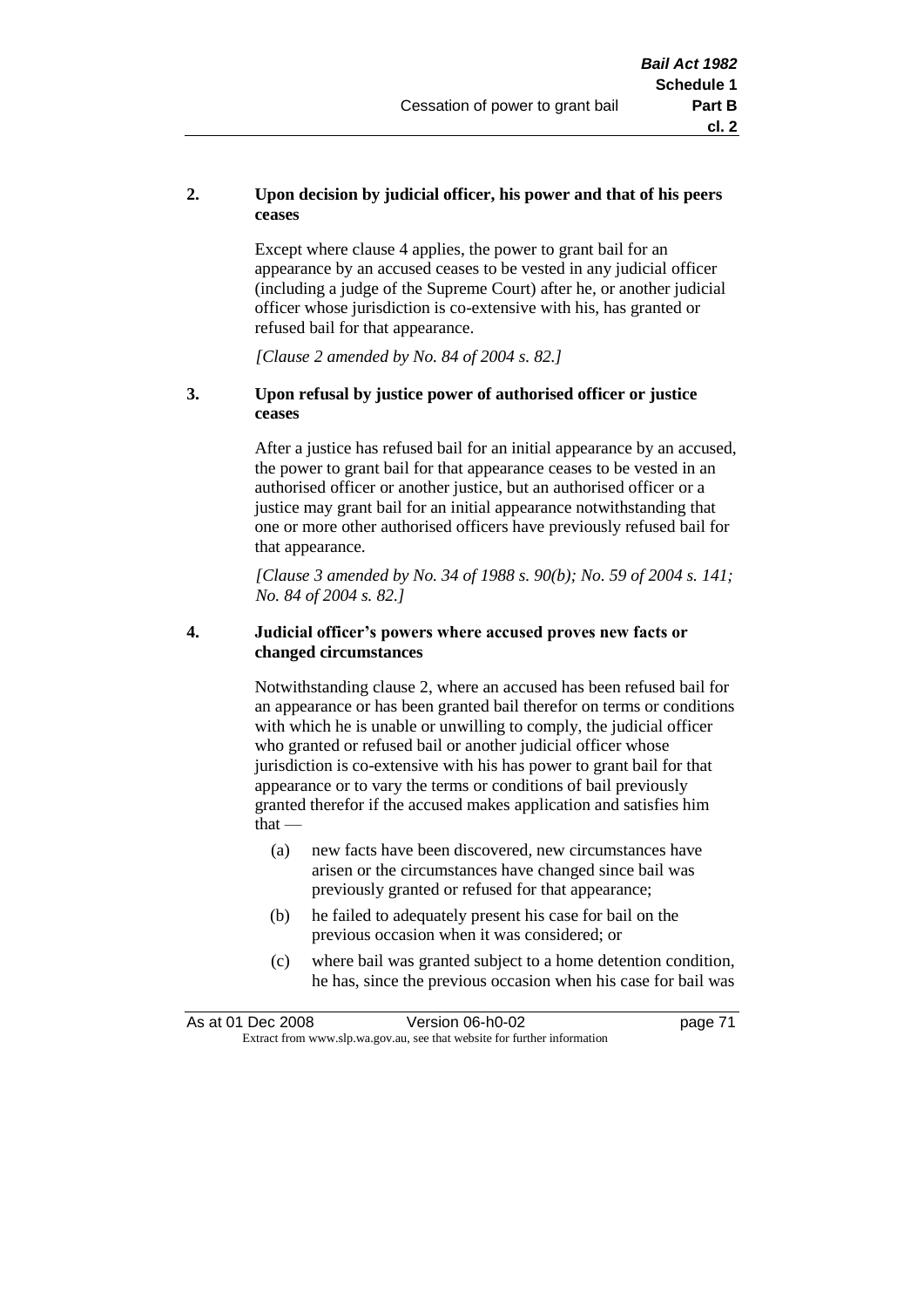**2. Upon decision by judicial officer, his power and that of his peers ceases**

Except where clause 4 applies, the power to grant bail for an appearance by an accused ceases to be vested in any judicial officer (including a judge of the Supreme Court) after he, or another judicial officer whose jurisdiction is co-extensive with his, has granted or refused bail for that appearance.

*[Clause 2 amended by No. 84 of 2004 s. 82.]*

**3. Upon refusal by justice power of authorised officer or justice ceases**

After a justice has refused bail for an initial appearance by an accused, the power to grant bail for that appearance ceases to be vested in an authorised officer or another justice, but an authorised officer or a justice may grant bail for an initial appearance notwithstanding that one or more other authorised officers have previously refused bail for that appearance.

*[Clause 3 amended by No. 34 of 1988 s. 90(b); No. 59 of 2004 s. 141; No. 84 of 2004 s. 82.]*

**4. Judicial officer's powers where accused proves new facts or changed circumstances**

Notwithstanding clause 2, where an accused has been refused bail for an appearance or has been granted bail therefor on terms or conditions with which he is unable or unwilling to comply, the judicial officer who granted or refused bail or another judicial officer whose jurisdiction is co-extensive with his has power to grant bail for that appearance or to vary the terms or conditions of bail previously granted therefor if the accused makes application and satisfies him that —

(a) new facts have been discovered, new circumstances have arisen or the circumstances have changed since bail was previously granted or refused for that appearance;

(b) he failed to adequately present his case for bail on the previous occasion when it was considered; or

(c) where bail was granted subject to a home detention condition, he has, since the previous occasion when his case for bail was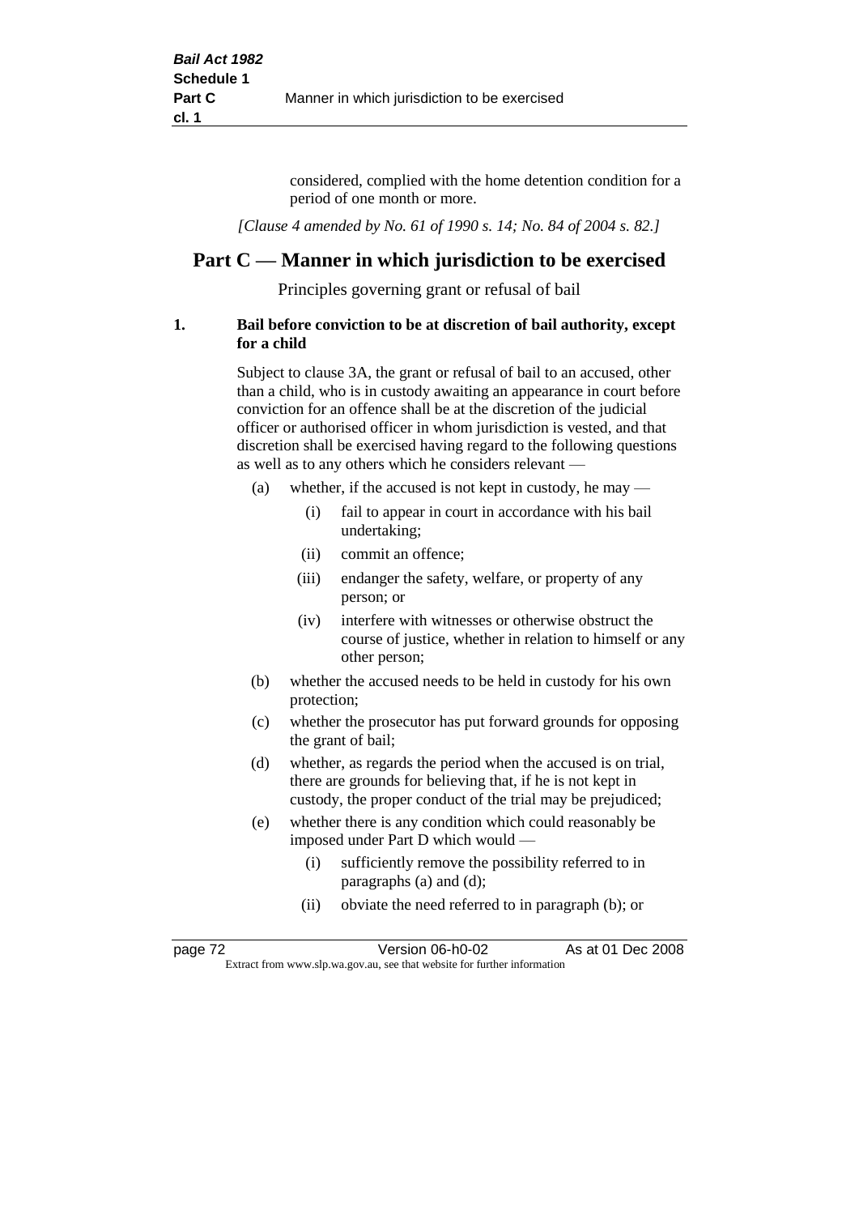considered, complied with the home detention condition for a period of one month or more.

*[Clause 4 amended by No. 61 of 1990 s. 14; No. 84 of 2004 s. 82.]*

## Part C — Manner in which jurisdiction to be exercised

Principles governing grant or refusal of bail

**1. Bail before conviction to be at discretion of bail authority, except for a child**

Subject to clause 3A, the grant or refusal of bail to an accused, other than a child, who is in custody awaiting an appearance in court before conviction for an offence shall be at the discretion of the judicial officer or authorised officer in whom jurisdiction is vested, and that discretion shall be exercised having regard to the following questions as well as to any others which he considers relevant —

- (a) whether, if the accused is not kept in custody, he may —
  - (i) fail to appear in court in accordance with his bail undertaking;
  - (ii) commit an offence;
  - (iii) endanger the safety, welfare, or property of any person; or
  - (iv) interfere with witnesses or otherwise obstruct the course of justice, whether in relation to himself or any other person;
- (b) whether the accused needs to be held in custody for his own protection;
- (c) whether the prosecutor has put forward grounds for opposing the grant of bail;
- (d) whether, as regards the period when the accused is on trial, there are grounds for believing that, if he is not kept in custody, the proper conduct of the trial may be prejudiced;
- (e) whether there is any condition which could reasonably be imposed under Part D which would —
  - (i) sufficiently remove the possibility referred to in paragraphs (a) and (d);
  - (ii) obviate the need referred to in paragraph (b); or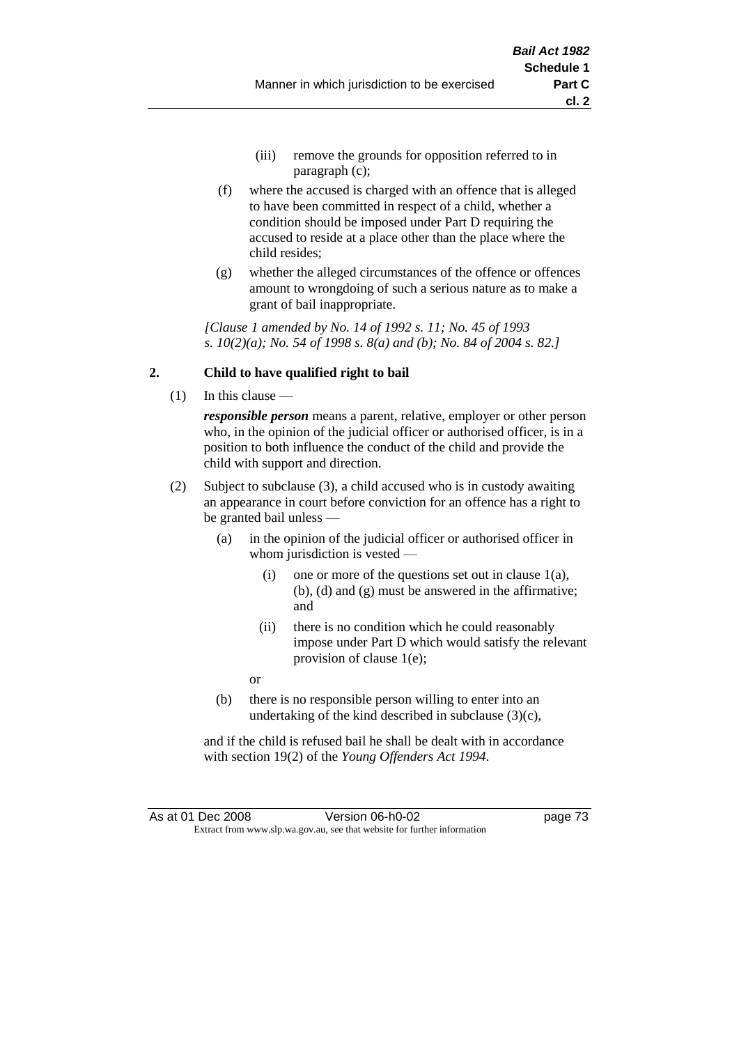(iii) remove the grounds for opposition referred to in paragraph (c);

(f) where the accused is charged with an offence that is alleged to have been committed in respect of a child, whether a condition should be imposed under Part D requiring the accused to reside at a place other than the place where the child resides;

(g) whether the alleged circumstances of the offence or offences amount to wrongdoing of such a serious nature as to make a grant of bail inappropriate.

*[Clause 1 amended by No. 14 of 1992 s. 11; No. 45 of 1993 s. 10(2)(a); No. 54 of 1998 s. 8(a) and (b); No. 84 of 2004 s. 82.]*

## 2. Child to have qualified right to bail

(1) In this clause —

***responsible person*** means a parent, relative, employer or other person who, in the opinion of the judicial officer or authorised officer, is in a position to both influence the conduct of the child and provide the child with support and direction.

(2) Subject to subclause (3), a child accused who is in custody awaiting an appearance in court before conviction for an offence has a right to be granted bail unless —

(a) in the opinion of the judicial officer or authorised officer in whom jurisdiction is vested —

(i) one or more of the questions set out in clause 1(a), (b), (d) and (g) must be answered in the affirmative; and

(ii) there is no condition which he could reasonably impose under Part D which would satisfy the relevant provision of clause 1(e);

or

(b) there is no responsible person willing to enter into an undertaking of the kind described in subclause (3)(c),

and if the child is refused bail he shall be dealt with in accordance with section 19(2) of the *Young Offenders Act 1994*.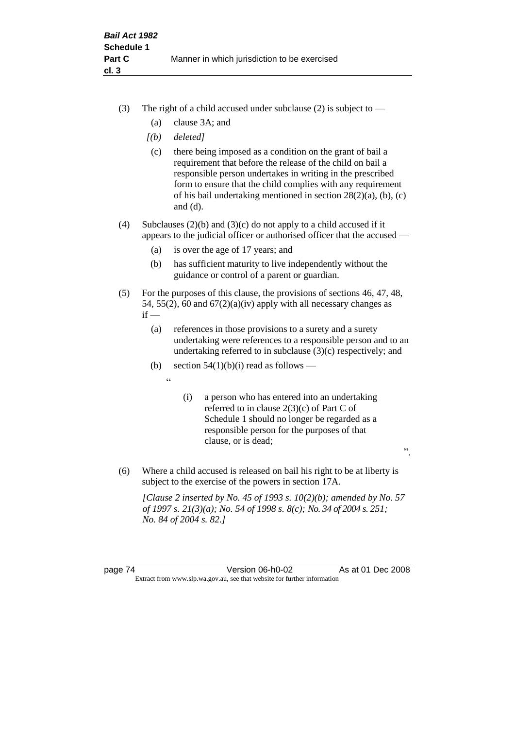(3) The right of a child accused under subclause (2) is subject to —

(a) clause 3A; and

*[(b) deleted]*

(c) there being imposed as a condition on the grant of bail a requirement that before the release of the child on bail a responsible person undertakes in writing in the prescribed form to ensure that the child complies with any requirement of his bail undertaking mentioned in section 28(2)(a), (b), (c) and (d).

(4) Subclauses (2)(b) and (3)(c) do not apply to a child accused if it appears to the judicial officer or authorised officer that the accused —

(a) is over the age of 17 years; and

(b) has sufficient maturity to live independently without the guidance or control of a parent or guardian.

(5) For the purposes of this clause, the provisions of sections 46, 47, 48, 54, 55(2), 60 and 67(2)(a)(iv) apply with all necessary changes as if —

(a) references in those provisions to a surety and a surety undertaking were references to a responsible person and to an undertaking referred to in subclause (3)(c) respectively; and

(b) section 54(1)(b)(i) read as follows —

"

(i) a person who has entered into an undertaking referred to in clause 2(3)(c) of Part C of Schedule 1 should no longer be regarded as a responsible person for the purposes of that clause, or is dead;

".

(6) Where a child accused is released on bail his right to be at liberty is subject to the exercise of the powers in section 17A.

*[Clause 2 inserted by No. 45 of 1993 s. 10(2)(b); amended by No. 57 of 1997 s. 21(3)(a); No. 54 of 1998 s. 8(c); No. 34 of 2004 s. 251; No. 84 of 2004 s. 82.]*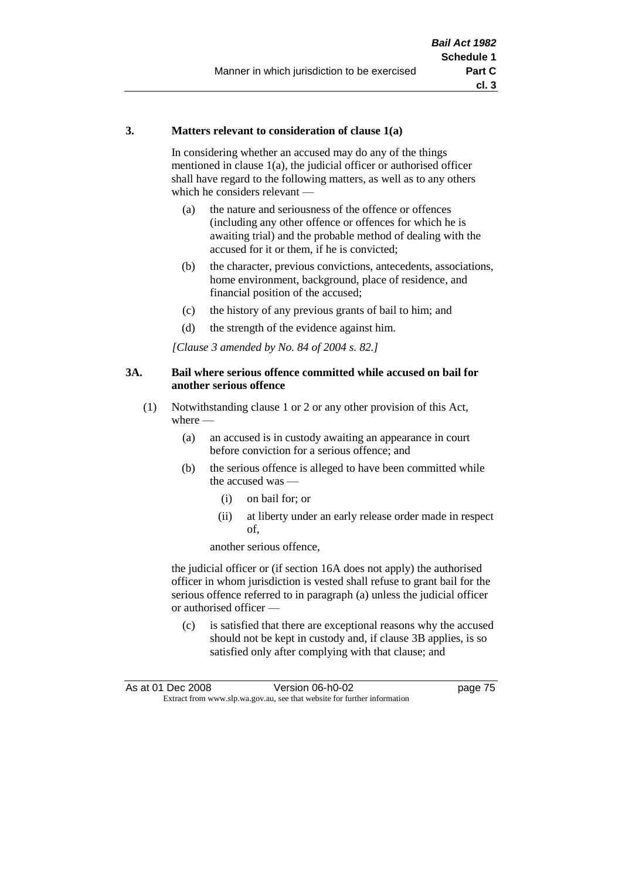### 3. Matters relevant to consideration of clause 1(a)

In considering whether an accused may do any of the things mentioned in clause 1(a), the judicial officer or authorised officer shall have regard to the following matters, as well as to any others which he considers relevant —

(a) the nature and seriousness of the offence or offences (including any other offence or offences for which he is awaiting trial) and the probable method of dealing with the accused for it or them, if he is convicted;

(b) the character, previous convictions, antecedents, associations, home environment, background, place of residence, and financial position of the accused;

(c) the history of any previous grants of bail to him; and

(d) the strength of the evidence against him.

*[Clause 3 amended by No. 84 of 2004 s. 82.]*

### 3A. Bail where serious offence committed while accused on bail for another serious offence

(1) Notwithstanding clause 1 or 2 or any other provision of this Act, where —

(a) an accused is in custody awaiting an appearance in court before conviction for a serious offence; and

(b) the serious offence is alleged to have been committed while the accused was —

(i) on bail for; or

(ii) at liberty under an early release order made in respect of,

another serious offence,

the judicial officer or (if section 16A does not apply) the authorised officer in whom jurisdiction is vested shall refuse to grant bail for the serious offence referred to in paragraph (a) unless the judicial officer or authorised officer —

(c) is satisfied that there are exceptional reasons why the accused should not be kept in custody and, if clause 3B applies, is so satisfied only after complying with that clause; and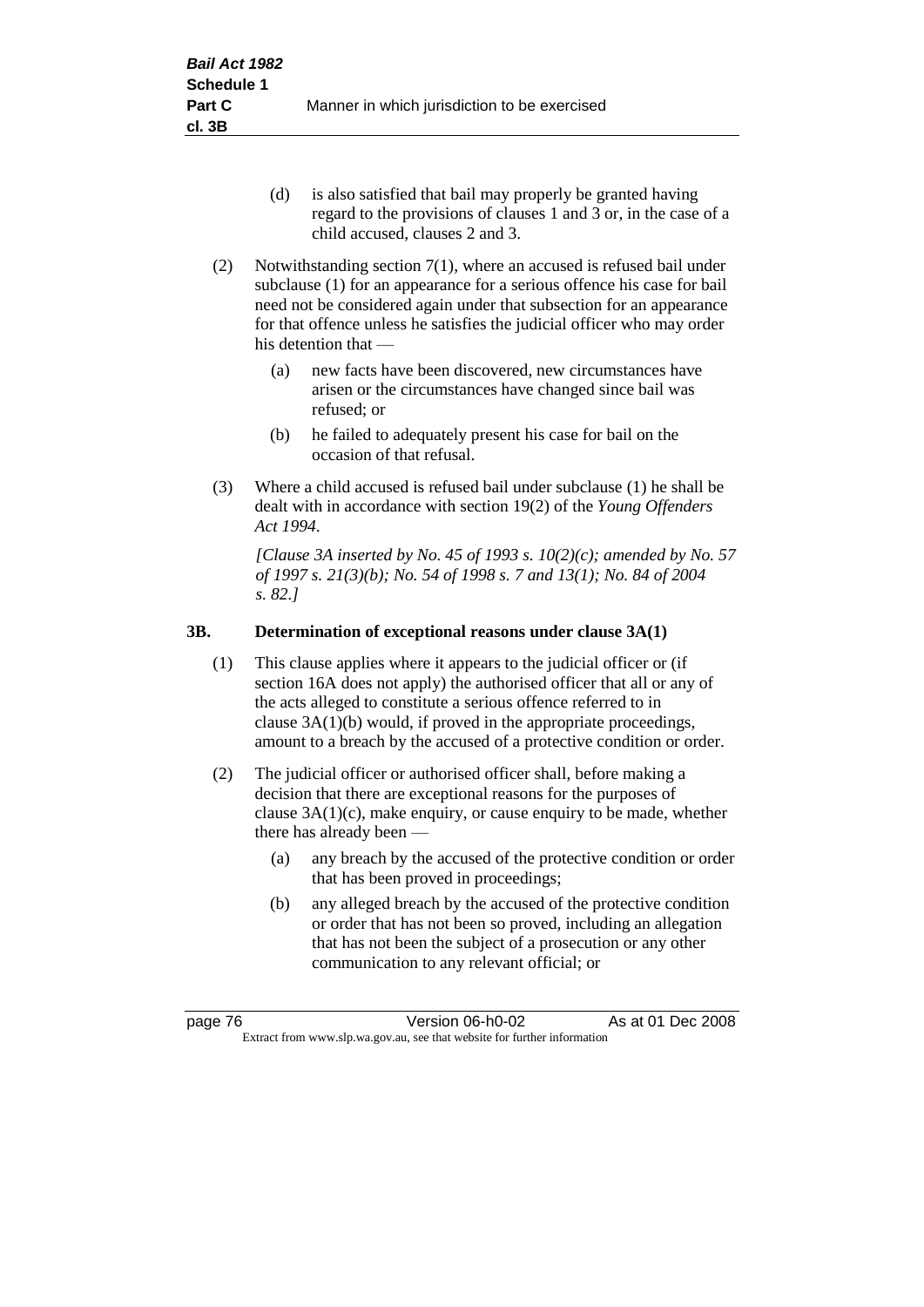(d) is also satisfied that bail may properly be granted having regard to the provisions of clauses 1 and 3 or, in the case of a child accused, clauses 2 and 3.

(2) Notwithstanding section 7(1), where an accused is refused bail under subclause (1) for an appearance for a serious offence his case for bail need not be considered again under that subsection for an appearance for that offence unless he satisfies the judicial officer who may order his detention that —

(a) new facts have been discovered, new circumstances have arisen or the circumstances have changed since bail was refused; or

(b) he failed to adequately present his case for bail on the occasion of that refusal.

(3) Where a child accused is refused bail under subclause (1) he shall be dealt with in accordance with section 19(2) of the *Young Offenders Act 1994*.

*[Clause 3A inserted by No. 45 of 1993 s. 10(2)(c); amended by No. 57 of 1997 s. 21(3)(b); No. 54 of 1998 s. 7 and 13(1); No. 84 of 2004 s. 82.]*

### 3B. Determination of exceptional reasons under clause 3A(1)

(1) This clause applies where it appears to the judicial officer or (if section 16A does not apply) the authorised officer that all or any of the acts alleged to constitute a serious offence referred to in clause 3A(1)(b) would, if proved in the appropriate proceedings, amount to a breach by the accused of a protective condition or order.

(2) The judicial officer or authorised officer shall, before making a decision that there are exceptional reasons for the purposes of clause 3A(1)(c), make enquiry, or cause enquiry to be made, whether there has already been —

(a) any breach by the accused of the protective condition or order that has been proved in proceedings;

(b) any alleged breach by the accused of the protective condition or order that has not been so proved, including an allegation that has not been the subject of a prosecution or any other communication to any relevant official; or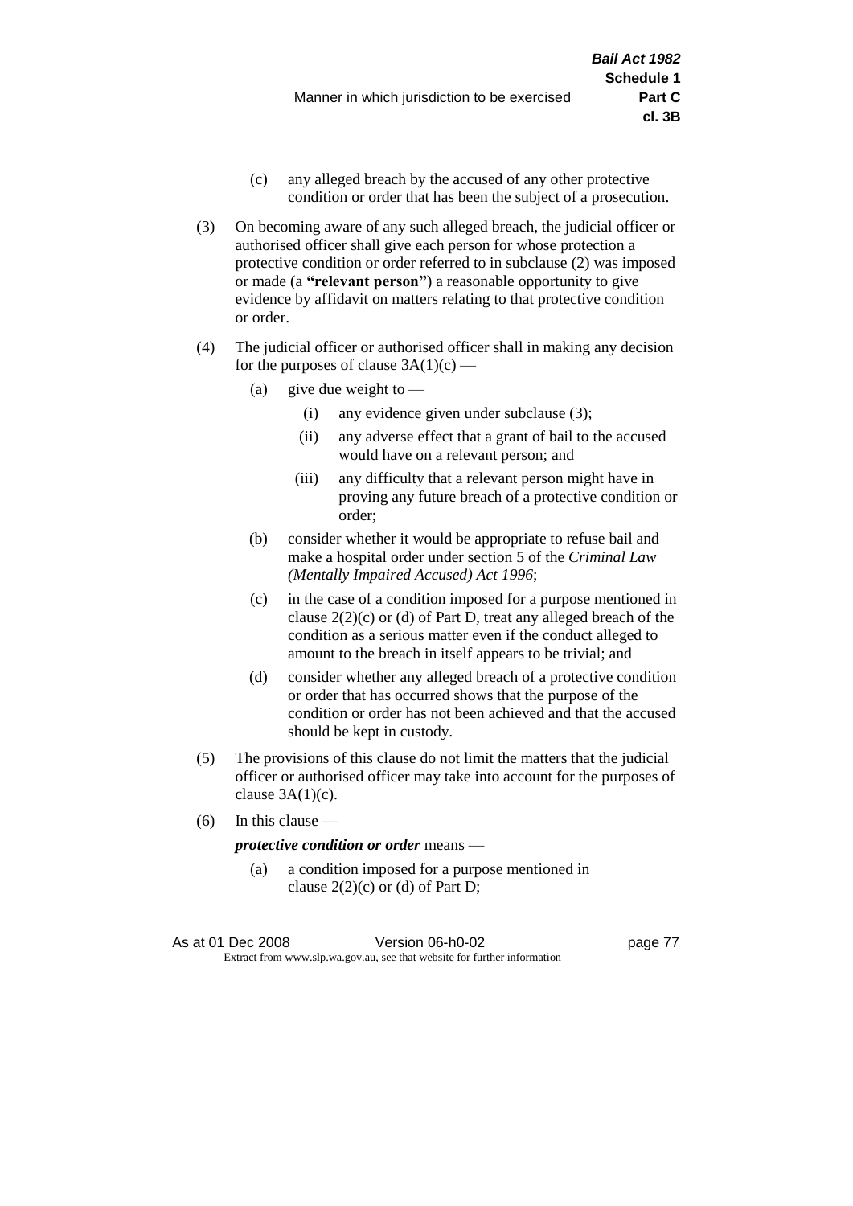(c) any alleged breach by the accused of any other protective condition or order that has been the subject of a prosecution.

(3) On becoming aware of any such alleged breach, the judicial officer or authorised officer shall give each person for whose protection a protective condition or order referred to in subclause (2) was imposed or made (a **"relevant person"**) a reasonable opportunity to give evidence by affidavit on matters relating to that protective condition or order.

(4) The judicial officer or authorised officer shall in making any decision for the purposes of clause 3A(1)(c) —

(a) give due weight to —

(i) any evidence given under subclause (3);

(ii) any adverse effect that a grant of bail to the accused would have on a relevant person; and

(iii) any difficulty that a relevant person might have in proving any future breach of a protective condition or order;

(b) consider whether it would be appropriate to refuse bail and make a hospital order under section 5 of the *Criminal Law (Mentally Impaired Accused) Act 1996*;

(c) in the case of a condition imposed for a purpose mentioned in clause 2(2)(c) or (d) of Part D, treat any alleged breach of the condition as a serious matter even if the conduct alleged to amount to the breach in itself appears to be trivial; and

(d) consider whether any alleged breach of a protective condition or order that has occurred shows that the purpose of the condition or order has not been achieved and that the accused should be kept in custody.

(5) The provisions of this clause do not limit the matters that the judicial officer or authorised officer may take into account for the purposes of clause 3A(1)(c).

(6) In this clause —

***protective condition or order*** means —

(a) a condition imposed for a purpose mentioned in clause 2(2)(c) or (d) of Part D;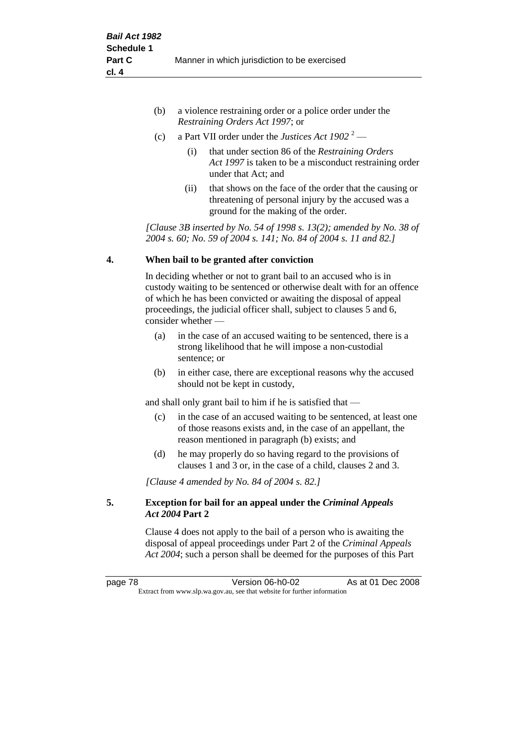(b) a violence restraining order or a police order under the *Restraining Orders Act 1997*; or

(c) a Part VII order under the *Justices Act 1902* [2] —

(i) that under section 86 of the *Restraining Orders Act 1997* is taken to be a misconduct restraining order under that Act; and

(ii) that shows on the face of the order that the causing or threatening of personal injury by the accused was a ground for the making of the order.

*[Clause 3B inserted by No. 54 of 1998 s. 13(2); amended by No. 38 of 2004 s. 60; No. 59 of 2004 s. 141; No. 84 of 2004 s. 11 and 82.]*

### 4. When bail to be granted after conviction

In deciding whether or not to grant bail to an accused who is in custody waiting to be sentenced or otherwise dealt with for an offence of which he has been convicted or awaiting the disposal of appeal proceedings, the judicial officer shall, subject to clauses 5 and 6, consider whether —

(a) in the case of an accused waiting to be sentenced, there is a strong likelihood that he will impose a non-custodial sentence; or

(b) in either case, there are exceptional reasons why the accused should not be kept in custody,

and shall only grant bail to him if he is satisfied that —

(c) in the case of an accused waiting to be sentenced, at least one of those reasons exists and, in the case of an appellant, the reason mentioned in paragraph (b) exists; and

(d) he may properly do so having regard to the provisions of clauses 1 and 3 or, in the case of a child, clauses 2 and 3.

*[Clause 4 amended by No. 84 of 2004 s. 82.]*

### 5. Exception for bail for an appeal under the *Criminal Appeals Act 2004* Part 2

Clause 4 does not apply to the bail of a person who is awaiting the disposal of appeal proceedings under Part 2 of the *Criminal Appeals Act 2004*; such a person shall be deemed for the purposes of this Part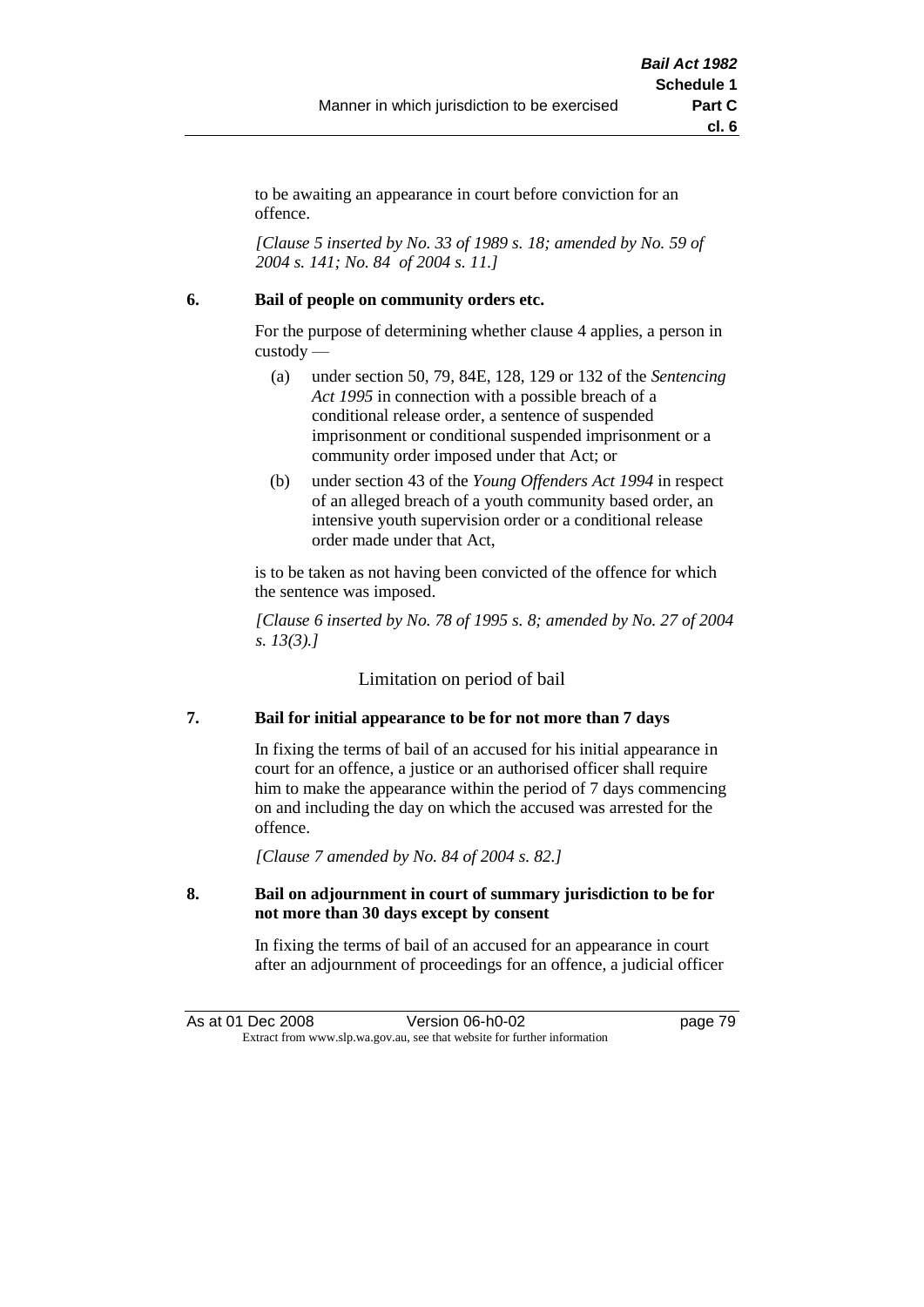to be awaiting an appearance in court before conviction for an offence.

*[Clause 5 inserted by No. 33 of 1989 s. 18; amended by No. 59 of 2004 s. 141; No. 84 of 2004 s. 11.]*

**6. Bail of people on community orders etc.**

For the purpose of determining whether clause 4 applies, a person in custody —

(a) under section 50, 79, 84E, 128, 129 or 132 of the *Sentencing Act 1995* in connection with a possible breach of a conditional release order, a sentence of suspended imprisonment or conditional suspended imprisonment or a community order imposed under that Act; or

(b) under section 43 of the *Young Offenders Act 1994* in respect of an alleged breach of a youth community based order, an intensive youth supervision order or a conditional release order made under that Act,

is to be taken as not having been convicted of the offence for which the sentence was imposed.

*[Clause 6 inserted by No. 78 of 1995 s. 8; amended by No. 27 of 2004 s. 13(3).]*

## Limitation on period of bail

**7. Bail for initial appearance to be for not more than 7 days**

In fixing the terms of bail of an accused for his initial appearance in court for an offence, a justice or an authorised officer shall require him to make the appearance within the period of 7 days commencing on and including the day on which the accused was arrested for the offence.

*[Clause 7 amended by No. 84 of 2004 s. 82.]*

**8. Bail on adjournment in court of summary jurisdiction to be for not more than 30 days except by consent**

In fixing the terms of bail of an accused for an appearance in court after an adjournment of proceedings for an offence, a judicial officer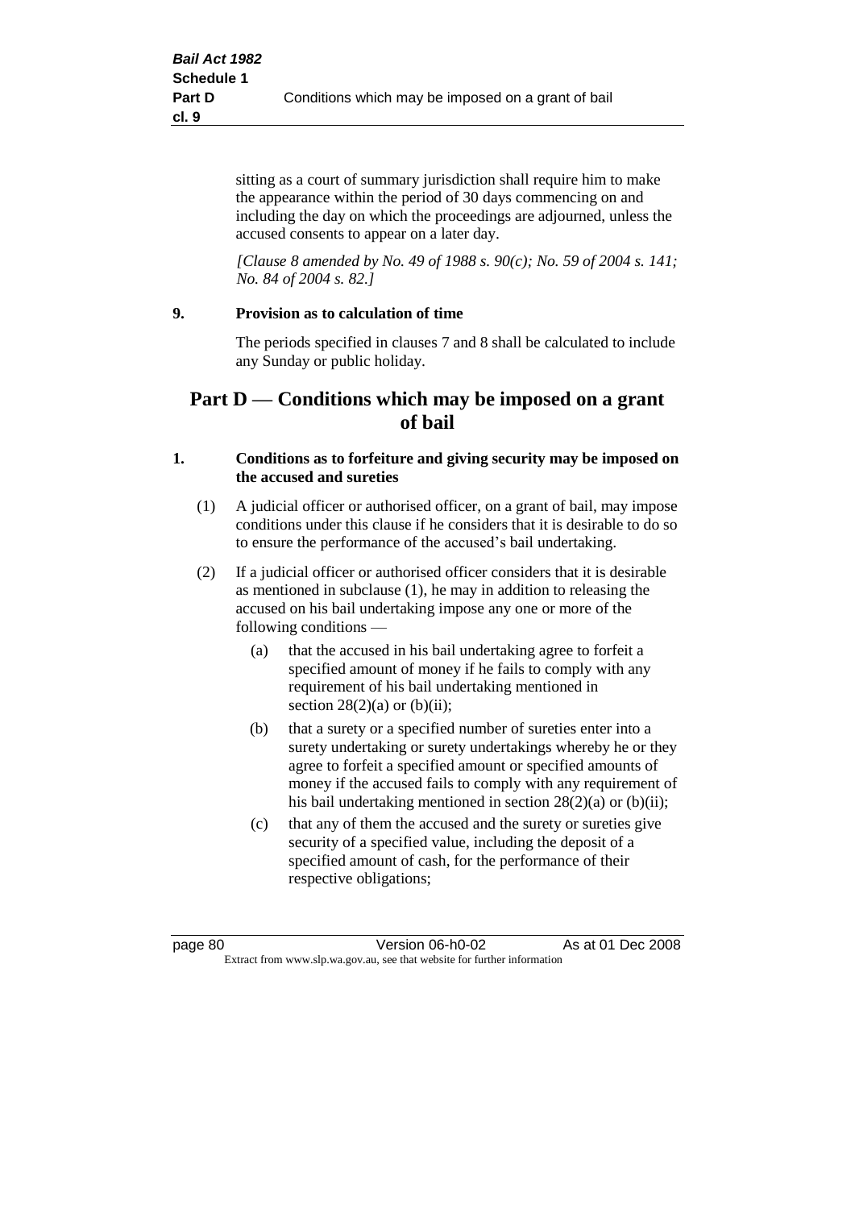sitting as a court of summary jurisdiction shall require him to make the appearance within the period of 30 days commencing on and including the day on which the proceedings are adjourned, unless the accused consents to appear on a later day.

*[Clause 8 amended by No. 49 of 1988 s. 90(c); No. 59 of 2004 s. 141; No. 84 of 2004 s. 82.]*

**9. Provision as to calculation of time**

The periods specified in clauses 7 and 8 shall be calculated to include any Sunday or public holiday.

## Part D — Conditions which may be imposed on a grant of bail

**1. Conditions as to forfeiture and giving security may be imposed on the accused and sureties**

(1) A judicial officer or authorised officer, on a grant of bail, may impose conditions under this clause if he considers that it is desirable to do so to ensure the performance of the accused's bail undertaking.

(2) If a judicial officer or authorised officer considers that it is desirable as mentioned in subclause (1), he may in addition to releasing the accused on his bail undertaking impose any one or more of the following conditions —

- (a) that the accused in his bail undertaking agree to forfeit a specified amount of money if he fails to comply with any requirement of his bail undertaking mentioned in section 28(2)(a) or (b)(ii);
- (b) that a surety or a specified number of sureties enter into a surety undertaking or surety undertakings whereby he or they agree to forfeit a specified amount or specified amounts of money if the accused fails to comply with any requirement of his bail undertaking mentioned in section 28(2)(a) or (b)(ii);
- (c) that any of them the accused and the surety or sureties give security of a specified value, including the deposit of a specified amount of cash, for the performance of their respective obligations;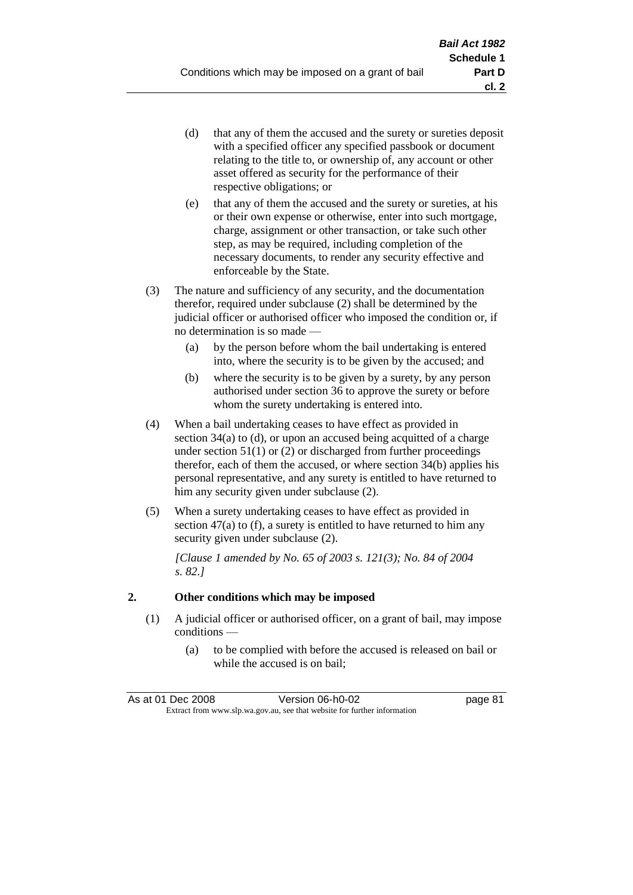(d) that any of them the accused and the surety or sureties deposit with a specified officer any specified passbook or document relating to the title to, or ownership of, any account or other asset offered as security for the performance of their respective obligations; or

(e) that any of them the accused and the surety or sureties, at his or their own expense or otherwise, enter into such mortgage, charge, assignment or other transaction, or take such other step, as may be required, including completion of the necessary documents, to render any security effective and enforceable by the State.

(3) The nature and sufficiency of any security, and the documentation therefor, required under subclause (2) shall be determined by the judicial officer or authorised officer who imposed the condition or, if no determination is so made —

(a) by the person before whom the bail undertaking is entered into, where the security is to be given by the accused; and

(b) where the security is to be given by a surety, by any person authorised under section 36 to approve the surety or before whom the surety undertaking is entered into.

(4) When a bail undertaking ceases to have effect as provided in section 34(a) to (d), or upon an accused being acquitted of a charge under section 51(1) or (2) or discharged from further proceedings therefor, each of them the accused, or where section 34(b) applies his personal representative, and any surety is entitled to have returned to him any security given under subclause (2).

(5) When a surety undertaking ceases to have effect as provided in section 47(a) to (f), a surety is entitled to have returned to him any security given under subclause (2).

*[Clause 1 amended by No. 65 of 2003 s. 121(3); No. 84 of 2004 s. 82.]*

**2. Other conditions which may be imposed**

(1) A judicial officer or authorised officer, on a grant of bail, may impose conditions —

(a) to be complied with before the accused is released on bail or while the accused is on bail;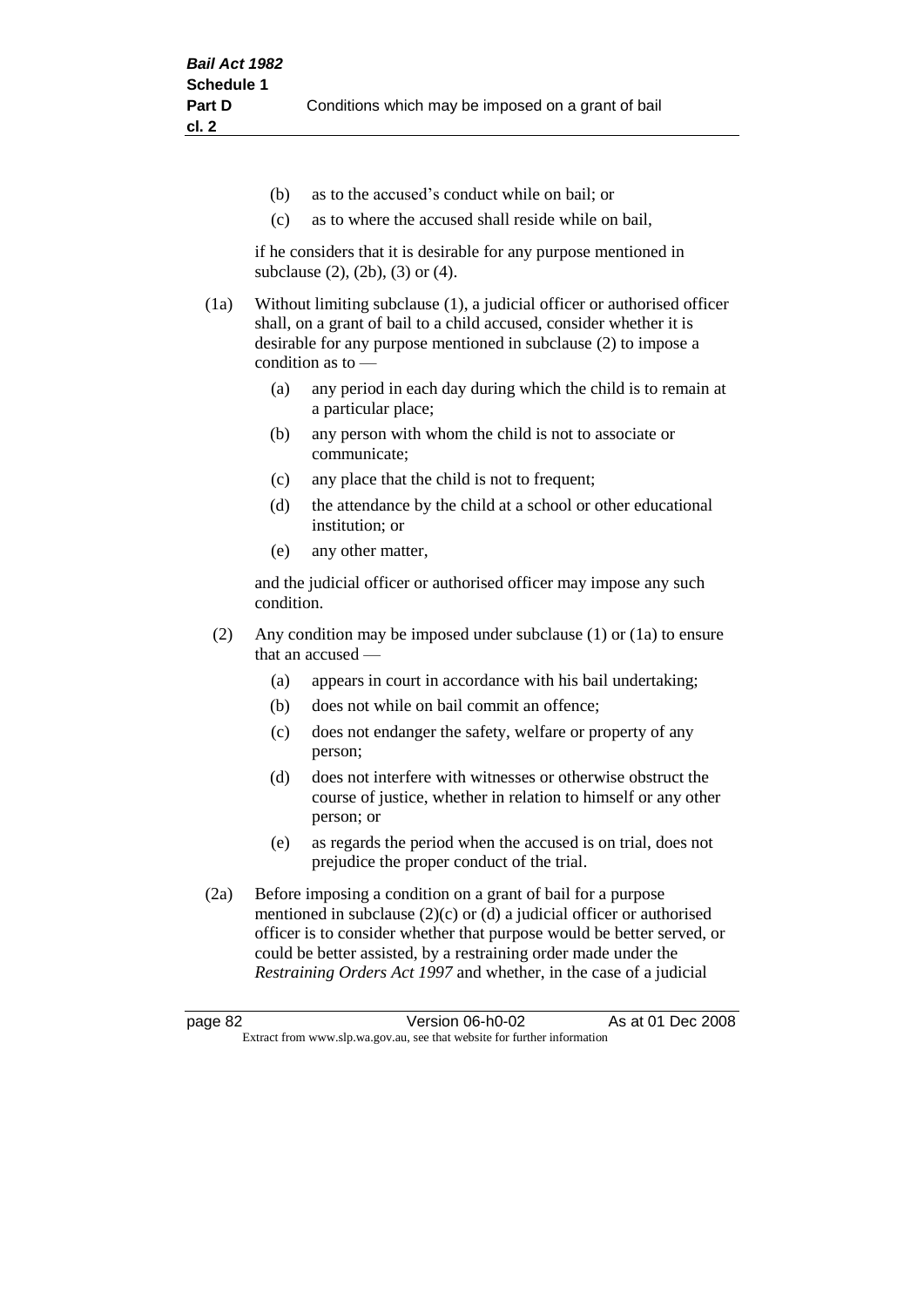(b) as to the accused's conduct while on bail; or

(c) as to where the accused shall reside while on bail,

if he considers that it is desirable for any purpose mentioned in subclause (2), (2b), (3) or (4).

(1a) Without limiting subclause (1), a judicial officer or authorised officer shall, on a grant of bail to a child accused, consider whether it is desirable for any purpose mentioned in subclause (2) to impose a condition as to —

(a) any period in each day during which the child is to remain at a particular place;

(b) any person with whom the child is not to associate or communicate;

(c) any place that the child is not to frequent;

(d) the attendance by the child at a school or other educational institution; or

(e) any other matter,

and the judicial officer or authorised officer may impose any such condition.

(2) Any condition may be imposed under subclause (1) or (1a) to ensure that an accused —

(a) appears in court in accordance with his bail undertaking;

(b) does not while on bail commit an offence;

(c) does not endanger the safety, welfare or property of any person;

(d) does not interfere with witnesses or otherwise obstruct the course of justice, whether in relation to himself or any other person; or

(e) as regards the period when the accused is on trial, does not prejudice the proper conduct of the trial.

(2a) Before imposing a condition on a grant of bail for a purpose mentioned in subclause (2)(c) or (d) a judicial officer or authorised officer is to consider whether that purpose would be better served, or could be better assisted, by a restraining order made under the *Restraining Orders Act 1997* and whether, in the case of a judicial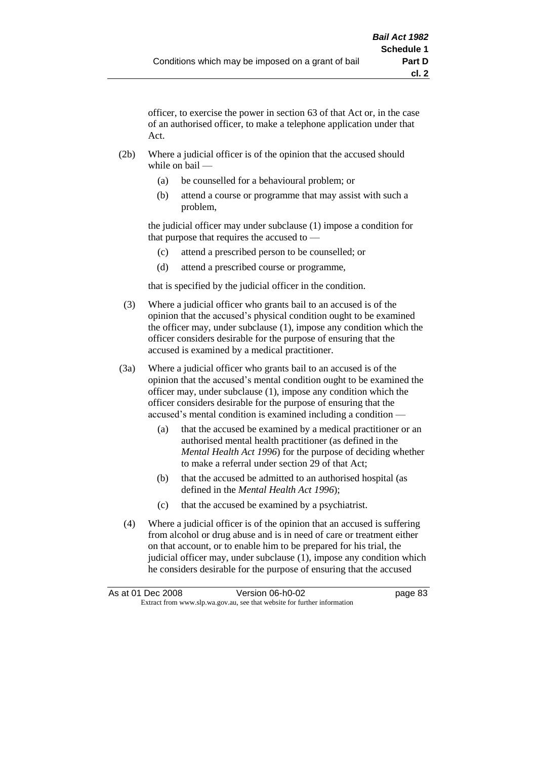officer, to exercise the power in section 63 of that Act or, in the case of an authorised officer, to make a telephone application under that Act.

(2b) Where a judicial officer is of the opinion that the accused should while on bail —

(a) be counselled for a behavioural problem; or

(b) attend a course or programme that may assist with such a problem,

the judicial officer may under subclause (1) impose a condition for that purpose that requires the accused to —

(c) attend a prescribed person to be counselled; or

(d) attend a prescribed course or programme,

that is specified by the judicial officer in the condition.

(3) Where a judicial officer who grants bail to an accused is of the opinion that the accused's physical condition ought to be examined the officer may, under subclause (1), impose any condition which the officer considers desirable for the purpose of ensuring that the accused is examined by a medical practitioner.

(3a) Where a judicial officer who grants bail to an accused is of the opinion that the accused's mental condition ought to be examined the officer may, under subclause (1), impose any condition which the officer considers desirable for the purpose of ensuring that the accused's mental condition is examined including a condition —

(a) that the accused be examined by a medical practitioner or an authorised mental health practitioner (as defined in the *Mental Health Act 1996*) for the purpose of deciding whether to make a referral under section 29 of that Act;

(b) that the accused be admitted to an authorised hospital (as defined in the *Mental Health Act 1996*);

(c) that the accused be examined by a psychiatrist.

(4) Where a judicial officer is of the opinion that an accused is suffering from alcohol or drug abuse and is in need of care or treatment either on that account, or to enable him to be prepared for his trial, the judicial officer may, under subclause (1), impose any condition which he considers desirable for the purpose of ensuring that the accused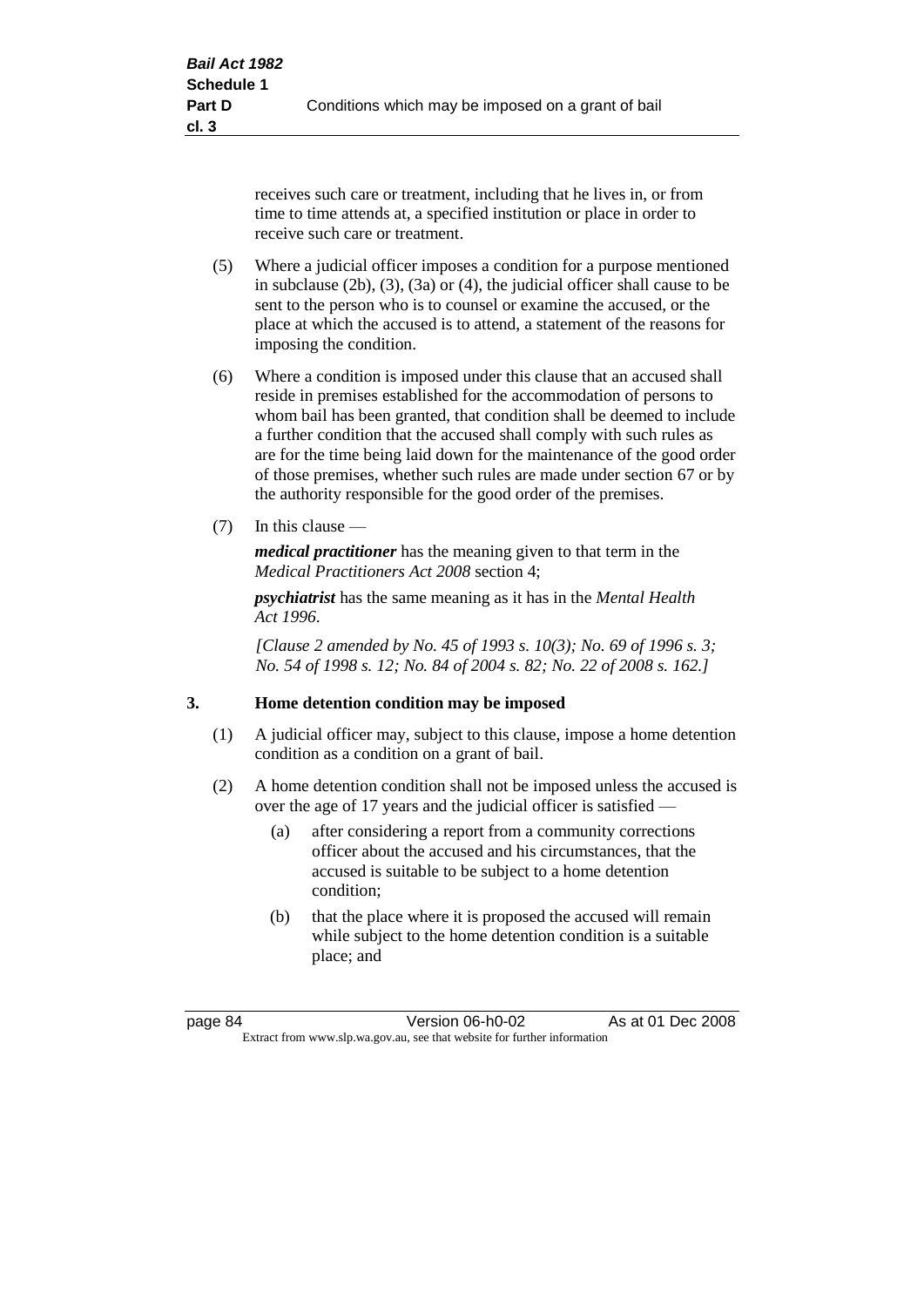receives such care or treatment, including that he lives in, or from time to time attends at, a specified institution or place in order to receive such care or treatment.

(5) Where a judicial officer imposes a condition for a purpose mentioned in subclause (2b), (3), (3a) or (4), the judicial officer shall cause to be sent to the person who is to counsel or examine the accused, or the place at which the accused is to attend, a statement of the reasons for imposing the condition.

(6) Where a condition is imposed under this clause that an accused shall reside in premises established for the accommodation of persons to whom bail has been granted, that condition shall be deemed to include a further condition that the accused shall comply with such rules as are for the time being laid down for the maintenance of the good order of those premises, whether such rules are made under section 67 or by the authority responsible for the good order of the premises.

(7) In this clause —

***medical practitioner*** has the meaning given to that term in the *Medical Practitioners Act 2008* section 4;

***psychiatrist*** has the same meaning as it has in the *Mental Health Act 1996*.

*[Clause 2 amended by No. 45 of 1993 s. 10(3); No. 69 of 1996 s. 3; No. 54 of 1998 s. 12; No. 84 of 2004 s. 82; No. 22 of 2008 s. 162.]*

## 3. Home detention condition may be imposed

(1) A judicial officer may, subject to this clause, impose a home detention condition as a condition on a grant of bail.

(2) A home detention condition shall not be imposed unless the accused is over the age of 17 years and the judicial officer is satisfied —

(a) after considering a report from a community corrections officer about the accused and his circumstances, that the accused is suitable to be subject to a home detention condition;

(b) that the place where it is proposed the accused will remain while subject to the home detention condition is a suitable place; and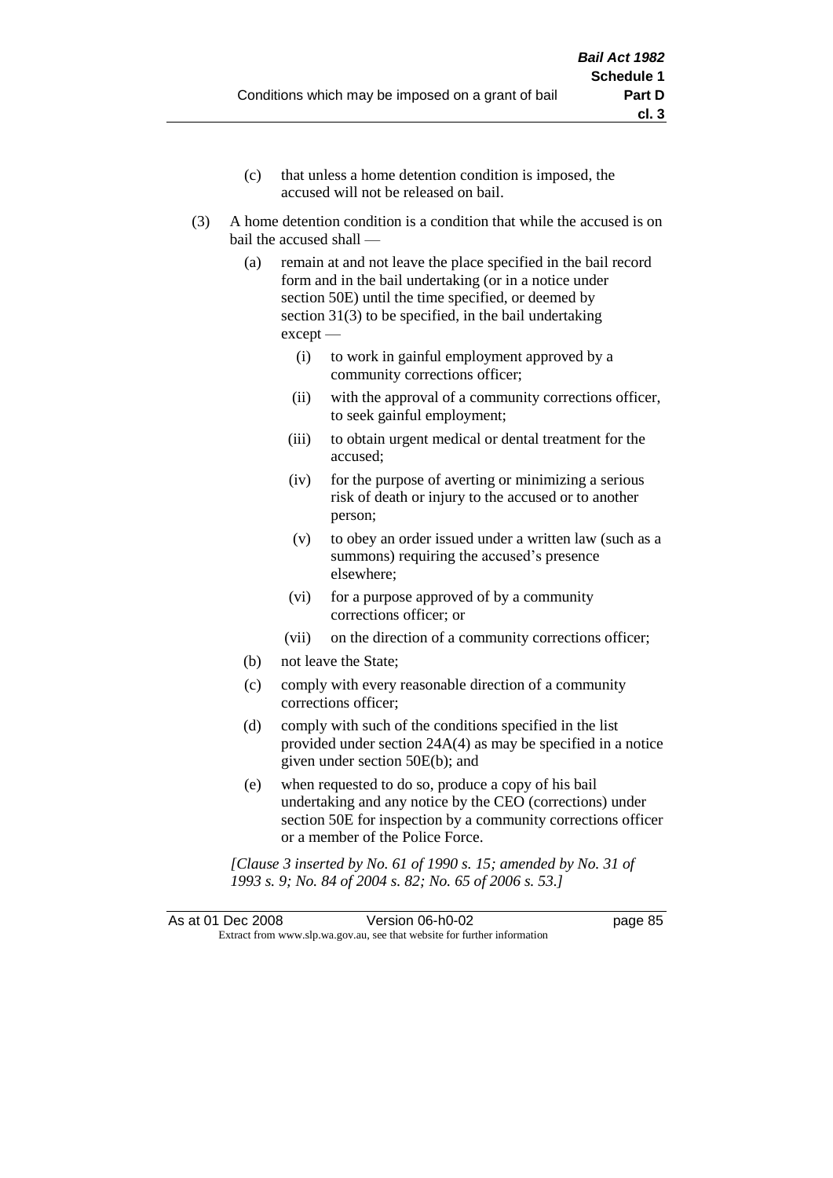(c) that unless a home detention condition is imposed, the accused will not be released on bail.

(3) A home detention condition is a condition that while the accused is on bail the accused shall —

(a) remain at and not leave the place specified in the bail record form and in the bail undertaking (or in a notice under section 50E) until the time specified, or deemed by section 31(3) to be specified, in the bail undertaking except —

(i) to work in gainful employment approved by a community corrections officer;

(ii) with the approval of a community corrections officer, to seek gainful employment;

(iii) to obtain urgent medical or dental treatment for the accused;

(iv) for the purpose of averting or minimizing a serious risk of death or injury to the accused or to another person;

(v) to obey an order issued under a written law (such as a summons) requiring the accused's presence elsewhere;

(vi) for a purpose approved of by a community corrections officer; or

(vii) on the direction of a community corrections officer;

(b) not leave the State;

(c) comply with every reasonable direction of a community corrections officer;

(d) comply with such of the conditions specified in the list provided under section 24A(4) as may be specified in a notice given under section 50E(b); and

(e) when requested to do so, produce a copy of his bail undertaking and any notice by the CEO (corrections) under section 50E for inspection by a community corrections officer or a member of the Police Force.

*[Clause 3 inserted by No. 61 of 1990 s. 15; amended by No. 31 of 1993 s. 9; No. 84 of 2004 s. 82; No. 65 of 2006 s. 53.]*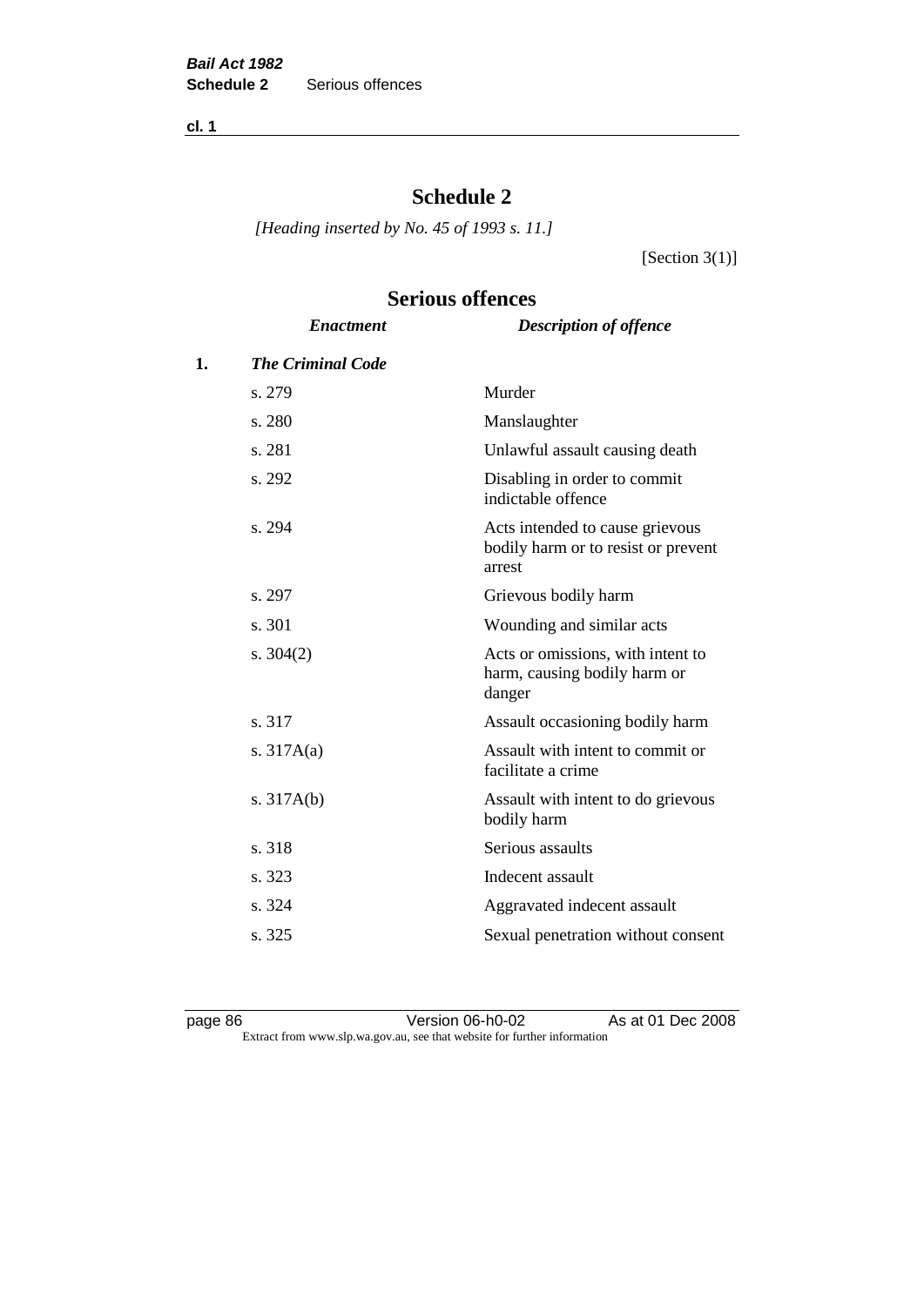# Schedule 2

*[Heading inserted by No. 45 of 1993 s. 11.]*

[Section 3(1)]

## Serious offences

| | *Enactment* | *Description of offence* |
|---|---|---|
| **1.** | ***The Criminal Code*** | |
| | s. 279 | Murder |
| | s. 280 | Manslaughter |
| | s. 281 | Unlawful assault causing death |
| | s. 292 | Disabling in order to commit indictable offence |
| | s. 294 | Acts intended to cause grievous bodily harm or to resist or prevent arrest |
| | s. 297 | Grievous bodily harm |
| | s. 301 | Wounding and similar acts |
| | s. 304(2) | Acts or omissions, with intent to harm, causing bodily harm or danger |
| | s. 317 | Assault occasioning bodily harm |
| | s. 317A(a) | Assault with intent to commit or facilitate a crime |
| | s. 317A(b) | Assault with intent to do grievous bodily harm |
| | s. 318 | Serious assaults |
| | s. 323 | Indecent assault |
| | s. 324 | Aggravated indecent assault |
| | s. 325 | Sexual penetration without consent |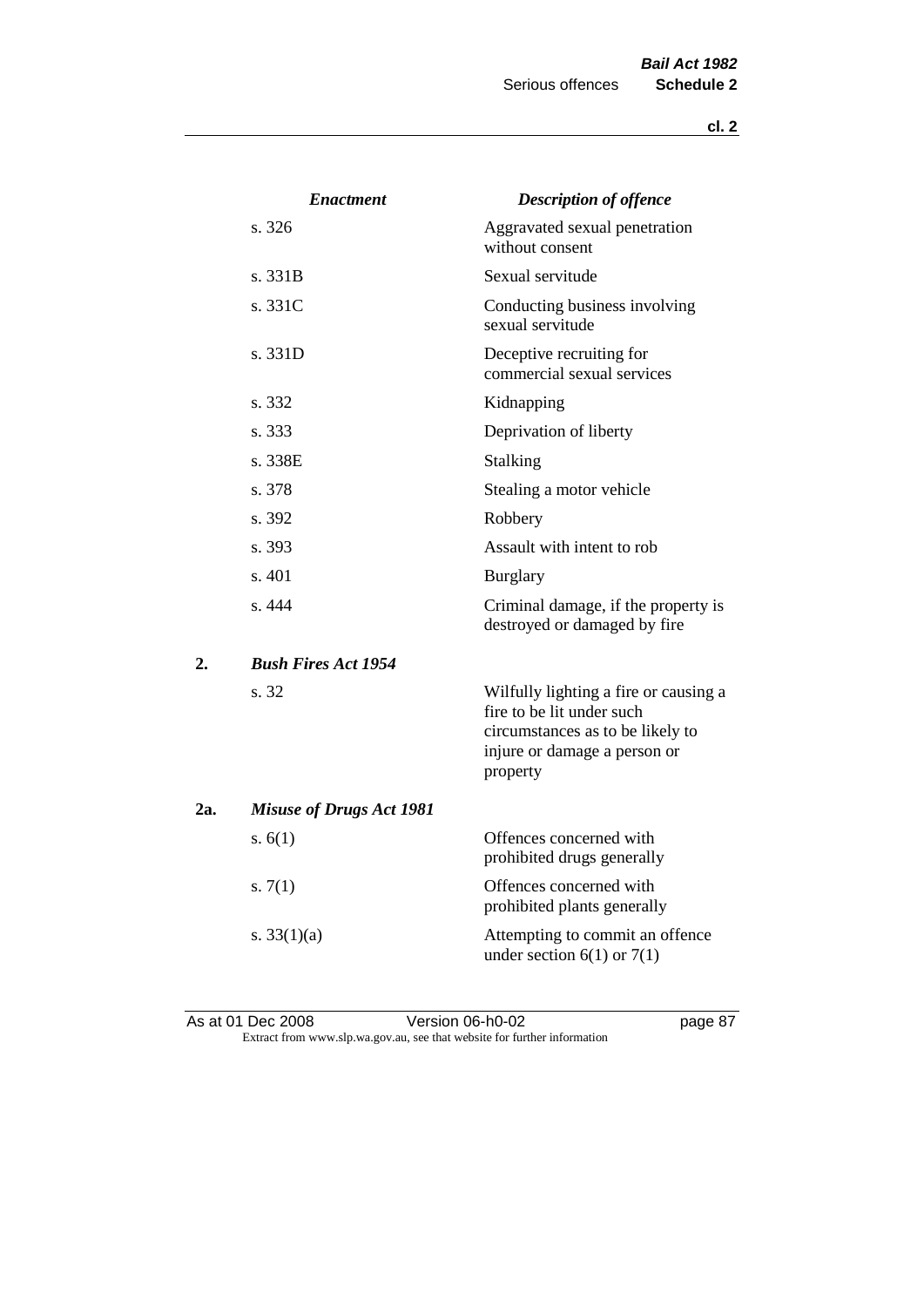| | Enactment | Description of offence |
|---|---|---|
| | s. 326 | Aggravated sexual penetration without consent |
| | s. 331B | Sexual servitude |
| | s. 331C | Conducting business involving sexual servitude |
| | s. 331D | Deceptive recruiting for commercial sexual services |
| | s. 332 | Kidnapping |
| | s. 333 | Deprivation of liberty |
| | s. 338E | Stalking |
| | s. 378 | Stealing a motor vehicle |
| | s. 392 | Robbery |
| | s. 393 | Assault with intent to rob |
| | s. 401 | Burglary |
| | s. 444 | Criminal damage, if the property is destroyed or damaged by fire |
| **2.** | ***Bush Fires Act 1954*** | |
| | s. 32 | Wilfully lighting a fire or causing a fire to be lit under such circumstances as to be likely to injure or damage a person or property |
| **2a.** | ***Misuse of Drugs Act 1981*** | |
| | s. 6(1) | Offences concerned with prohibited drugs generally |
| | s. 7(1) | Offences concerned with prohibited plants generally |
| | s. 33(1)(a) | Attempting to commit an offence under section 6(1) or 7(1) |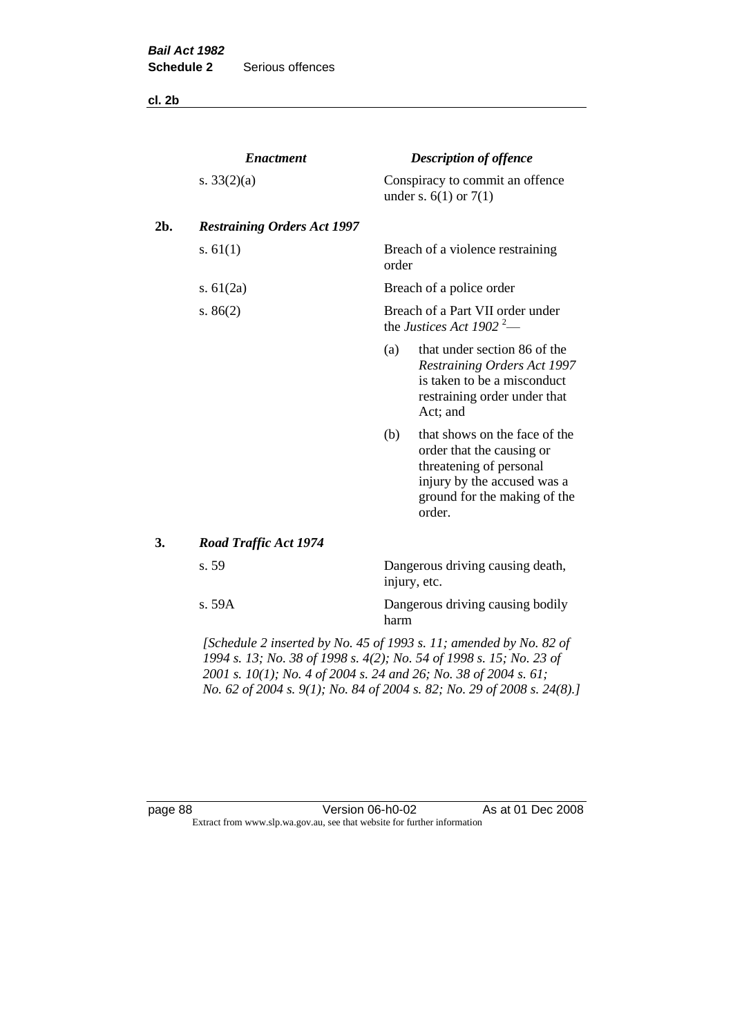| | *Enactment* | *Description of offence* |
|---|---|---|
| | s. 33(2)(a) | Conspiracy to commit an offence under s. 6(1) or 7(1) |
| **2b.** | ***Restraining Orders Act 1997*** | |
| | s. 61(1) | Breach of a violence restraining order |
| | s. 61(2a) | Breach of a police order |
| | s. 86(2) | Breach of a Part VII order under the *Justices Act 1902* [2]— (a) that under section 86 of the *Restraining Orders Act 1997* is taken to be a misconduct restraining order under that Act; and (b) that shows on the face of the order that the causing or threatening of personal injury by the accused was a ground for the making of the order. |
| **3.** | ***Road Traffic Act 1974*** | |
| | s. 59 | Dangerous driving causing death, injury, etc. |
| | s. 59A | Dangerous driving causing bodily harm |

*[Schedule 2 inserted by No. 45 of 1993 s. 11; amended by No. 82 of 1994 s. 13; No. 38 of 1998 s. 4(2); No. 54 of 1998 s. 15; No. 23 of 2001 s. 10(1); No. 4 of 2004 s. 24 and 26; No. 38 of 2004 s. 61; No. 62 of 2004 s. 9(1); No. 84 of 2004 s. 82; No. 29 of 2008 s. 24(8).]*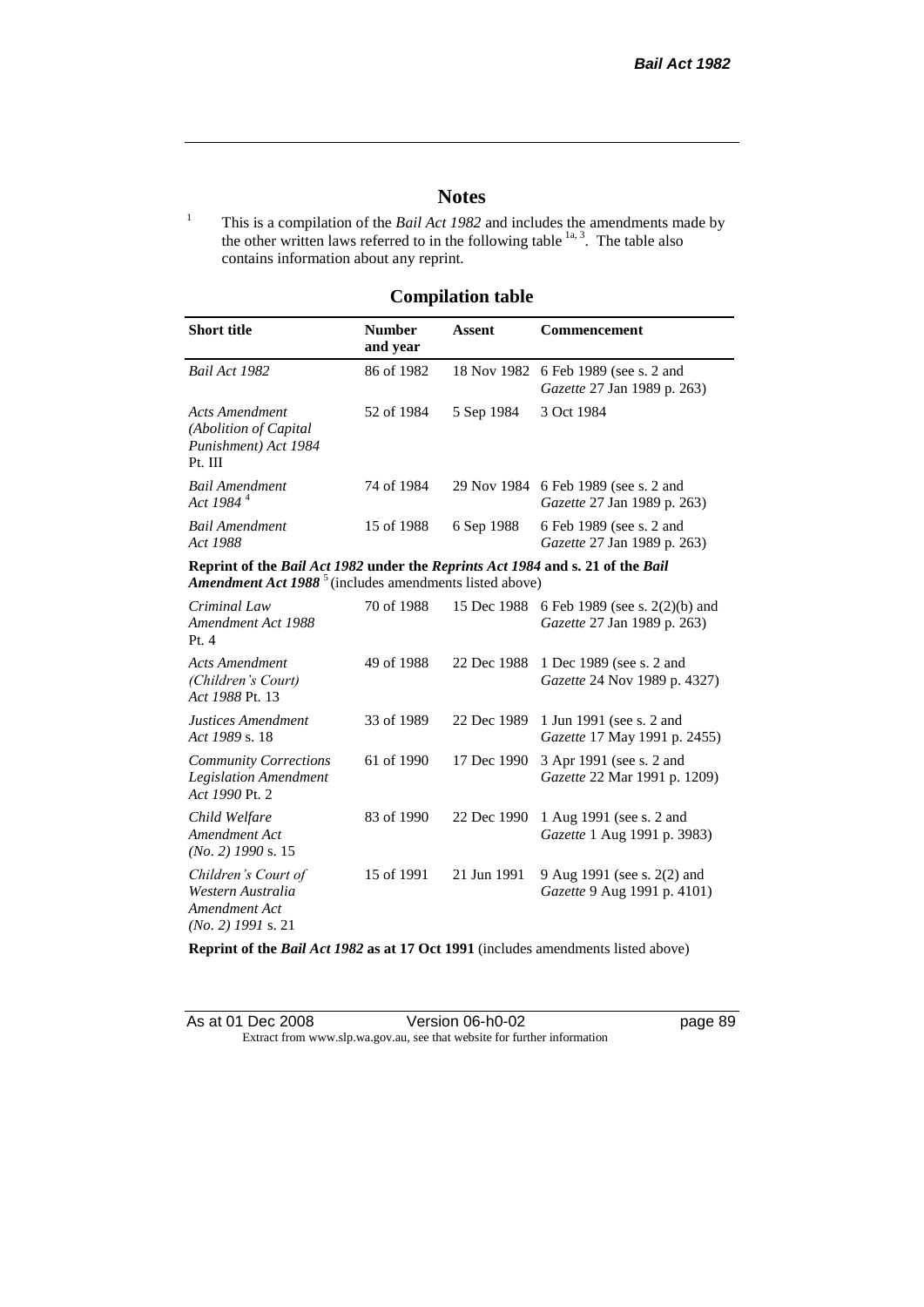# Notes

[1] This is a compilation of the *Bail Act 1982* and includes the amendments made by the other written laws referred to in the following table [1a, 3]. The table also contains information about any reprint.

## Compilation table

| Short title | Number and year | Assent | Commencement |
|---|---|---|---|
| *Bail Act 1982* | 86 of 1982 | 18 Nov 1982 | 6 Feb 1989 (see s. 2 and *Gazette* 27 Jan 1989 p. 263) |
| *Acts Amendment (Abolition of Capital Punishment) Act 1984* Pt. III | 52 of 1984 | 5 Sep 1984 | 3 Oct 1984 |
| *Bail Amendment Act 1984* [4] | 74 of 1984 | 29 Nov 1984 | 6 Feb 1989 (see s. 2 and *Gazette* 27 Jan 1989 p. 263) |
| *Bail Amendment Act 1988* | 15 of 1988 | 6 Sep 1988 | 6 Feb 1989 (see s. 2 and *Gazette* 27 Jan 1989 p. 263) |
| **Reprint of the *Bail Act 1982* under the *Reprints Act 1984* and s. 21 of the *Bail Amendment Act 1988*** [5] (includes amendments listed above) | | | |
| *Criminal Law Amendment Act 1988* Pt. 4 | 70 of 1988 | 15 Dec 1988 | 6 Feb 1989 (see s. 2(2)(b) and *Gazette* 27 Jan 1989 p. 263) |
| *Acts Amendment (Children's Court) Act 1988* Pt. 13 | 49 of 1988 | 22 Dec 1988 | 1 Dec 1989 (see s. 2 and *Gazette* 24 Nov 1989 p. 4327) |
| *Justices Amendment Act 1989* s. 18 | 33 of 1989 | 22 Dec 1989 | 1 Jun 1991 (see s. 2 and *Gazette* 17 May 1991 p. 2455) |
| *Community Corrections Legislation Amendment Act 1990* Pt. 2 | 61 of 1990 | 17 Dec 1990 | 3 Apr 1991 (see s. 2 and *Gazette* 22 Mar 1991 p. 1209) |
| *Child Welfare Amendment Act (No. 2) 1990* s. 15 | 83 of 1990 | 22 Dec 1990 | 1 Aug 1991 (see s. 2 and *Gazette* 1 Aug 1991 p. 3983) |
| *Children's Court of Western Australia Amendment Act (No. 2) 1991* s. 21 | 15 of 1991 | 21 Jun 1991 | 9 Aug 1991 (see s. 2(2) and *Gazette* 9 Aug 1991 p. 4101) |
| **Reprint of the *Bail Act 1982* as at 17 Oct 1991** (includes amendments listed above) | | | |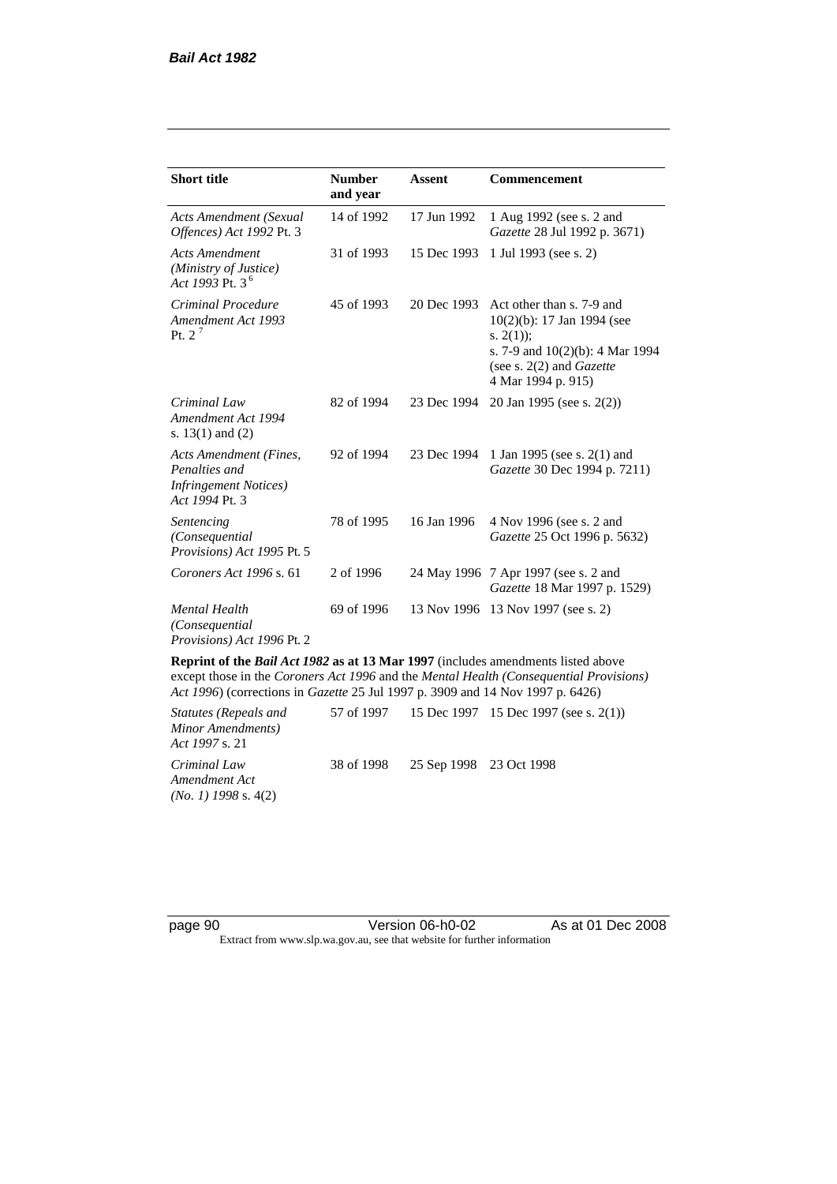| Short title | Number and year | Assent | Commencement |
|---|---|---|---|
| *Acts Amendment (Sexual Offences) Act 1992* Pt. 3 | 14 of 1992 | 17 Jun 1992 | 1 Aug 1992 (see s. 2 and *Gazette* 28 Jul 1992 p. 3671) |
| *Acts Amendment (Ministry of Justice) Act 1993* Pt. 3 [6] | 31 of 1993 | 15 Dec 1993 | 1 Jul 1993 (see s. 2) |
| *Criminal Procedure Amendment Act 1993* Pt. 2 [7] | 45 of 1993 | 20 Dec 1993 | Act other than s. 7-9 and 10(2)(b): 17 Jan 1994 (see s. 2(1)); s. 7-9 and 10(2)(b): 4 Mar 1994 (see s. 2(2) and *Gazette* 4 Mar 1994 p. 915) |
| *Criminal Law Amendment Act 1994* s. 13(1) and (2) | 82 of 1994 | 23 Dec 1994 | 20 Jan 1995 (see s. 2(2)) |
| *Acts Amendment (Fines, Penalties and Infringement Notices) Act 1994* Pt. 3 | 92 of 1994 | 23 Dec 1994 | 1 Jan 1995 (see s. 2(1) and *Gazette* 30 Dec 1994 p. 7211) |
| *Sentencing (Consequential Provisions) Act 1995* Pt. 5 | 78 of 1995 | 16 Jan 1996 | 4 Nov 1996 (see s. 2 and *Gazette* 25 Oct 1996 p. 5632) |
| *Coroners Act 1996* s. 61 | 2 of 1996 | 24 May 1996 | 7 Apr 1997 (see s. 2 and *Gazette* 18 Mar 1997 p. 1529) |
| *Mental Health (Consequential Provisions) Act 1996* Pt. 2 | 69 of 1996 | 13 Nov 1996 | 13 Nov 1997 (see s. 2) |
| **Reprint of the *Bail Act 1982* as at 13 Mar 1997** (includes amendments listed above except those in the *Coroners Act 1996* and the *Mental Health (Consequential Provisions) Act 1996*) (corrections in *Gazette* 25 Jul 1997 p. 3909 and 14 Nov 1997 p. 6426) | | | |
| *Statutes (Repeals and Minor Amendments) Act 1997* s. 21 | 57 of 1997 | 15 Dec 1997 | 15 Dec 1997 (see s. 2(1)) |
| *Criminal Law Amendment Act (No. 1) 1998* s. 4(2) | 38 of 1998 | 25 Sep 1998 | 23 Oct 1998 |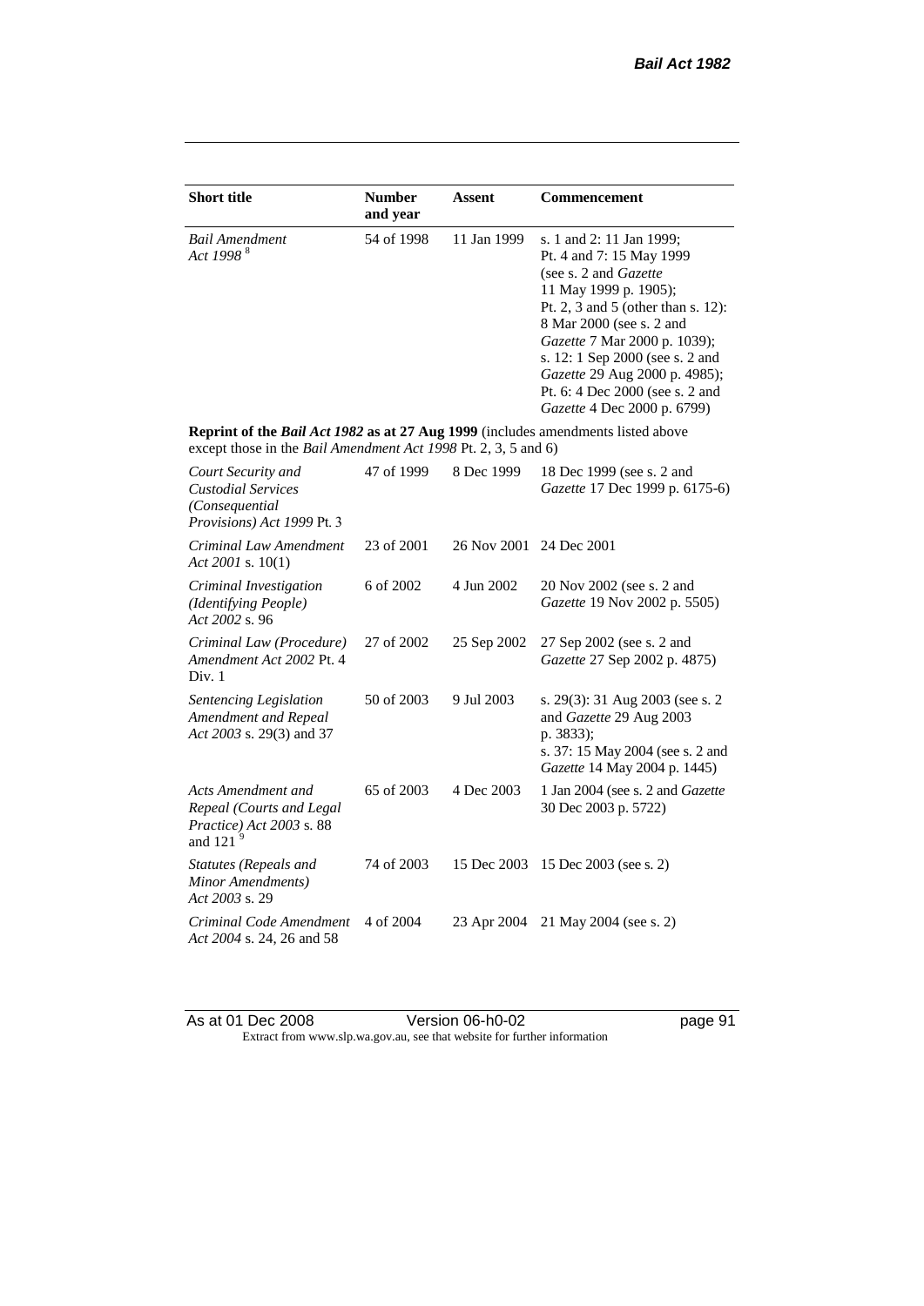| Short title | Number and year | Assent | Commencement |
|---|---|---|---|
| *Bail Amendment Act 1998* [8] | 54 of 1998 | 11 Jan 1999 | s. 1 and 2: 11 Jan 1999; Pt. 4 and 7: 15 May 1999 (see s. 2 and *Gazette* 11 May 1999 p. 1905); Pt. 2, 3 and 5 (other than s. 12): 8 Mar 2000 (see s. 2 and *Gazette* 7 Mar 2000 p. 1039); s. 12: 1 Sep 2000 (see s. 2 and *Gazette* 29 Aug 2000 p. 4985); Pt. 6: 4 Dec 2000 (see s. 2 and *Gazette* 4 Dec 2000 p. 6799) |
| **Reprint of the *Bail Act 1982* as at 27 Aug 1999** (includes amendments listed above except those in the *Bail Amendment Act 1998* Pt. 2, 3, 5 and 6) | | | |
| *Court Security and Custodial Services (Consequential Provisions) Act 1999* Pt. 3 | 47 of 1999 | 8 Dec 1999 | 18 Dec 1999 (see s. 2 and *Gazette* 17 Dec 1999 p. 6175-6) |
| *Criminal Law Amendment Act 2001* s. 10(1) | 23 of 2001 | 26 Nov 2001 | 24 Dec 2001 |
| *Criminal Investigation (Identifying People) Act 2002* s. 96 | 6 of 2002 | 4 Jun 2002 | 20 Nov 2002 (see s. 2 and *Gazette* 19 Nov 2002 p. 5505) |
| *Criminal Law (Procedure) Amendment Act 2002* Pt. 4 Div. 1 | 27 of 2002 | 25 Sep 2002 | 27 Sep 2002 (see s. 2 and *Gazette* 27 Sep 2002 p. 4875) |
| *Sentencing Legislation Amendment and Repeal Act 2003* s. 29(3) and 37 | 50 of 2003 | 9 Jul 2003 | s. 29(3): 31 Aug 2003 (see s. 2 and *Gazette* 29 Aug 2003 p. 3833); s. 37: 15 May 2004 (see s. 2 and *Gazette* 14 May 2004 p. 1445) |
| *Acts Amendment and Repeal (Courts and Legal Practice) Act 2003* s. 88 and 121 [9] | 65 of 2003 | 4 Dec 2003 | 1 Jan 2004 (see s. 2 and *Gazette* 30 Dec 2003 p. 5722) |
| *Statutes (Repeals and Minor Amendments) Act 2003* s. 29 | 74 of 2003 | 15 Dec 2003 | 15 Dec 2003 (see s. 2) |
| *Criminal Code Amendment Act 2004* s. 24, 26 and 58 | 4 of 2004 | 23 Apr 2004 | 21 May 2004 (see s. 2) |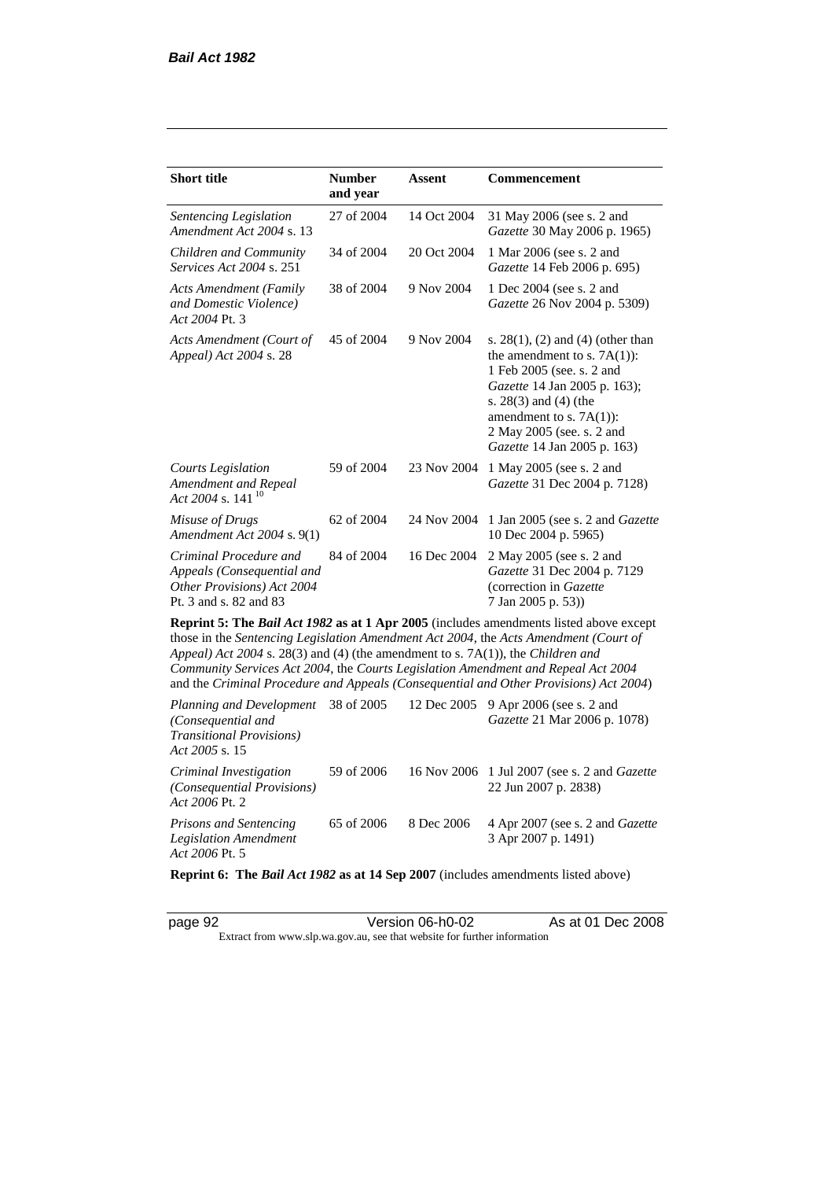| Short title | Number and year | Assent | Commencement |
|---|---|---|---|
| *Sentencing Legislation Amendment Act 2004* s. 13 | 27 of 2004 | 14 Oct 2004 | 31 May 2006 (see s. 2 and *Gazette* 30 May 2006 p. 1965) |
| *Children and Community Services Act 2004* s. 251 | 34 of 2004 | 20 Oct 2004 | 1 Mar 2006 (see s. 2 and *Gazette* 14 Feb 2006 p. 695) |
| *Acts Amendment (Family and Domestic Violence) Act 2004* Pt. 3 | 38 of 2004 | 9 Nov 2004 | 1 Dec 2004 (see s. 2 and *Gazette* 26 Nov 2004 p. 5309) |
| *Acts Amendment (Court of Appeal) Act 2004* s. 28 | 45 of 2004 | 9 Nov 2004 | s. 28(1), (2) and (4) (other than the amendment to s. 7A(1)): 1 Feb 2005 (see. s. 2 and *Gazette* 14 Jan 2005 p. 163); s. 28(3) and (4) (the amendment to s. 7A(1)): 2 May 2005 (see. s. 2 and *Gazette* 14 Jan 2005 p. 163) |
| *Courts Legislation Amendment and Repeal Act 2004* s. 141 [10] | 59 of 2004 | 23 Nov 2004 | 1 May 2005 (see s. 2 and *Gazette* 31 Dec 2004 p. 7128) |
| *Misuse of Drugs Amendment Act 2004* s. 9(1) | 62 of 2004 | 24 Nov 2004 | 1 Jan 2005 (see s. 2 and *Gazette* 10 Dec 2004 p. 5965) |
| *Criminal Procedure and Appeals (Consequential and Other Provisions) Act 2004* Pt. 3 and s. 82 and 83 | 84 of 2004 | 16 Dec 2004 | 2 May 2005 (see s. 2 and *Gazette* 31 Dec 2004 p. 7129 (correction in *Gazette* 7 Jan 2005 p. 53)) |
| **Reprint 5: The *Bail Act 1982* as at 1 Apr 2005** (includes amendments listed above except those in the *Sentencing Legislation Amendment Act 2004*, the *Acts Amendment (Court of Appeal) Act 2004* s. 28(3) and (4) (the amendment to s. 7A(1)), the *Children and Community Services Act 2004*, the *Courts Legislation Amendment and Repeal Act 2004* and the *Criminal Procedure and Appeals (Consequential and Other Provisions) Act 2004*) | | | |
| *Planning and Development (Consequential and Transitional Provisions) Act 2005* s. 15 | 38 of 2005 | 12 Dec 2005 | 9 Apr 2006 (see s. 2 and *Gazette* 21 Mar 2006 p. 1078) |
| *Criminal Investigation (Consequential Provisions) Act 2006* Pt. 2 | 59 of 2006 | 16 Nov 2006 | 1 Jul 2007 (see s. 2 and *Gazette* 22 Jun 2007 p. 2838) |
| *Prisons and Sentencing Legislation Amendment Act 2006* Pt. 5 | 65 of 2006 | 8 Dec 2006 | 4 Apr 2007 (see s. 2 and *Gazette* 3 Apr 2007 p. 1491) |
| **Reprint 6: The *Bail Act 1982* as at 14 Sep 2007** (includes amendments listed above) | | | |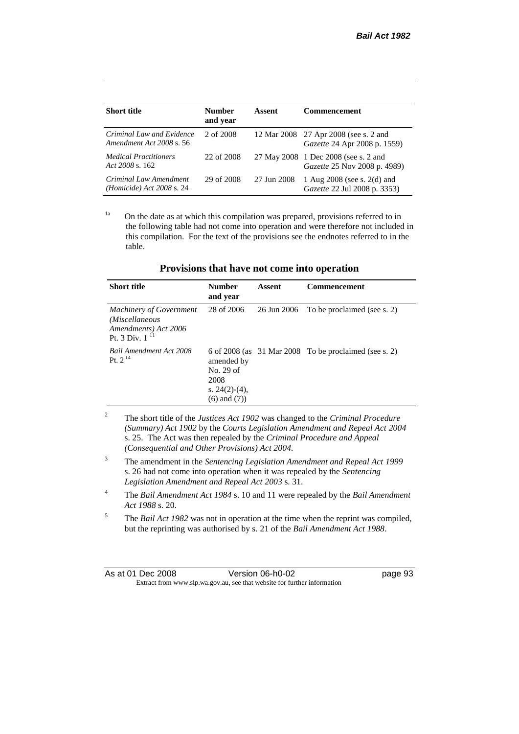| Short title | Number and year | Assent | Commencement |
|---|---|---|---|
| *Criminal Law and Evidence Amendment Act 2008* s. 56 | 2 of 2008 | 12 Mar 2008 | 27 Apr 2008 (see s. 2 and *Gazette* 24 Apr 2008 p. 1559) |
| *Medical Practitioners Act 2008* s. 162 | 22 of 2008 | 27 May 2008 | 1 Dec 2008 (see s. 2 and *Gazette* 25 Nov 2008 p. 4989) |
| *Criminal Law Amendment (Homicide) Act 2008* s. 24 | 29 of 2008 | 27 Jun 2008 | 1 Aug 2008 (see s. 2(d) and *Gazette* 22 Jul 2008 p. 3353) |

[1a] On the date as at which this compilation was prepared, provisions referred to in the following table had not come into operation and were therefore not included in this compilation. For the text of the provisions see the endnotes referred to in the table.

## Provisions that have not come into operation

| Short title | Number and year | Assent | Commencement |
|---|---|---|---|
| *Machinery of Government (Miscellaneous Amendments) Act 2006* Pt. 3 Div. 1 [11] | 28 of 2006 | 26 Jun 2006 | To be proclaimed (see s. 2) |
| *Bail Amendment Act 2008* Pt. 2 [14] | 6 of 2008 (as amended by No. 29 of 2008 s. 24(2)-(4), (6) and (7)) | 31 Mar 2008 | To be proclaimed (see s. 2) |

[2] The short title of the *Justices Act 1902* was changed to the *Criminal Procedure (Summary) Act 1902* by the *Courts Legislation Amendment and Repeal Act 2004* s. 25. The Act was then repealed by the *Criminal Procedure and Appeal (Consequential and Other Provisions) Act 2004*.

[3] The amendment in the *Sentencing Legislation Amendment and Repeal Act 1999* s. 26 had not come into operation when it was repealed by the *Sentencing Legislation Amendment and Repeal Act 2003* s. 31.

[4] The *Bail Amendment Act 1984* s. 10 and 11 were repealed by the *Bail Amendment Act 1988* s. 20.

[5] The *Bail Act 1982* was not in operation at the time when the reprint was compiled, but the reprinting was authorised by s. 21 of the *Bail Amendment Act 1988*.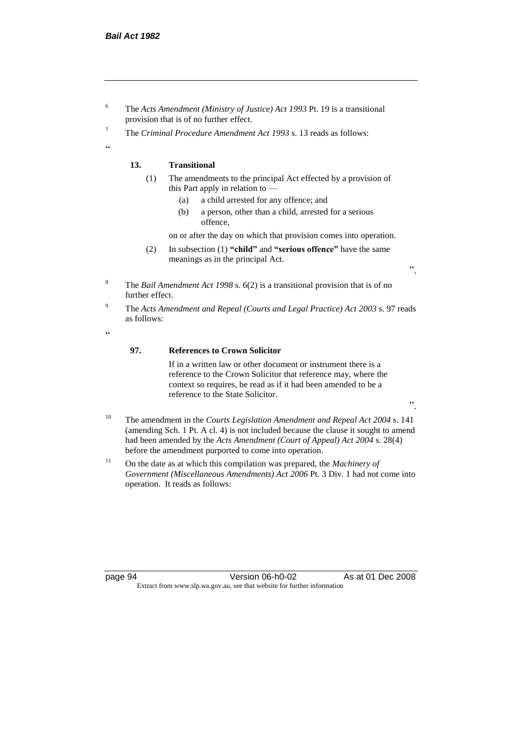[6] The *Acts Amendment (Ministry of Justice) Act 1993* Pt. 19 is a transitional provision that is of no further effect.

[7] The *Criminal Procedure Amendment Act 1993* s. 13 reads as follows:

"

**13. Transitional**

(1) The amendments to the principal Act effected by a provision of this Part apply in relation to —

(a) a child arrested for any offence; and

(b) a person, other than a child, arrested for a serious offence,

on or after the day on which that provision comes into operation.

(2) In subsection (1) **"child"** and **"serious offence"** have the same meanings as in the principal Act.

".

[8] The *Bail Amendment Act 1998* s. 6(2) is a transitional provision that is of no further effect.

[9] The *Acts Amendment and Repeal (Courts and Legal Practice) Act 2003* s. 97 reads as follows:

"

**97. References to Crown Solicitor**

If in a written law or other document or instrument there is a reference to the Crown Solicitor that reference may, where the context so requires, be read as if it had been amended to be a reference to the State Solicitor.

".

[10] The amendment in the *Courts Legislation Amendment and Repeal Act 2004* s. 141 (amending Sch. 1 Pt. A cl. 4) is not included because the clause it sought to amend had been amended by the *Acts Amendment (Court of Appeal) Act 2004* s. 28(4) before the amendment purported to come into operation.

[11] On the date as at which this compilation was prepared, the *Machinery of Government (Miscellaneous Amendments) Act 2006* Pt. 3 Div. 1 had not come into operation. It reads as follows: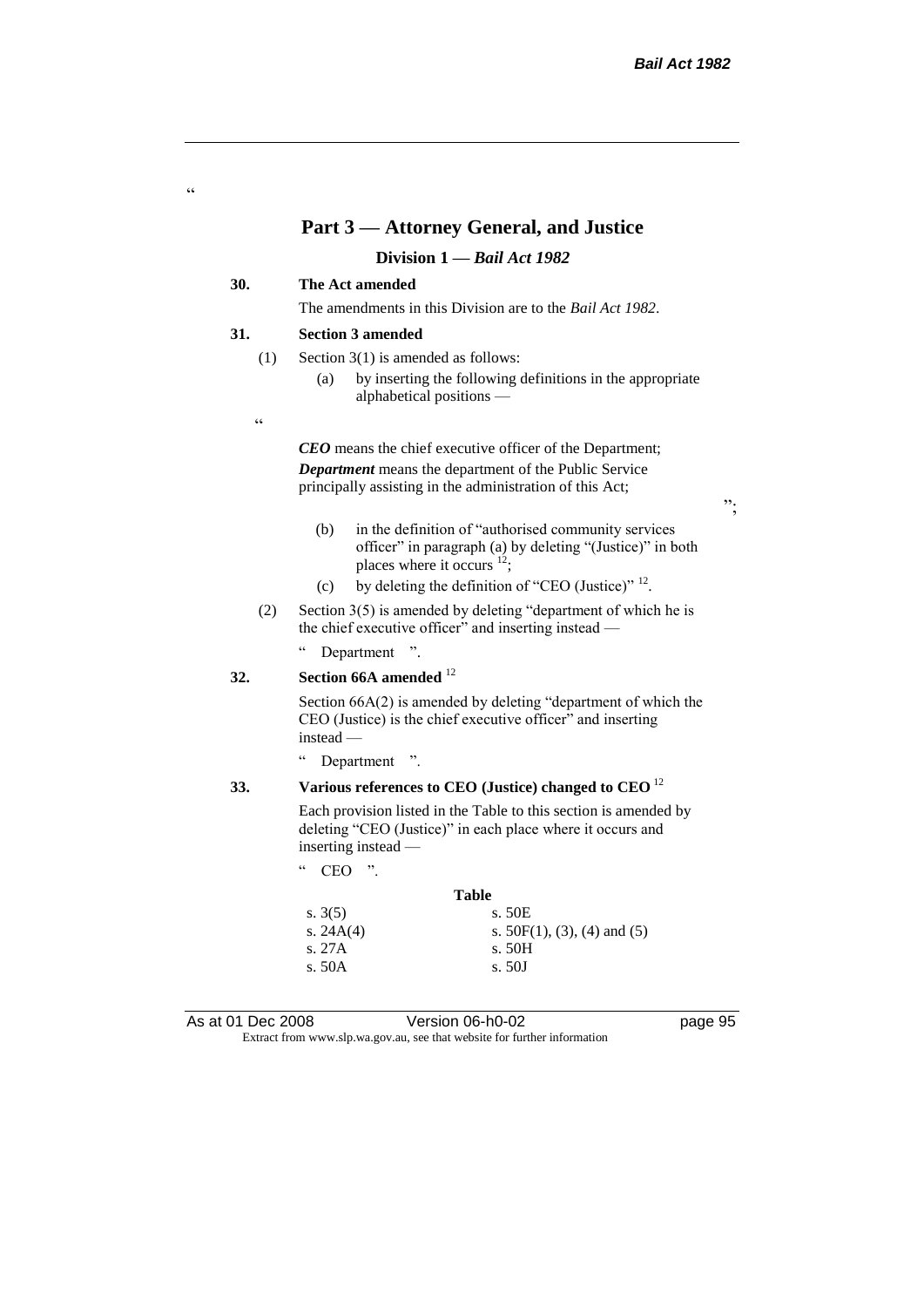"

## Part 3 — Attorney General, and Justice

### Division 1 — *Bail Act 1982*

**30. The Act amended**

The amendments in this Division are to the *Bail Act 1982*.

**31. Section 3 amended**

(1) Section 3(1) is amended as follows:

(a) by inserting the following definitions in the appropriate alphabetical positions —

"

***CEO*** means the chief executive officer of the Department;

***Department*** means the department of the Public Service principally assisting in the administration of this Act;

";

(b) in the definition of "authorised community services officer" in paragraph (a) by deleting "(Justice)" in both places where it occurs [12];

(c) by deleting the definition of "CEO (Justice)" [12].

(2) Section 3(5) is amended by deleting "department of which he is the chief executive officer" and inserting instead —

" Department ".

**32. Section 66A amended** [12]

Section 66A(2) is amended by deleting "department of which the CEO (Justice) is the chief executive officer" and inserting instead —

" Department ".

**33. Various references to CEO (Justice) changed to CEO** [12]

Each provision listed in the Table to this section is amended by deleting "CEO (Justice)" in each place where it occurs and inserting instead —

" CEO ".

**Table**

| | |
|---|---|
| s. 3(5) | s. 50E |
| s. 24A(4) | s. 50F(1), (3), (4) and (5) |
| s. 27A | s. 50H |
| s. 50A | s. 50J |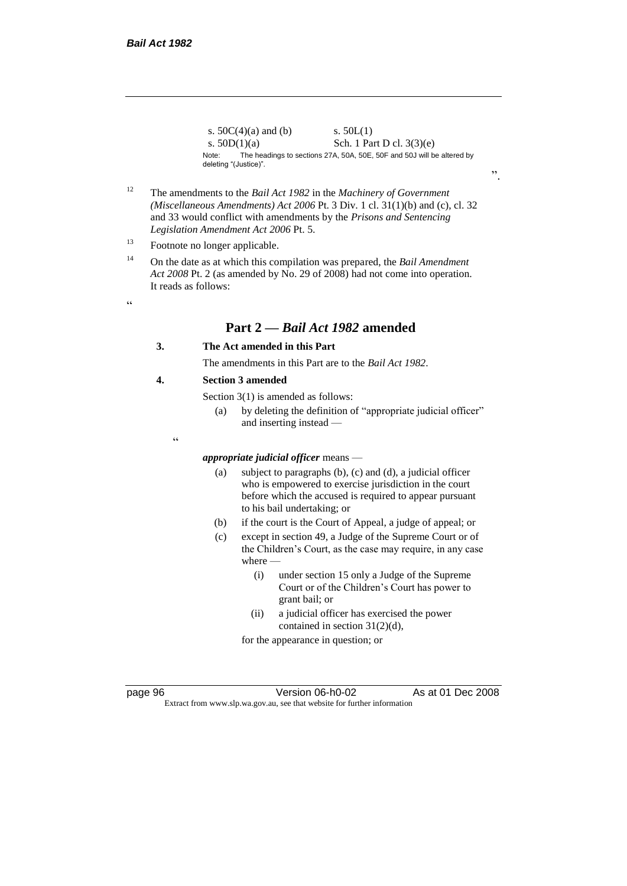| | |
|---|---|
| s. 50C(4)(a) and (b) | s. 50L(1) |
| s. 50D(1)(a) | Sch. 1 Part D cl. 3(3)(e) |

Note: The headings to sections 27A, 50A, 50E, 50F and 50J will be altered by deleting "(Justice)".

".

[12] The amendments to the *Bail Act 1982* in the *Machinery of Government (Miscellaneous Amendments) Act 2006* Pt. 3 Div. 1 cl. 31(1)(b) and (c), cl. 32 and 33 would conflict with amendments by the *Prisons and Sentencing Legislation Amendment Act 2006* Pt. 5.

[13] Footnote no longer applicable.

[14] On the date as at which this compilation was prepared, the *Bail Amendment Act 2008* Pt. 2 (as amended by No. 29 of 2008) had not come into operation. It reads as follows:

"

## Part 2 — *Bail Act 1982* amended

**3. The Act amended in this Part**

The amendments in this Part are to the *Bail Act 1982*.

**4. Section 3 amended**

Section 3(1) is amended as follows:

(a) by deleting the definition of "appropriate judicial officer" and inserting instead —

"

***appropriate judicial officer*** means —

(a) subject to paragraphs (b), (c) and (d), a judicial officer who is empowered to exercise jurisdiction in the court before which the accused is required to appear pursuant to his bail undertaking; or

(b) if the court is the Court of Appeal, a judge of appeal; or

(c) except in section 49, a Judge of the Supreme Court or of the Children's Court, as the case may require, in any case where —

(i) under section 15 only a Judge of the Supreme Court or of the Children's Court has power to grant bail; or

(ii) a judicial officer has exercised the power contained in section 31(2)(d),

for the appearance in question; or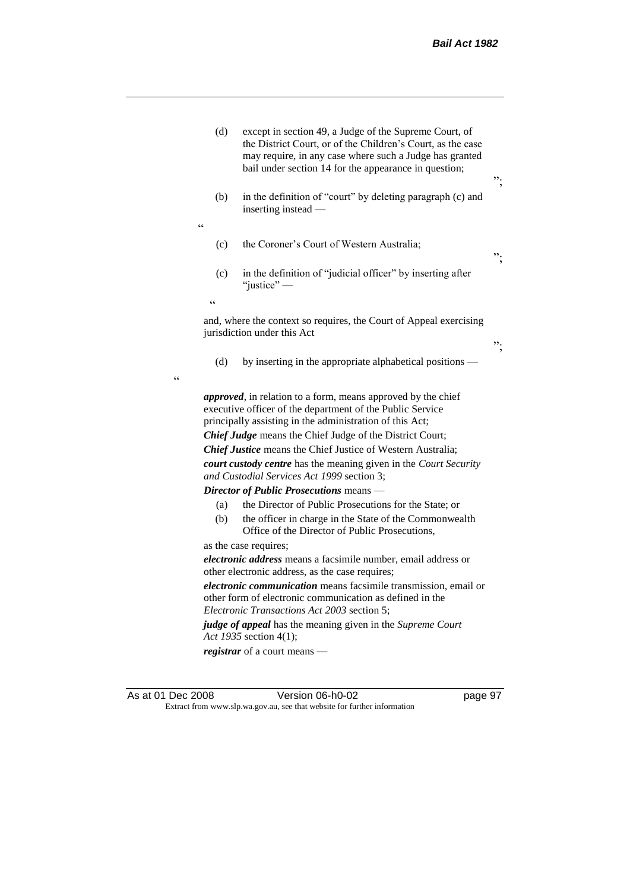(d) except in section 49, a Judge of the Supreme Court, of the District Court, or of the Children's Court, as the case may require, in any case where such a Judge has granted bail under section 14 for the appearance in question;

";

(b) in the definition of "court" by deleting paragraph (c) and inserting instead —

"

(c) the Coroner's Court of Western Australia;

";

(c) in the definition of "judicial officer" by inserting after "justice" —

"

and, where the context so requires, the Court of Appeal exercising jurisdiction under this Act

";

(d) by inserting in the appropriate alphabetical positions —

"

***approved***, in relation to a form, means approved by the chief executive officer of the department of the Public Service principally assisting in the administration of this Act;

***Chief Judge*** means the Chief Judge of the District Court;

***Chief Justice*** means the Chief Justice of Western Australia;

***court custody centre*** has the meaning given in the *Court Security and Custodial Services Act 1999* section 3;

***Director of Public Prosecutions*** means —

(a) the Director of Public Prosecutions for the State; or

(b) the officer in charge in the State of the Commonwealth Office of the Director of Public Prosecutions,

as the case requires;

***electronic address*** means a facsimile number, email address or other electronic address, as the case requires;

***electronic communication*** means facsimile transmission, email or other form of electronic communication as defined in the *Electronic Transactions Act 2003* section 5;

***judge of appeal*** has the meaning given in the *Supreme Court Act 1935* section 4(1);

***registrar*** of a court means —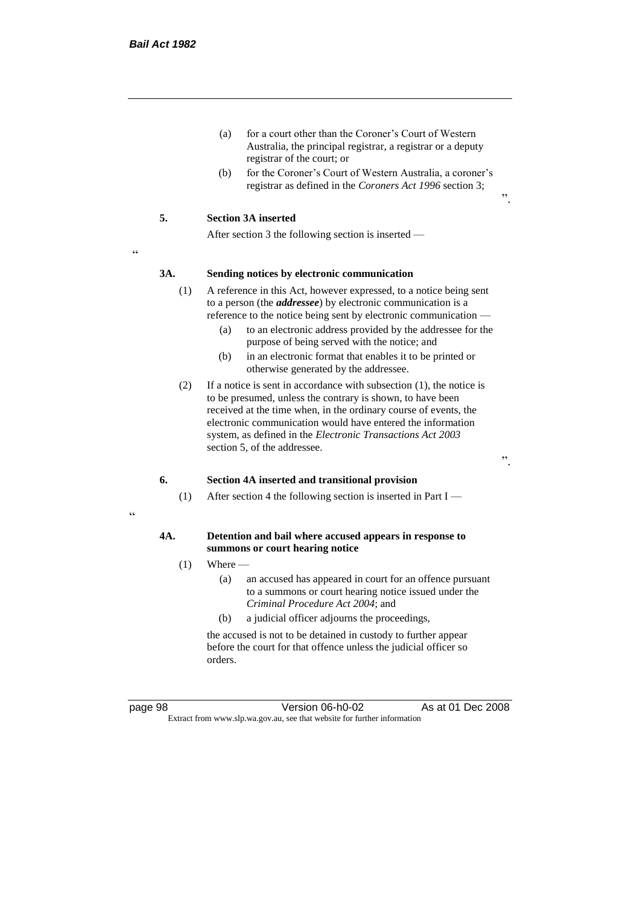(a) for a court other than the Coroner's Court of Western Australia, the principal registrar, a registrar or a deputy registrar of the court; or

(b) for the Coroner's Court of Western Australia, a coroner's registrar as defined in the *Coroners Act 1996* section 3;

".

**5. Section 3A inserted**

After section 3 the following section is inserted —

"

**3A. Sending notices by electronic communication**

(1) A reference in this Act, however expressed, to a notice being sent to a person (the ***addressee***) by electronic communication is a reference to the notice being sent by electronic communication —

(a) to an electronic address provided by the addressee for the purpose of being served with the notice; and

(b) in an electronic format that enables it to be printed or otherwise generated by the addressee.

(2) If a notice is sent in accordance with subsection (1), the notice is to be presumed, unless the contrary is shown, to have been received at the time when, in the ordinary course of events, the electronic communication would have entered the information system, as defined in the *Electronic Transactions Act 2003* section 5, of the addressee.

".

**6. Section 4A inserted and transitional provision**

(1) After section 4 the following section is inserted in Part I —

"

**4A. Detention and bail where accused appears in response to summons or court hearing notice**

(1) Where —

(a) an accused has appeared in court for an offence pursuant to a summons or court hearing notice issued under the *Criminal Procedure Act 2004*; and

(b) a judicial officer adjourns the proceedings,

the accused is not to be detained in custody to further appear before the court for that offence unless the judicial officer so orders.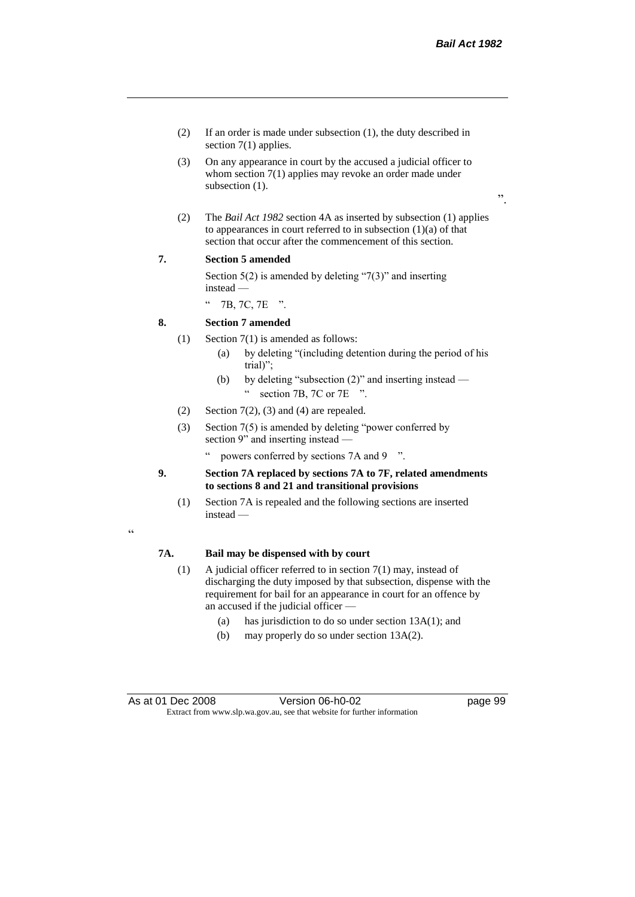(2) If an order is made under subsection (1), the duty described in section 7(1) applies.

(3) On any appearance in court by the accused a judicial officer to whom section 7(1) applies may revoke an order made under subsection (1).

".

(2) The *Bail Act 1982* section 4A as inserted by subsection (1) applies to appearances in court referred to in subsection (1)(a) of that section that occur after the commencement of this section.

**7. Section 5 amended**

Section 5(2) is amended by deleting "7(3)" and inserting instead —

" 7B, 7C, 7E ".

**8. Section 7 amended**

(1) Section 7(1) is amended as follows:

(a) by deleting "(including detention during the period of his trial)";

(b) by deleting "subsection (2)" and inserting instead —
" section 7B, 7C or 7E ".

(2) Section 7(2), (3) and (4) are repealed.

(3) Section 7(5) is amended by deleting "power conferred by section 9" and inserting instead —

" powers conferred by sections 7A and 9 ".

**9. Section 7A replaced by sections 7A to 7F, related amendments to sections 8 and 21 and transitional provisions**

(1) Section 7A is repealed and the following sections are inserted instead —

"

**7A. Bail may be dispensed with by court**

(1) A judicial officer referred to in section 7(1) may, instead of discharging the duty imposed by that subsection, dispense with the requirement for bail for an appearance in court for an offence by an accused if the judicial officer —

(a) has jurisdiction to do so under section 13A(1); and

(b) may properly do so under section 13A(2).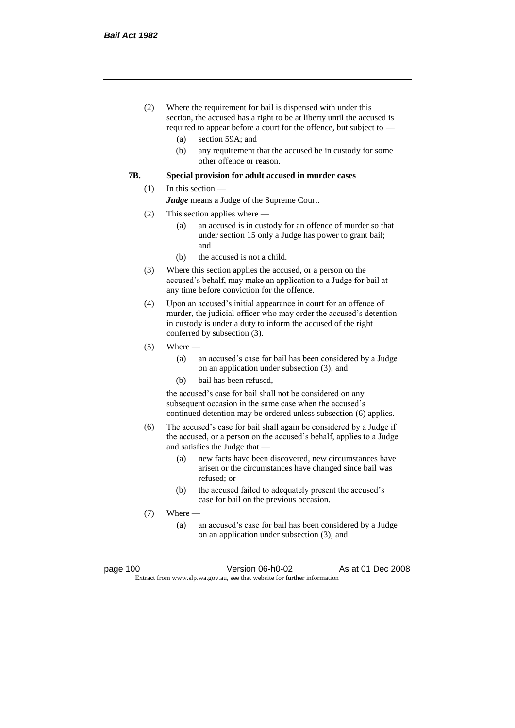(2) Where the requirement for bail is dispensed with under this section, the accused has a right to be at liberty until the accused is required to appear before a court for the offence, but subject to —

(a) section 59A; and

(b) any requirement that the accused be in custody for some other offence or reason.

**7B. Special provision for adult accused in murder cases**

(1) In this section —

***Judge*** means a Judge of the Supreme Court.

(2) This section applies where —

(a) an accused is in custody for an offence of murder so that under section 15 only a Judge has power to grant bail; and

(b) the accused is not a child.

(3) Where this section applies the accused, or a person on the accused's behalf, may make an application to a Judge for bail at any time before conviction for the offence.

(4) Upon an accused's initial appearance in court for an offence of murder, the judicial officer who may order the accused's detention in custody is under a duty to inform the accused of the right conferred by subsection (3).

(5) Where —

(a) an accused's case for bail has been considered by a Judge on an application under subsection (3); and

(b) bail has been refused,

the accused's case for bail shall not be considered on any subsequent occasion in the same case when the accused's continued detention may be ordered unless subsection (6) applies.

(6) The accused's case for bail shall again be considered by a Judge if the accused, or a person on the accused's behalf, applies to a Judge and satisfies the Judge that —

(a) new facts have been discovered, new circumstances have arisen or the circumstances have changed since bail was refused; or

(b) the accused failed to adequately present the accused's case for bail on the previous occasion.

(7) Where —

(a) an accused's case for bail has been considered by a Judge on an application under subsection (3); and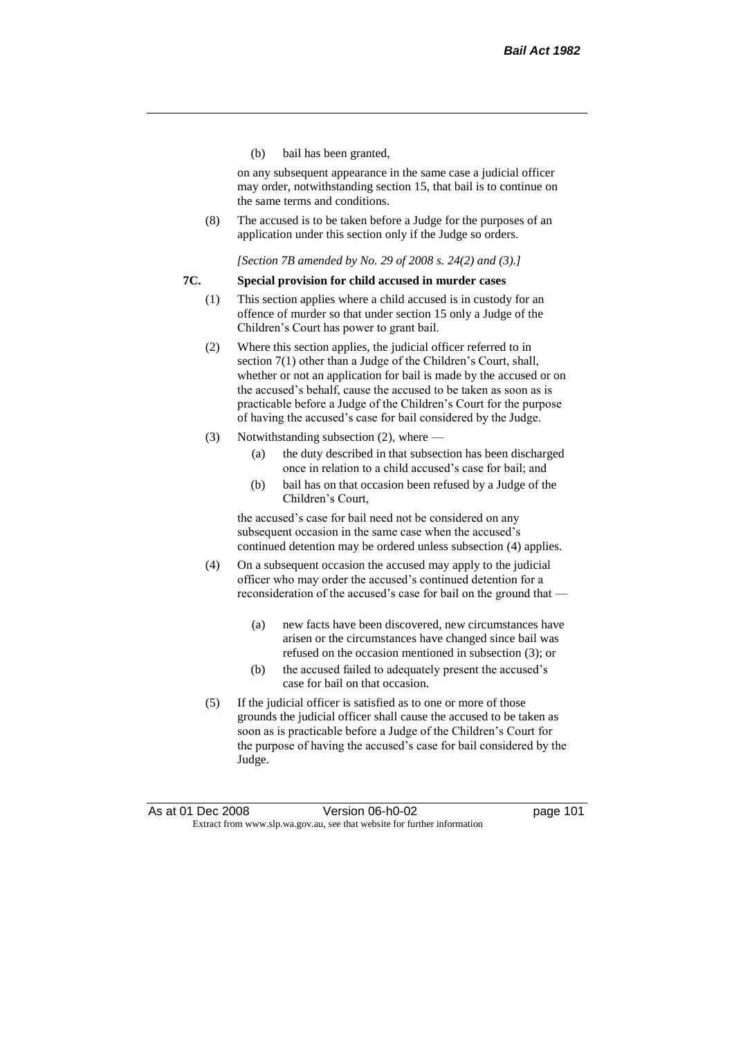(b) bail has been granted,

on any subsequent appearance in the same case a judicial officer may order, notwithstanding section 15, that bail is to continue on the same terms and conditions.

(8) The accused is to be taken before a Judge for the purposes of an application under this section only if the Judge so orders.

*[Section 7B amended by No. 29 of 2008 s. 24(2) and (3).]*

### 7C. Special provision for child accused in murder cases

(1) This section applies where a child accused is in custody for an offence of murder so that under section 15 only a Judge of the Children's Court has power to grant bail.

(2) Where this section applies, the judicial officer referred to in section 7(1) other than a Judge of the Children's Court, shall, whether or not an application for bail is made by the accused or on the accused's behalf, cause the accused to be taken as soon as is practicable before a Judge of the Children's Court for the purpose of having the accused's case for bail considered by the Judge.

(3) Notwithstanding subsection (2), where —

- (a) the duty described in that subsection has been discharged once in relation to a child accused's case for bail; and
- (b) bail has on that occasion been refused by a Judge of the Children's Court,

the accused's case for bail need not be considered on any subsequent occasion in the same case when the accused's continued detention may be ordered unless subsection (4) applies.

(4) On a subsequent occasion the accused may apply to the judicial officer who may order the accused's continued detention for a reconsideration of the accused's case for bail on the ground that —

- (a) new facts have been discovered, new circumstances have arisen or the circumstances have changed since bail was refused on the occasion mentioned in subsection (3); or
- (b) the accused failed to adequately present the accused's case for bail on that occasion.

(5) If the judicial officer is satisfied as to one or more of those grounds the judicial officer shall cause the accused to be taken as soon as is practicable before a Judge of the Children's Court for the purpose of having the accused's case for bail considered by the Judge.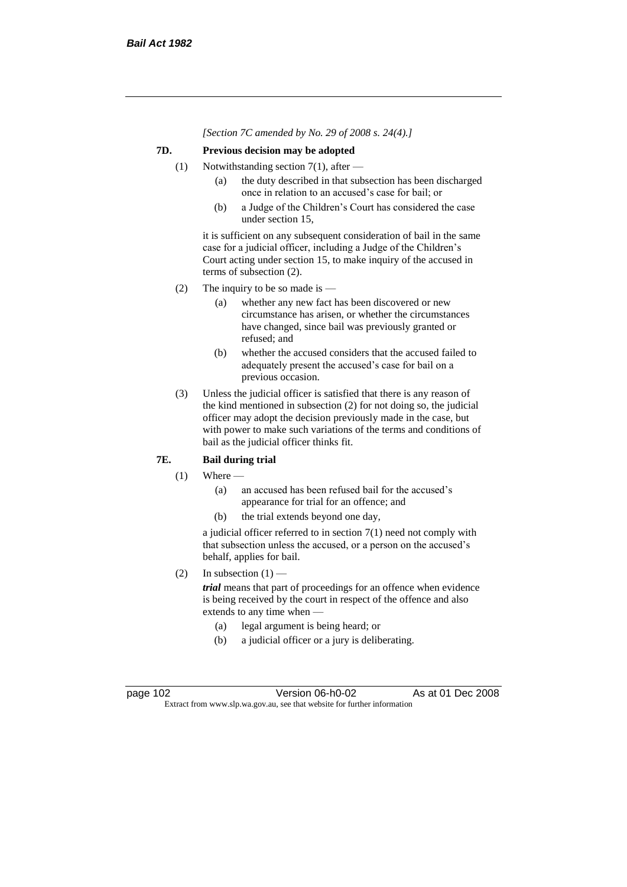*[Section 7C amended by No. 29 of 2008 s. 24(4).]*

### 7D. Previous decision may be adopted

(1) Notwithstanding section 7(1), after —

(a) the duty described in that subsection has been discharged once in relation to an accused's case for bail; or

(b) a Judge of the Children's Court has considered the case under section 15,

it is sufficient on any subsequent consideration of bail in the same case for a judicial officer, including a Judge of the Children's Court acting under section 15, to make inquiry of the accused in terms of subsection (2).

(2) The inquiry to be so made is —

(a) whether any new fact has been discovered or new circumstance has arisen, or whether the circumstances have changed, since bail was previously granted or refused; and

(b) whether the accused considers that the accused failed to adequately present the accused's case for bail on a previous occasion.

(3) Unless the judicial officer is satisfied that there is any reason of the kind mentioned in subsection (2) for not doing so, the judicial officer may adopt the decision previously made in the case, but with power to make such variations of the terms and conditions of bail as the judicial officer thinks fit.

### 7E. Bail during trial

(1) Where —

(a) an accused has been refused bail for the accused's appearance for trial for an offence; and

(b) the trial extends beyond one day,

a judicial officer referred to in section 7(1) need not comply with that subsection unless the accused, or a person on the accused's behalf, applies for bail.

(2) In subsection (1) —

***trial*** means that part of proceedings for an offence when evidence is being received by the court in respect of the offence and also extends to any time when —

(a) legal argument is being heard; or

(b) a judicial officer or a jury is deliberating.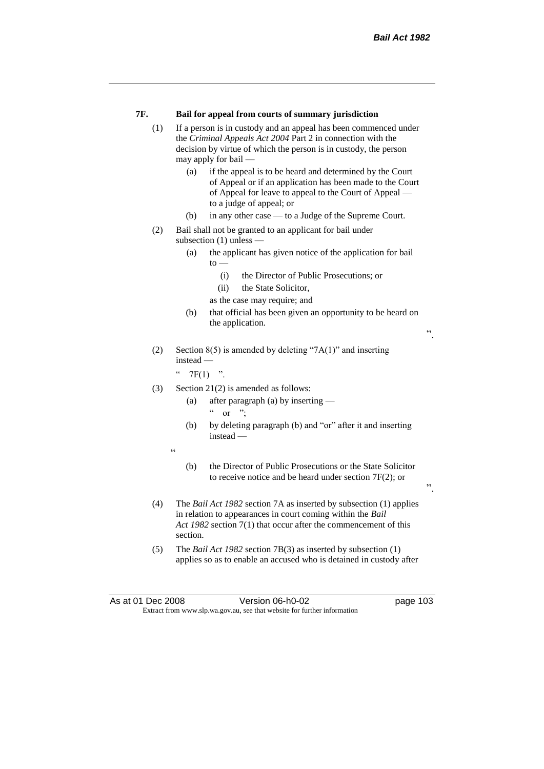**7F. Bail for appeal from courts of summary jurisdiction**

(1) If a person is in custody and an appeal has been commenced under the *Criminal Appeals Act 2004* Part 2 in connection with the decision by virtue of which the person is in custody, the person may apply for bail —

(a) if the appeal is to be heard and determined by the Court of Appeal or if an application has been made to the Court of Appeal for leave to appeal to the Court of Appeal — to a judge of appeal; or

(b) in any other case — to a Judge of the Supreme Court.

(2) Bail shall not be granted to an applicant for bail under subsection (1) unless —

(a) the applicant has given notice of the application for bail to —

(i) the Director of Public Prosecutions; or

(ii) the State Solicitor,

as the case may require; and

(b) that official has been given an opportunity to be heard on the application.

".

(2) Section 8(5) is amended by deleting "7A(1)" and inserting instead —

" 7F(1) ".

(3) Section 21(2) is amended as follows:

(a) after paragraph (a) by inserting —

" or ";

(b) by deleting paragraph (b) and "or" after it and inserting instead —

"

(b) the Director of Public Prosecutions or the State Solicitor to receive notice and be heard under section 7F(2); or

".

(4) The *Bail Act 1982* section 7A as inserted by subsection (1) applies in relation to appearances in court coming within the *Bail Act 1982* section 7(1) that occur after the commencement of this section.

(5) The *Bail Act 1982* section 7B(3) as inserted by subsection (1) applies so as to enable an accused who is detained in custody after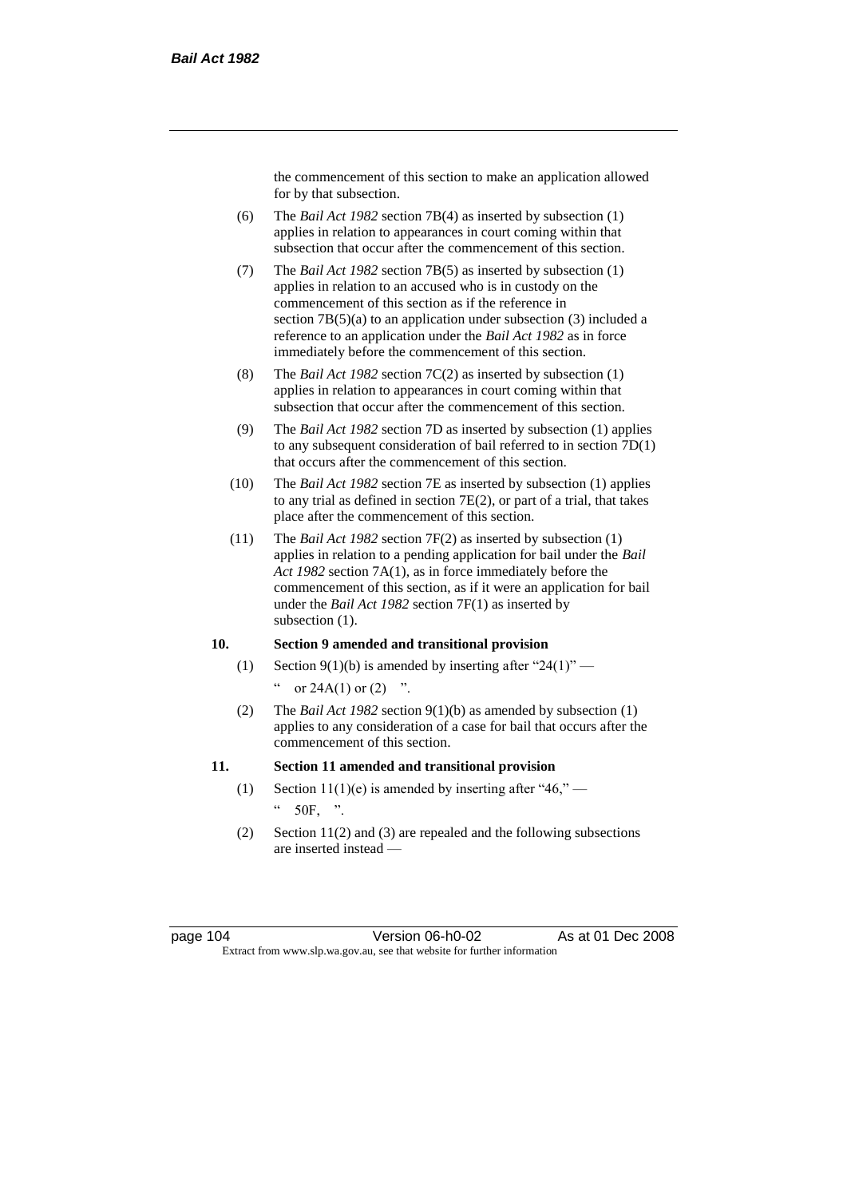the commencement of this section to make an application allowed for by that subsection.

(6) The *Bail Act 1982* section 7B(4) as inserted by subsection (1) applies in relation to appearances in court coming within that subsection that occur after the commencement of this section.

(7) The *Bail Act 1982* section 7B(5) as inserted by subsection (1) applies in relation to an accused who is in custody on the commencement of this section as if the reference in section 7B(5)(a) to an application under subsection (3) included a reference to an application under the *Bail Act 1982* as in force immediately before the commencement of this section.

(8) The *Bail Act 1982* section 7C(2) as inserted by subsection (1) applies in relation to appearances in court coming within that subsection that occur after the commencement of this section.

(9) The *Bail Act 1982* section 7D as inserted by subsection (1) applies to any subsequent consideration of bail referred to in section 7D(1) that occurs after the commencement of this section.

(10) The *Bail Act 1982* section 7E as inserted by subsection (1) applies to any trial as defined in section 7E(2), or part of a trial, that takes place after the commencement of this section.

(11) The *Bail Act 1982* section 7F(2) as inserted by subsection (1) applies in relation to a pending application for bail under the *Bail Act 1982* section 7A(1), as in force immediately before the commencement of this section, as if it were an application for bail under the *Bail Act 1982* section 7F(1) as inserted by subsection (1).

**10. Section 9 amended and transitional provision**

(1) Section 9(1)(b) is amended by inserting after "24(1)" —

" or 24A(1) or (2) ".

(2) The *Bail Act 1982* section 9(1)(b) as amended by subsection (1) applies to any consideration of a case for bail that occurs after the commencement of this section.

**11. Section 11 amended and transitional provision**

(1) Section 11(1)(e) is amended by inserting after "46," —

" 50F, ".

(2) Section 11(2) and (3) are repealed and the following subsections are inserted instead —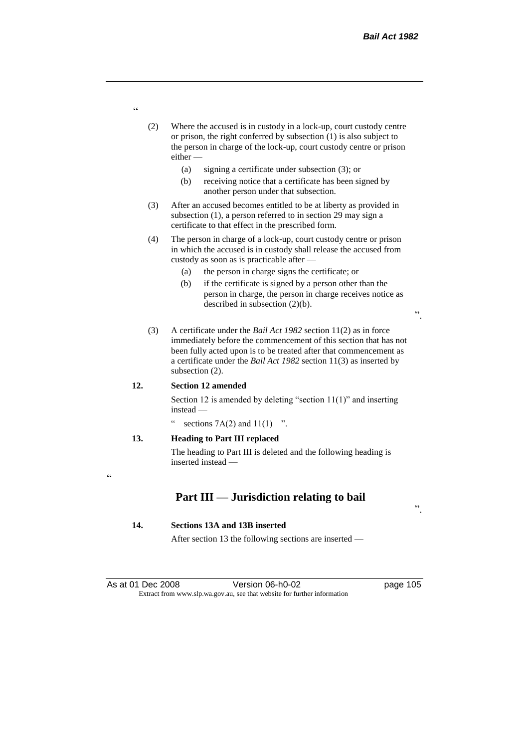"

(2) Where the accused is in custody in a lock-up, court custody centre or prison, the right conferred by subsection (1) is also subject to the person in charge of the lock-up, court custody centre or prison either —

(a) signing a certificate under subsection (3); or

(b) receiving notice that a certificate has been signed by another person under that subsection.

(3) After an accused becomes entitled to be at liberty as provided in subsection (1), a person referred to in section 29 may sign a certificate to that effect in the prescribed form.

(4) The person in charge of a lock-up, court custody centre or prison in which the accused is in custody shall release the accused from custody as soon as is practicable after —

(a) the person in charge signs the certificate; or

(b) if the certificate is signed by a person other than the person in charge, the person in charge receives notice as described in subsection (2)(b).

".

(3) A certificate under the *Bail Act 1982* section 11(2) as in force immediately before the commencement of this section that has not been fully acted upon is to be treated after that commencement as a certificate under the *Bail Act 1982* section 11(3) as inserted by subsection (2).

**12. Section 12 amended**

Section 12 is amended by deleting "section 11(1)" and inserting instead —

" sections 7A(2) and 11(1) ".

**13. Heading to Part III replaced**

The heading to Part III is deleted and the following heading is inserted instead —

"

## Part III — Jurisdiction relating to bail

".

**14. Sections 13A and 13B inserted**

After section 13 the following sections are inserted —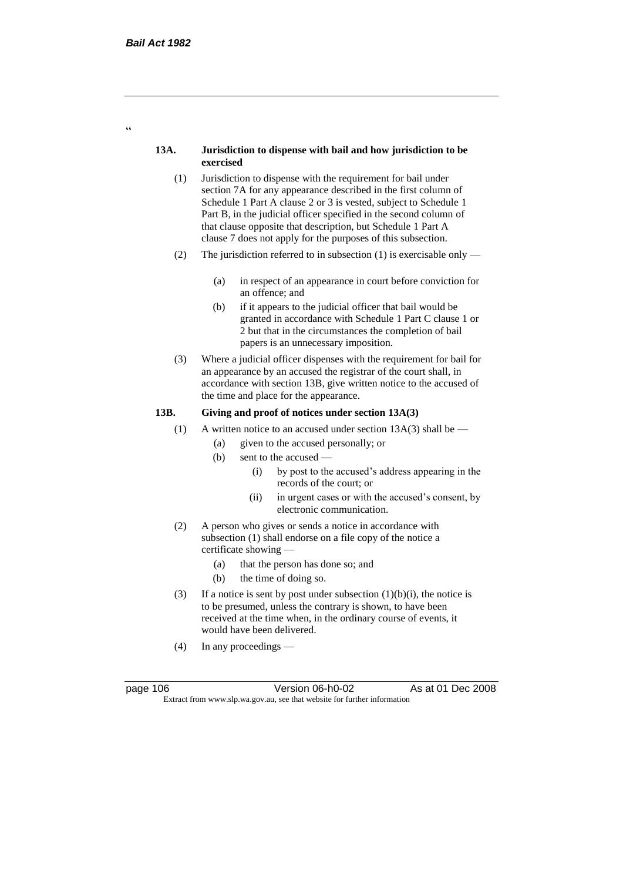"

**13A. Jurisdiction to dispense with bail and how jurisdiction to be exercised**

(1) Jurisdiction to dispense with the requirement for bail under section 7A for any appearance described in the first column of Schedule 1 Part A clause 2 or 3 is vested, subject to Schedule 1 Part B, in the judicial officer specified in the second column of that clause opposite that description, but Schedule 1 Part A clause 7 does not apply for the purposes of this subsection.

(2) The jurisdiction referred to in subsection (1) is exercisable only —

(a) in respect of an appearance in court before conviction for an offence; and

(b) if it appears to the judicial officer that bail would be granted in accordance with Schedule 1 Part C clause 1 or 2 but that in the circumstances the completion of bail papers is an unnecessary imposition.

(3) Where a judicial officer dispenses with the requirement for bail for an appearance by an accused the registrar of the court shall, in accordance with section 13B, give written notice to the accused of the time and place for the appearance.

**13B. Giving and proof of notices under section 13A(3)**

(1) A written notice to an accused under section 13A(3) shall be —

(a) given to the accused personally; or

(b) sent to the accused —

(i) by post to the accused's address appearing in the records of the court; or

(ii) in urgent cases or with the accused's consent, by electronic communication.

(2) A person who gives or sends a notice in accordance with subsection (1) shall endorse on a file copy of the notice a certificate showing —

(a) that the person has done so; and

(b) the time of doing so.

(3) If a notice is sent by post under subsection (1)(b)(i), the notice is to be presumed, unless the contrary is shown, to have been received at the time when, in the ordinary course of events, it would have been delivered.

(4) In any proceedings —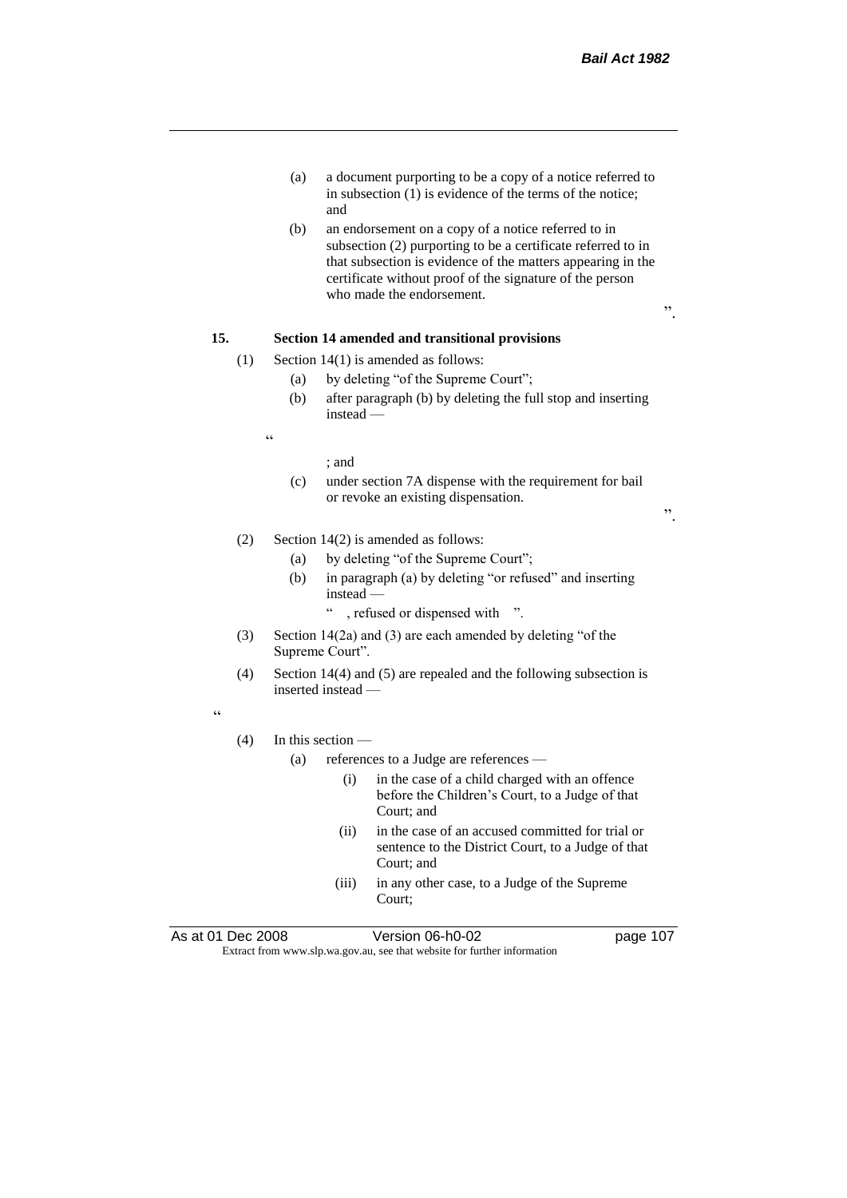(a) a document purporting to be a copy of a notice referred to in subsection (1) is evidence of the terms of the notice; and

(b) an endorsement on a copy of a notice referred to in subsection (2) purporting to be a certificate referred to in that subsection is evidence of the matters appearing in the certificate without proof of the signature of the person who made the endorsement.

".

**15. Section 14 amended and transitional provisions**

(1) Section 14(1) is amended as follows:

(a) by deleting "of the Supreme Court";

(b) after paragraph (b) by deleting the full stop and inserting instead —

"

; and

(c) under section 7A dispense with the requirement for bail or revoke an existing dispensation.

".

(2) Section 14(2) is amended as follows:

(a) by deleting "of the Supreme Court";

(b) in paragraph (a) by deleting "or refused" and inserting instead —

" , refused or dispensed with ".

(3) Section 14(2a) and (3) are each amended by deleting "of the Supreme Court".

(4) Section 14(4) and (5) are repealed and the following subsection is inserted instead —

"

(4) In this section —

(a) references to a Judge are references —

(i) in the case of a child charged with an offence before the Children's Court, to a Judge of that Court; and

(ii) in the case of an accused committed for trial or sentence to the District Court, to a Judge of that Court; and

(iii) in any other case, to a Judge of the Supreme Court;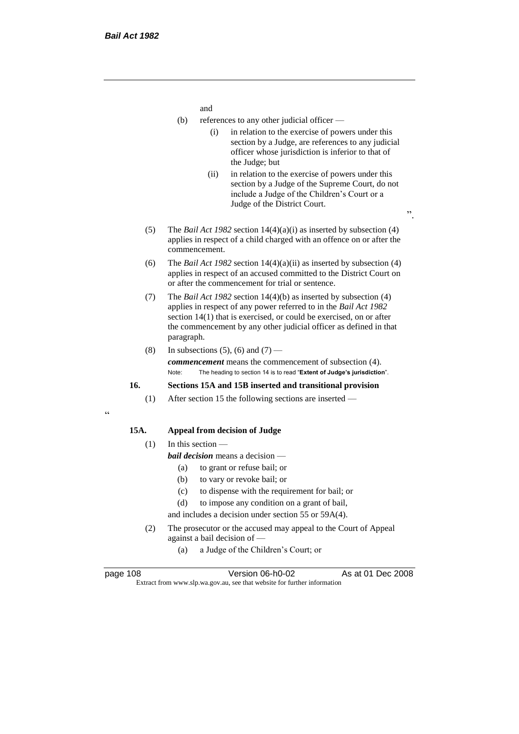and

(b) references to any other judicial officer —

(i) in relation to the exercise of powers under this section by a Judge, are references to any judicial officer whose jurisdiction is inferior to that of the Judge; but

(ii) in relation to the exercise of powers under this section by a Judge of the Supreme Court, do not include a Judge of the Children's Court or a Judge of the District Court.

".

(5) The *Bail Act 1982* section 14(4)(a)(i) as inserted by subsection (4) applies in respect of a child charged with an offence on or after the commencement.

(6) The *Bail Act 1982* section 14(4)(a)(ii) as inserted by subsection (4) applies in respect of an accused committed to the District Court on or after the commencement for trial or sentence.

(7) The *Bail Act 1982* section 14(4)(b) as inserted by subsection (4) applies in respect of any power referred to in the *Bail Act 1982* section 14(1) that is exercised, or could be exercised, on or after the commencement by any other judicial officer as defined in that paragraph.

(8) In subsections (5), (6) and (7) —

***commencement*** means the commencement of subsection (4).

Note: The heading to section 14 is to read "**Extent of Judge's jurisdiction**".

**16. Sections 15A and 15B inserted and transitional provision**

(1) After section 15 the following sections are inserted —

"

**15A. Appeal from decision of Judge**

(1) In this section —

***bail decision*** means a decision —

(a) to grant or refuse bail; or

(b) to vary or revoke bail; or

(c) to dispense with the requirement for bail; or

(d) to impose any condition on a grant of bail,

and includes a decision under section 55 or 59A(4).

(2) The prosecutor or the accused may appeal to the Court of Appeal against a bail decision of —

(a) a Judge of the Children's Court; or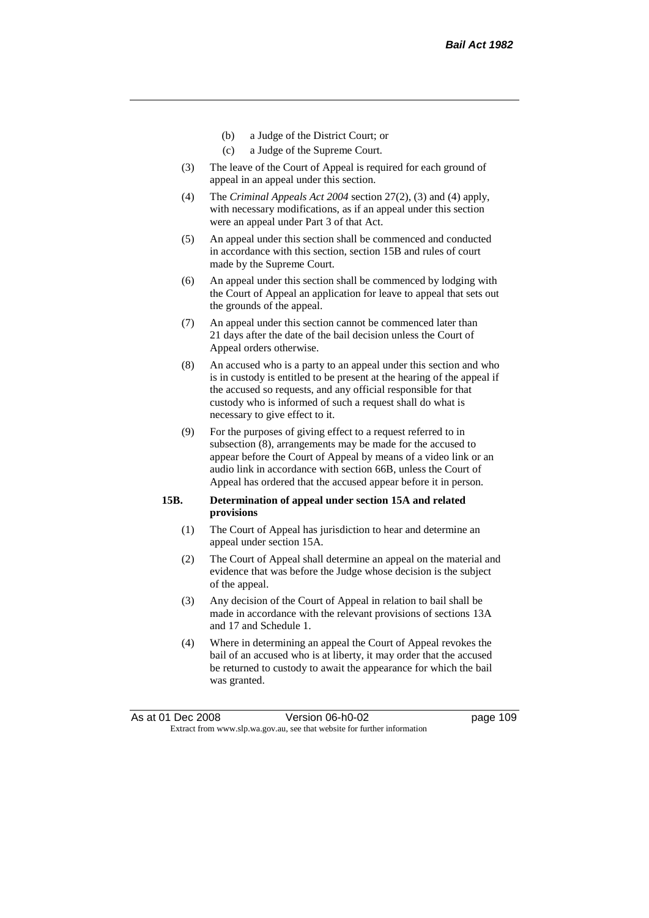(b) a Judge of the District Court; or

(c) a Judge of the Supreme Court.

(3) The leave of the Court of Appeal is required for each ground of appeal in an appeal under this section.

(4) The *Criminal Appeals Act 2004* section 27(2), (3) and (4) apply, with necessary modifications, as if an appeal under this section were an appeal under Part 3 of that Act.

(5) An appeal under this section shall be commenced and conducted in accordance with this section, section 15B and rules of court made by the Supreme Court.

(6) An appeal under this section shall be commenced by lodging with the Court of Appeal an application for leave to appeal that sets out the grounds of the appeal.

(7) An appeal under this section cannot be commenced later than 21 days after the date of the bail decision unless the Court of Appeal orders otherwise.

(8) An accused who is a party to an appeal under this section and who is in custody is entitled to be present at the hearing of the appeal if the accused so requests, and any official responsible for that custody who is informed of such a request shall do what is necessary to give effect to it.

(9) For the purposes of giving effect to a request referred to in subsection (8), arrangements may be made for the accused to appear before the Court of Appeal by means of a video link or an audio link in accordance with section 66B, unless the Court of Appeal has ordered that the accused appear before it in person.

**15B. Determination of appeal under section 15A and related provisions**

(1) The Court of Appeal has jurisdiction to hear and determine an appeal under section 15A.

(2) The Court of Appeal shall determine an appeal on the material and evidence that was before the Judge whose decision is the subject of the appeal.

(3) Any decision of the Court of Appeal in relation to bail shall be made in accordance with the relevant provisions of sections 13A and 17 and Schedule 1.

(4) Where in determining an appeal the Court of Appeal revokes the bail of an accused who is at liberty, it may order that the accused be returned to custody to await the appearance for which the bail was granted.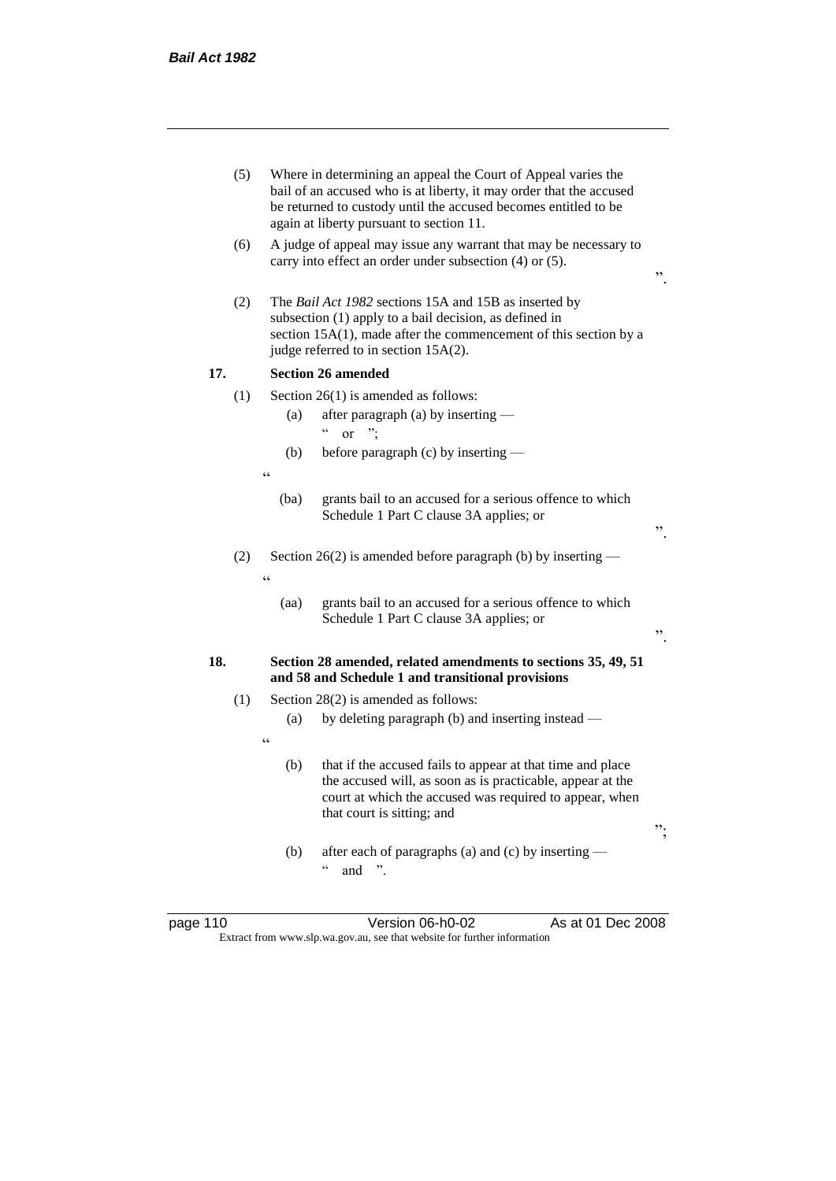(5) Where in determining an appeal the Court of Appeal varies the bail of an accused who is at liberty, it may order that the accused be returned to custody until the accused becomes entitled to be again at liberty pursuant to section 11.

(6) A judge of appeal may issue any warrant that may be necessary to carry into effect an order under subsection (4) or (5).

".

(2) The *Bail Act 1982* sections 15A and 15B as inserted by subsection (1) apply to a bail decision, as defined in section 15A(1), made after the commencement of this section by a judge referred to in section 15A(2).

**17. Section 26 amended**

(1) Section 26(1) is amended as follows:

(a) after paragraph (a) by inserting —

" or ";

(b) before paragraph (c) by inserting —

"

(ba) grants bail to an accused for a serious offence to which Schedule 1 Part C clause 3A applies; or

".

(2) Section 26(2) is amended before paragraph (b) by inserting —

"

(aa) grants bail to an accused for a serious offence to which Schedule 1 Part C clause 3A applies; or

".

**18. Section 28 amended, related amendments to sections 35, 49, 51 and 58 and Schedule 1 and transitional provisions**

(1) Section 28(2) is amended as follows:

(a) by deleting paragraph (b) and inserting instead —

"

(b) that if the accused fails to appear at that time and place the accused will, as soon as is practicable, appear at the court at which the accused was required to appear, when that court is sitting; and

";

(b) after each of paragraphs (a) and (c) by inserting —

" and ".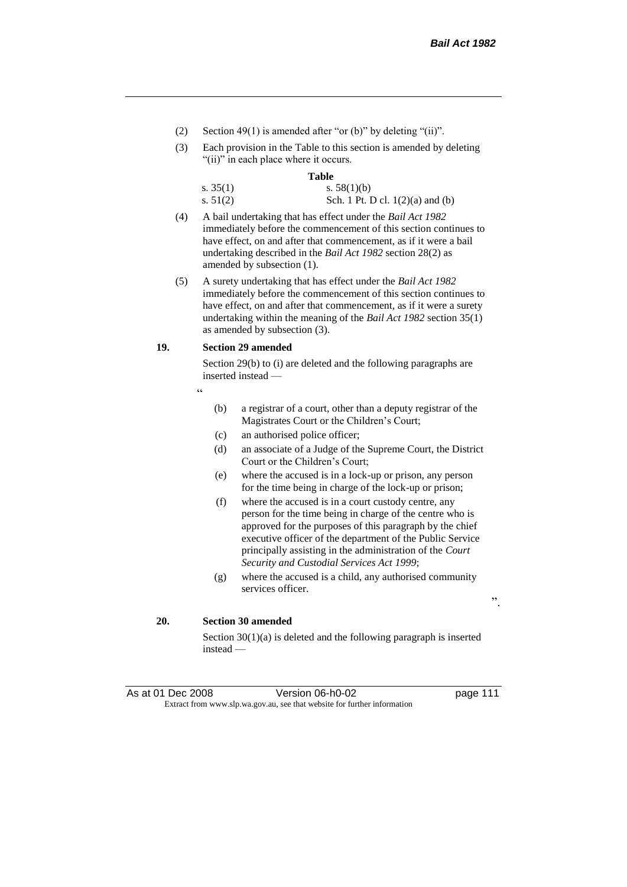(2) Section 49(1) is amended after "or (b)" by deleting "(ii)".

(3) Each provision in the Table to this section is amended by deleting "(ii)" in each place where it occurs.

**Table**

| | |
|---|---|
| s. 35(1) | s. 58(1)(b) |
| s. 51(2) | Sch. 1 Pt. D cl. 1(2)(a) and (b) |

(4) A bail undertaking that has effect under the *Bail Act 1982* immediately before the commencement of this section continues to have effect, on and after that commencement, as if it were a bail undertaking described in the *Bail Act 1982* section 28(2) as amended by subsection (1).

(5) A surety undertaking that has effect under the *Bail Act 1982* immediately before the commencement of this section continues to have effect, on and after that commencement, as if it were a surety undertaking within the meaning of the *Bail Act 1982* section 35(1) as amended by subsection (3).

**19. Section 29 amended**

Section 29(b) to (i) are deleted and the following paragraphs are inserted instead —

"

(b) a registrar of a court, other than a deputy registrar of the Magistrates Court or the Children's Court;

(c) an authorised police officer;

(d) an associate of a Judge of the Supreme Court, the District Court or the Children's Court;

(e) where the accused is in a lock-up or prison, any person for the time being in charge of the lock-up or prison;

(f) where the accused is in a court custody centre, any person for the time being in charge of the centre who is approved for the purposes of this paragraph by the chief executive officer of the department of the Public Service principally assisting in the administration of the *Court Security and Custodial Services Act 1999*;

(g) where the accused is a child, any authorised community services officer.

".

**20. Section 30 amended**

Section 30(1)(a) is deleted and the following paragraph is inserted instead —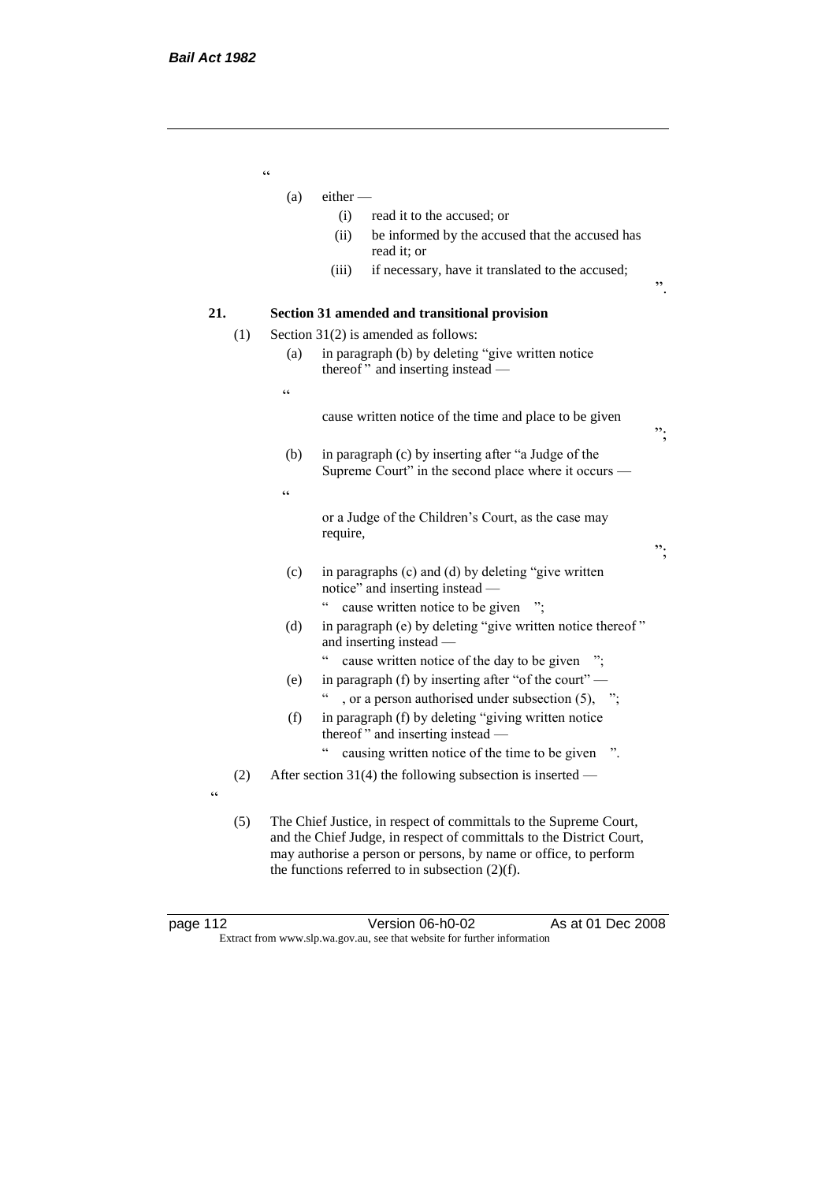"

(a) either —

(i) read it to the accused; or

(ii) be informed by the accused that the accused has read it; or

(iii) if necessary, have it translated to the accused;

".

**21. Section 31 amended and transitional provision**

(1) Section 31(2) is amended as follows:

(a) in paragraph (b) by deleting "give written notice thereof " and inserting instead —

"

cause written notice of the time and place to be given

";

(b) in paragraph (c) by inserting after "a Judge of the Supreme Court" in the second place where it occurs —

"

or a Judge of the Children's Court, as the case may require,

";

(c) in paragraphs (c) and (d) by deleting "give written notice" and inserting instead —

" cause written notice to be given ";

(d) in paragraph (e) by deleting "give written notice thereof " and inserting instead —

" cause written notice of the day to be given ";

(e) in paragraph (f) by inserting after "of the court" —

" , or a person authorised under subsection (5), ";

(f) in paragraph (f) by deleting "giving written notice thereof " and inserting instead —

" causing written notice of the time to be given ".

(2) After section 31(4) the following subsection is inserted —

"

(5) The Chief Justice, in respect of committals to the Supreme Court, and the Chief Judge, in respect of committals to the District Court, may authorise a person or persons, by name or office, to perform the functions referred to in subsection (2)(f).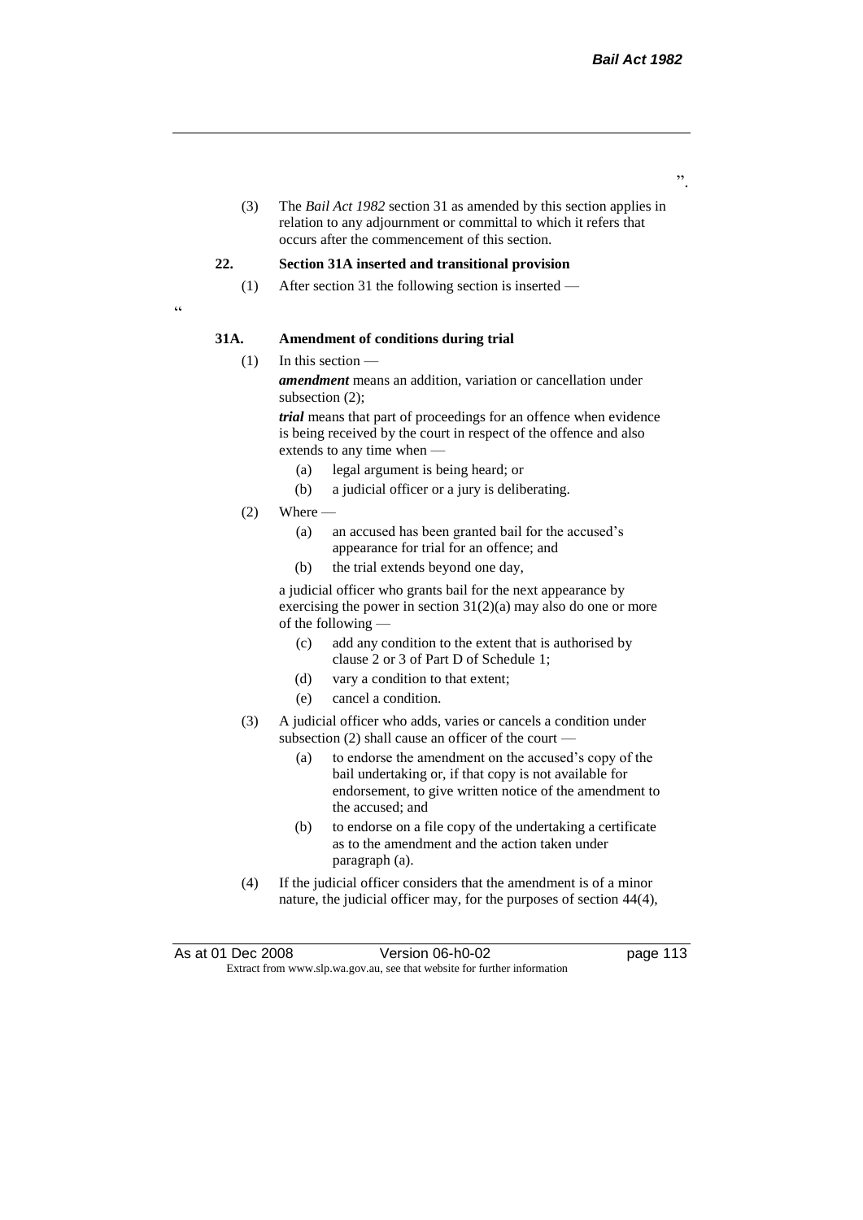".

(3) The *Bail Act 1982* section 31 as amended by this section applies in relation to any adjournment or committal to which it refers that occurs after the commencement of this section.

**22. Section 31A inserted and transitional provision**

(1) After section 31 the following section is inserted —

"

**31A. Amendment of conditions during trial**

(1) In this section —

***amendment*** means an addition, variation or cancellation under subsection (2);

***trial*** means that part of proceedings for an offence when evidence is being received by the court in respect of the offence and also extends to any time when —

(a) legal argument is being heard; or

(b) a judicial officer or a jury is deliberating.

(2) Where —

(a) an accused has been granted bail for the accused's appearance for trial for an offence; and

(b) the trial extends beyond one day,

a judicial officer who grants bail for the next appearance by exercising the power in section 31(2)(a) may also do one or more of the following —

(c) add any condition to the extent that is authorised by clause 2 or 3 of Part D of Schedule 1;

(d) vary a condition to that extent;

(e) cancel a condition.

(3) A judicial officer who adds, varies or cancels a condition under subsection (2) shall cause an officer of the court —

(a) to endorse the amendment on the accused's copy of the bail undertaking or, if that copy is not available for endorsement, to give written notice of the amendment to the accused; and

(b) to endorse on a file copy of the undertaking a certificate as to the amendment and the action taken under paragraph (a).

(4) If the judicial officer considers that the amendment is of a minor nature, the judicial officer may, for the purposes of section 44(4),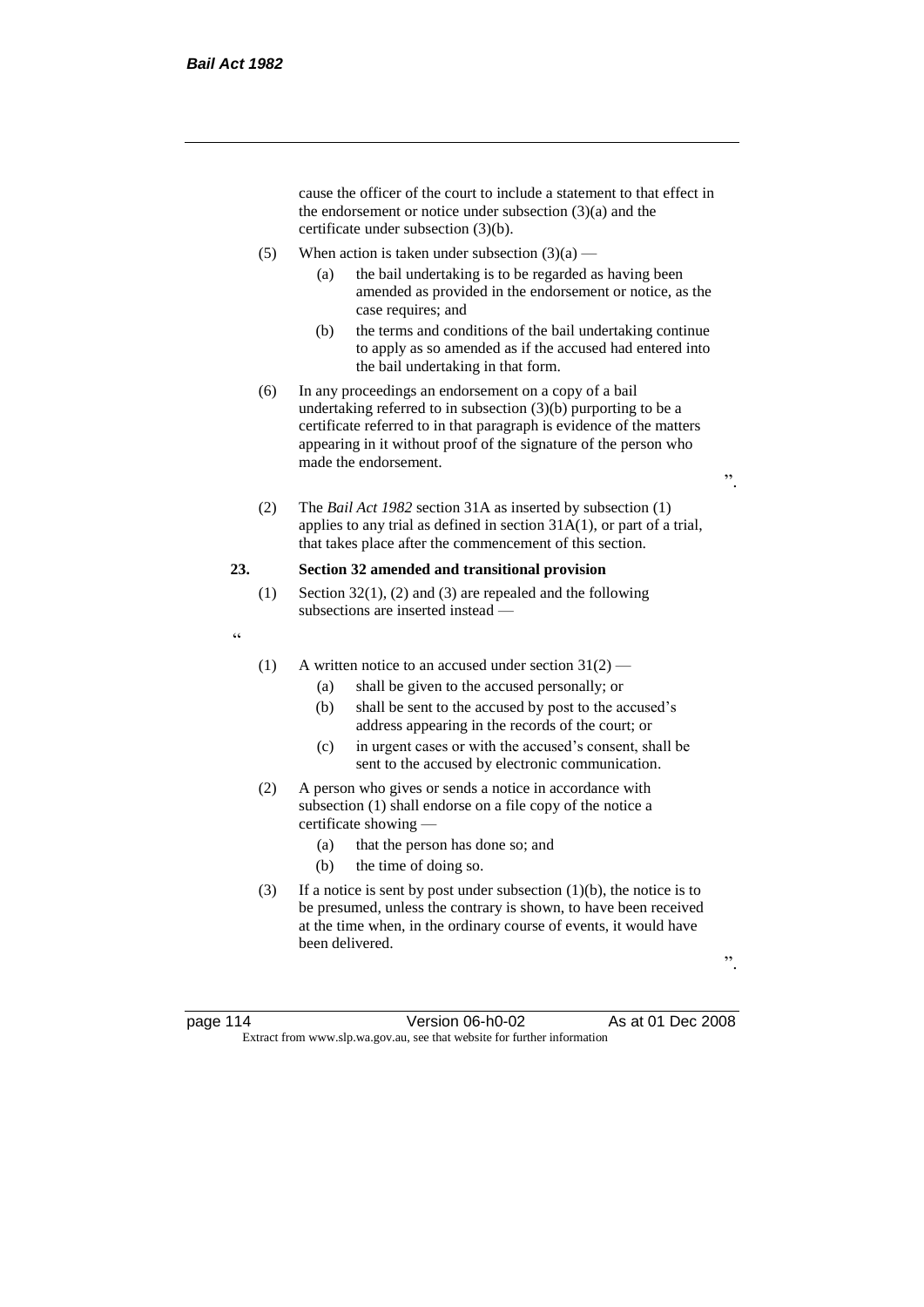cause the officer of the court to include a statement to that effect in the endorsement or notice under subsection (3)(a) and the certificate under subsection (3)(b).

(5) When action is taken under subsection (3)(a) —

(a) the bail undertaking is to be regarded as having been amended as provided in the endorsement or notice, as the case requires; and

(b) the terms and conditions of the bail undertaking continue to apply as so amended as if the accused had entered into the bail undertaking in that form.

(6) In any proceedings an endorsement on a copy of a bail undertaking referred to in subsection (3)(b) purporting to be a certificate referred to in that paragraph is evidence of the matters appearing in it without proof of the signature of the person who made the endorsement.

".

(2) The *Bail Act 1982* section 31A as inserted by subsection (1) applies to any trial as defined in section 31A(1), or part of a trial, that takes place after the commencement of this section.

**23. Section 32 amended and transitional provision**

(1) Section 32(1), (2) and (3) are repealed and the following subsections are inserted instead —

"

(1) A written notice to an accused under section 31(2) —

(a) shall be given to the accused personally; or

(b) shall be sent to the accused by post to the accused's address appearing in the records of the court; or

(c) in urgent cases or with the accused's consent, shall be sent to the accused by electronic communication.

(2) A person who gives or sends a notice in accordance with subsection (1) shall endorse on a file copy of the notice a certificate showing —

(a) that the person has done so; and

(b) the time of doing so.

(3) If a notice is sent by post under subsection (1)(b), the notice is to be presumed, unless the contrary is shown, to have been received at the time when, in the ordinary course of events, it would have been delivered.

".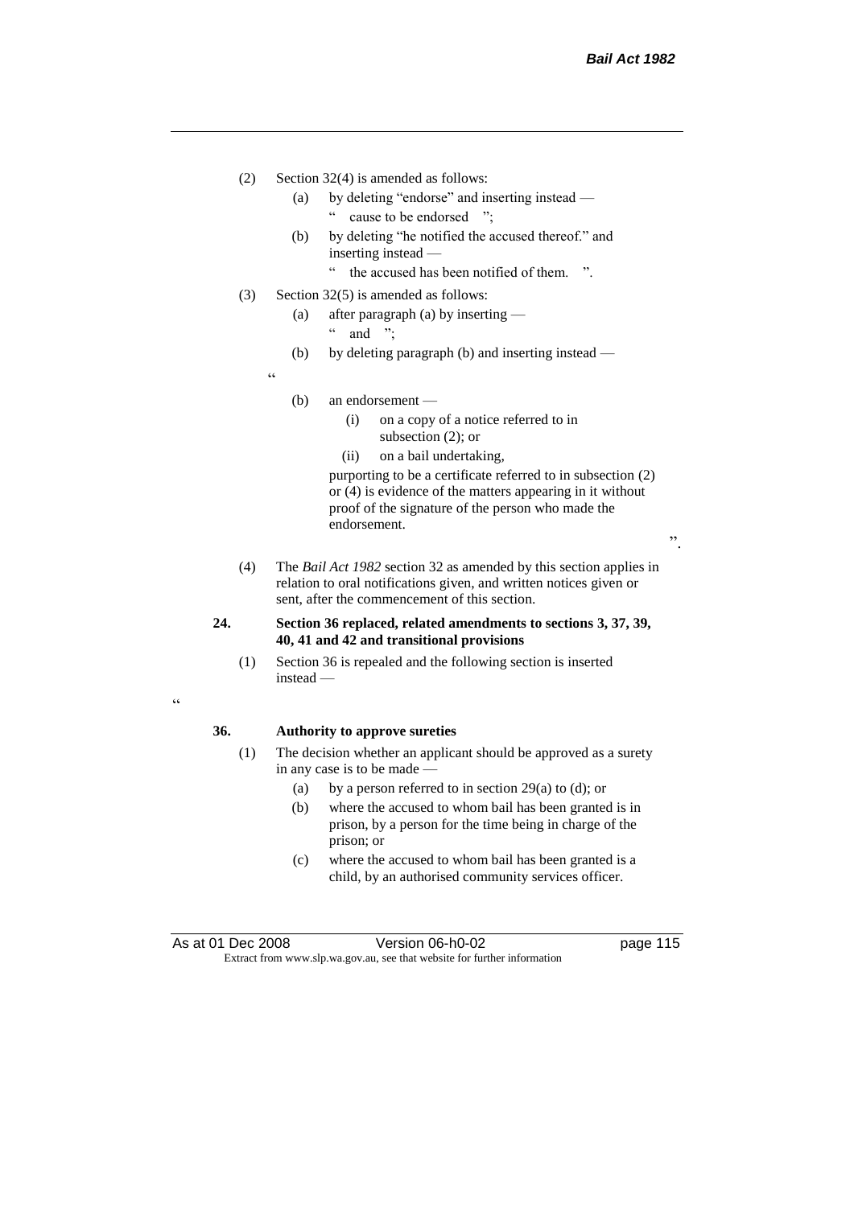(2) Section 32(4) is amended as follows:

(a) by deleting "endorse" and inserting instead —

" cause to be endorsed ";

(b) by deleting "he notified the accused thereof." and inserting instead —

" the accused has been notified of them. ".

(3) Section 32(5) is amended as follows:

(a) after paragraph (a) by inserting —

" and ";

(b) by deleting paragraph (b) and inserting instead —

"

(b) an endorsement —

(i) on a copy of a notice referred to in subsection (2); or

(ii) on a bail undertaking,

purporting to be a certificate referred to in subsection (2) or (4) is evidence of the matters appearing in it without proof of the signature of the person who made the endorsement.

".

(4) The *Bail Act 1982* section 32 as amended by this section applies in relation to oral notifications given, and written notices given or sent, after the commencement of this section.

**24. Section 36 replaced, related amendments to sections 3, 37, 39, 40, 41 and 42 and transitional provisions**

(1) Section 36 is repealed and the following section is inserted instead —

"

**36. Authority to approve sureties**

(1) The decision whether an applicant should be approved as a surety in any case is to be made —

(a) by a person referred to in section 29(a) to (d); or

(b) where the accused to whom bail has been granted is in prison, by a person for the time being in charge of the prison; or

(c) where the accused to whom bail has been granted is a child, by an authorised community services officer.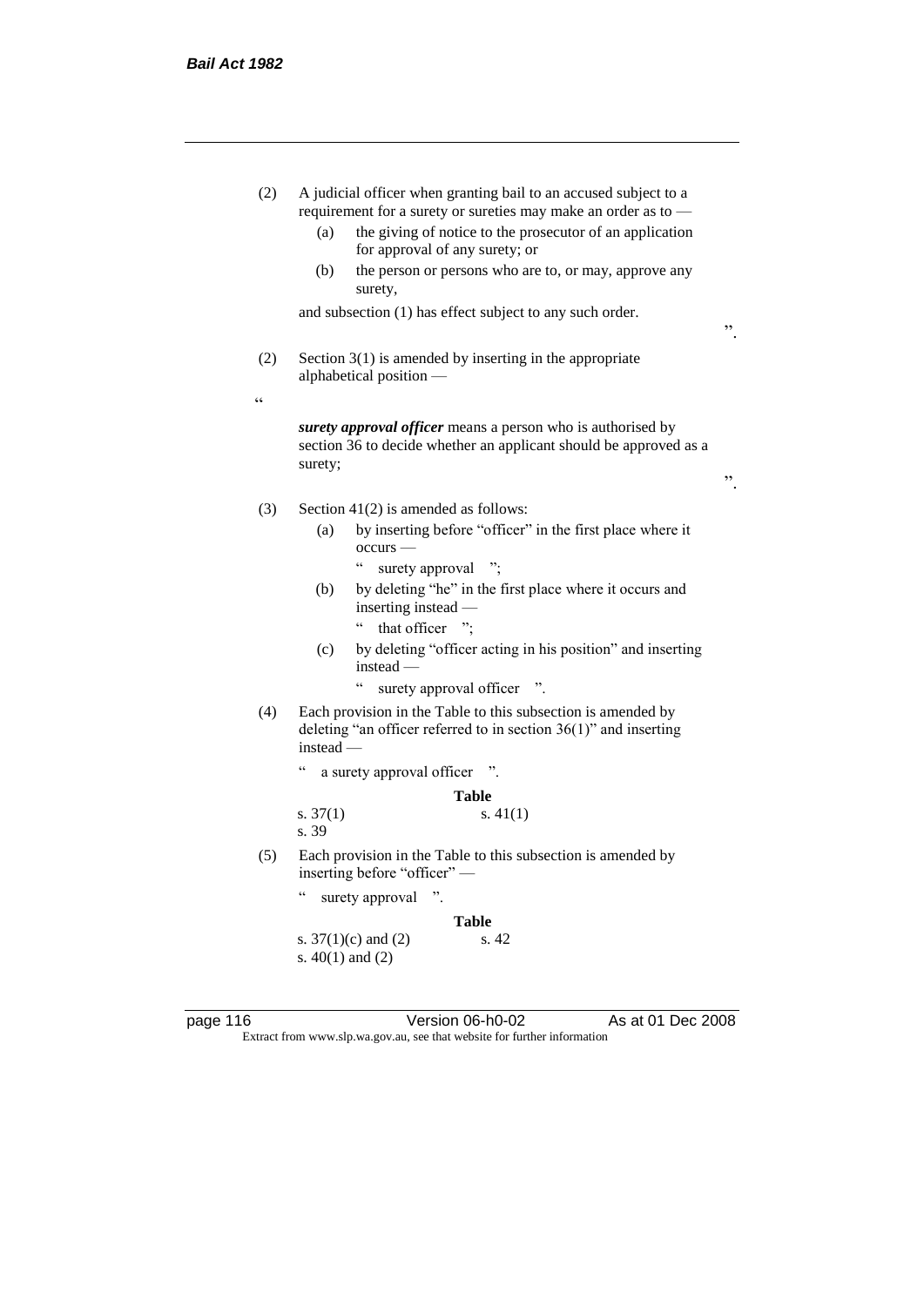(2) A judicial officer when granting bail to an accused subject to a requirement for a surety or sureties may make an order as to —

(a) the giving of notice to the prosecutor of an application for approval of any surety; or

(b) the person or persons who are to, or may, approve any surety,

and subsection (1) has effect subject to any such order.

".

(2) Section 3(1) is amended by inserting in the appropriate alphabetical position —

"

***surety approval officer*** means a person who is authorised by section 36 to decide whether an applicant should be approved as a surety;

".

(3) Section 41(2) is amended as follows:

(a) by inserting before "officer" in the first place where it occurs —

" surety approval ";

(b) by deleting "he" in the first place where it occurs and inserting instead —

" that officer ";

(c) by deleting "officer acting in his position" and inserting instead —

" surety approval officer ".

(4) Each provision in the Table to this subsection is amended by deleting "an officer referred to in section 36(1)" and inserting instead —

" a surety approval officer ".

**Table**

| | |
|---|---|
| s. 37(1) | s. 41(1) |
| s. 39 | |

(5) Each provision in the Table to this subsection is amended by inserting before "officer" —

" surety approval ".

**Table**

| | |
|---|---|
| s. 37(1)(c) and (2) | s. 42 |
| s. 40(1) and (2) | |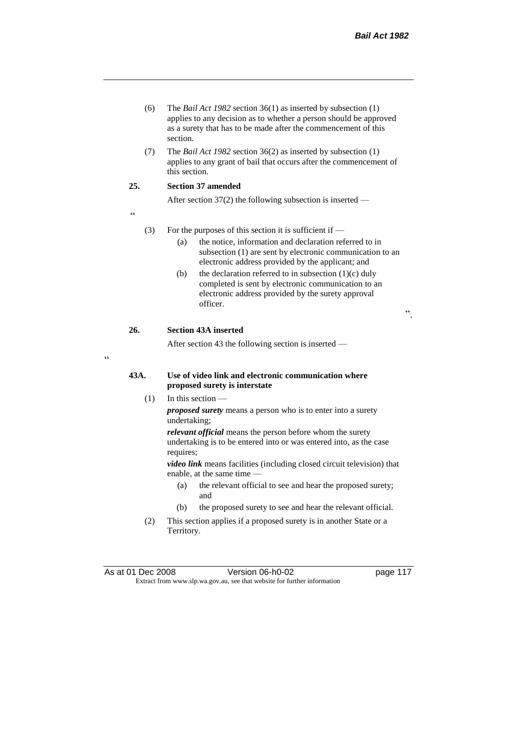(6) The *Bail Act 1982* section 36(1) as inserted by subsection (1) applies to any decision as to whether a person should be approved as a surety that has to be made after the commencement of this section.

(7) The *Bail Act 1982* section 36(2) as inserted by subsection (1) applies to any grant of bail that occurs after the commencement of this section.

**25. Section 37 amended**

After section 37(2) the following subsection is inserted —

"

(3) For the purposes of this section it is sufficient if —

(a) the notice, information and declaration referred to in subsection (1) are sent by electronic communication to an electronic address provided by the applicant; and

(b) the declaration referred to in subsection (1)(c) duly completed is sent by electronic communication to an electronic address provided by the surety approval officer.

".

**26. Section 43A inserted**

After section 43 the following section is inserted —

"

**43A. Use of video link and electronic communication where proposed surety is interstate**

(1) In this section —

***proposed surety*** means a person who is to enter into a surety undertaking;

***relevant official*** means the person before whom the surety undertaking is to be entered into or was entered into, as the case requires;

***video link*** means facilities (including closed circuit television) that enable, at the same time —

(a) the relevant official to see and hear the proposed surety; and

(b) the proposed surety to see and hear the relevant official.

(2) This section applies if a proposed surety is in another State or a Territory.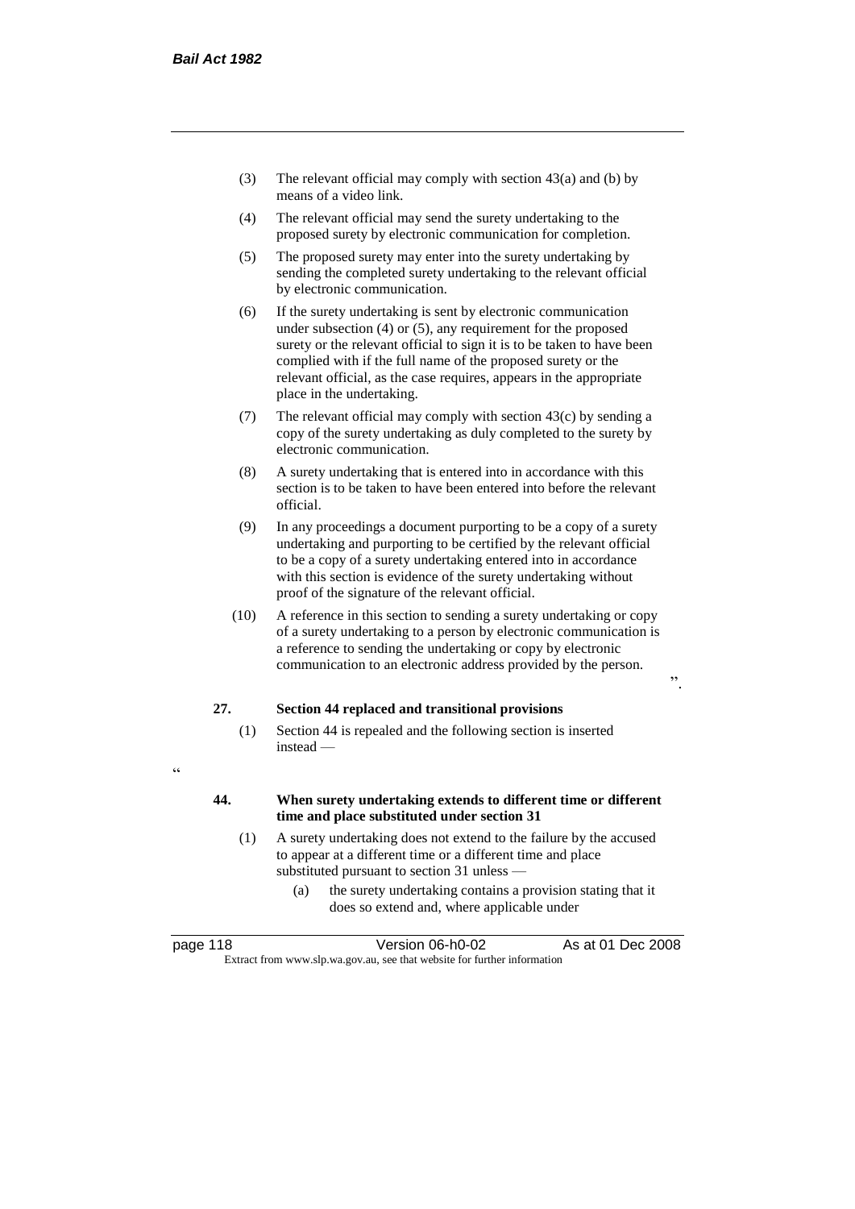(3) The relevant official may comply with section 43(a) and (b) by means of a video link.

(4) The relevant official may send the surety undertaking to the proposed surety by electronic communication for completion.

(5) The proposed surety may enter into the surety undertaking by sending the completed surety undertaking to the relevant official by electronic communication.

(6) If the surety undertaking is sent by electronic communication under subsection (4) or (5), any requirement for the proposed surety or the relevant official to sign it is to be taken to have been complied with if the full name of the proposed surety or the relevant official, as the case requires, appears in the appropriate place in the undertaking.

(7) The relevant official may comply with section 43(c) by sending a copy of the surety undertaking as duly completed to the surety by electronic communication.

(8) A surety undertaking that is entered into in accordance with this section is to be taken to have been entered into before the relevant official.

(9) In any proceedings a document purporting to be a copy of a surety undertaking and purporting to be certified by the relevant official to be a copy of a surety undertaking entered into in accordance with this section is evidence of the surety undertaking without proof of the signature of the relevant official.

(10) A reference in this section to sending a surety undertaking or copy of a surety undertaking to a person by electronic communication is a reference to sending the undertaking or copy by electronic communication to an electronic address provided by the person.

".

**27. Section 44 replaced and transitional provisions**

(1) Section 44 is repealed and the following section is inserted instead —

"

**44. When surety undertaking extends to different time or different time and place substituted under section 31**

(1) A surety undertaking does not extend to the failure by the accused to appear at a different time or a different time and place substituted pursuant to section 31 unless —

(a) the surety undertaking contains a provision stating that it does so extend and, where applicable under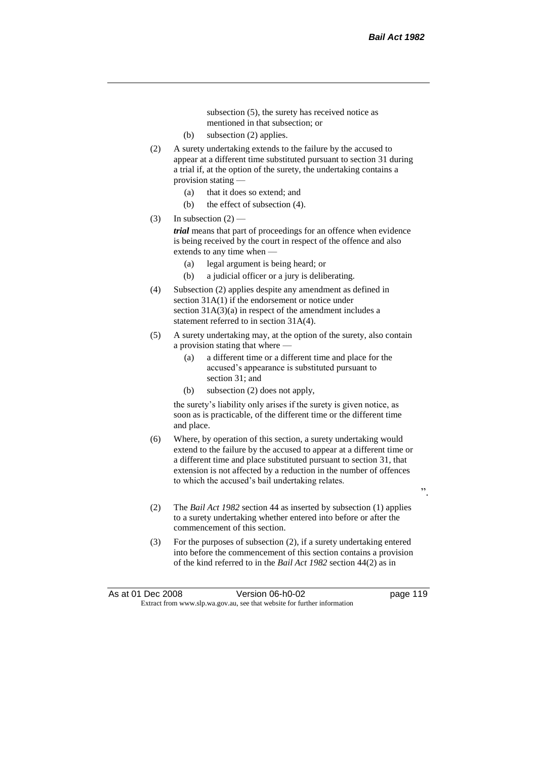subsection (5), the surety has received notice as mentioned in that subsection; or

(b) subsection (2) applies.

(2) A surety undertaking extends to the failure by the accused to appear at a different time substituted pursuant to section 31 during a trial if, at the option of the surety, the undertaking contains a provision stating —

(a) that it does so extend; and

(b) the effect of subsection (4).

(3) In subsection (2) —

***trial*** means that part of proceedings for an offence when evidence is being received by the court in respect of the offence and also extends to any time when —

(a) legal argument is being heard; or

(b) a judicial officer or a jury is deliberating.

(4) Subsection (2) applies despite any amendment as defined in section 31A(1) if the endorsement or notice under section 31A(3)(a) in respect of the amendment includes a statement referred to in section 31A(4).

(5) A surety undertaking may, at the option of the surety, also contain a provision stating that where —

(a) a different time or a different time and place for the accused's appearance is substituted pursuant to section 31; and

(b) subsection (2) does not apply,

the surety's liability only arises if the surety is given notice, as soon as is practicable, of the different time or the different time and place.

(6) Where, by operation of this section, a surety undertaking would extend to the failure by the accused to appear at a different time or a different time and place substituted pursuant to section 31, that extension is not affected by a reduction in the number of offences to which the accused's bail undertaking relates.

".

(2) The *Bail Act 1982* section 44 as inserted by subsection (1) applies to a surety undertaking whether entered into before or after the commencement of this section.

(3) For the purposes of subsection (2), if a surety undertaking entered into before the commencement of this section contains a provision of the kind referred to in the *Bail Act 1982* section 44(2) as in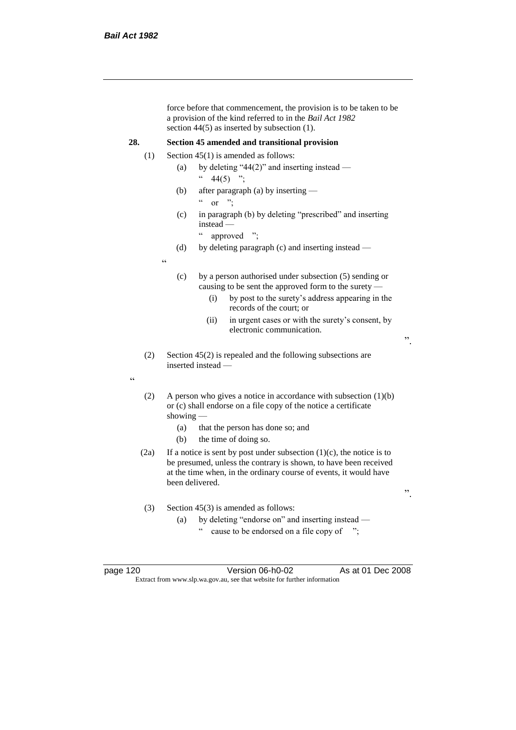force before that commencement, the provision is to be taken to be a provision of the kind referred to in the *Bail Act 1982* section 44(5) as inserted by subsection (1).

**28. Section 45 amended and transitional provision**

(1) Section 45(1) is amended as follows:

(a) by deleting "44(2)" and inserting instead —

" 44(5) ";

(b) after paragraph (a) by inserting —

" or ";

(c) in paragraph (b) by deleting "prescribed" and inserting instead —

" approved ";

(d) by deleting paragraph (c) and inserting instead —

"

(c) by a person authorised under subsection (5) sending or causing to be sent the approved form to the surety —

(i) by post to the surety's address appearing in the records of the court; or

(ii) in urgent cases or with the surety's consent, by electronic communication.

".

(2) Section 45(2) is repealed and the following subsections are inserted instead —

"

(2) A person who gives a notice in accordance with subsection (1)(b) or (c) shall endorse on a file copy of the notice a certificate showing —

(a) that the person has done so; and

(b) the time of doing so.

(2a) If a notice is sent by post under subsection (1)(c), the notice is to be presumed, unless the contrary is shown, to have been received at the time when, in the ordinary course of events, it would have been delivered.

".

(3) Section 45(3) is amended as follows:

(a) by deleting "endorse on" and inserting instead —

" cause to be endorsed on a file copy of ";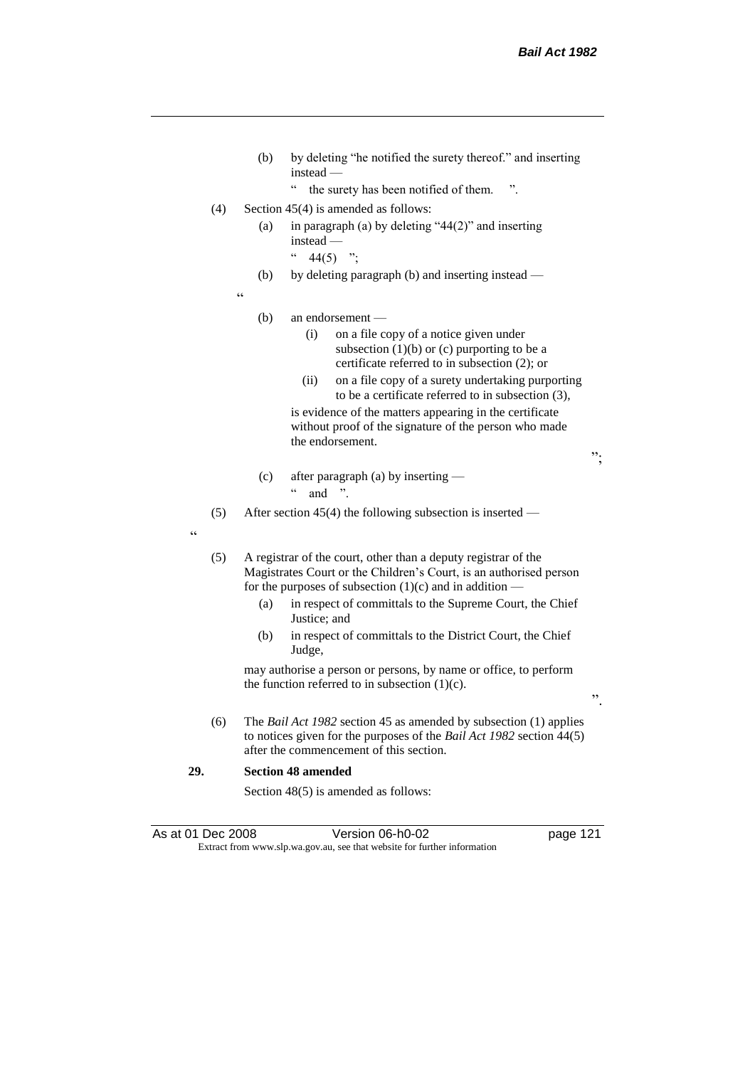(b) by deleting "he notified the surety thereof." and inserting instead —

" the surety has been notified of them. ".

(4) Section 45(4) is amended as follows:

(a) in paragraph (a) by deleting "44(2)" and inserting instead —

" 44(5) ";

(b) by deleting paragraph (b) and inserting instead —

"

(b) an endorsement —

(i) on a file copy of a notice given under subsection (1)(b) or (c) purporting to be a certificate referred to in subsection (2); or

(ii) on a file copy of a surety undertaking purporting to be a certificate referred to in subsection (3),

is evidence of the matters appearing in the certificate without proof of the signature of the person who made the endorsement.

";

(c) after paragraph (a) by inserting —

" and ".

(5) After section 45(4) the following subsection is inserted —

"

(5) A registrar of the court, other than a deputy registrar of the Magistrates Court or the Children's Court, is an authorised person for the purposes of subsection (1)(c) and in addition —

(a) in respect of committals to the Supreme Court, the Chief Justice; and

(b) in respect of committals to the District Court, the Chief Judge,

may authorise a person or persons, by name or office, to perform the function referred to in subsection (1)(c).

".

(6) The *Bail Act 1982* section 45 as amended by subsection (1) applies to notices given for the purposes of the *Bail Act 1982* section 44(5) after the commencement of this section.

**29. Section 48 amended**

Section 48(5) is amended as follows: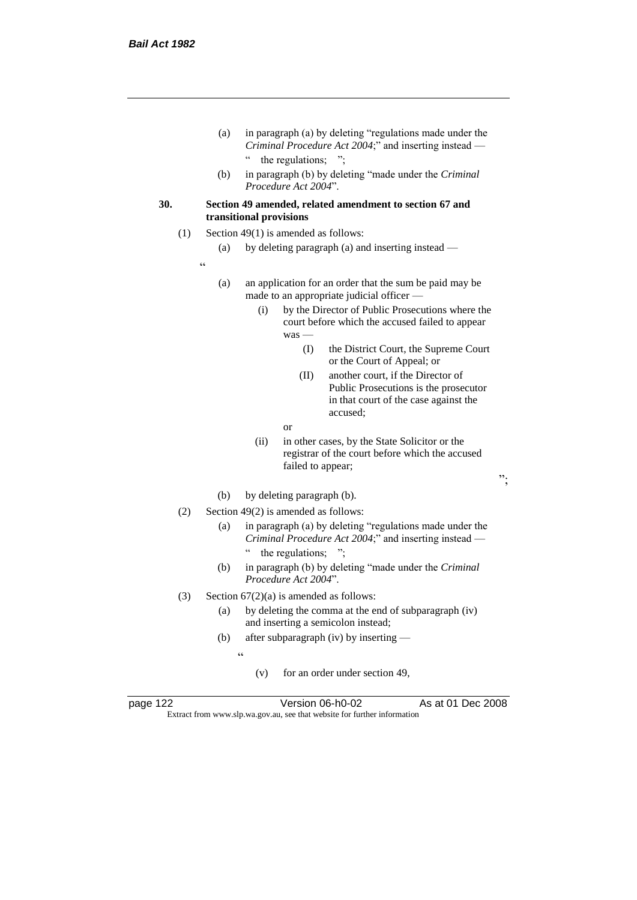(a) in paragraph (a) by deleting "regulations made under the *Criminal Procedure Act 2004*;" and inserting instead —

" the regulations; ";

(b) in paragraph (b) by deleting "made under the *Criminal Procedure Act 2004*".

**30. Section 49 amended, related amendment to section 67 and transitional provisions**

(1) Section 49(1) is amended as follows:

(a) by deleting paragraph (a) and inserting instead —

"

(a) an application for an order that the sum be paid may be made to an appropriate judicial officer —

(i) by the Director of Public Prosecutions where the court before which the accused failed to appear was —

(I) the District Court, the Supreme Court or the Court of Appeal; or

(II) another court, if the Director of Public Prosecutions is the prosecutor in that court of the case against the accused;

or

(ii) in other cases, by the State Solicitor or the registrar of the court before which the accused failed to appear;

";

(b) by deleting paragraph (b).

(2) Section 49(2) is amended as follows:

(a) in paragraph (a) by deleting "regulations made under the *Criminal Procedure Act 2004*;" and inserting instead —

" the regulations; ";

(b) in paragraph (b) by deleting "made under the *Criminal Procedure Act 2004*".

(3) Section 67(2)(a) is amended as follows:

(a) by deleting the comma at the end of subparagraph (iv) and inserting a semicolon instead;

(b) after subparagraph (iv) by inserting —

"

(v) for an order under section 49,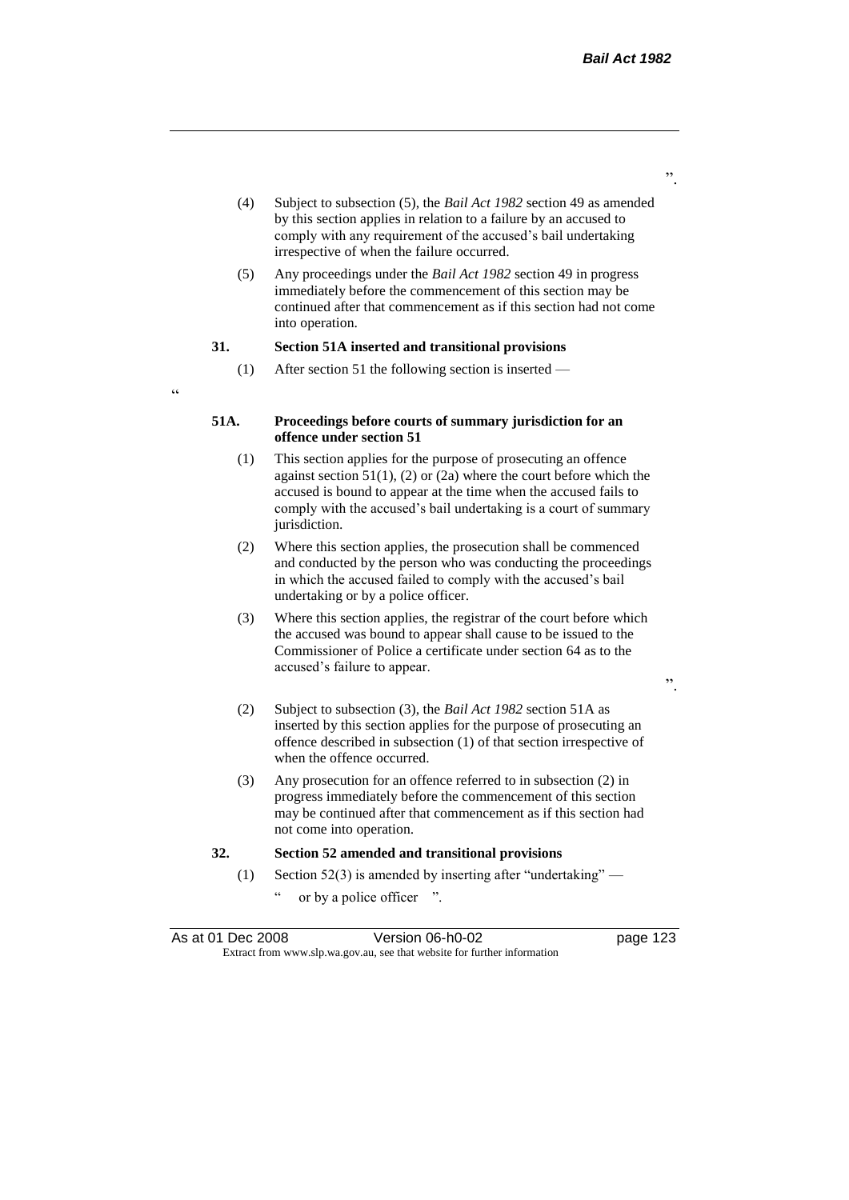”.

(4) Subject to subsection (5), the *Bail Act 1982* section 49 as amended by this section applies in relation to a failure by an accused to comply with any requirement of the accused's bail undertaking irrespective of when the failure occurred.

(5) Any proceedings under the *Bail Act 1982* section 49 in progress immediately before the commencement of this section may be continued after that commencement as if this section had not come into operation.

**31. Section 51A inserted and transitional provisions**

(1) After section 51 the following section is inserted —

“

**51A. Proceedings before courts of summary jurisdiction for an offence under section 51**

(1) This section applies for the purpose of prosecuting an offence against section 51(1), (2) or (2a) where the court before which the accused is bound to appear at the time when the accused fails to comply with the accused's bail undertaking is a court of summary jurisdiction.

(2) Where this section applies, the prosecution shall be commenced and conducted by the person who was conducting the proceedings in which the accused failed to comply with the accused's bail undertaking or by a police officer.

(3) Where this section applies, the registrar of the court before which the accused was bound to appear shall cause to be issued to the Commissioner of Police a certificate under section 64 as to the accused's failure to appear.

”.

(2) Subject to subsection (3), the *Bail Act 1982* section 51A as inserted by this section applies for the purpose of prosecuting an offence described in subsection (1) of that section irrespective of when the offence occurred.

(3) Any prosecution for an offence referred to in subsection (2) in progress immediately before the commencement of this section may be continued after that commencement as if this section had not come into operation.

**32. Section 52 amended and transitional provisions**

(1) Section 52(3) is amended by inserting after “undertaking” —

“ or by a police officer ”.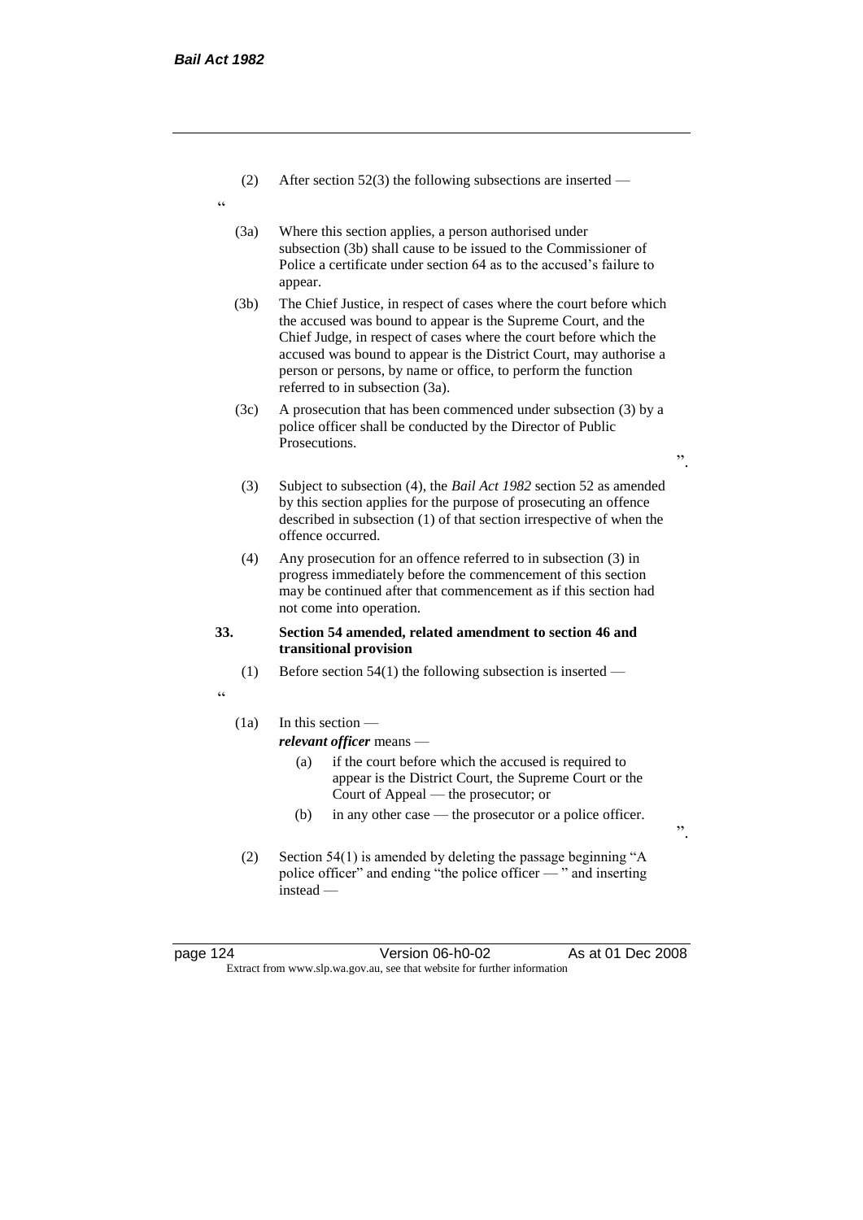(2) After section 52(3) the following subsections are inserted —

"

(3a) Where this section applies, a person authorised under subsection (3b) shall cause to be issued to the Commissioner of Police a certificate under section 64 as to the accused's failure to appear.

(3b) The Chief Justice, in respect of cases where the court before which the accused was bound to appear is the Supreme Court, and the Chief Judge, in respect of cases where the court before which the accused was bound to appear is the District Court, may authorise a person or persons, by name or office, to perform the function referred to in subsection (3a).

(3c) A prosecution that has been commenced under subsection (3) by a police officer shall be conducted by the Director of Public Prosecutions.

".

(3) Subject to subsection (4), the *Bail Act 1982* section 52 as amended by this section applies for the purpose of prosecuting an offence described in subsection (1) of that section irrespective of when the offence occurred.

(4) Any prosecution for an offence referred to in subsection (3) in progress immediately before the commencement of this section may be continued after that commencement as if this section had not come into operation.

**33. Section 54 amended, related amendment to section 46 and transitional provision**

(1) Before section 54(1) the following subsection is inserted —

"

(1a) In this section —

***relevant officer*** means —

(a) if the court before which the accused is required to appear is the District Court, the Supreme Court or the Court of Appeal — the prosecutor; or

(b) in any other case — the prosecutor or a police officer.

".

(2) Section 54(1) is amended by deleting the passage beginning "A police officer" and ending "the police officer — " and inserting instead —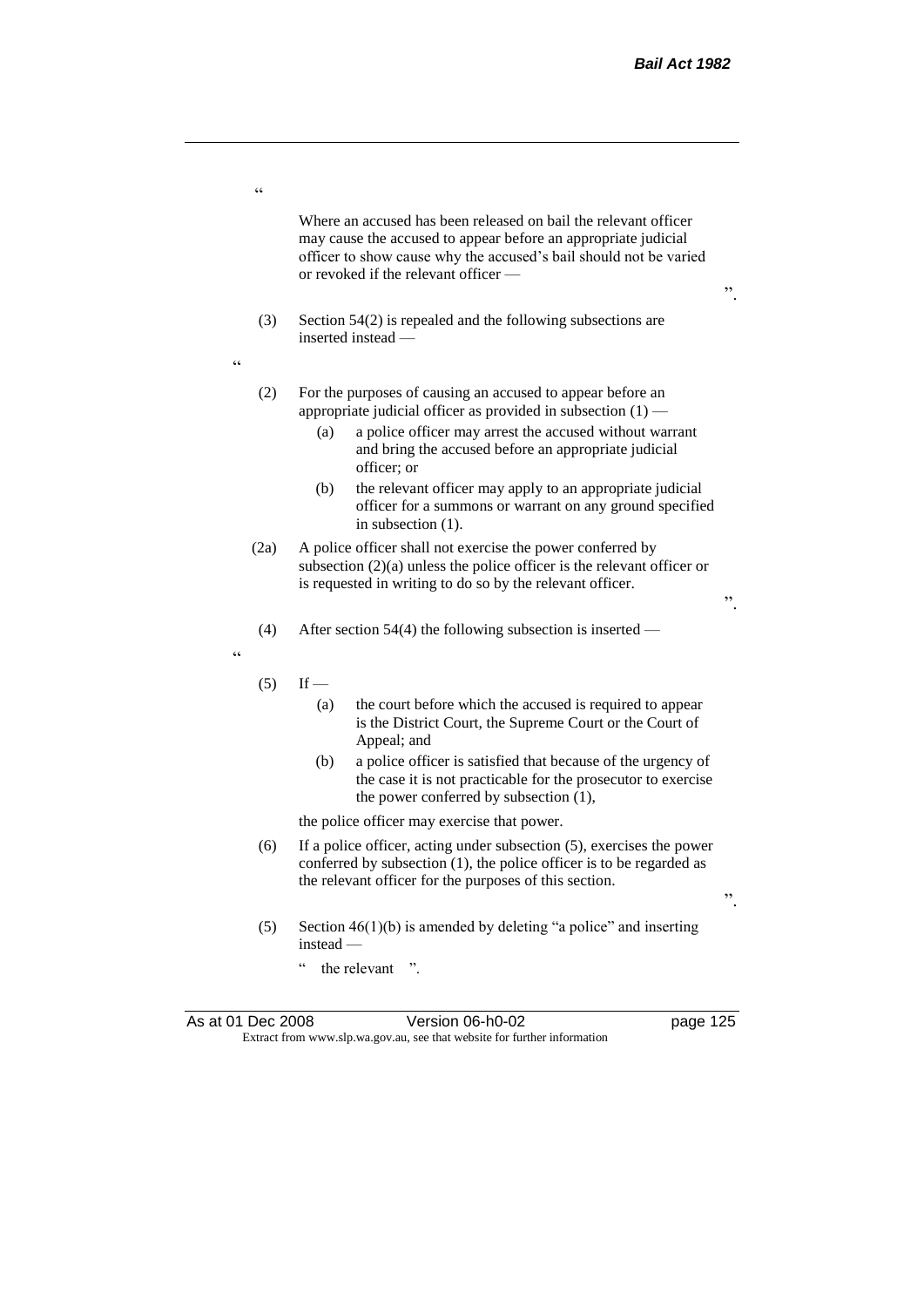"

Where an accused has been released on bail the relevant officer may cause the accused to appear before an appropriate judicial officer to show cause why the accused's bail should not be varied or revoked if the relevant officer —

".

(3) Section 54(2) is repealed and the following subsections are inserted instead —

"

(2) For the purposes of causing an accused to appear before an appropriate judicial officer as provided in subsection (1) —

(a) a police officer may arrest the accused without warrant and bring the accused before an appropriate judicial officer; or

(b) the relevant officer may apply to an appropriate judicial officer for a summons or warrant on any ground specified in subsection (1).

(2a) A police officer shall not exercise the power conferred by subsection (2)(a) unless the police officer is the relevant officer or is requested in writing to do so by the relevant officer.

".

(4) After section 54(4) the following subsection is inserted —

"

(5) If —

(a) the court before which the accused is required to appear is the District Court, the Supreme Court or the Court of Appeal; and

(b) a police officer is satisfied that because of the urgency of the case it is not practicable for the prosecutor to exercise the power conferred by subsection (1),

the police officer may exercise that power.

(6) If a police officer, acting under subsection (5), exercises the power conferred by subsection (1), the police officer is to be regarded as the relevant officer for the purposes of this section.

".

(5) Section 46(1)(b) is amended by deleting "a police" and inserting instead —

" the relevant ".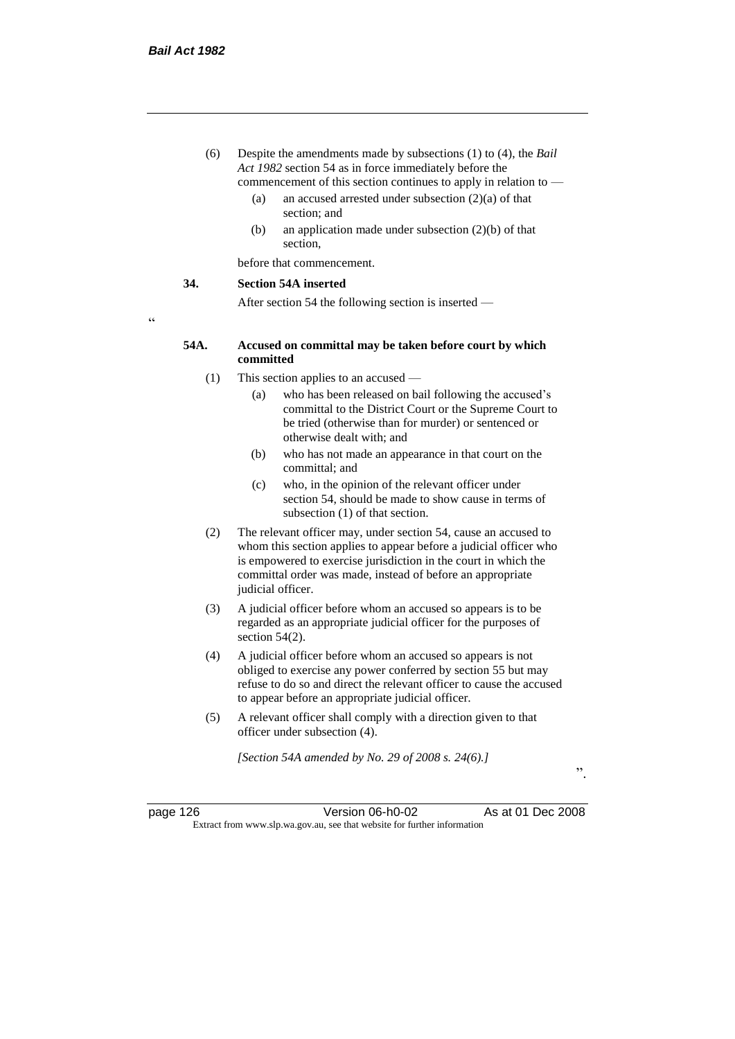(6) Despite the amendments made by subsections (1) to (4), the *Bail Act 1982* section 54 as in force immediately before the commencement of this section continues to apply in relation to —

(a) an accused arrested under subsection (2)(a) of that section; and

(b) an application made under subsection (2)(b) of that section,

before that commencement.

**34. Section 54A inserted**

After section 54 the following section is inserted —

"

**54A. Accused on committal may be taken before court by which committed**

(1) This section applies to an accused —

(a) who has been released on bail following the accused's committal to the District Court or the Supreme Court to be tried (otherwise than for murder) or sentenced or otherwise dealt with; and

(b) who has not made an appearance in that court on the committal; and

(c) who, in the opinion of the relevant officer under section 54, should be made to show cause in terms of subsection (1) of that section.

(2) The relevant officer may, under section 54, cause an accused to whom this section applies to appear before a judicial officer who is empowered to exercise jurisdiction in the court in which the committal order was made, instead of before an appropriate judicial officer.

(3) A judicial officer before whom an accused so appears is to be regarded as an appropriate judicial officer for the purposes of section 54(2).

(4) A judicial officer before whom an accused so appears is not obliged to exercise any power conferred by section 55 but may refuse to do so and direct the relevant officer to cause the accused to appear before an appropriate judicial officer.

(5) A relevant officer shall comply with a direction given to that officer under subsection (4).

*[Section 54A amended by No. 29 of 2008 s. 24(6).]*

".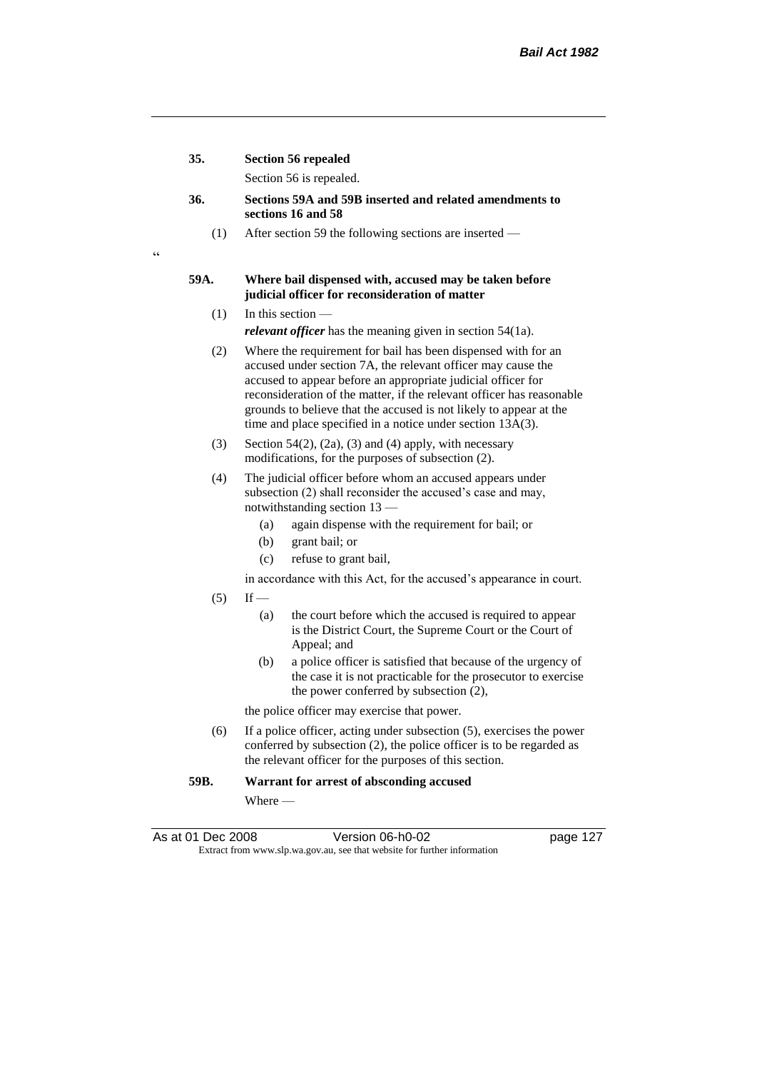**35. Section 56 repealed**

Section 56 is repealed.

**36. Sections 59A and 59B inserted and related amendments to sections 16 and 58**

(1) After section 59 the following sections are inserted —

"

**59A. Where bail dispensed with, accused may be taken before judicial officer for reconsideration of matter**

(1) In this section —

***relevant officer*** has the meaning given in section 54(1a).

(2) Where the requirement for bail has been dispensed with for an accused under section 7A, the relevant officer may cause the accused to appear before an appropriate judicial officer for reconsideration of the matter, if the relevant officer has reasonable grounds to believe that the accused is not likely to appear at the time and place specified in a notice under section 13A(3).

(3) Section 54(2), (2a), (3) and (4) apply, with necessary modifications, for the purposes of subsection (2).

(4) The judicial officer before whom an accused appears under subsection (2) shall reconsider the accused's case and may, notwithstanding section 13 —

(a) again dispense with the requirement for bail; or

(b) grant bail; or

(c) refuse to grant bail,

in accordance with this Act, for the accused's appearance in court.

(5) If —

(a) the court before which the accused is required to appear is the District Court, the Supreme Court or the Court of Appeal; and

(b) a police officer is satisfied that because of the urgency of the case it is not practicable for the prosecutor to exercise the power conferred by subsection (2),

the police officer may exercise that power.

(6) If a police officer, acting under subsection (5), exercises the power conferred by subsection (2), the police officer is to be regarded as the relevant officer for the purposes of this section.

**59B. Warrant for arrest of absconding accused**

Where —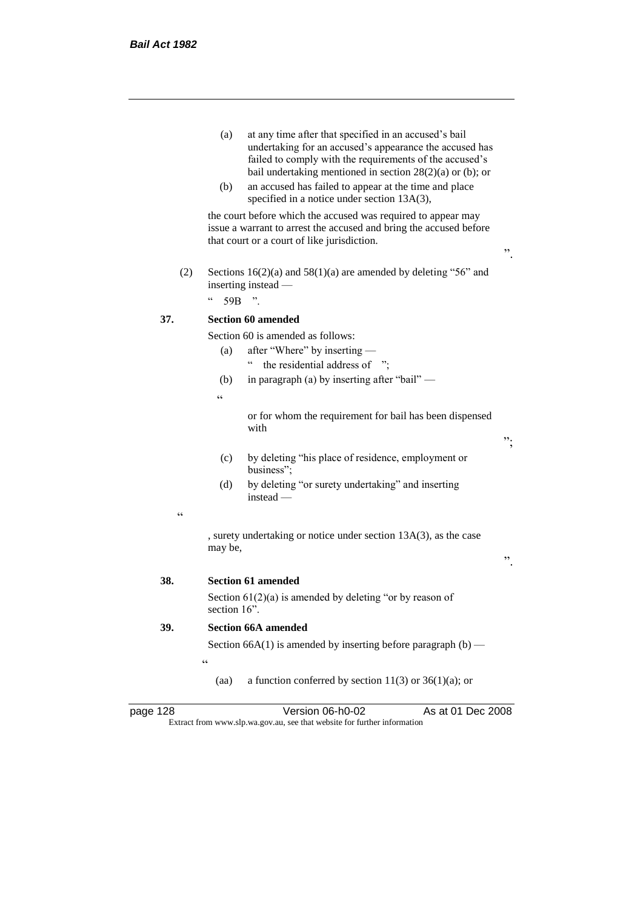(a) at any time after that specified in an accused's bail undertaking for an accused's appearance the accused has failed to comply with the requirements of the accused's bail undertaking mentioned in section 28(2)(a) or (b); or

(b) an accused has failed to appear at the time and place specified in a notice under section 13A(3),

the court before which the accused was required to appear may issue a warrant to arrest the accused and bring the accused before that court or a court of like jurisdiction.

".

(2) Sections 16(2)(a) and 58(1)(a) are amended by deleting "56" and inserting instead —

" 59B ".

**37. Section 60 amended**

Section 60 is amended as follows:

(a) after "Where" by inserting —

" the residential address of ";

(b) in paragraph (a) by inserting after "bail" —

"

or for whom the requirement for bail has been dispensed with

";

(c) by deleting "his place of residence, employment or business";

(d) by deleting "or surety undertaking" and inserting instead —

"

, surety undertaking or notice under section 13A(3), as the case may be,

".

**38. Section 61 amended**

Section 61(2)(a) is amended by deleting "or by reason of section 16".

**39. Section 66A amended**

Section 66A(1) is amended by inserting before paragraph (b) —

"

(aa) a function conferred by section 11(3) or 36(1)(a); or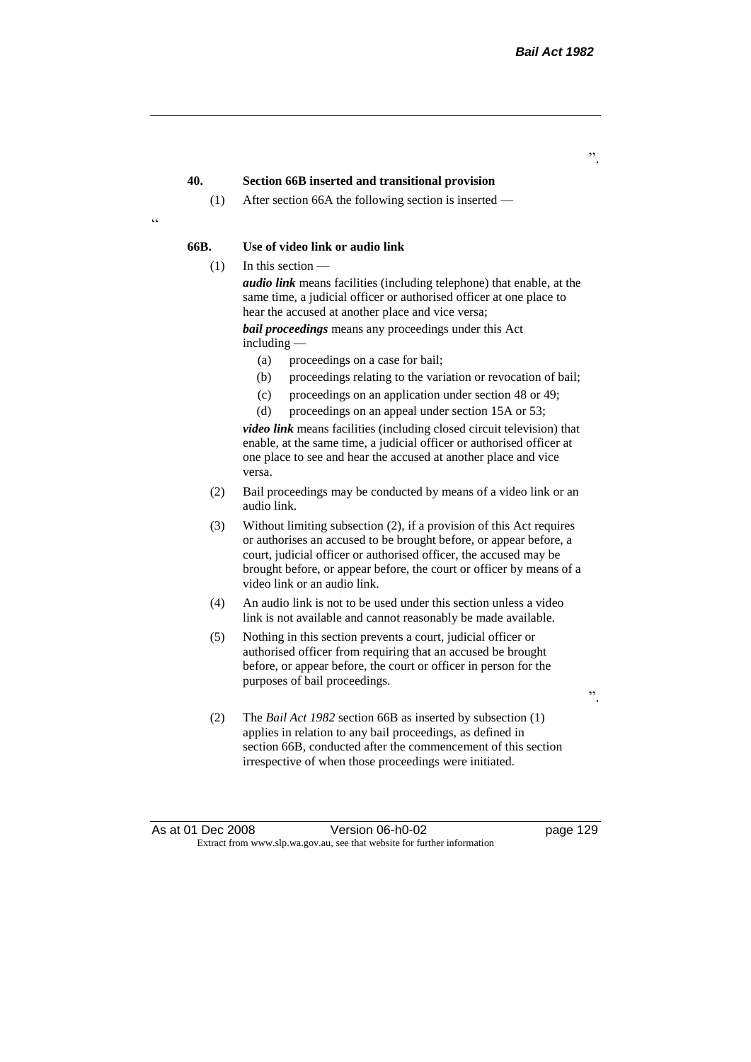".

**40. Section 66B inserted and transitional provision**

(1) After section 66A the following section is inserted —

"

**66B. Use of video link or audio link**

(1) In this section —

***audio link*** means facilities (including telephone) that enable, at the same time, a judicial officer or authorised officer at one place to hear the accused at another place and vice versa;

***bail proceedings*** means any proceedings under this Act including —

(a) proceedings on a case for bail;

(b) proceedings relating to the variation or revocation of bail;

(c) proceedings on an application under section 48 or 49;

(d) proceedings on an appeal under section 15A or 53;

***video link*** means facilities (including closed circuit television) that enable, at the same time, a judicial officer or authorised officer at one place to see and hear the accused at another place and vice versa.

(2) Bail proceedings may be conducted by means of a video link or an audio link.

(3) Without limiting subsection (2), if a provision of this Act requires or authorises an accused to be brought before, or appear before, a court, judicial officer or authorised officer, the accused may be brought before, or appear before, the court or officer by means of a video link or an audio link.

(4) An audio link is not to be used under this section unless a video link is not available and cannot reasonably be made available.

(5) Nothing in this section prevents a court, judicial officer or authorised officer from requiring that an accused be brought before, or appear before, the court or officer in person for the purposes of bail proceedings.

".

(2) The *Bail Act 1982* section 66B as inserted by subsection (1) applies in relation to any bail proceedings, as defined in section 66B, conducted after the commencement of this section irrespective of when those proceedings were initiated.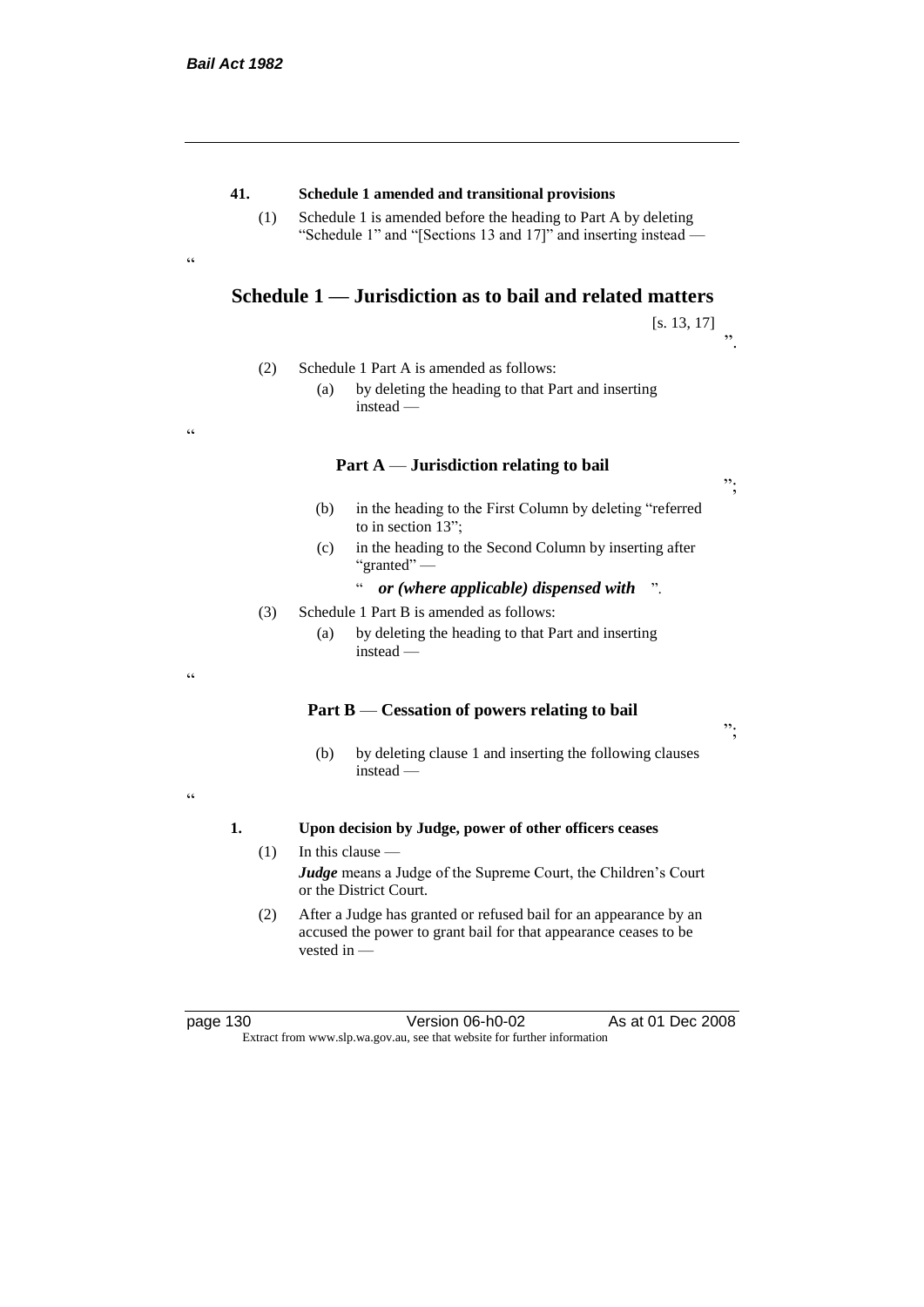**41. Schedule 1 amended and transitional provisions**

(1) Schedule 1 is amended before the heading to Part A by deleting "Schedule 1" and "[Sections 13 and 17]" and inserting instead —

"

## Schedule 1 — Jurisdiction as to bail and related matters

[s. 13, 17]

".

(2) Schedule 1 Part A is amended as follows:

(a) by deleting the heading to that Part and inserting instead —

"

**Part A — Jurisdiction relating to bail**

";

(b) in the heading to the First Column by deleting "referred to in section 13";

(c) in the heading to the Second Column by inserting after "granted" —

" ***or (where applicable) dispensed with*** ".

(3) Schedule 1 Part B is amended as follows:

(a) by deleting the heading to that Part and inserting instead —

"

**Part B — Cessation of powers relating to bail**

";

(b) by deleting clause 1 and inserting the following clauses instead —

"

**1. Upon decision by Judge, power of other officers ceases**

(1) In this clause —

***Judge*** means a Judge of the Supreme Court, the Children's Court or the District Court.

(2) After a Judge has granted or refused bail for an appearance by an accused the power to grant bail for that appearance ceases to be vested in —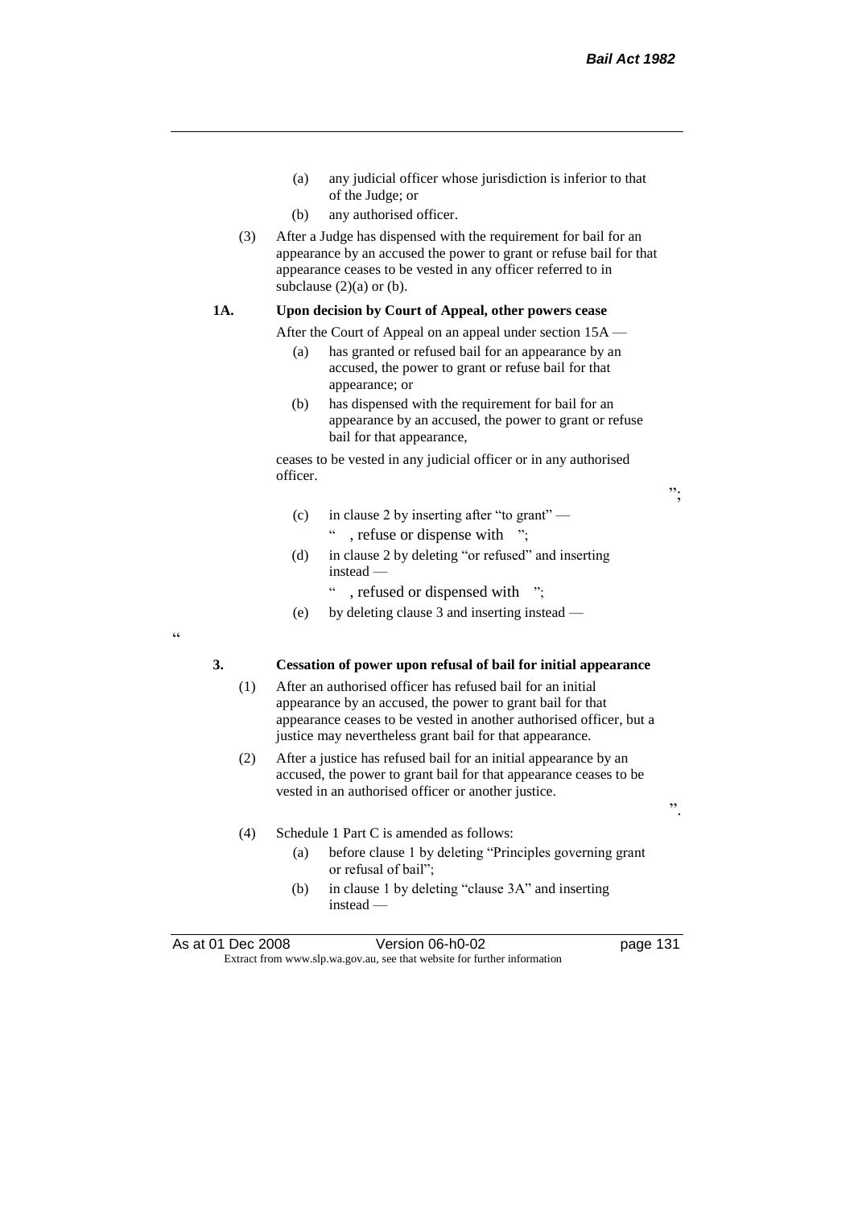(a) any judicial officer whose jurisdiction is inferior to that of the Judge; or

(b) any authorised officer.

(3) After a Judge has dispensed with the requirement for bail for an appearance by an accused the power to grant or refuse bail for that appearance ceases to be vested in any officer referred to in subclause (2)(a) or (b).

**1A. Upon decision by Court of Appeal, other powers cease**

After the Court of Appeal on an appeal under section 15A —

(a) has granted or refused bail for an appearance by an accused, the power to grant or refuse bail for that appearance; or

(b) has dispensed with the requirement for bail for an appearance by an accused, the power to grant or refuse bail for that appearance,

ceases to be vested in any judicial officer or in any authorised officer.

";

(c) in clause 2 by inserting after "to grant" —

" , refuse or dispense with ";

(d) in clause 2 by deleting "or refused" and inserting instead —

" , refused or dispensed with ";

(e) by deleting clause 3 and inserting instead —

"

**3. Cessation of power upon refusal of bail for initial appearance**

(1) After an authorised officer has refused bail for an initial appearance by an accused, the power to grant bail for that appearance ceases to be vested in another authorised officer, but a justice may nevertheless grant bail for that appearance.

(2) After a justice has refused bail for an initial appearance by an accused, the power to grant bail for that appearance ceases to be vested in an authorised officer or another justice.

".

(4) Schedule 1 Part C is amended as follows:

(a) before clause 1 by deleting "Principles governing grant or refusal of bail";

(b) in clause 1 by deleting "clause 3A" and inserting instead —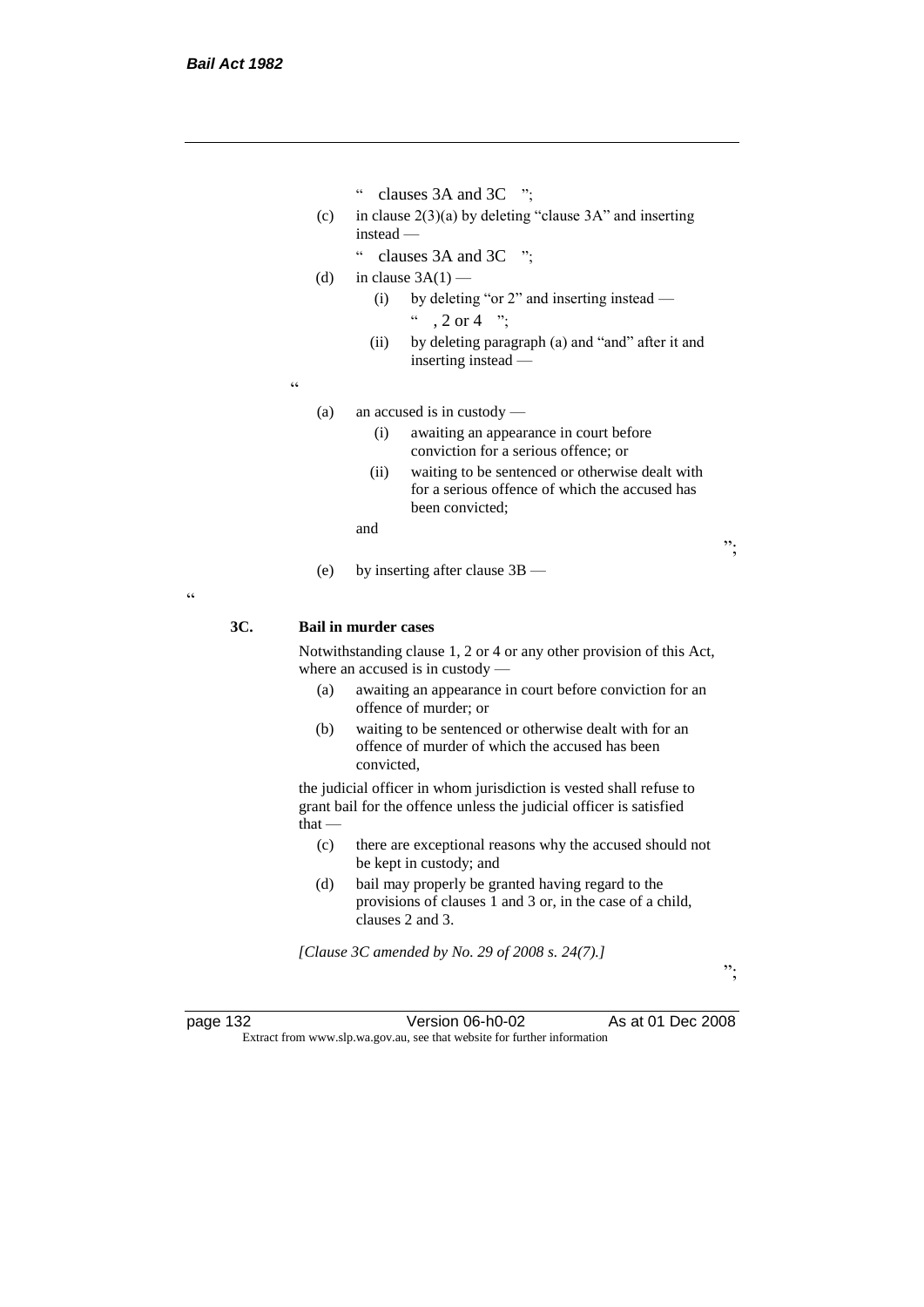" clauses 3A and 3C ";

(c) in clause 2(3)(a) by deleting "clause 3A" and inserting instead —

" clauses 3A and 3C ";

(d) in clause 3A(1) —

(i) by deleting "or 2" and inserting instead —

" , 2 or 4 ";

(ii) by deleting paragraph (a) and "and" after it and inserting instead —

"

(a) an accused is in custody —

(i) awaiting an appearance in court before conviction for a serious offence; or

(ii) waiting to be sentenced or otherwise dealt with for a serious offence of which the accused has been convicted;

and

";

(e) by inserting after clause 3B —

"

**3C. Bail in murder cases**

Notwithstanding clause 1, 2 or 4 or any other provision of this Act, where an accused is in custody —

(a) awaiting an appearance in court before conviction for an offence of murder; or

(b) waiting to be sentenced or otherwise dealt with for an offence of murder of which the accused has been convicted,

the judicial officer in whom jurisdiction is vested shall refuse to grant bail for the offence unless the judicial officer is satisfied that —

(c) there are exceptional reasons why the accused should not be kept in custody; and

(d) bail may properly be granted having regard to the provisions of clauses 1 and 3 or, in the case of a child, clauses 2 and 3.

*[Clause 3C amended by No. 29 of 2008 s. 24(7).]*

";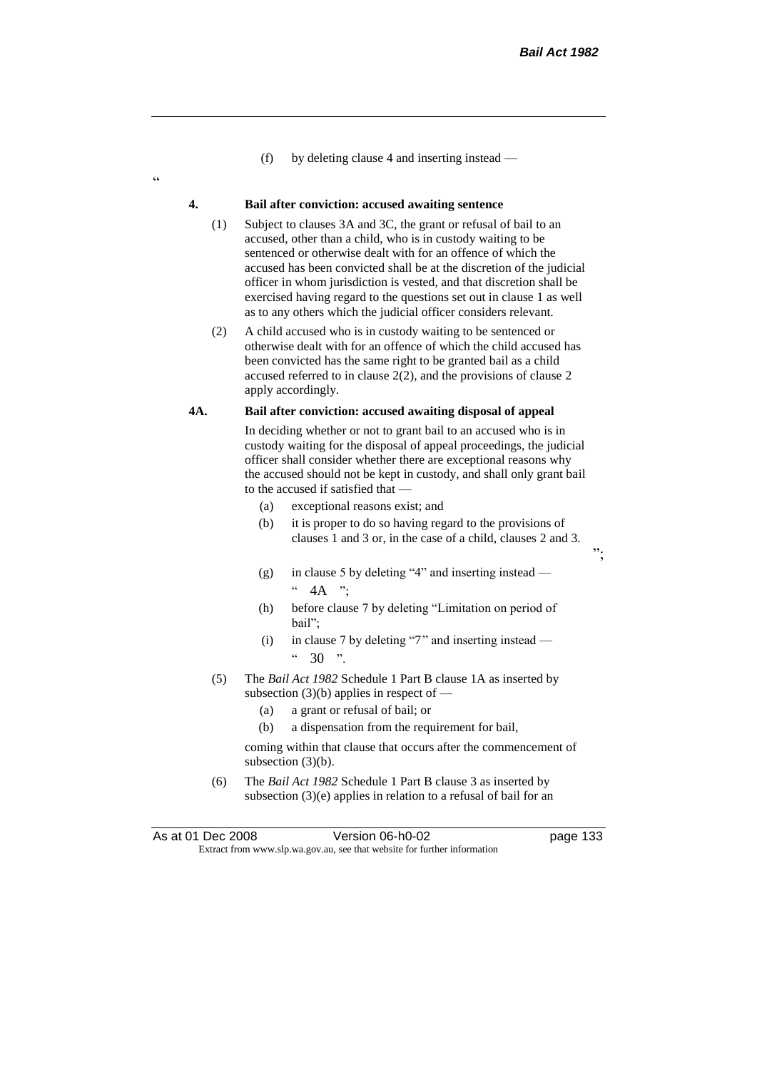(f) by deleting clause 4 and inserting instead —

"

**4. Bail after conviction: accused awaiting sentence**

(1) Subject to clauses 3A and 3C, the grant or refusal of bail to an accused, other than a child, who is in custody waiting to be sentenced or otherwise dealt with for an offence of which the accused has been convicted shall be at the discretion of the judicial officer in whom jurisdiction is vested, and that discretion shall be exercised having regard to the questions set out in clause 1 as well as to any others which the judicial officer considers relevant.

(2) A child accused who is in custody waiting to be sentenced or otherwise dealt with for an offence of which the child accused has been convicted has the same right to be granted bail as a child accused referred to in clause 2(2), and the provisions of clause 2 apply accordingly.

**4A. Bail after conviction: accused awaiting disposal of appeal**

In deciding whether or not to grant bail to an accused who is in custody waiting for the disposal of appeal proceedings, the judicial officer shall consider whether there are exceptional reasons why the accused should not be kept in custody, and shall only grant bail to the accused if satisfied that —

(a) exceptional reasons exist; and

(b) it is proper to do so having regard to the provisions of clauses 1 and 3 or, in the case of a child, clauses 2 and 3.

";

(g) in clause 5 by deleting "4" and inserting instead —
" 4A ";

(h) before clause 7 by deleting "Limitation on period of bail";

(i) in clause 7 by deleting "7" and inserting instead —
" 30 ".

(5) The *Bail Act 1982* Schedule 1 Part B clause 1A as inserted by subsection (3)(b) applies in respect of —

(a) a grant or refusal of bail; or

(b) a dispensation from the requirement for bail,

coming within that clause that occurs after the commencement of subsection (3)(b).

(6) The *Bail Act 1982* Schedule 1 Part B clause 3 as inserted by subsection (3)(e) applies in relation to a refusal of bail for an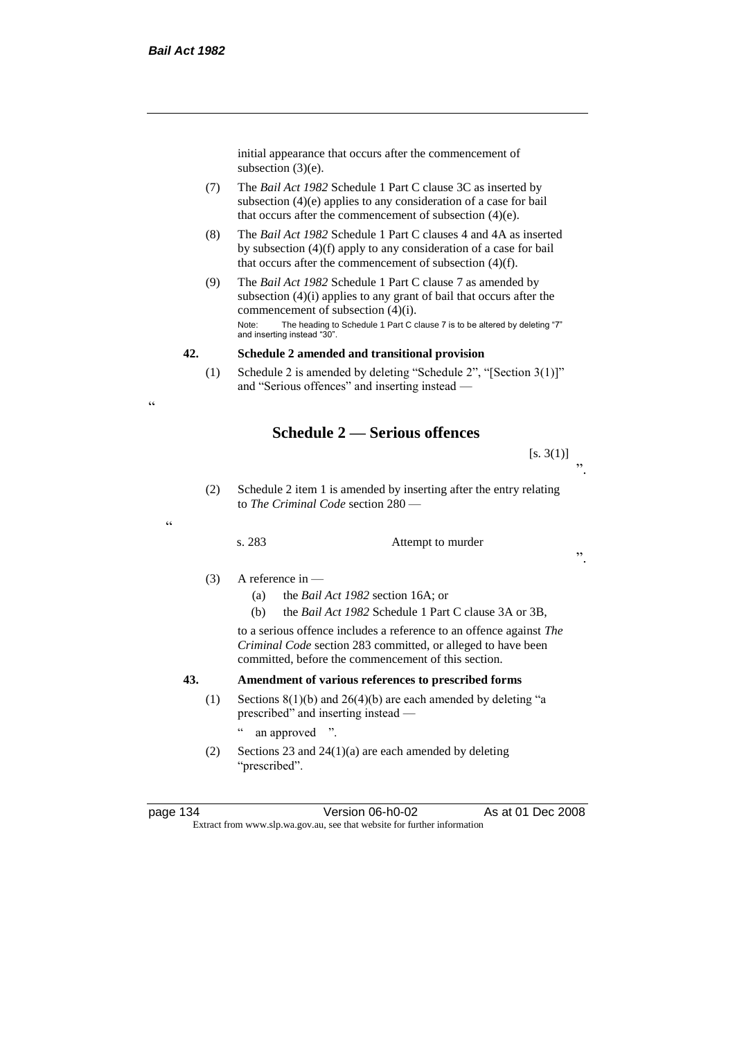initial appearance that occurs after the commencement of subsection (3)(e).

(7) The *Bail Act 1982* Schedule 1 Part C clause 3C as inserted by subsection (4)(e) applies to any consideration of a case for bail that occurs after the commencement of subsection (4)(e).

(8) The *Bail Act 1982* Schedule 1 Part C clauses 4 and 4A as inserted by subsection (4)(f) apply to any consideration of a case for bail that occurs after the commencement of subsection (4)(f).

(9) The *Bail Act 1982* Schedule 1 Part C clause 7 as amended by subsection (4)(i) applies to any grant of bail that occurs after the commencement of subsection (4)(i).

Note: The heading to Schedule 1 Part C clause 7 is to be altered by deleting "7" and inserting instead "30".

**42. Schedule 2 amended and transitional provision**

(1) Schedule 2 is amended by deleting "Schedule 2", "[Section 3(1)]" and "Serious offences" and inserting instead —

"

## Schedule 2 — Serious offences

[s. 3(1)]

".

(2) Schedule 2 item 1 is amended by inserting after the entry relating to *The Criminal Code* section 280 —

"

s. 283 Attempt to murder

".

(3) A reference in —

(a) the *Bail Act 1982* section 16A; or

(b) the *Bail Act 1982* Schedule 1 Part C clause 3A or 3B,

to a serious offence includes a reference to an offence against *The Criminal Code* section 283 committed, or alleged to have been committed, before the commencement of this section.

**43. Amendment of various references to prescribed forms**

(1) Sections 8(1)(b) and 26(4)(b) are each amended by deleting "a prescribed" and inserting instead —

" an approved ".

(2) Sections 23 and 24(1)(a) are each amended by deleting "prescribed".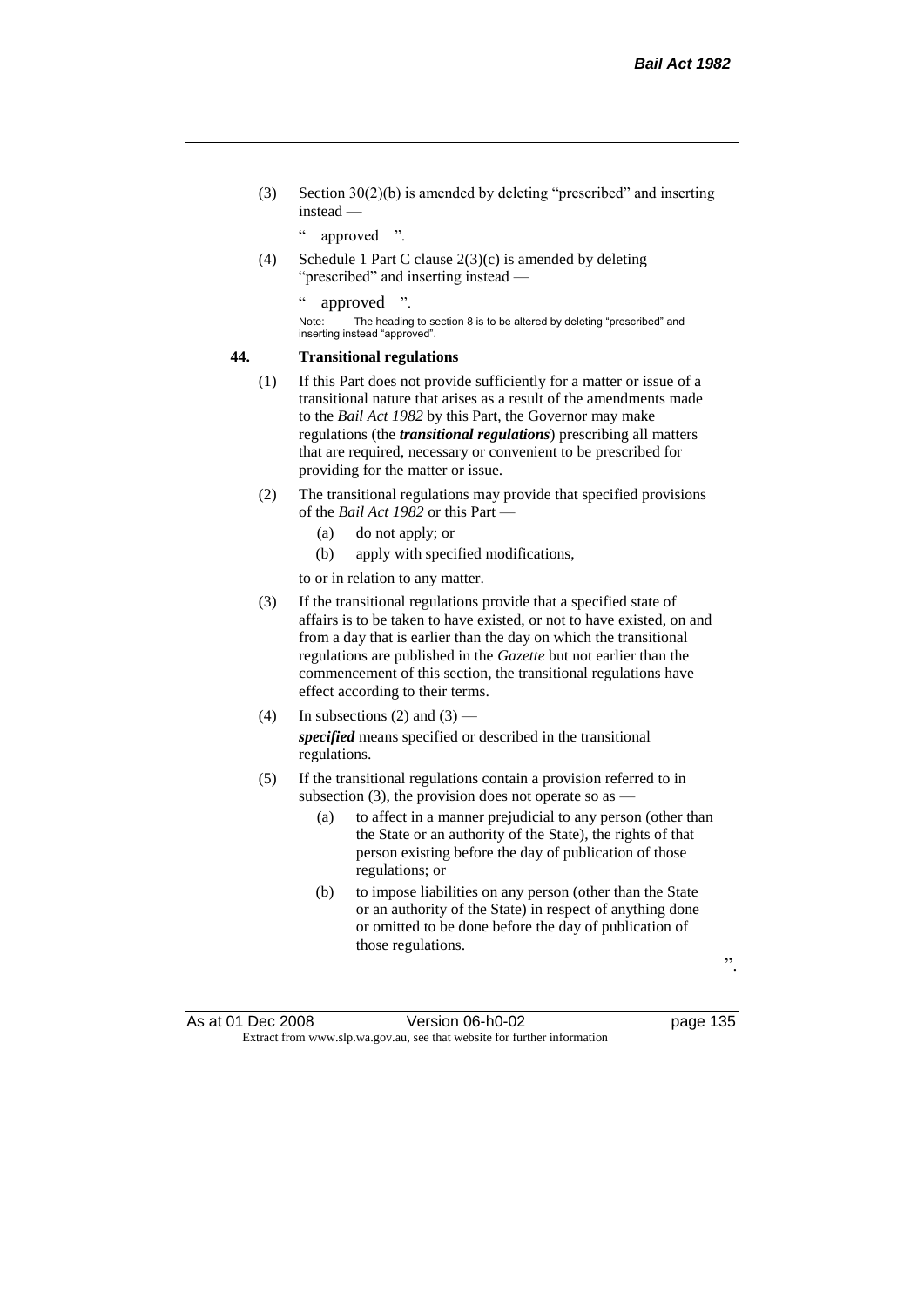(3) Section 30(2)(b) is amended by deleting "prescribed" and inserting instead —

" approved ".

(4) Schedule 1 Part C clause 2(3)(c) is amended by deleting "prescribed" and inserting instead —

" approved ".

Note: The heading to section 8 is to be altered by deleting "prescribed" and inserting instead "approved".

**44. Transitional regulations**

(1) If this Part does not provide sufficiently for a matter or issue of a transitional nature that arises as a result of the amendments made to the *Bail Act 1982* by this Part, the Governor may make regulations (the ***transitional regulations***) prescribing all matters that are required, necessary or convenient to be prescribed for providing for the matter or issue.

(2) The transitional regulations may provide that specified provisions of the *Bail Act 1982* or this Part —

(a) do not apply; or

(b) apply with specified modifications,

to or in relation to any matter.

(3) If the transitional regulations provide that a specified state of affairs is to be taken to have existed, or not to have existed, on and from a day that is earlier than the day on which the transitional regulations are published in the *Gazette* but not earlier than the commencement of this section, the transitional regulations have effect according to their terms.

(4) In subsections (2) and (3) —

***specified*** means specified or described in the transitional regulations.

(5) If the transitional regulations contain a provision referred to in subsection (3), the provision does not operate so as —

(a) to affect in a manner prejudicial to any person (other than the State or an authority of the State), the rights of that person existing before the day of publication of those regulations; or

(b) to impose liabilities on any person (other than the State or an authority of the State) in respect of anything done or omitted to be done before the day of publication of those regulations.

".